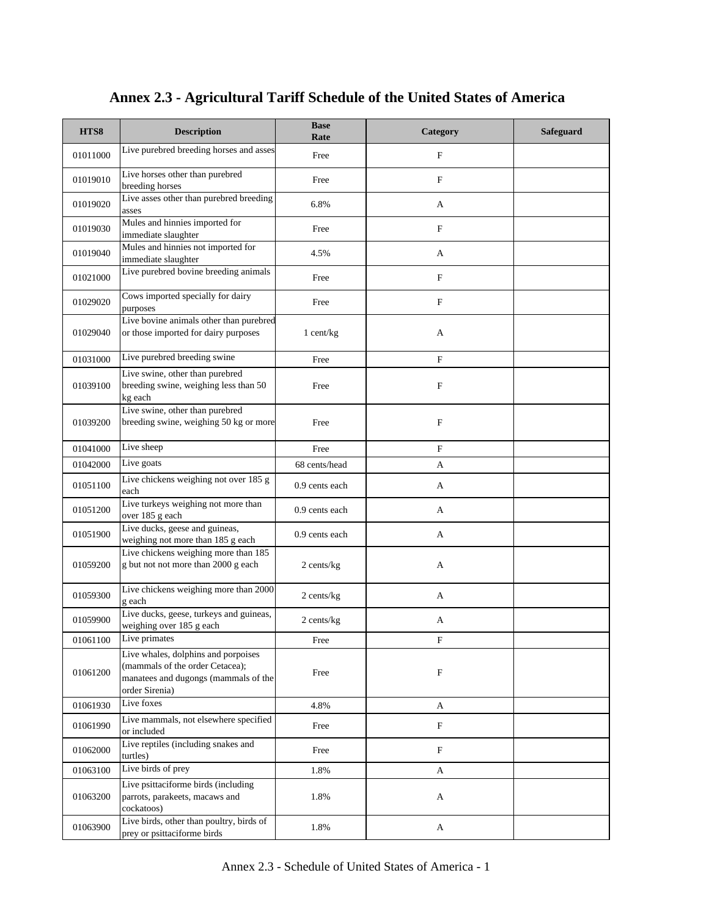# Annex 2.3 - Agricultural Tariff Schedule of the United States of America

| HTS8 | Description | Base Rate | Category | Safeguard |
|---|---|---|---|---|
| 01011000 | Live purebred breeding horses and asses | Free | F | |
| 01019010 | Live horses other than purebred breeding horses | Free | F | |
| 01019020 | Live asses other than purebred breeding asses | 6.8% | A | |
| 01019030 | Mules and hinnies imported for immediate slaughter | Free | F | |
| 01019040 | Mules and hinnies not imported for immediate slaughter | 4.5% | A | |
| 01021000 | Live purebred bovine breeding animals | Free | F | |
| 01029020 | Cows imported specially for dairy purposes | Free | F | |
| 01029040 | Live bovine animals other than purebred or those imported for dairy purposes | 1 cent/kg | A | |
| 01031000 | Live purebred breeding swine | Free | F | |
| 01039100 | Live swine, other than purebred breeding swine, weighing less than 50 kg each | Free | F | |
| 01039200 | Live swine, other than purebred breeding swine, weighing 50 kg or more | Free | F | |
| 01041000 | Live sheep | Free | F | |
| 01042000 | Live goats | 68 cents/head | A | |
| 01051100 | Live chickens weighing not over 185 g each | 0.9 cents each | A | |
| 01051200 | Live turkeys weighing not more than over 185 g each | 0.9 cents each | A | |
| 01051900 | Live ducks, geese and guineas, weighing not more than 185 g each | 0.9 cents each | A | |
| 01059200 | Live chickens weighing more than 185 g but not not more than 2000 g each | 2 cents/kg | A | |
| 01059300 | Live chickens weighing more than 2000 g each | 2 cents/kg | A | |
| 01059900 | Live ducks, geese, turkeys and guineas, weighing over 185 g each | 2 cents/kg | A | |
| 01061100 | Live primates | Free | F | |
| 01061200 | Live whales, dolphins and porpoises (mammals of the order Cetacea); manatees and dugongs (mammals of the order Sirenia) | Free | F | |
| 01061930 | Live foxes | 4.8% | A | |
| 01061990 | Live mammals, not elsewhere specified or included | Free | F | |
| 01062000 | Live reptiles (including snakes and turtles) | Free | F | |
| 01063100 | Live birds of prey | 1.8% | A | |
| 01063200 | Live psittaciforme birds (including parrots, parakeets, macaws and cockatoos) | 1.8% | A | |
| 01063900 | Live birds, other than poultry, birds of prey or psittaciforme birds | 1.8% | A | |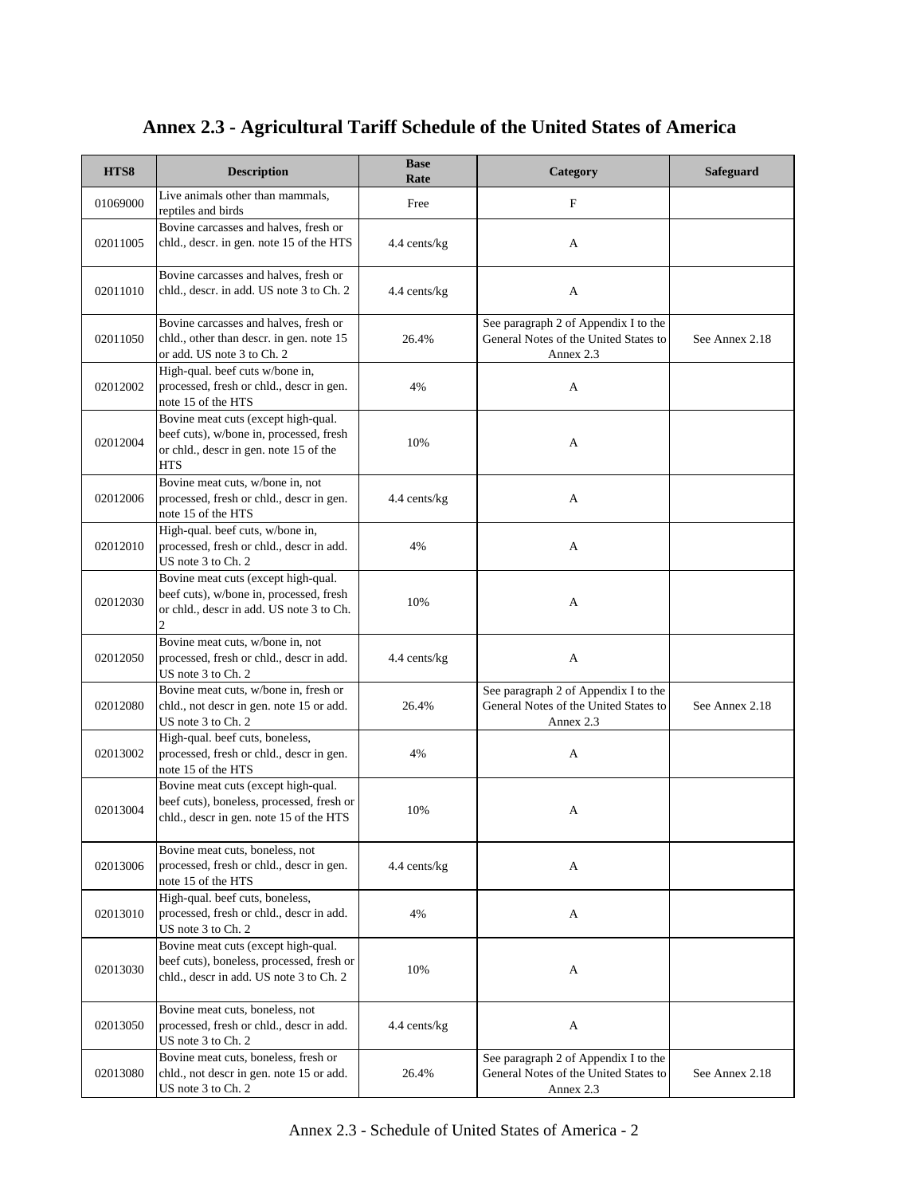# Annex 2.3 - Agricultural Tariff Schedule of the United States of America

| HTS8 | Description | Base Rate | Category | Safeguard |
|---|---|---|---|---|
| 01069000 | Live animals other than mammals, reptiles and birds | Free | F | |
| 02011005 | Bovine carcasses and halves, fresh or chld., descr. in gen. note 15 of the HTS | 4.4 cents/kg | A | |
| 02011010 | Bovine carcasses and halves, fresh or chld., descr. in add. US note 3 to Ch. 2 | 4.4 cents/kg | A | |
| 02011050 | Bovine carcasses and halves, fresh or chld., other than descr. in gen. note 15 or add. US note 3 to Ch. 2 | 26.4% | See paragraph 2 of Appendix I to the General Notes of the United States to Annex 2.3 | See Annex 2.18 |
| 02012002 | High-qual. beef cuts w/bone in, processed, fresh or chld., descr in gen. note 15 of the HTS | 4% | A | |
| 02012004 | Bovine meat cuts (except high-qual. beef cuts), w/bone in, processed, fresh or chld., descr in gen. note 15 of the HTS | 10% | A | |
| 02012006 | Bovine meat cuts, w/bone in, not processed, fresh or chld., descr in gen. note 15 of the HTS | 4.4 cents/kg | A | |
| 02012010 | High-qual. beef cuts, w/bone in, processed, fresh or chld., descr in add. US note 3 to Ch. 2 | 4% | A | |
| 02012030 | Bovine meat cuts (except high-qual. beef cuts), w/bone in, processed, fresh or chld., descr in add. US note 3 to Ch. 2 | 10% | A | |
| 02012050 | Bovine meat cuts, w/bone in, not processed, fresh or chld., descr in add. US note 3 to Ch. 2 | 4.4 cents/kg | A | |
| 02012080 | Bovine meat cuts, w/bone in, fresh or chld., not descr in gen. note 15 or add. US note 3 to Ch. 2 | 26.4% | See paragraph 2 of Appendix I to the General Notes of the United States to Annex 2.3 | See Annex 2.18 |
| 02013002 | High-qual. beef cuts, boneless, processed, fresh or chld., descr in gen. note 15 of the HTS | 4% | A | |
| 02013004 | Bovine meat cuts (except high-qual. beef cuts), boneless, processed, fresh or chld., descr in gen. note 15 of the HTS | 10% | A | |
| 02013006 | Bovine meat cuts, boneless, not processed, fresh or chld., descr in gen. note 15 of the HTS | 4.4 cents/kg | A | |
| 02013010 | High-qual. beef cuts, boneless, processed, fresh or chld., descr in add. US note 3 to Ch. 2 | 4% | A | |
| 02013030 | Bovine meat cuts (except high-qual. beef cuts), boneless, processed, fresh or chld., descr in add. US note 3 to Ch. 2 | 10% | A | |
| 02013050 | Bovine meat cuts, boneless, not processed, fresh or chld., descr in add. US note 3 to Ch. 2 | 4.4 cents/kg | A | |
| 02013080 | Bovine meat cuts, boneless, fresh or chld., not descr in gen. note 15 or add. US note 3 to Ch. 2 | 26.4% | See paragraph 2 of Appendix I to the General Notes of the United States to Annex 2.3 | See Annex 2.18 |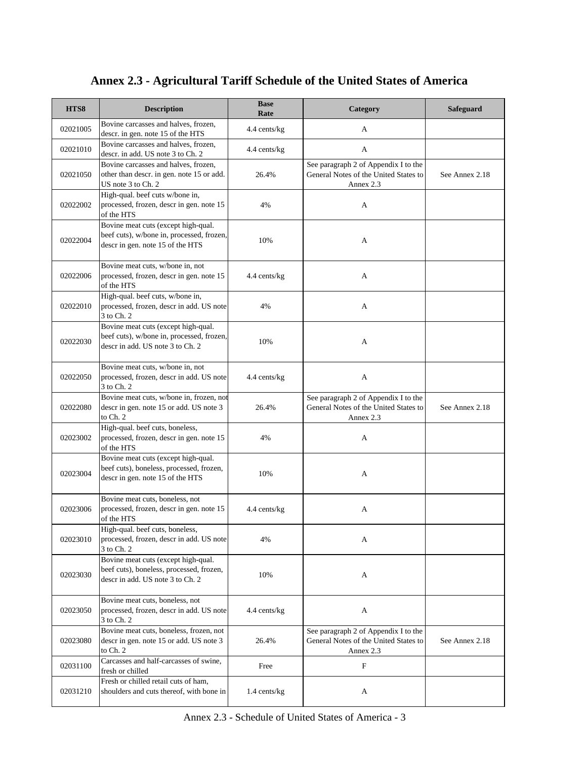# Annex 2.3 - Agricultural Tariff Schedule of the United States of America

| HTS8 | Description | Base Rate | Category | Safeguard |
|---|---|---|---|---|
| 02021005 | Bovine carcasses and halves, frozen, descr. in gen. note 15 of the HTS | 4.4 cents/kg | A | |
| 02021010 | Bovine carcasses and halves, frozen, descr. in add. US note 3 to Ch. 2 | 4.4 cents/kg | A | |
| 02021050 | Bovine carcasses and halves, frozen, other than descr. in gen. note 15 or add. US note 3 to Ch. 2 | 26.4% | See paragraph 2 of Appendix I to the General Notes of the United States to Annex 2.3 | See Annex 2.18 |
| 02022002 | High-qual. beef cuts w/bone in, processed, frozen, descr in gen. note 15 of the HTS | 4% | A | |
| 02022004 | Bovine meat cuts (except high-qual. beef cuts), w/bone in, processed, frozen, descr in gen. note 15 of the HTS | 10% | A | |
| 02022006 | Bovine meat cuts, w/bone in, not processed, frozen, descr in gen. note 15 of the HTS | 4.4 cents/kg | A | |
| 02022010 | High-qual. beef cuts, w/bone in, processed, frozen, descr in add. US note 3 to Ch. 2 | 4% | A | |
| 02022030 | Bovine meat cuts (except high-qual. beef cuts), w/bone in, processed, frozen, descr in add. US note 3 to Ch. 2 | 10% | A | |
| 02022050 | Bovine meat cuts, w/bone in, not processed, frozen, descr in add. US note 3 to Ch. 2 | 4.4 cents/kg | A | |
| 02022080 | Bovine meat cuts, w/bone in, frozen, not descr in gen. note 15 or add. US note 3 to Ch. 2 | 26.4% | See paragraph 2 of Appendix I to the General Notes of the United States to Annex 2.3 | See Annex 2.18 |
| 02023002 | High-qual. beef cuts, boneless, processed, frozen, descr in gen. note 15 of the HTS | 4% | A | |
| 02023004 | Bovine meat cuts (except high-qual. beef cuts), boneless, processed, frozen, descr in gen. note 15 of the HTS | 10% | A | |
| 02023006 | Bovine meat cuts, boneless, not processed, frozen, descr in gen. note 15 of the HTS | 4.4 cents/kg | A | |
| 02023010 | High-qual. beef cuts, boneless, processed, frozen, descr in add. US note 3 to Ch. 2 | 4% | A | |
| 02023030 | Bovine meat cuts (except high-qual. beef cuts), boneless, processed, frozen, descr in add. US note 3 to Ch. 2 | 10% | A | |
| 02023050 | Bovine meat cuts, boneless, not processed, frozen, descr in add. US note 3 to Ch. 2 | 4.4 cents/kg | A | |
| 02023080 | Bovine meat cuts, boneless, frozen, not descr in gen. note 15 or add. US note 3 to Ch. 2 | 26.4% | See paragraph 2 of Appendix I to the General Notes of the United States to Annex 2.3 | See Annex 2.18 |
| 02031100 | Carcasses and half-carcasses of swine, fresh or chilled | Free | F | |
| 02031210 | Fresh or chilled retail cuts of ham, shoulders and cuts thereof, with bone in | 1.4 cents/kg | A | |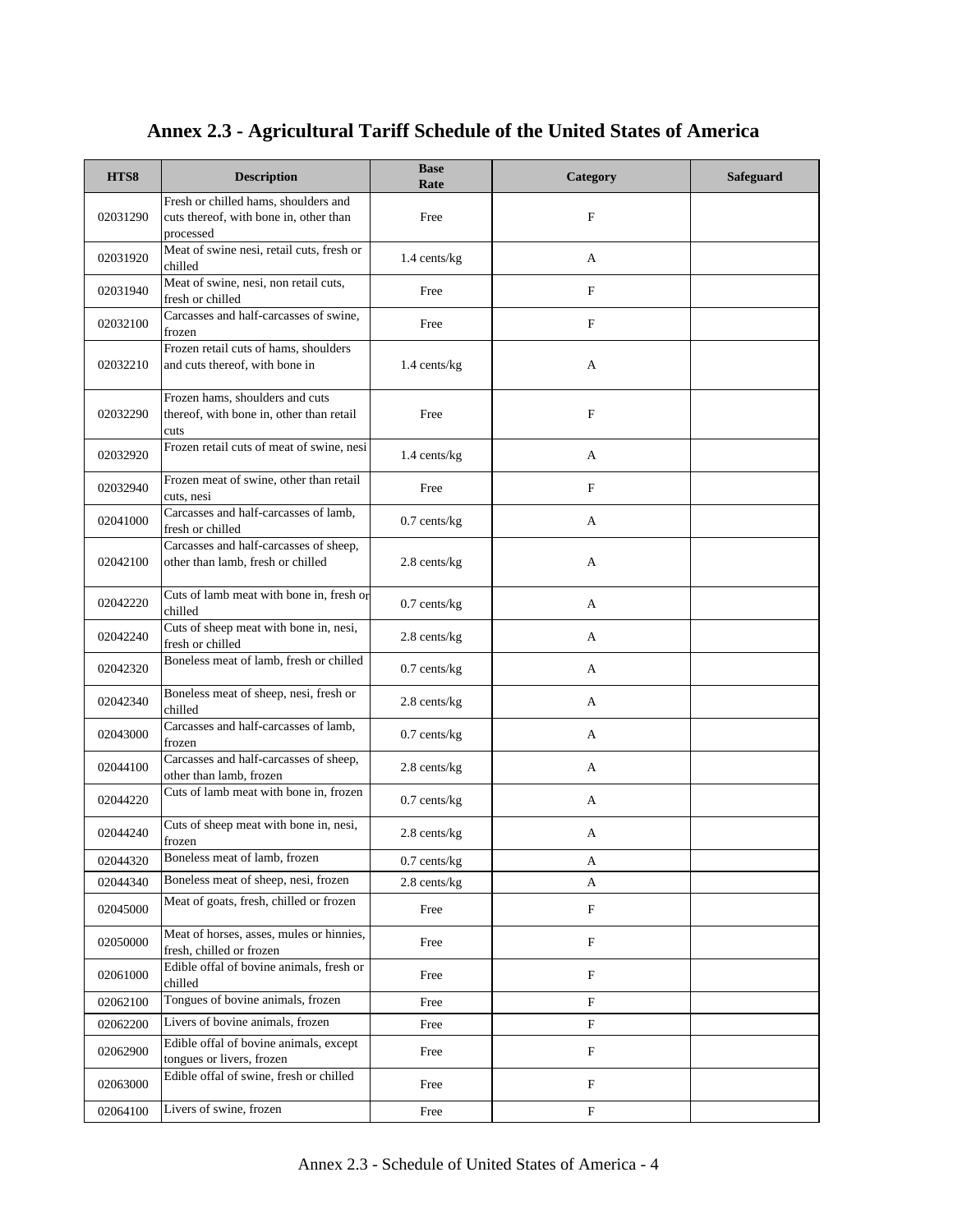# Annex 2.3 - Agricultural Tariff Schedule of the United States of America

| HTS8 | Description | Base Rate | Category | Safeguard |
|---|---|---|---|---|
| 02031290 | Fresh or chilled hams, shoulders and cuts thereof, with bone in, other than processed | Free | F | |
| 02031920 | Meat of swine nesi, retail cuts, fresh or chilled | 1.4 cents/kg | A | |
| 02031940 | Meat of swine, nesi, non retail cuts, fresh or chilled | Free | F | |
| 02032100 | Carcasses and half-carcasses of swine, frozen | Free | F | |
| 02032210 | Frozen retail cuts of hams, shoulders and cuts thereof, with bone in | 1.4 cents/kg | A | |
| 02032290 | Frozen hams, shoulders and cuts thereof, with bone in, other than retail cuts | Free | F | |
| 02032920 | Frozen retail cuts of meat of swine, nesi | 1.4 cents/kg | A | |
| 02032940 | Frozen meat of swine, other than retail cuts, nesi | Free | F | |
| 02041000 | Carcasses and half-carcasses of lamb, fresh or chilled | 0.7 cents/kg | A | |
| 02042100 | Carcasses and half-carcasses of sheep, other than lamb, fresh or chilled | 2.8 cents/kg | A | |
| 02042220 | Cuts of lamb meat with bone in, fresh or chilled | 0.7 cents/kg | A | |
| 02042240 | Cuts of sheep meat with bone in, nesi, fresh or chilled | 2.8 cents/kg | A | |
| 02042320 | Boneless meat of lamb, fresh or chilled | 0.7 cents/kg | A | |
| 02042340 | Boneless meat of sheep, nesi, fresh or chilled | 2.8 cents/kg | A | |
| 02043000 | Carcasses and half-carcasses of lamb, frozen | 0.7 cents/kg | A | |
| 02044100 | Carcasses and half-carcasses of sheep, other than lamb, frozen | 2.8 cents/kg | A | |
| 02044220 | Cuts of lamb meat with bone in, frozen | 0.7 cents/kg | A | |
| 02044240 | Cuts of sheep meat with bone in, nesi, frozen | 2.8 cents/kg | A | |
| 02044320 | Boneless meat of lamb, frozen | 0.7 cents/kg | A | |
| 02044340 | Boneless meat of sheep, nesi, frozen | 2.8 cents/kg | A | |
| 02045000 | Meat of goats, fresh, chilled or frozen | Free | F | |
| 02050000 | Meat of horses, asses, mules or hinnies, fresh, chilled or frozen | Free | F | |
| 02061000 | Edible offal of bovine animals, fresh or chilled | Free | F | |
| 02062100 | Tongues of bovine animals, frozen | Free | F | |
| 02062200 | Livers of bovine animals, frozen | Free | F | |
| 02062900 | Edible offal of bovine animals, except tongues or livers, frozen | Free | F | |
| 02063000 | Edible offal of swine, fresh or chilled | Free | F | |
| 02064100 | Livers of swine, frozen | Free | F | |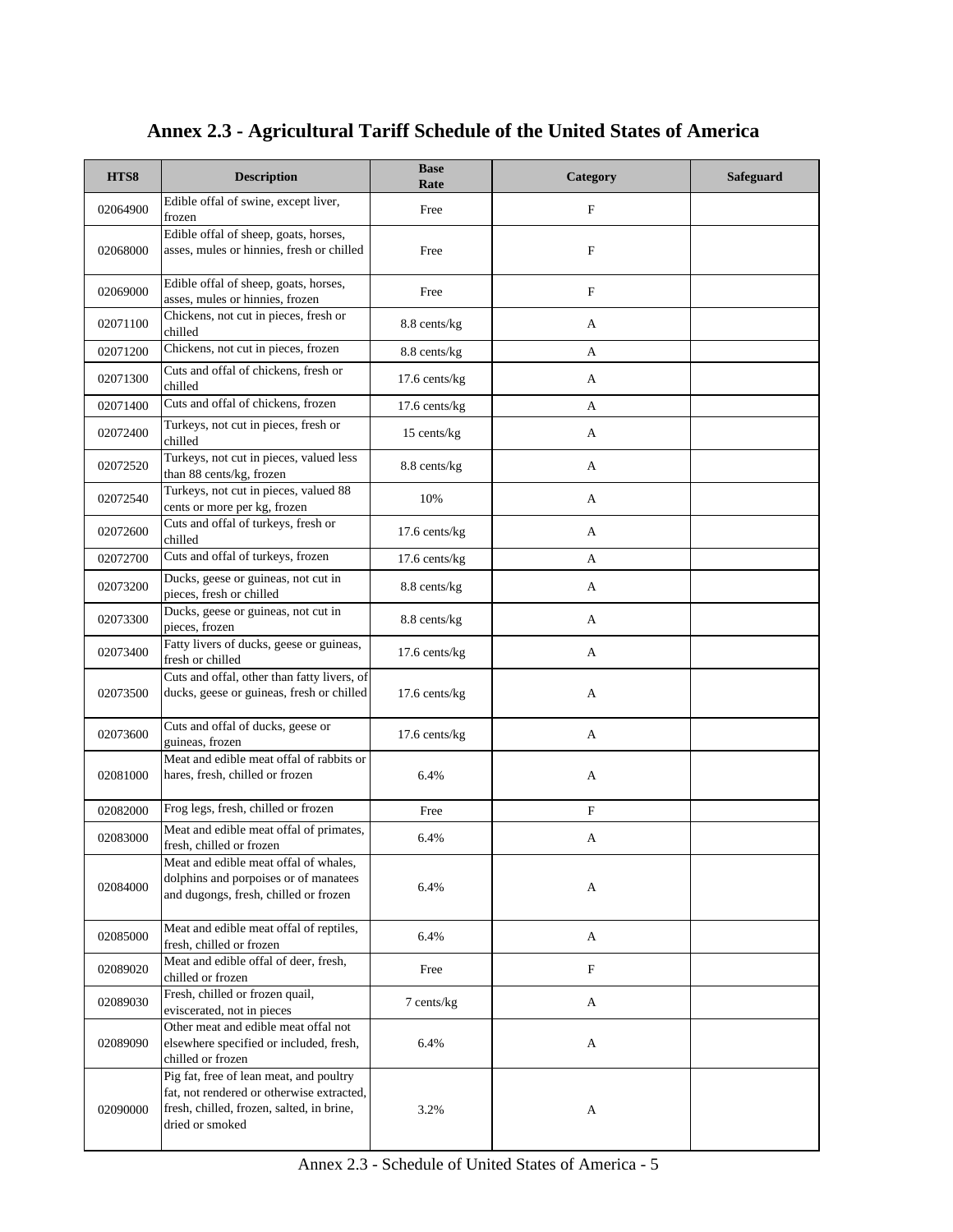# Annex 2.3 - Agricultural Tariff Schedule of the United States of America

| HTS8 | Description | Base Rate | Category | Safeguard |
|---|---|---|---|---|
| 02064900 | Edible offal of swine, except liver, frozen | Free | F | |
| 02068000 | Edible offal of sheep, goats, horses, asses, mules or hinnies, fresh or chilled | Free | F | |
| 02069000 | Edible offal of sheep, goats, horses, asses, mules or hinnies, frozen | Free | F | |
| 02071100 | Chickens, not cut in pieces, fresh or chilled | 8.8 cents/kg | A | |
| 02071200 | Chickens, not cut in pieces, frozen | 8.8 cents/kg | A | |
| 02071300 | Cuts and offal of chickens, fresh or chilled | 17.6 cents/kg | A | |
| 02071400 | Cuts and offal of chickens, frozen | 17.6 cents/kg | A | |
| 02072400 | Turkeys, not cut in pieces, fresh or chilled | 15 cents/kg | A | |
| 02072520 | Turkeys, not cut in pieces, valued less than 88 cents/kg, frozen | 8.8 cents/kg | A | |
| 02072540 | Turkeys, not cut in pieces, valued 88 cents or more per kg, frozen | 10% | A | |
| 02072600 | Cuts and offal of turkeys, fresh or chilled | 17.6 cents/kg | A | |
| 02072700 | Cuts and offal of turkeys, frozen | 17.6 cents/kg | A | |
| 02073200 | Ducks, geese or guineas, not cut in pieces, fresh or chilled | 8.8 cents/kg | A | |
| 02073300 | Ducks, geese or guineas, not cut in pieces, frozen | 8.8 cents/kg | A | |
| 02073400 | Fatty livers of ducks, geese or guineas, fresh or chilled | 17.6 cents/kg | A | |
| 02073500 | Cuts and offal, other than fatty livers, of ducks, geese or guineas, fresh or chilled | 17.6 cents/kg | A | |
| 02073600 | Cuts and offal of ducks, geese or guineas, frozen | 17.6 cents/kg | A | |
| 02081000 | Meat and edible meat offal of rabbits or hares, fresh, chilled or frozen | 6.4% | A | |
| 02082000 | Frog legs, fresh, chilled or frozen | Free | F | |
| 02083000 | Meat and edible meat offal of primates, fresh, chilled or frozen | 6.4% | A | |
| 02084000 | Meat and edible meat offal of whales, dolphins and porpoises or of manatees and dugongs, fresh, chilled or frozen | 6.4% | A | |
| 02085000 | Meat and edible meat offal of reptiles, fresh, chilled or frozen | 6.4% | A | |
| 02089020 | Meat and edible offal of deer, fresh, chilled or frozen | Free | F | |
| 02089030 | Fresh, chilled or frozen quail, eviscerated, not in pieces | 7 cents/kg | A | |
| 02089090 | Other meat and edible meat offal not elsewhere specified or included, fresh, chilled or frozen | 6.4% | A | |
| 02090000 | Pig fat, free of lean meat, and poultry fat, not rendered or otherwise extracted, fresh, chilled, frozen, salted, in brine, dried or smoked | 3.2% | A | |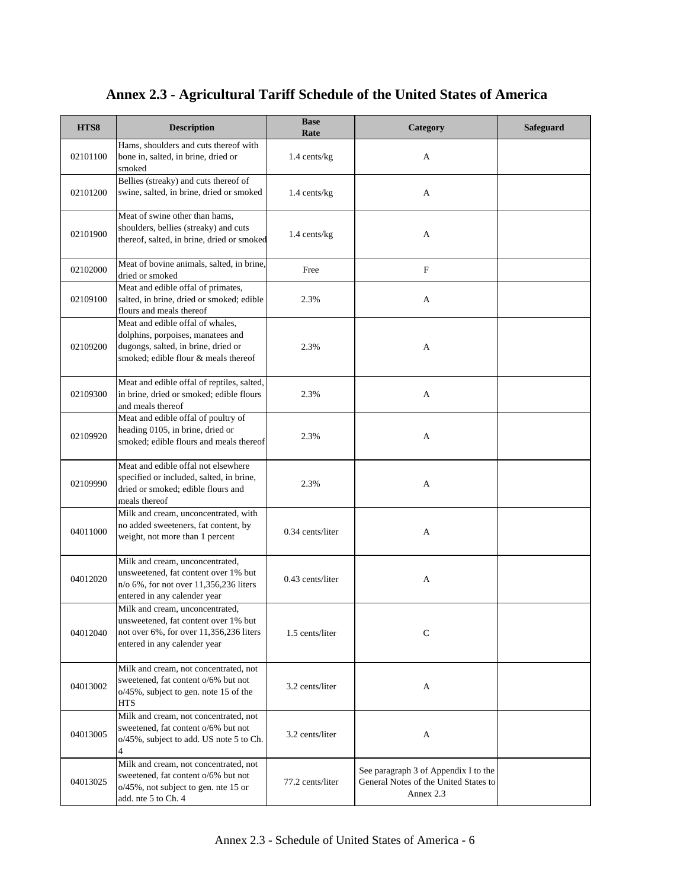# Annex 2.3 - Agricultural Tariff Schedule of the United States of America

| HTS8 | Description | Base Rate | Category | Safeguard |
|---|---|---|---|---|
| 02101100 | Hams, shoulders and cuts thereof with bone in, salted, in brine, dried or smoked | 1.4 cents/kg | A | |
| 02101200 | Bellies (streaky) and cuts thereof of swine, salted, in brine, dried or smoked | 1.4 cents/kg | A | |
| 02101900 | Meat of swine other than hams, shoulders, bellies (streaky) and cuts thereof, salted, in brine, dried or smoked | 1.4 cents/kg | A | |
| 02102000 | Meat of bovine animals, salted, in brine, dried or smoked | Free | F | |
| 02109100 | Meat and edible offal of primates, salted, in brine, dried or smoked; edible flours and meals thereof | 2.3% | A | |
| 02109200 | Meat and edible offal of whales, dolphins, porpoises, manatees and dugongs, salted, in brine, dried or smoked; edible flour & meals thereof | 2.3% | A | |
| 02109300 | Meat and edible offal of reptiles, salted, in brine, dried or smoked; edible flours and meals thereof | 2.3% | A | |
| 02109920 | Meat and edible offal of poultry of heading 0105, in brine, dried or smoked; edible flours and meals thereof | 2.3% | A | |
| 02109990 | Meat and edible offal not elsewhere specified or included, salted, in brine, dried or smoked; edible flours and meals thereof | 2.3% | A | |
| 04011000 | Milk and cream, unconcentrated, with no added sweeteners, fat content, by weight, not more than 1 percent | 0.34 cents/liter | A | |
| 04012020 | Milk and cream, unconcentrated, unsweetened, fat content over 1% but n/o 6%, for not over 11,356,236 liters entered in any calender year | 0.43 cents/liter | A | |
| 04012040 | Milk and cream, unconcentrated, unsweetened, fat content over 1% but not over 6%, for over 11,356,236 liters entered in any calender year | 1.5 cents/liter | C | |
| 04013002 | Milk and cream, not concentrated, not sweetened, fat content o/6% but not o/45%, subject to gen. note 15 of the HTS | 3.2 cents/liter | A | |
| 04013005 | Milk and cream, not concentrated, not sweetened, fat content o/6% but not o/45%, subject to add. US note 5 to Ch. 4 | 3.2 cents/liter | A | |
| 04013025 | Milk and cream, not concentrated, not sweetened, fat content o/6% but not o/45%, not subject to gen. nte 15 or add. nte 5 to Ch. 4 | 77.2 cents/liter | See paragraph 3 of Appendix I to the General Notes of the United States to Annex 2.3 | |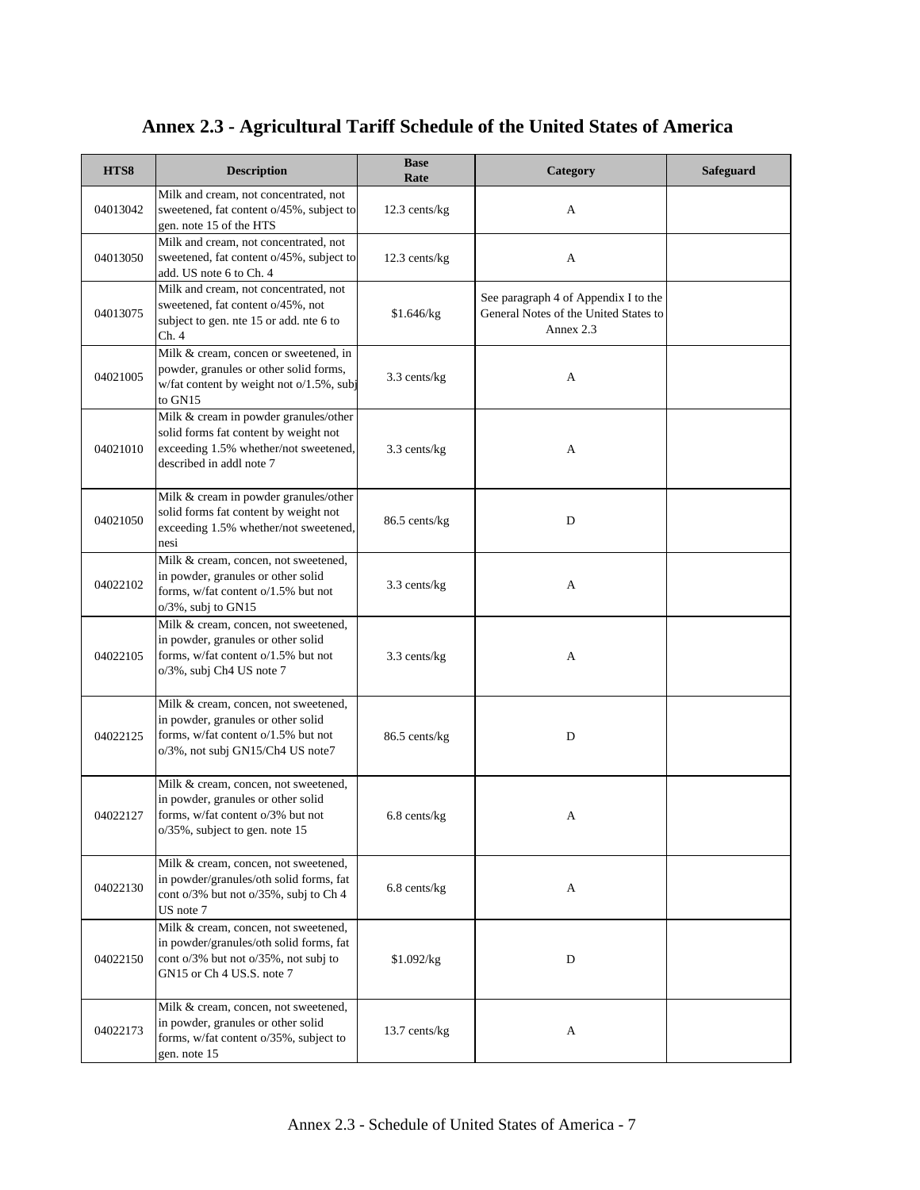# Annex 2.3 - Agricultural Tariff Schedule of the United States of America

| HTS8 | Description | Base Rate | Category | Safeguard |
|---|---|---|---|---|
| 04013042 | Milk and cream, not concentrated, not sweetened, fat content o/45%, subject to gen. note 15 of the HTS | 12.3 cents/kg | A | |
| 04013050 | Milk and cream, not concentrated, not sweetened, fat content o/45%, subject to add. US note 6 to Ch. 4 | 12.3 cents/kg | A | |
| 04013075 | Milk and cream, not concentrated, not sweetened, fat content o/45%, not subject to gen. nte 15 or add. nte 6 to Ch. 4 | $1.646/kg | See paragraph 4 of Appendix I to the General Notes of the United States to Annex 2.3 | |
| 04021005 | Milk & cream, concen or sweetened, in powder, granules or other solid forms, w/fat content by weight not o/1.5%, subj to GN15 | 3.3 cents/kg | A | |
| 04021010 | Milk & cream in powder granules/other solid forms fat content by weight not exceeding 1.5% whether/not sweetened, described in addl note 7 | 3.3 cents/kg | A | |
| 04021050 | Milk & cream in powder granules/other solid forms fat content by weight not exceeding 1.5% whether/not sweetened, nesi | 86.5 cents/kg | D | |
| 04022102 | Milk & cream, concen, not sweetened, in powder, granules or other solid forms, w/fat content o/1.5% but not o/3%, subj to GN15 | 3.3 cents/kg | A | |
| 04022105 | Milk & cream, concen, not sweetened, in powder, granules or other solid forms, w/fat content o/1.5% but not o/3%, subj Ch4 US note 7 | 3.3 cents/kg | A | |
| 04022125 | Milk & cream, concen, not sweetened, in powder, granules or other solid forms, w/fat content o/1.5% but not o/3%, not subj GN15/Ch4 US note7 | 86.5 cents/kg | D | |
| 04022127 | Milk & cream, concen, not sweetened, in powder, granules or other solid forms, w/fat content o/3% but not o/35%, subject to gen. note 15 | 6.8 cents/kg | A | |
| 04022130 | Milk & cream, concen, not sweetened, in powder/granules/oth solid forms, fat cont o/3% but not o/35%, subj to Ch 4 US note 7 | 6.8 cents/kg | A | |
| 04022150 | Milk & cream, concen, not sweetened, in powder/granules/oth solid forms, fat cont o/3% but not o/35%, not subj to GN15 or Ch 4 US.S. note 7 | $1.092/kg | D | |
| 04022173 | Milk & cream, concen, not sweetened, in powder, granules or other solid forms, w/fat content o/35%, subject to gen. note 15 | 13.7 cents/kg | A | |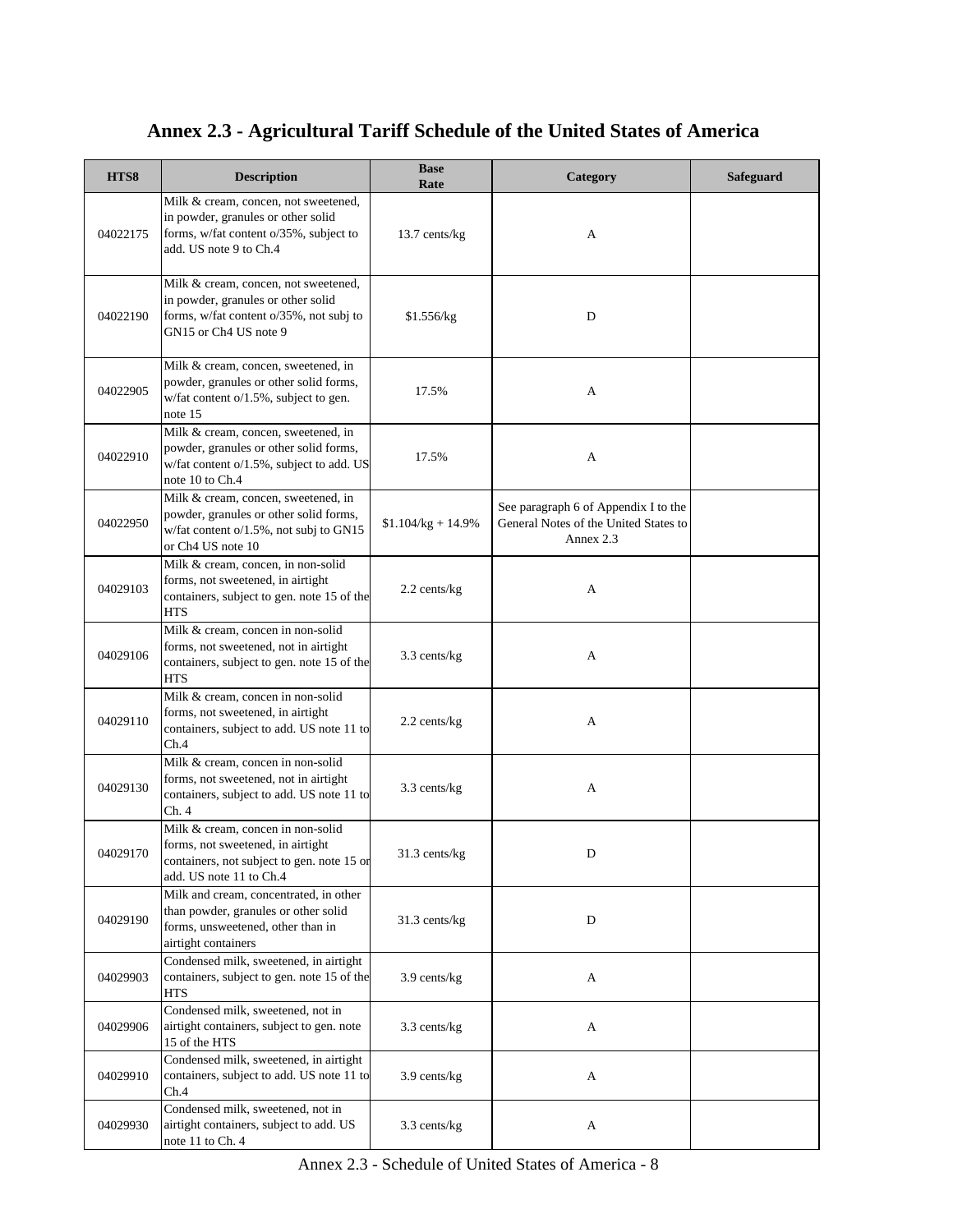# Annex 2.3 - Agricultural Tariff Schedule of the United States of America

| HTS8 | Description | Base Rate | Category | Safeguard |
|---|---|---|---|---|
| 04022175 | Milk & cream, concen, not sweetened, in powder, granules or other solid forms, w/fat content o/35%, subject to add. US note 9 to Ch.4 | 13.7 cents/kg | A | |
| 04022190 | Milk & cream, concen, not sweetened, in powder, granules or other solid forms, w/fat content o/35%, not subj to GN15 or Ch4 US note 9 | $1.556/kg | D | |
| 04022905 | Milk & cream, concen, sweetened, in powder, granules or other solid forms, w/fat content o/1.5%, subject to gen. note 15 | 17.5% | A | |
| 04022910 | Milk & cream, concen, sweetened, in powder, granules or other solid forms, w/fat content o/1.5%, subject to add. US note 10 to Ch.4 | 17.5% | A | |
| 04022950 | Milk & cream, concen, sweetened, in powder, granules or other solid forms, w/fat content o/1.5%, not subj to GN15 or Ch4 US note 10 | $1.104/kg + 14.9% | See paragraph 6 of Appendix I to the General Notes of the United States to Annex 2.3 | |
| 04029103 | Milk & cream, concen, in non-solid forms, not sweetened, in airtight containers, subject to gen. note 15 of the HTS | 2.2 cents/kg | A | |
| 04029106 | Milk & cream, concen in non-solid forms, not sweetened, not in airtight containers, subject to gen. note 15 of the HTS | 3.3 cents/kg | A | |
| 04029110 | Milk & cream, concen in non-solid forms, not sweetened, in airtight containers, subject to add. US note 11 to Ch.4 | 2.2 cents/kg | A | |
| 04029130 | Milk & cream, concen in non-solid forms, not sweetened, not in airtight containers, subject to add. US note 11 to Ch. 4 | 3.3 cents/kg | A | |
| 04029170 | Milk & cream, concen in non-solid forms, not sweetened, in airtight containers, not subject to gen. note 15 or add. US note 11 to Ch.4 | 31.3 cents/kg | D | |
| 04029190 | Milk and cream, concentrated, in other than powder, granules or other solid forms, unsweetened, other than in airtight containers | 31.3 cents/kg | D | |
| 04029903 | Condensed milk, sweetened, in airtight containers, subject to gen. note 15 of the HTS | 3.9 cents/kg | A | |
| 04029906 | Condensed milk, sweetened, not in airtight containers, subject to gen. note 15 of the HTS | 3.3 cents/kg | A | |
| 04029910 | Condensed milk, sweetened, in airtight containers, subject to add. US note 11 to Ch.4 | 3.9 cents/kg | A | |
| 04029930 | Condensed milk, sweetened, not in airtight containers, subject to add. US note 11 to Ch. 4 | 3.3 cents/kg | A | |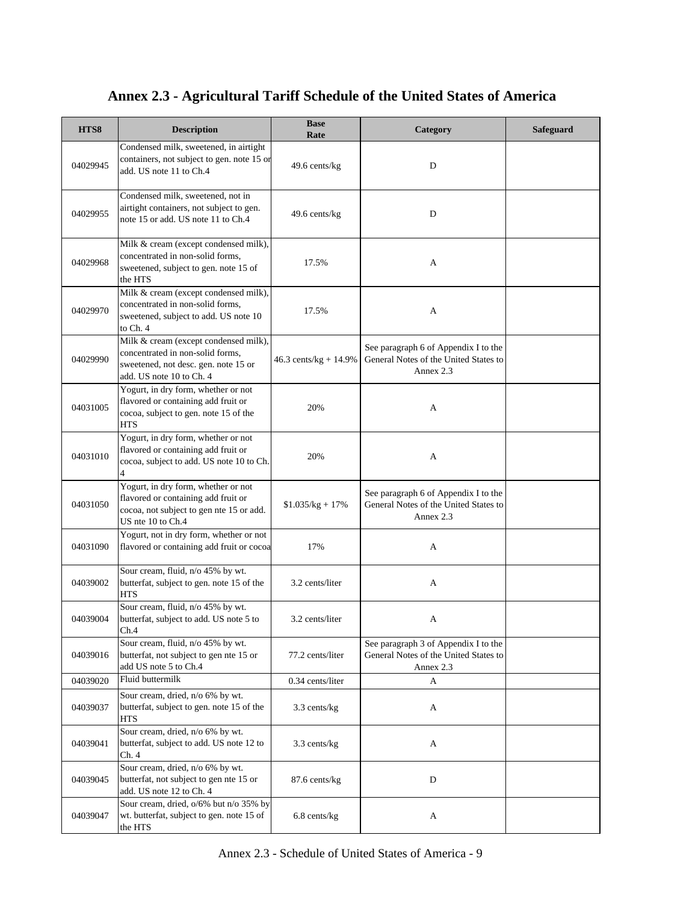# Annex 2.3 - Agricultural Tariff Schedule of the United States of America

| HTS8 | Description | Base Rate | Category | Safeguard |
|---|---|---|---|---|
| 04029945 | Condensed milk, sweetened, in airtight containers, not subject to gen. note 15 or add. US note 11 to Ch.4 | 49.6 cents/kg | D | |
| 04029955 | Condensed milk, sweetened, not in airtight containers, not subject to gen. note 15 or add. US note 11 to Ch.4 | 49.6 cents/kg | D | |
| 04029968 | Milk & cream (except condensed milk), concentrated in non-solid forms, sweetened, subject to gen. note 15 of the HTS | 17.5% | A | |
| 04029970 | Milk & cream (except condensed milk), concentrated in non-solid forms, sweetened, subject to add. US note 10 to Ch. 4 | 17.5% | A | |
| 04029990 | Milk & cream (except condensed milk), concentrated in non-solid forms, sweetened, not desc. gen. note 15 or add. US note 10 to Ch. 4 | 46.3 cents/kg + 14.9% | See paragraph 6 of Appendix I to the General Notes of the United States to Annex 2.3 | |
| 04031005 | Yogurt, in dry form, whether or not flavored or containing add fruit or cocoa, subject to gen. note 15 of the HTS | 20% | A | |
| 04031010 | Yogurt, in dry form, whether or not flavored or containing add fruit or cocoa, subject to add. US note 10 to Ch. 4 | 20% | A | |
| 04031050 | Yogurt, in dry form, whether or not flavored or containing add fruit or cocoa, not subject to gen nte 15 or add. US nte 10 to Ch.4 | $1.035/kg + 17% | See paragraph 6 of Appendix I to the General Notes of the United States to Annex 2.3 | |
| 04031090 | Yogurt, not in dry form, whether or not flavored or containing add fruit or cocoa | 17% | A | |
| 04039002 | Sour cream, fluid, n/o 45% by wt. butterfat, subject to gen. note 15 of the HTS | 3.2 cents/liter | A | |
| 04039004 | Sour cream, fluid, n/o 45% by wt. butterfat, subject to add. US note 5 to Ch.4 | 3.2 cents/liter | A | |
| 04039016 | Sour cream, fluid, n/o 45% by wt. butterfat, not subject to gen nte 15 or add US note 5 to Ch.4 | 77.2 cents/liter | See paragraph 3 of Appendix I to the General Notes of the United States to Annex 2.3 | |
| 04039020 | Fluid buttermilk | 0.34 cents/liter | A | |
| 04039037 | Sour cream, dried, n/o 6% by wt. butterfat, subject to gen. note 15 of the HTS | 3.3 cents/kg | A | |
| 04039041 | Sour cream, dried, n/o 6% by wt. butterfat, subject to add. US note 12 to Ch. 4 | 3.3 cents/kg | A | |
| 04039045 | Sour cream, dried, n/o 6% by wt. butterfat, not subject to gen nte 15 or add. US note 12 to Ch. 4 | 87.6 cents/kg | D | |
| 04039047 | Sour cream, dried, o/6% but n/o 35% by wt. butterfat, subject to gen. note 15 of the HTS | 6.8 cents/kg | A | |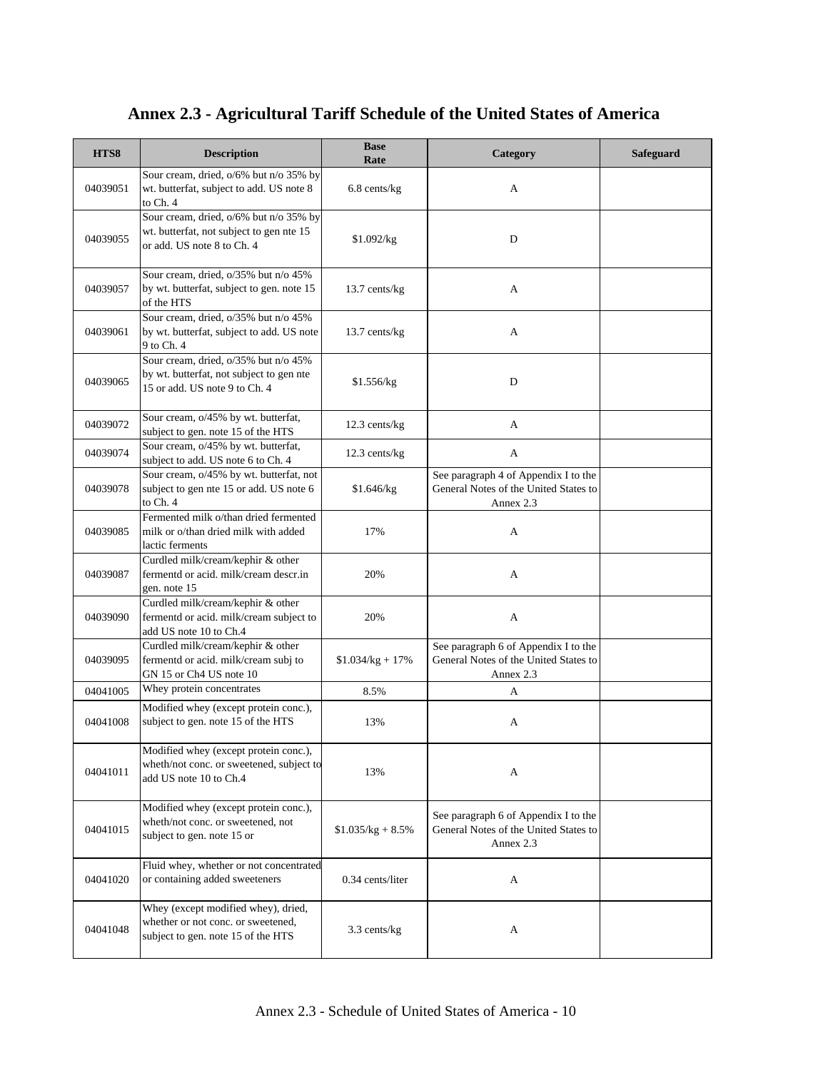# Annex 2.3 - Agricultural Tariff Schedule of the United States of America

| HTS8 | Description | Base Rate | Category | Safeguard |
|---|---|---|---|---|
| 04039051 | Sour cream, dried, o/6% but n/o 35% by wt. butterfat, subject to add. US note 8 to Ch. 4 | 6.8 cents/kg | A | |
| 04039055 | Sour cream, dried, o/6% but n/o 35% by wt. butterfat, not subject to gen nte 15 or add. US note 8 to Ch. 4 | $1.092/kg | D | |
| 04039057 | Sour cream, dried, o/35% but n/o 45% by wt. butterfat, subject to gen. note 15 of the HTS | 13.7 cents/kg | A | |
| 04039061 | Sour cream, dried, o/35% but n/o 45% by wt. butterfat, subject to add. US note 9 to Ch. 4 | 13.7 cents/kg | A | |
| 04039065 | Sour cream, dried, o/35% but n/o 45% by wt. butterfat, not subject to gen nte 15 or add. US note 9 to Ch. 4 | $1.556/kg | D | |
| 04039072 | Sour cream, o/45% by wt. butterfat, subject to gen. note 15 of the HTS | 12.3 cents/kg | A | |
| 04039074 | Sour cream, o/45% by wt. butterfat, subject to add. US note 6 to Ch. 4 | 12.3 cents/kg | A | |
| 04039078 | Sour cream, o/45% by wt. butterfat, not subject to gen nte 15 or add. US note 6 to Ch. 4 | $1.646/kg | See paragraph 4 of Appendix I to the General Notes of the United States to Annex 2.3 | |
| 04039085 | Fermented milk o/than dried fermented milk or o/than dried milk with added lactic ferments | 17% | A | |
| 04039087 | Curdled milk/cream/kephir & other fermentd or acid. milk/cream descr.in gen. note 15 | 20% | A | |
| 04039090 | Curdled milk/cream/kephir & other fermentd or acid. milk/cream subject to add US note 10 to Ch.4 | 20% | A | |
| 04039095 | Curdled milk/cream/kephir & other fermentd or acid. milk/cream subj to GN 15 or Ch4 US note 10 | $1.034/kg + 17% | See paragraph 6 of Appendix I to the General Notes of the United States to Annex 2.3 | |
| 04041005 | Whey protein concentrates | 8.5% | A | |
| 04041008 | Modified whey (except protein conc.), subject to gen. note 15 of the HTS | 13% | A | |
| 04041011 | Modified whey (except protein conc.), wheth/not conc. or sweetened, subject to add US note 10 to Ch.4 | 13% | A | |
| 04041015 | Modified whey (except protein conc.), wheth/not conc. or sweetened, not subject to gen. note 15 or | $1.035/kg + 8.5% | See paragraph 6 of Appendix I to the General Notes of the United States to Annex 2.3 | |
| 04041020 | Fluid whey, whether or not concentrated or containing added sweeteners | 0.34 cents/liter | A | |
| 04041048 | Whey (except modified whey), dried, whether or not conc. or sweetened, subject to gen. note 15 of the HTS | 3.3 cents/kg | A | |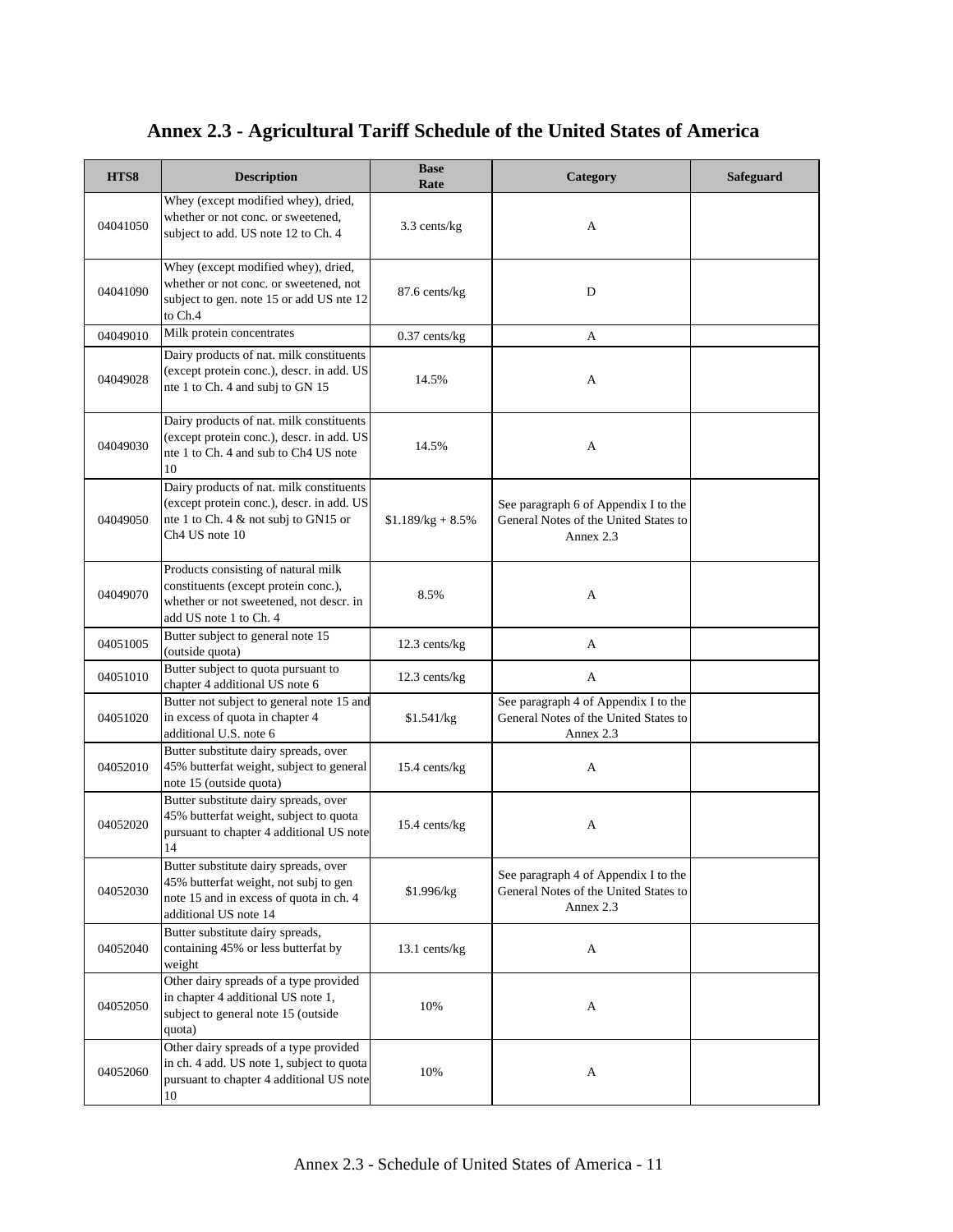# Annex 2.3 - Agricultural Tariff Schedule of the United States of America

| HTS8 | Description | Base Rate | Category | Safeguard |
|---|---|---|---|---|
| 04041050 | Whey (except modified whey), dried, whether or not conc. or sweetened, subject to add. US note 12 to Ch. 4 | 3.3 cents/kg | A | |
| 04041090 | Whey (except modified whey), dried, whether or not conc. or sweetened, not subject to gen. note 15 or add US nte 12 to Ch.4 | 87.6 cents/kg | D | |
| 04049010 | Milk protein concentrates | 0.37 cents/kg | A | |
| 04049028 | Dairy products of nat. milk constituents (except protein conc.), descr. in add. US nte 1 to Ch. 4 and subj to GN 15 | 14.5% | A | |
| 04049030 | Dairy products of nat. milk constituents (except protein conc.), descr. in add. US nte 1 to Ch. 4 and sub to Ch4 US note 10 | 14.5% | A | |
| 04049050 | Dairy products of nat. milk constituents (except protein conc.), descr. in add. US nte 1 to Ch. 4 & not subj to GN15 or Ch4 US note 10 | $1.189/kg + 8.5% | See paragraph 6 of Appendix I to the General Notes of the United States to Annex 2.3 | |
| 04049070 | Products consisting of natural milk constituents (except protein conc.), whether or not sweetened, not descr. in add US note 1 to Ch. 4 | 8.5% | A | |
| 04051005 | Butter subject to general note 15 (outside quota) | 12.3 cents/kg | A | |
| 04051010 | Butter subject to quota pursuant to chapter 4 additional US note 6 | 12.3 cents/kg | A | |
| 04051020 | Butter not subject to general note 15 and in excess of quota in chapter 4 additional U.S. note 6 | $1.541/kg | See paragraph 4 of Appendix I to the General Notes of the United States to Annex 2.3 | |
| 04052010 | Butter substitute dairy spreads, over 45% butterfat weight, subject to general note 15 (outside quota) | 15.4 cents/kg | A | |
| 04052020 | Butter substitute dairy spreads, over 45% butterfat weight, subject to quota pursuant to chapter 4 additional US note 14 | 15.4 cents/kg | A | |
| 04052030 | Butter substitute dairy spreads, over 45% butterfat weight, not subj to gen note 15 and in excess of quota in ch. 4 additional US note 14 | $1.996/kg | See paragraph 4 of Appendix I to the General Notes of the United States to Annex 2.3 | |
| 04052040 | Butter substitute dairy spreads, containing 45% or less butterfat by weight | 13.1 cents/kg | A | |
| 04052050 | Other dairy spreads of a type provided in chapter 4 additional US note 1, subject to general note 15 (outside quota) | 10% | A | |
| 04052060 | Other dairy spreads of a type provided in ch. 4 add. US note 1, subject to quota pursuant to chapter 4 additional US note 10 | 10% | A | |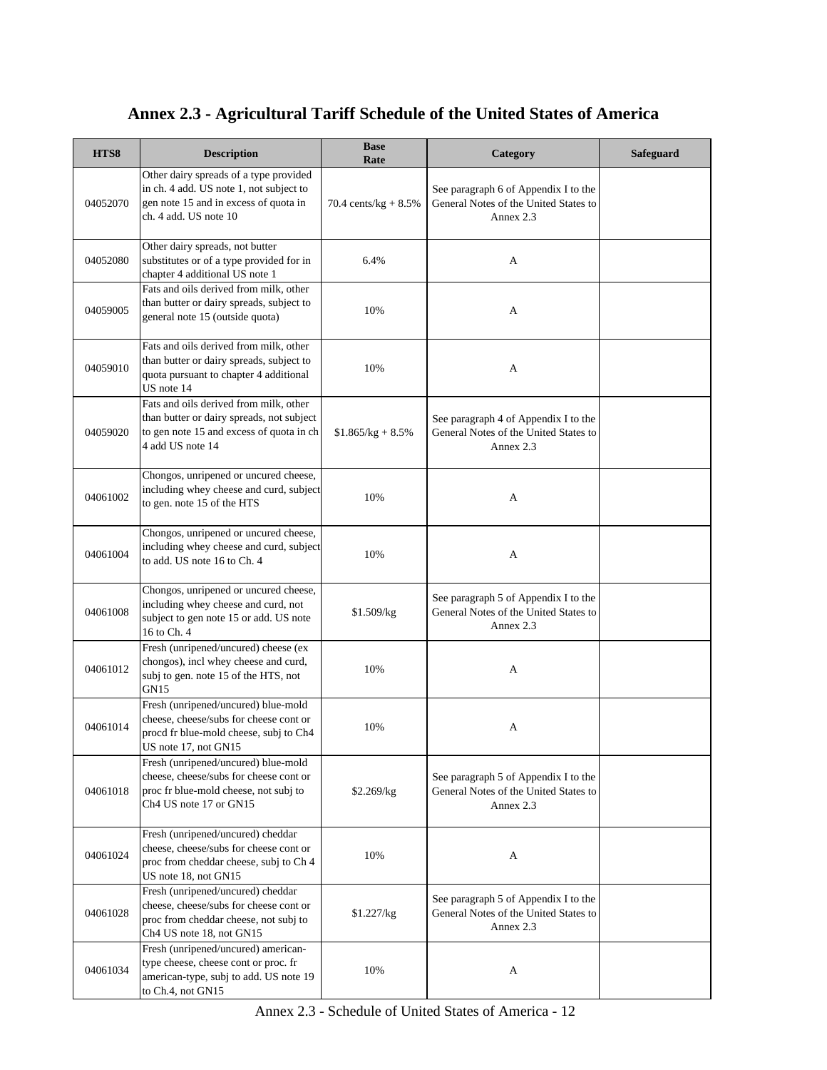# Annex 2.3 - Agricultural Tariff Schedule of the United States of America

| HTS8 | Description | Base Rate | Category | Safeguard |
|---|---|---|---|---|
| 04052070 | Other dairy spreads of a type provided in ch. 4 add. US note 1, not subject to gen note 15 and in excess of quota in ch. 4 add. US note 10 | 70.4 cents/kg + 8.5% | See paragraph 6 of Appendix I to the General Notes of the United States to Annex 2.3 | |
| 04052080 | Other dairy spreads, not butter substitutes or of a type provided for in chapter 4 additional US note 1 | 6.4% | A | |
| 04059005 | Fats and oils derived from milk, other than butter or dairy spreads, subject to general note 15 (outside quota) | 10% | A | |
| 04059010 | Fats and oils derived from milk, other than butter or dairy spreads, subject to quota pursuant to chapter 4 additional US note 14 | 10% | A | |
| 04059020 | Fats and oils derived from milk, other than butter or dairy spreads, not subject to gen note 15 and excess of quota in ch 4 add US note 14 | $1.865/kg + 8.5% | See paragraph 4 of Appendix I to the General Notes of the United States to Annex 2.3 | |
| 04061002 | Chongos, unripened or uncured cheese, including whey cheese and curd, subject to gen. note 15 of the HTS | 10% | A | |
| 04061004 | Chongos, unripened or uncured cheese, including whey cheese and curd, subject to add. US note 16 to Ch. 4 | 10% | A | |
| 04061008 | Chongos, unripened or uncured cheese, including whey cheese and curd, not subject to gen note 15 or add. US note 16 to Ch. 4 | $1.509/kg | See paragraph 5 of Appendix I to the General Notes of the United States to Annex 2.3 | |
| 04061012 | Fresh (unripened/uncured) cheese (ex chongos), incl whey cheese and curd, subj to gen. note 15 of the HTS, not GN15 | 10% | A | |
| 04061014 | Fresh (unripened/uncured) blue-mold cheese, cheese/subs for cheese cont or procd fr blue-mold cheese, subj to Ch4 US note 17, not GN15 | 10% | A | |
| 04061018 | Fresh (unripened/uncured) blue-mold cheese, cheese/subs for cheese cont or proc fr blue-mold cheese, not subj to Ch4 US note 17 or GN15 | $2.269/kg | See paragraph 5 of Appendix I to the General Notes of the United States to Annex 2.3 | |
| 04061024 | Fresh (unripened/uncured) cheddar cheese, cheese/subs for cheese cont or proc from cheddar cheese, subj to Ch 4 US note 18, not GN15 | 10% | A | |
| 04061028 | Fresh (unripened/uncured) cheddar cheese, cheese/subs for cheese cont or proc from cheddar cheese, not subj to Ch4 US note 18, not GN15 | $1.227/kg | See paragraph 5 of Appendix I to the General Notes of the United States to Annex 2.3 | |
| 04061034 | Fresh (unripened/uncured) american-type cheese, cheese cont or proc. fr american-type, subj to add. US note 19 to Ch.4, not GN15 | 10% | A | |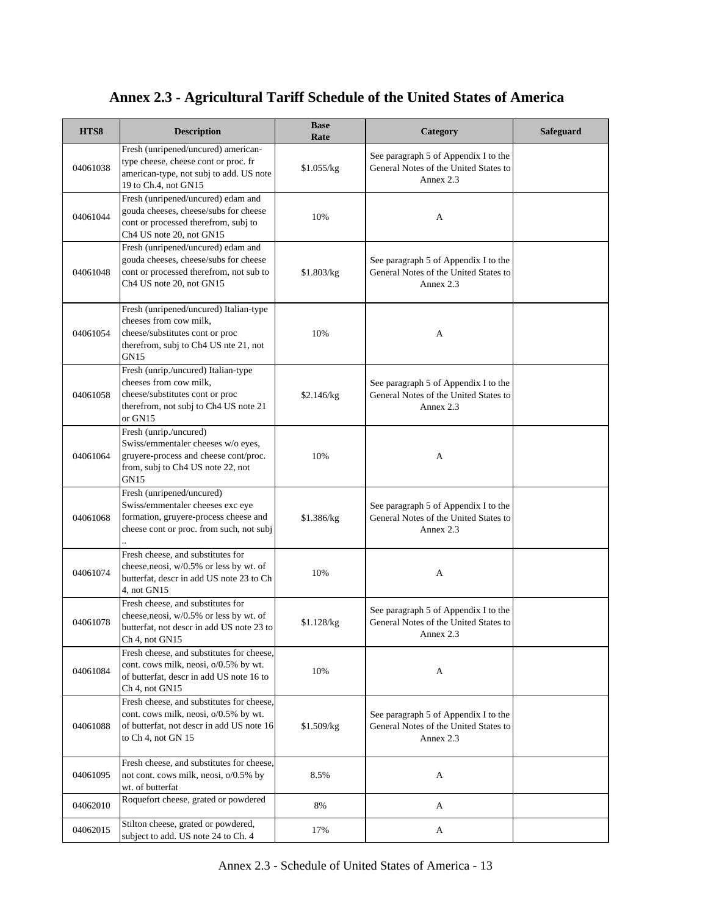# Annex 2.3 - Agricultural Tariff Schedule of the United States of America

| HTS8 | Description | Base Rate | Category | Safeguard |
|---|---|---|---|---|
| 04061038 | Fresh (unripened/uncured) american-type cheese, cheese cont or proc. fr american-type, not subj to add. US note 19 to Ch.4, not GN15 | $1.055/kg | See paragraph 5 of Appendix I to the General Notes of the United States to Annex 2.3 | |
| 04061044 | Fresh (unripened/uncured) edam and gouda cheeses, cheese/subs for cheese cont or processed therefrom, subj to Ch4 US note 20, not GN15 | 10% | A | |
| 04061048 | Fresh (unripened/uncured) edam and gouda cheeses, cheese/subs for cheese cont or processed therefrom, not sub to Ch4 US note 20, not GN15 | $1.803/kg | See paragraph 5 of Appendix I to the General Notes of the United States to Annex 2.3 | |
| 04061054 | Fresh (unripened/uncured) Italian-type cheeses from cow milk, cheese/substitutes cont or proc therefrom, subj to Ch4 US nte 21, not GN15 | 10% | A | |
| 04061058 | Fresh (unrip./uncured) Italian-type cheeses from cow milk, cheese/substitutes cont or proc therefrom, not subj to Ch4 US note 21 or GN15 | $2.146/kg | See paragraph 5 of Appendix I to the General Notes of the United States to Annex 2.3 | |
| 04061064 | Fresh (unrip./uncured) Swiss/emmentaler cheeses w/o eyes, gruyere-process and cheese cont/proc. from, subj to Ch4 US note 22, not GN15 | 10% | A | |
| 04061068 | Fresh (unripened/uncured) Swiss/emmentaler cheeses exc eye formation, gruyere-process cheese and cheese cont or proc. from such, not subj .. | $1.386/kg | See paragraph 5 of Appendix I to the General Notes of the United States to Annex 2.3 | |
| 04061074 | Fresh cheese, and substitutes for cheese,neosi, w/0.5% or less by wt. of butterfat, descr in add US note 23 to Ch 4, not GN15 | 10% | A | |
| 04061078 | Fresh cheese, and substitutes for cheese,neosi, w/0.5% or less by wt. of butterfat, not descr in add US note 23 to Ch 4, not GN15 | $1.128/kg | See paragraph 5 of Appendix I to the General Notes of the United States to Annex 2.3 | |
| 04061084 | Fresh cheese, and substitutes for cheese, cont. cows milk, neosi, o/0.5% by wt. of butterfat, descr in add US note 16 to Ch 4, not GN15 | 10% | A | |
| 04061088 | Fresh cheese, and substitutes for cheese, cont. cows milk, neosi, o/0.5% by wt. of butterfat, not descr in add US note 16 to Ch 4, not GN 15 | $1.509/kg | See paragraph 5 of Appendix I to the General Notes of the United States to Annex 2.3 | |
| 04061095 | Fresh cheese, and substitutes for cheese, not cont. cows milk, neosi, o/0.5% by wt. of butterfat | 8.5% | A | |
| 04062010 | Roquefort cheese, grated or powdered | 8% | A | |
| 04062015 | Stilton cheese, grated or powdered, subject to add. US note 24 to Ch. 4 | 17% | A | |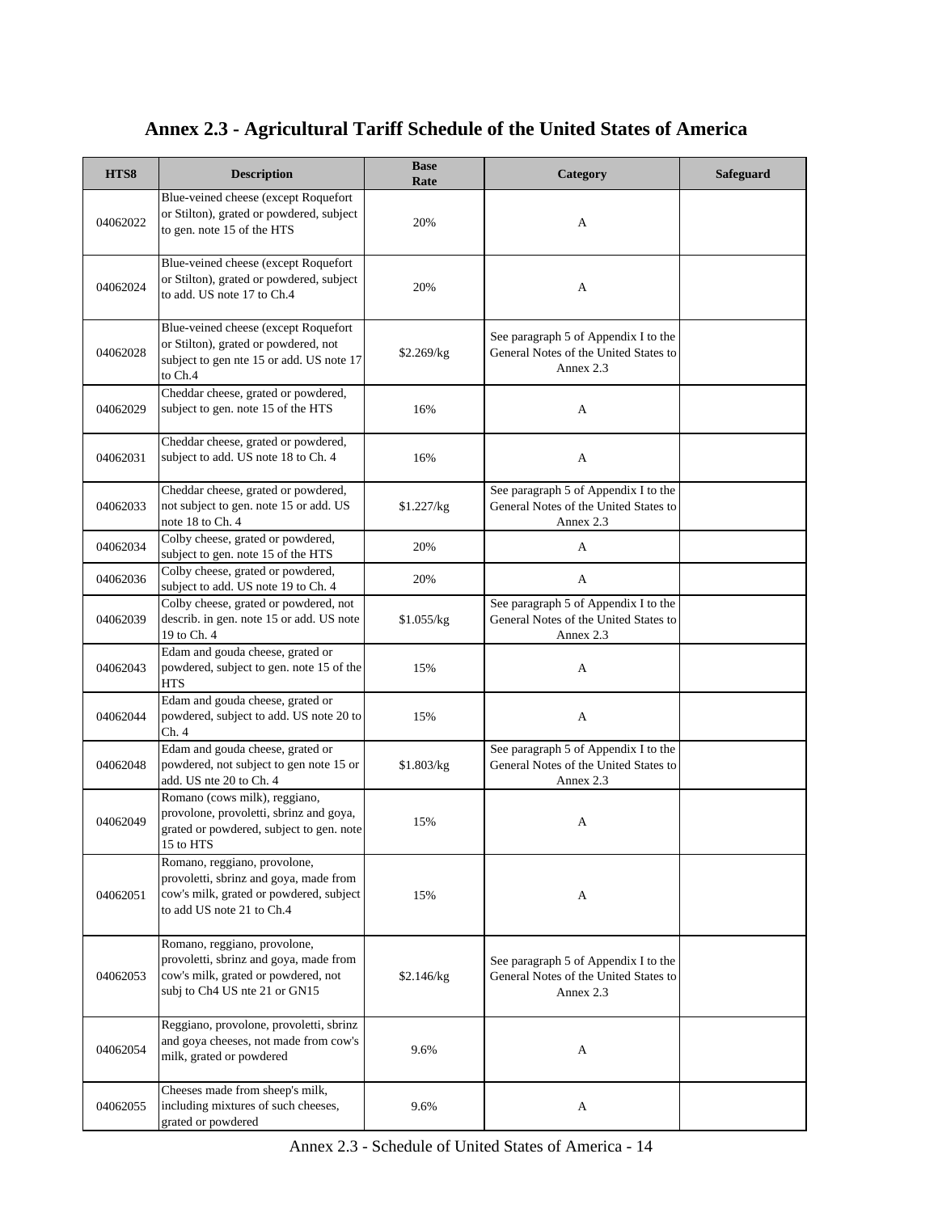# Annex 2.3 - Agricultural Tariff Schedule of the United States of America

| HTS8 | Description | Base Rate | Category | Safeguard |
|---|---|---|---|---|
| 04062022 | Blue-veined cheese (except Roquefort or Stilton), grated or powdered, subject to gen. note 15 of the HTS | 20% | A | |
| 04062024 | Blue-veined cheese (except Roquefort or Stilton), grated or powdered, subject to add. US note 17 to Ch.4 | 20% | A | |
| 04062028 | Blue-veined cheese (except Roquefort or Stilton), grated or powdered, not subject to gen nte 15 or add. US note 17 to Ch.4 | $2.269/kg | See paragraph 5 of Appendix I to the General Notes of the United States to Annex 2.3 | |
| 04062029 | Cheddar cheese, grated or powdered, subject to gen. note 15 of the HTS | 16% | A | |
| 04062031 | Cheddar cheese, grated or powdered, subject to add. US note 18 to Ch. 4 | 16% | A | |
| 04062033 | Cheddar cheese, grated or powdered, not subject to gen. note 15 or add. US note 18 to Ch. 4 | $1.227/kg | See paragraph 5 of Appendix I to the General Notes of the United States to Annex 2.3 | |
| 04062034 | Colby cheese, grated or powdered, subject to gen. note 15 of the HTS | 20% | A | |
| 04062036 | Colby cheese, grated or powdered, subject to add. US note 19 to Ch. 4 | 20% | A | |
| 04062039 | Colby cheese, grated or powdered, not describ. in gen. note 15 or add. US note 19 to Ch. 4 | $1.055/kg | See paragraph 5 of Appendix I to the General Notes of the United States to Annex 2.3 | |
| 04062043 | Edam and gouda cheese, grated or powdered, subject to gen. note 15 of the HTS | 15% | A | |
| 04062044 | Edam and gouda cheese, grated or powdered, subject to add. US note 20 to Ch. 4 | 15% | A | |
| 04062048 | Edam and gouda cheese, grated or powdered, not subject to gen note 15 or add. US nte 20 to Ch. 4 | $1.803/kg | See paragraph 5 of Appendix I to the General Notes of the United States to Annex 2.3 | |
| 04062049 | Romano (cows milk), reggiano, provolone, provoletti, sbrinz and goya, grated or powdered, subject to gen. note 15 to HTS | 15% | A | |
| 04062051 | Romano, reggiano, provolone, provoletti, sbrinz and goya, made from cow's milk, grated or powdered, subject to add US note 21 to Ch.4 | 15% | A | |
| 04062053 | Romano, reggiano, provolone, provoletti, sbrinz and goya, made from cow's milk, grated or powdered, not subj to Ch4 US nte 21 or GN15 | $2.146/kg | See paragraph 5 of Appendix I to the General Notes of the United States to Annex 2.3 | |
| 04062054 | Reggiano, provolone, provoletti, sbrinz and goya cheeses, not made from cow's milk, grated or powdered | 9.6% | A | |
| 04062055 | Cheeses made from sheep's milk, including mixtures of such cheeses, grated or powdered | 9.6% | A | |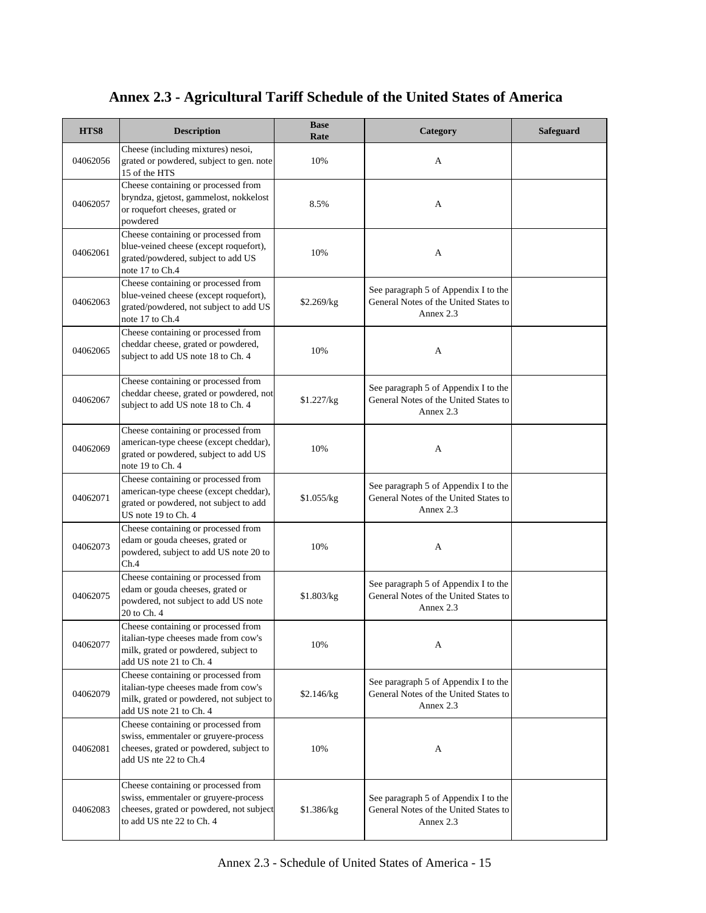# Annex 2.3 - Agricultural Tariff Schedule of the United States of America

| HTS8 | Description | Base Rate | Category | Safeguard |
|---|---|---|---|---|
| 04062056 | Cheese (including mixtures) nesoi, grated or powdered, subject to gen. note 15 of the HTS | 10% | A | |
| 04062057 | Cheese containing or processed from bryndza, gjetost, gammelost, nokkelost or roquefort cheeses, grated or powdered | 8.5% | A | |
| 04062061 | Cheese containing or processed from blue-veined cheese (except roquefort), grated/powdered, subject to add US note 17 to Ch.4 | 10% | A | |
| 04062063 | Cheese containing or processed from blue-veined cheese (except roquefort), grated/powdered, not subject to add US note 17 to Ch.4 | $2.269/kg | See paragraph 5 of Appendix I to the General Notes of the United States to Annex 2.3 | |
| 04062065 | Cheese containing or processed from cheddar cheese, grated or powdered, subject to add US note 18 to Ch. 4 | 10% | A | |
| 04062067 | Cheese containing or processed from cheddar cheese, grated or powdered, not subject to add US note 18 to Ch. 4 | $1.227/kg | See paragraph 5 of Appendix I to the General Notes of the United States to Annex 2.3 | |
| 04062069 | Cheese containing or processed from american-type cheese (except cheddar), grated or powdered, subject to add US note 19 to Ch. 4 | 10% | A | |
| 04062071 | Cheese containing or processed from american-type cheese (except cheddar), grated or powdered, not subject to add US note 19 to Ch. 4 | $1.055/kg | See paragraph 5 of Appendix I to the General Notes of the United States to Annex 2.3 | |
| 04062073 | Cheese containing or processed from edam or gouda cheeses, grated or powdered, subject to add US note 20 to Ch.4 | 10% | A | |
| 04062075 | Cheese containing or processed from edam or gouda cheeses, grated or powdered, not subject to add US note 20 to Ch. 4 | $1.803/kg | See paragraph 5 of Appendix I to the General Notes of the United States to Annex 2.3 | |
| 04062077 | Cheese containing or processed from italian-type cheeses made from cow's milk, grated or powdered, subject to add US note 21 to Ch. 4 | 10% | A | |
| 04062079 | Cheese containing or processed from italian-type cheeses made from cow's milk, grated or powdered, not subject to add US note 21 to Ch. 4 | $2.146/kg | See paragraph 5 of Appendix I to the General Notes of the United States to Annex 2.3 | |
| 04062081 | Cheese containing or processed from swiss, emmentaler or gruyere-process cheeses, grated or powdered, subject to add US nte 22 to Ch.4 | 10% | A | |
| 04062083 | Cheese containing or processed from swiss, emmentaler or gruyere-process cheeses, grated or powdered, not subject to add US nte 22 to Ch. 4 | $1.386/kg | See paragraph 5 of Appendix I to the General Notes of the United States to Annex 2.3 | |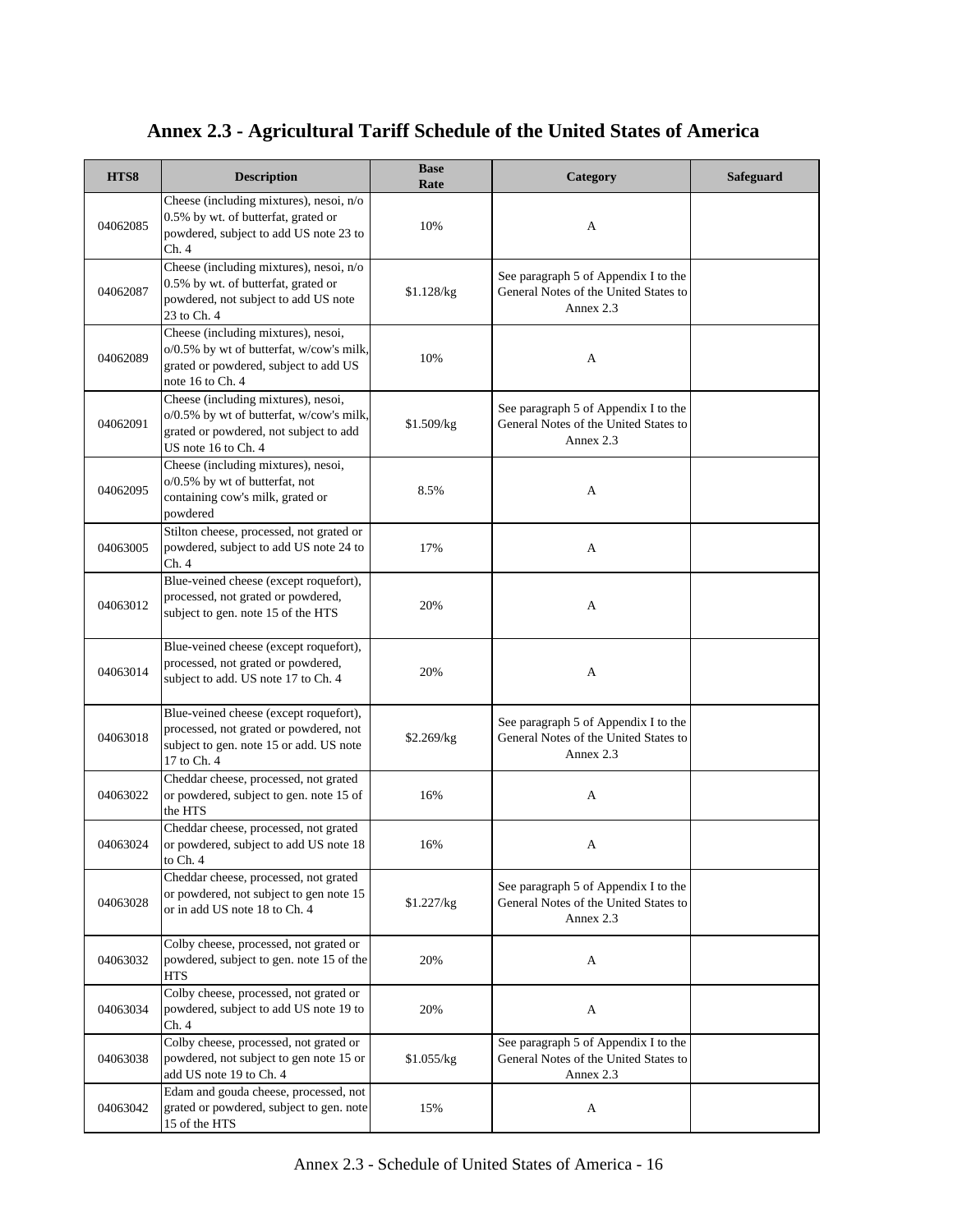## Annex 2.3 - Agricultural Tariff Schedule of the United States of America

| HTS8 | Description | Base Rate | Category | Safeguard |
|---|---|---|---|---|
| 04062085 | Cheese (including mixtures), nesoi, n/o 0.5% by wt. of butterfat, grated or powdered, subject to add US note 23 to Ch. 4 | 10% | A | |
| 04062087 | Cheese (including mixtures), nesoi, n/o 0.5% by wt. of butterfat, grated or powdered, not subject to add US note 23 to Ch. 4 | $1.128/kg | See paragraph 5 of Appendix I to the General Notes of the United States to Annex 2.3 | |
| 04062089 | Cheese (including mixtures), nesoi, o/0.5% by wt of butterfat, w/cow's milk, grated or powdered, subject to add US note 16 to Ch. 4 | 10% | A | |
| 04062091 | Cheese (including mixtures), nesoi, o/0.5% by wt of butterfat, w/cow's milk, grated or powdered, not subject to add US note 16 to Ch. 4 | $1.509/kg | See paragraph 5 of Appendix I to the General Notes of the United States to Annex 2.3 | |
| 04062095 | Cheese (including mixtures), nesoi, o/0.5% by wt of butterfat, not containing cow's milk, grated or powdered | 8.5% | A | |
| 04063005 | Stilton cheese, processed, not grated or powdered, subject to add US note 24 to Ch. 4 | 17% | A | |
| 04063012 | Blue-veined cheese (except roquefort), processed, not grated or powdered, subject to gen. note 15 of the HTS | 20% | A | |
| 04063014 | Blue-veined cheese (except roquefort), processed, not grated or powdered, subject to add. US note 17 to Ch. 4 | 20% | A | |
| 04063018 | Blue-veined cheese (except roquefort), processed, not grated or powdered, not subject to gen. note 15 or add. US note 17 to Ch. 4 | $2.269/kg | See paragraph 5 of Appendix I to the General Notes of the United States to Annex 2.3 | |
| 04063022 | Cheddar cheese, processed, not grated or powdered, subject to gen. note 15 of the HTS | 16% | A | |
| 04063024 | Cheddar cheese, processed, not grated or powdered, subject to add US note 18 to Ch. 4 | 16% | A | |
| 04063028 | Cheddar cheese, processed, not grated or powdered, not subject to gen note 15 or in add US note 18 to Ch. 4 | $1.227/kg | See paragraph 5 of Appendix I to the General Notes of the United States to Annex 2.3 | |
| 04063032 | Colby cheese, processed, not grated or powdered, subject to gen. note 15 of the HTS | 20% | A | |
| 04063034 | Colby cheese, processed, not grated or powdered, subject to add US note 19 to Ch. 4 | 20% | A | |
| 04063038 | Colby cheese, processed, not grated or powdered, not subject to gen note 15 or add US note 19 to Ch. 4 | $1.055/kg | See paragraph 5 of Appendix I to the General Notes of the United States to Annex 2.3 | |
| 04063042 | Edam and gouda cheese, processed, not grated or powdered, subject to gen. note 15 of the HTS | 15% | A | |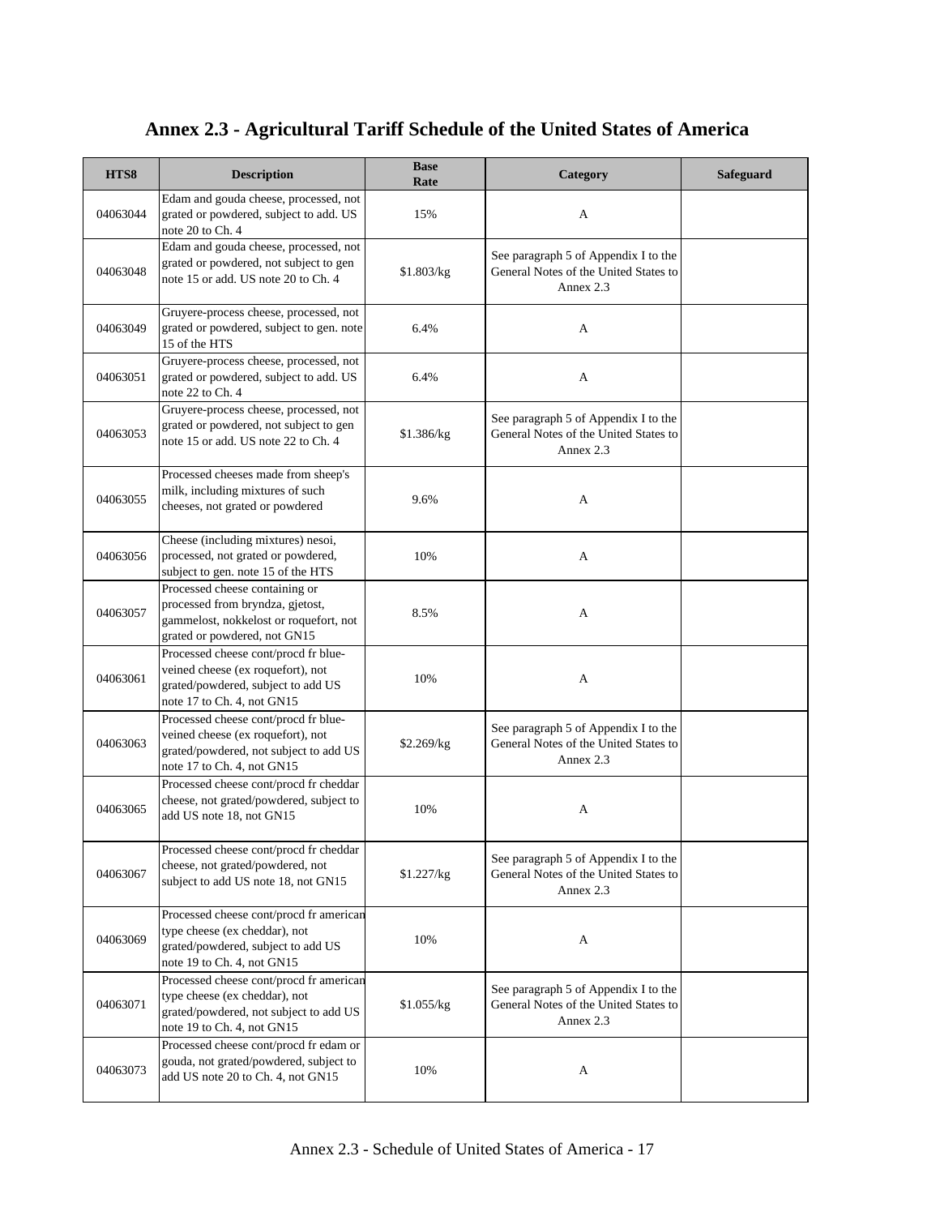# Annex 2.3 - Agricultural Tariff Schedule of the United States of America

| HTS8 | Description | Base Rate | Category | Safeguard |
|---|---|---|---|---|
| 04063044 | Edam and gouda cheese, processed, not grated or powdered, subject to add. US note 20 to Ch. 4 | 15% | A | |
| 04063048 | Edam and gouda cheese, processed, not grated or powdered, not subject to gen note 15 or add. US note 20 to Ch. 4 | $1.803/kg | See paragraph 5 of Appendix I to the General Notes of the United States to Annex 2.3 | |
| 04063049 | Gruyere-process cheese, processed, not grated or powdered, subject to gen. note 15 of the HTS | 6.4% | A | |
| 04063051 | Gruyere-process cheese, processed, not grated or powdered, subject to add. US note 22 to Ch. 4 | 6.4% | A | |
| 04063053 | Gruyere-process cheese, processed, not grated or powdered, not subject to gen note 15 or add. US note 22 to Ch. 4 | $1.386/kg | See paragraph 5 of Appendix I to the General Notes of the United States to Annex 2.3 | |
| 04063055 | Processed cheeses made from sheep's milk, including mixtures of such cheeses, not grated or powdered | 9.6% | A | |
| 04063056 | Cheese (including mixtures) nesoi, processed, not grated or powdered, subject to gen. note 15 of the HTS | 10% | A | |
| 04063057 | Processed cheese containing or processed from bryndza, gjetost, gammelost, nokkelost or roquefort, not grated or powdered, not GN15 | 8.5% | A | |
| 04063061 | Processed cheese cont/procd fr blue-veined cheese (ex roquefort), not grated/powdered, subject to add US note 17 to Ch. 4, not GN15 | 10% | A | |
| 04063063 | Processed cheese cont/procd fr blue-veined cheese (ex roquefort), not grated/powdered, not subject to add US note 17 to Ch. 4, not GN15 | $2.269/kg | See paragraph 5 of Appendix I to the General Notes of the United States to Annex 2.3 | |
| 04063065 | Processed cheese cont/procd fr cheddar cheese, not grated/powdered, subject to add US note 18, not GN15 | 10% | A | |
| 04063067 | Processed cheese cont/procd fr cheddar cheese, not grated/powdered, not subject to add US note 18, not GN15 | $1.227/kg | See paragraph 5 of Appendix I to the General Notes of the United States to Annex 2.3 | |
| 04063069 | Processed cheese cont/procd fr american type cheese (ex cheddar), not grated/powdered, subject to add US note 19 to Ch. 4, not GN15 | 10% | A | |
| 04063071 | Processed cheese cont/procd fr american type cheese (ex cheddar), not grated/powdered, not subject to add US note 19 to Ch. 4, not GN15 | $1.055/kg | See paragraph 5 of Appendix I to the General Notes of the United States to Annex 2.3 | |
| 04063073 | Processed cheese cont/procd fr edam or gouda, not grated/powdered, subject to add US note 20 to Ch. 4, not GN15 | 10% | A | |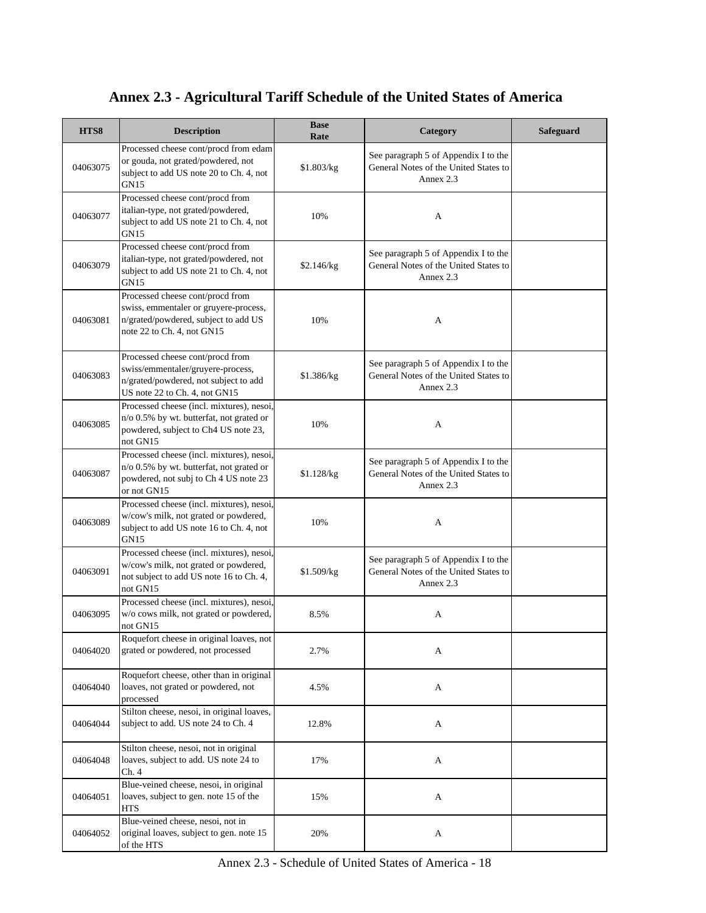# Annex 2.3 - Agricultural Tariff Schedule of the United States of America

| HTS8 | Description | Base Rate | Category | Safeguard |
|---|---|---|---|---|
| 04063075 | Processed cheese cont/procd from edam or gouda, not grated/powdered, not subject to add US note 20 to Ch. 4, not GN15 | $1.803/kg | See paragraph 5 of Appendix I to the General Notes of the United States to Annex 2.3 | |
| 04063077 | Processed cheese cont/procd from italian-type, not grated/powdered, subject to add US note 21 to Ch. 4, not GN15 | 10% | A | |
| 04063079 | Processed cheese cont/procd from italian-type, not grated/powdered, not subject to add US note 21 to Ch. 4, not GN15 | $2.146/kg | See paragraph 5 of Appendix I to the General Notes of the United States to Annex 2.3 | |
| 04063081 | Processed cheese cont/procd from swiss, emmentaler or gruyere-process, n/grated/powdered, subject to add US note 22 to Ch. 4, not GN15 | 10% | A | |
| 04063083 | Processed cheese cont/procd from swiss/emmentaler/gruyere-process, n/grated/powdered, not subject to add US note 22 to Ch. 4, not GN15 | $1.386/kg | See paragraph 5 of Appendix I to the General Notes of the United States to Annex 2.3 | |
| 04063085 | Processed cheese (incl. mixtures), nesoi, n/o 0.5% by wt. butterfat, not grated or powdered, subject to Ch4 US note 23, not GN15 | 10% | A | |
| 04063087 | Processed cheese (incl. mixtures), nesoi, n/o 0.5% by wt. butterfat, not grated or powdered, not subj to Ch 4 US note 23 or not GN15 | $1.128/kg | See paragraph 5 of Appendix I to the General Notes of the United States to Annex 2.3 | |
| 04063089 | Processed cheese (incl. mixtures), nesoi, w/cow's milk, not grated or powdered, subject to add US note 16 to Ch. 4, not GN15 | 10% | A | |
| 04063091 | Processed cheese (incl. mixtures), nesoi, w/cow's milk, not grated or powdered, not subject to add US note 16 to Ch. 4, not GN15 | $1.509/kg | See paragraph 5 of Appendix I to the General Notes of the United States to Annex 2.3 | |
| 04063095 | Processed cheese (incl. mixtures), nesoi, w/o cows milk, not grated or powdered, not GN15 | 8.5% | A | |
| 04064020 | Roquefort cheese in original loaves, not grated or powdered, not processed | 2.7% | A | |
| 04064040 | Roquefort cheese, other than in original loaves, not grated or powdered, not processed | 4.5% | A | |
| 04064044 | Stilton cheese, nesoi, in original loaves, subject to add. US note 24 to Ch. 4 | 12.8% | A | |
| 04064048 | Stilton cheese, nesoi, not in original loaves, subject to add. US note 24 to Ch. 4 | 17% | A | |
| 04064051 | Blue-veined cheese, nesoi, in original loaves, subject to gen. note 15 of the HTS | 15% | A | |
| 04064052 | Blue-veined cheese, nesoi, not in original loaves, subject to gen. note 15 of the HTS | 20% | A | |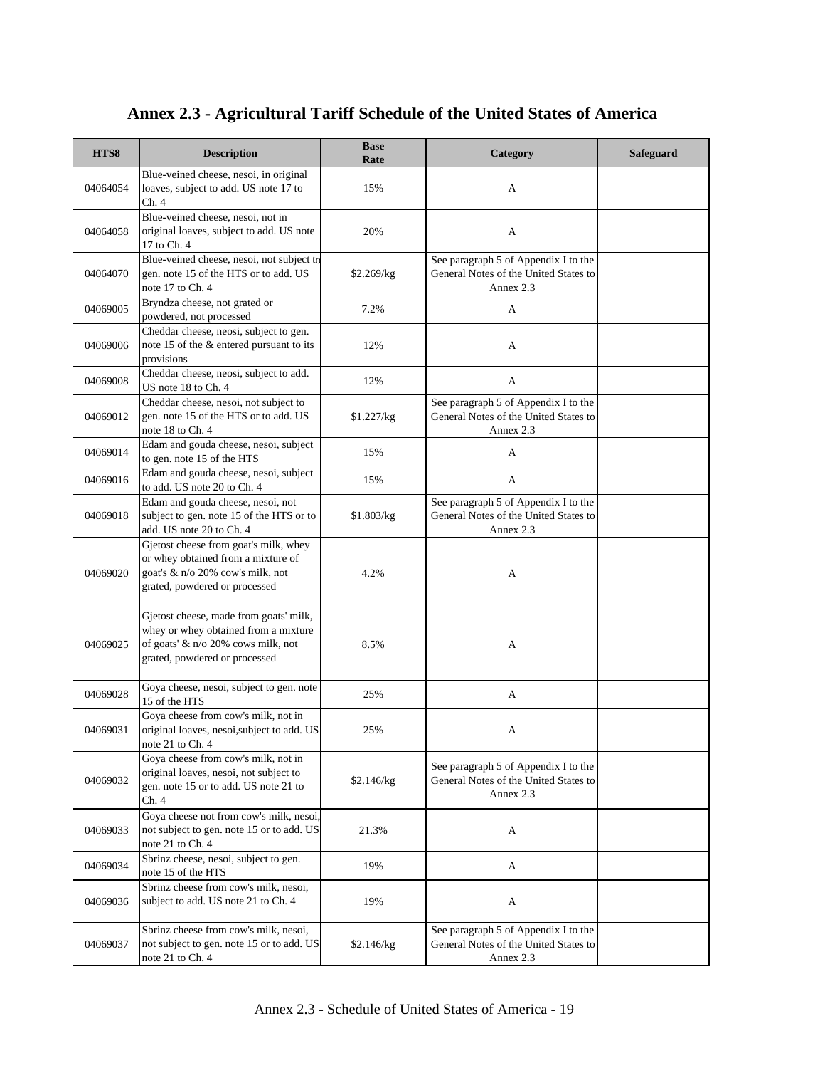# Annex 2.3 - Agricultural Tariff Schedule of the United States of America

| HTS8 | Description | Base Rate | Category | Safeguard |
|---|---|---|---|---|
| 04064054 | Blue-veined cheese, nesoi, in original loaves, subject to add. US note 17 to Ch. 4 | 15% | A | |
| 04064058 | Blue-veined cheese, nesoi, not in original loaves, subject to add. US note 17 to Ch. 4 | 20% | A | |
| 04064070 | Blue-veined cheese, nesoi, not subject to gen. note 15 of the HTS or to add. US note 17 to Ch. 4 | $2.269/kg | See paragraph 5 of Appendix I to the General Notes of the United States to Annex 2.3 | |
| 04069005 | Bryndza cheese, not grated or powdered, not processed | 7.2% | A | |
| 04069006 | Cheddar cheese, neosi, subject to gen. note 15 of the & entered pursuant to its provisions | 12% | A | |
| 04069008 | Cheddar cheese, neosi, subject to add. US note 18 to Ch. 4 | 12% | A | |
| 04069012 | Cheddar cheese, nesoi, not subject to gen. note 15 of the HTS or to add. US note 18 to Ch. 4 | $1.227/kg | See paragraph 5 of Appendix I to the General Notes of the United States to Annex 2.3 | |
| 04069014 | Edam and gouda cheese, nesoi, subject to gen. note 15 of the HTS | 15% | A | |
| 04069016 | Edam and gouda cheese, nesoi, subject to add. US note 20 to Ch. 4 | 15% | A | |
| 04069018 | Edam and gouda cheese, nesoi, not subject to gen. note 15 of the HTS or to add. US note 20 to Ch. 4 | $1.803/kg | See paragraph 5 of Appendix I to the General Notes of the United States to Annex 2.3 | |
| 04069020 | Gjetost cheese from goat's milk, whey or whey obtained from a mixture of goat's & n/o 20% cow's milk, not grated, powdered or processed | 4.2% | A | |
| 04069025 | Gjetost cheese, made from goats' milk, whey or whey obtained from a mixture of goats' & n/o 20% cows milk, not grated, powdered or processed | 8.5% | A | |
| 04069028 | Goya cheese, nesoi, subject to gen. note 15 of the HTS | 25% | A | |
| 04069031 | Goya cheese from cow's milk, not in original loaves, nesoi,subject to add. US note 21 to Ch. 4 | 25% | A | |
| 04069032 | Goya cheese from cow's milk, not in original loaves, nesoi, not subject to gen. note 15 or to add. US note 21 to Ch. 4 | $2.146/kg | See paragraph 5 of Appendix I to the General Notes of the United States to Annex 2.3 | |
| 04069033 | Goya cheese not from cow's milk, nesoi, not subject to gen. note 15 or to add. US note 21 to Ch. 4 | 21.3% | A | |
| 04069034 | Sbrinz cheese, nesoi, subject to gen. note 15 of the HTS | 19% | A | |
| 04069036 | Sbrinz cheese from cow's milk, nesoi, subject to add. US note 21 to Ch. 4 | 19% | A | |
| 04069037 | Sbrinz cheese from cow's milk, nesoi, not subject to gen. note 15 or to add. US note 21 to Ch. 4 | $2.146/kg | See paragraph 5 of Appendix I to the General Notes of the United States to Annex 2.3 | |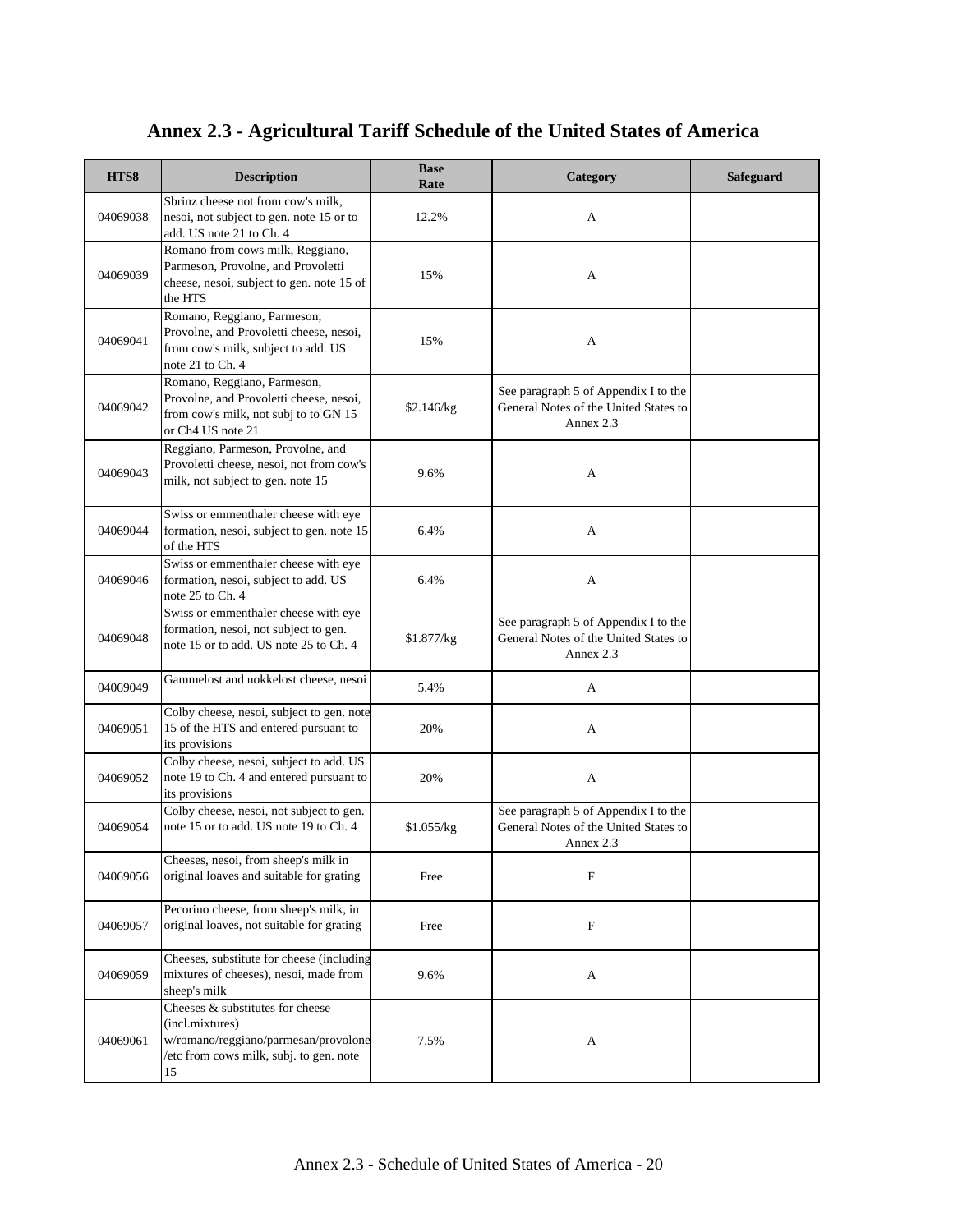# Annex 2.3 - Agricultural Tariff Schedule of the United States of America

| HTS8 | Description | Base Rate | Category | Safeguard |
|---|---|---|---|---|
| 04069038 | Sbrinz cheese not from cow's milk, nesoi, not subject to gen. note 15 or to add. US note 21 to Ch. 4 | 12.2% | A | |
| 04069039 | Romano from cows milk, Reggiano, Parmeson, Provolne, and Provoletti cheese, nesoi, subject to gen. note 15 of the HTS | 15% | A | |
| 04069041 | Romano, Reggiano, Parmeson, Provolne, and Provoletti cheese, nesoi, from cow's milk, subject to add. US note 21 to Ch. 4 | 15% | A | |
| 04069042 | Romano, Reggiano, Parmeson, Provolne, and Provoletti cheese, nesoi, from cow's milk, not subj to to GN 15 or Ch4 US note 21 | $2.146/kg | See paragraph 5 of Appendix I to the General Notes of the United States to Annex 2.3 | |
| 04069043 | Reggiano, Parmeson, Provolne, and Provoletti cheese, nesoi, not from cow's milk, not subject to gen. note 15 | 9.6% | A | |
| 04069044 | Swiss or emmenthaler cheese with eye formation, nesoi, subject to gen. note 15 of the HTS | 6.4% | A | |
| 04069046 | Swiss or emmenthaler cheese with eye formation, nesoi, subject to add. US note 25 to Ch. 4 | 6.4% | A | |
| 04069048 | Swiss or emmenthaler cheese with eye formation, nesoi, not subject to gen. note 15 or to add. US note 25 to Ch. 4 | $1.877/kg | See paragraph 5 of Appendix I to the General Notes of the United States to Annex 2.3 | |
| 04069049 | Gammelost and nokkelost cheese, nesoi | 5.4% | A | |
| 04069051 | Colby cheese, nesoi, subject to gen. note 15 of the HTS and entered pursuant to its provisions | 20% | A | |
| 04069052 | Colby cheese, nesoi, subject to add. US note 19 to Ch. 4 and entered pursuant to its provisions | 20% | A | |
| 04069054 | Colby cheese, nesoi, not subject to gen. note 15 or to add. US note 19 to Ch. 4 | $1.055/kg | See paragraph 5 of Appendix I to the General Notes of the United States to Annex 2.3 | |
| 04069056 | Cheeses, nesoi, from sheep's milk in original loaves and suitable for grating | Free | F | |
| 04069057 | Pecorino cheese, from sheep's milk, in original loaves, not suitable for grating | Free | F | |
| 04069059 | Cheeses, substitute for cheese (including mixtures of cheeses), nesoi, made from sheep's milk | 9.6% | A | |
| 04069061 | Cheeses & substitutes for cheese (incl.mixtures) w/romano/reggiano/parmesan/provolone /etc from cows milk, subj. to gen. note 15 | 7.5% | A | |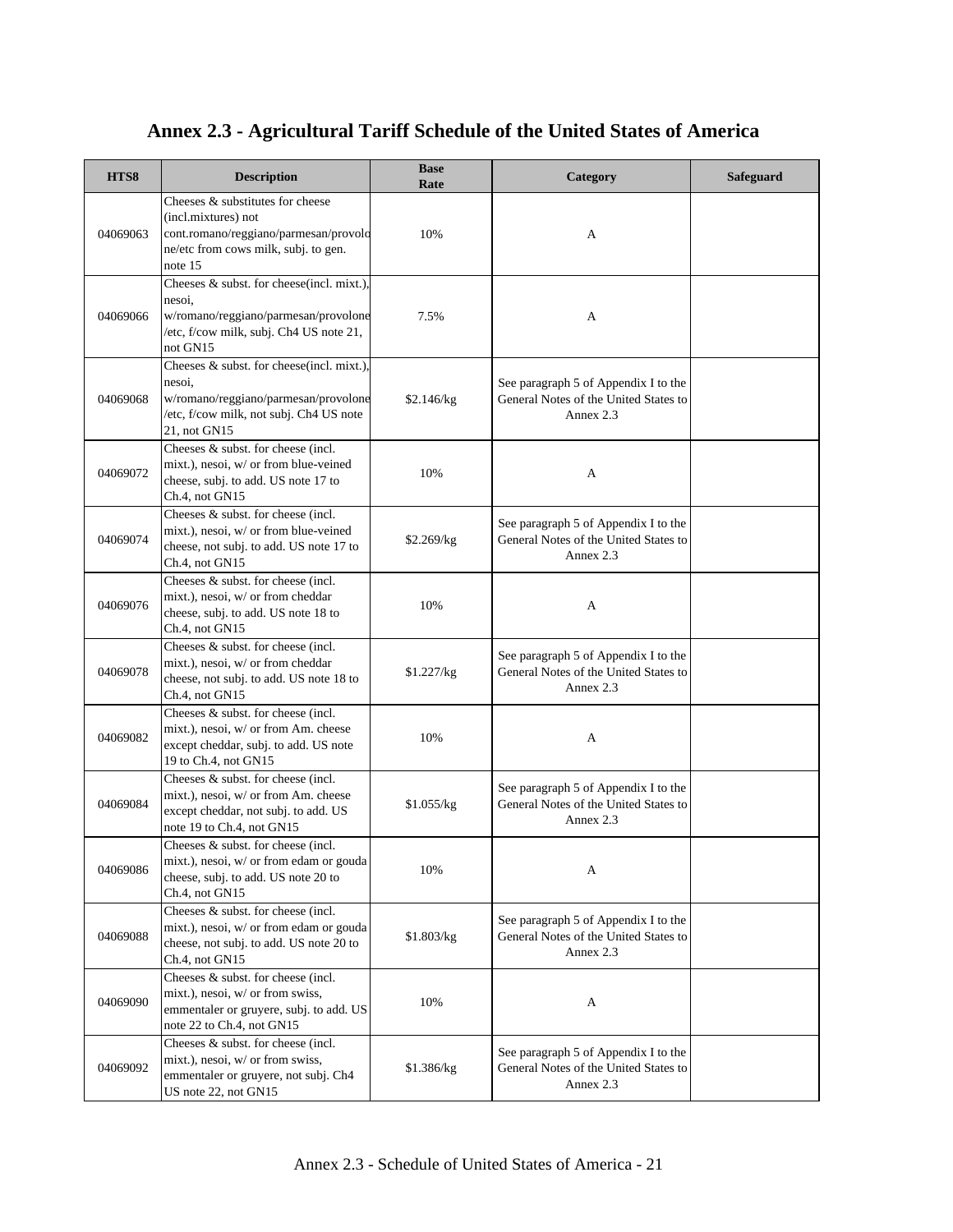# Annex 2.3 - Agricultural Tariff Schedule of the United States of America

| HTS8 | Description | Base Rate | Category | Safeguard |
|---|---|---|---|---|
| 04069063 | Cheeses & substitutes for cheese (incl.mixtures) not cont.romano/reggiano/parmesan/provolone/etc from cows milk, subj. to gen. note 15 | 10% | A | |
| 04069066 | Cheeses & subst. for cheese(incl. mixt.), nesoi, w/romano/reggiano/parmesan/provolone/etc, f/cow milk, subj. Ch4 US note 21, not GN15 | 7.5% | A | |
| 04069068 | Cheeses & subst. for cheese(incl. mixt.), nesoi, w/romano/reggiano/parmesan/provolone/etc, f/cow milk, not subj. Ch4 US note 21, not GN15 | $2.146/kg | See paragraph 5 of Appendix I to the General Notes of the United States to Annex 2.3 | |
| 04069072 | Cheeses & subst. for cheese (incl. mixt.), nesoi, w/ or from blue-veined cheese, subj. to add. US note 17 to Ch.4, not GN15 | 10% | A | |
| 04069074 | Cheeses & subst. for cheese (incl. mixt.), nesoi, w/ or from blue-veined cheese, not subj. to add. US note 17 to Ch.4, not GN15 | $2.269/kg | See paragraph 5 of Appendix I to the General Notes of the United States to Annex 2.3 | |
| 04069076 | Cheeses & subst. for cheese (incl. mixt.), nesoi, w/ or from cheddar cheese, subj. to add. US note 18 to Ch.4, not GN15 | 10% | A | |
| 04069078 | Cheeses & subst. for cheese (incl. mixt.), nesoi, w/ or from cheddar cheese, not subj. to add. US note 18 to Ch.4, not GN15 | $1.227/kg | See paragraph 5 of Appendix I to the General Notes of the United States to Annex 2.3 | |
| 04069082 | Cheeses & subst. for cheese (incl. mixt.), nesoi, w/ or from Am. cheese except cheddar, subj. to add. US note 19 to Ch.4, not GN15 | 10% | A | |
| 04069084 | Cheeses & subst. for cheese (incl. mixt.), nesoi, w/ or from Am. cheese except cheddar, not subj. to add. US note 19 to Ch.4, not GN15 | $1.055/kg | See paragraph 5 of Appendix I to the General Notes of the United States to Annex 2.3 | |
| 04069086 | Cheeses & subst. for cheese (incl. mixt.), nesoi, w/ or from edam or gouda cheese, subj. to add. US note 20 to Ch.4, not GN15 | 10% | A | |
| 04069088 | Cheeses & subst. for cheese (incl. mixt.), nesoi, w/ or from edam or gouda cheese, not subj. to add. US note 20 to Ch.4, not GN15 | $1.803/kg | See paragraph 5 of Appendix I to the General Notes of the United States to Annex 2.3 | |
| 04069090 | Cheeses & subst. for cheese (incl. mixt.), nesoi, w/ or from swiss, emmentaler or gruyere, subj. to add. US note 22 to Ch.4, not GN15 | 10% | A | |
| 04069092 | Cheeses & subst. for cheese (incl. mixt.), nesoi, w/ or from swiss, emmentaler or gruyere, not subj. Ch4 US note 22, not GN15 | $1.386/kg | See paragraph 5 of Appendix I to the General Notes of the United States to Annex 2.3 | |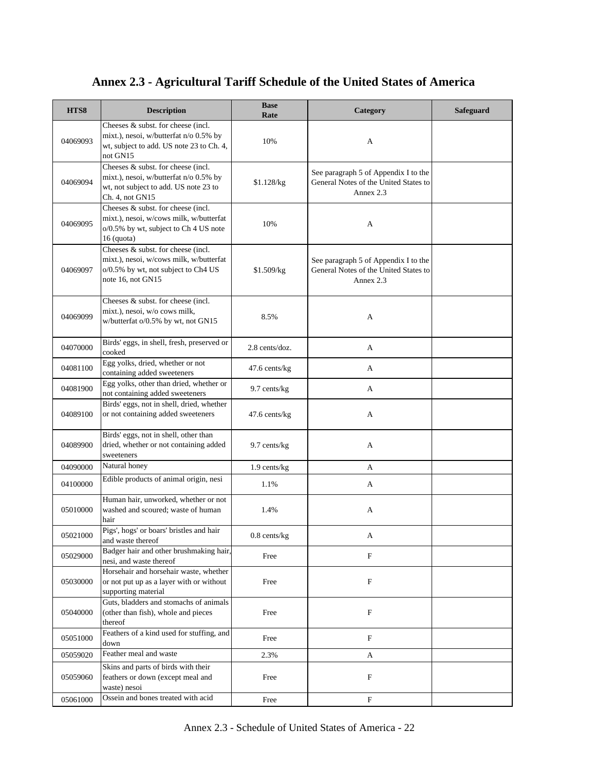# Annex 2.3 - Agricultural Tariff Schedule of the United States of America

| HTS8 | Description | Base Rate | Category | Safeguard |
|---|---|---|---|---|
| 04069093 | Cheeses & subst. for cheese (incl. mixt.), nesoi, w/butterfat n/o 0.5% by wt, subject to add. US note 23 to Ch. 4, not GN15 | 10% | A | |
| 04069094 | Cheeses & subst. for cheese (incl. mixt.), nesoi, w/butterfat n/o 0.5% by wt, not subject to add. US note 23 to Ch. 4, not GN15 | $1.128/kg | See paragraph 5 of Appendix I to the General Notes of the United States to Annex 2.3 | |
| 04069095 | Cheeses & subst. for cheese (incl. mixt.), nesoi, w/cows milk, w/butterfat o/0.5% by wt, subject to Ch 4 US note 16 (quota) | 10% | A | |
| 04069097 | Cheeses & subst. for cheese (incl. mixt.), nesoi, w/cows milk, w/butterfat o/0.5% by wt, not subject to Ch4 US note 16, not GN15 | $1.509/kg | See paragraph 5 of Appendix I to the General Notes of the United States to Annex 2.3 | |
| 04069099 | Cheeses & subst. for cheese (incl. mixt.), nesoi, w/o cows milk, w/butterfat o/0.5% by wt, not GN15 | 8.5% | A | |
| 04070000 | Birds' eggs, in shell, fresh, preserved or cooked | 2.8 cents/doz. | A | |
| 04081100 | Egg yolks, dried, whether or not containing added sweeteners | 47.6 cents/kg | A | |
| 04081900 | Egg yolks, other than dried, whether or not containing added sweeteners | 9.7 cents/kg | A | |
| 04089100 | Birds' eggs, not in shell, dried, whether or not containing added sweeteners | 47.6 cents/kg | A | |
| 04089900 | Birds' eggs, not in shell, other than dried, whether or not containing added sweeteners | 9.7 cents/kg | A | |
| 04090000 | Natural honey | 1.9 cents/kg | A | |
| 04100000 | Edible products of animal origin, nesi | 1.1% | A | |
| 05010000 | Human hair, unworked, whether or not washed and scoured; waste of human hair | 1.4% | A | |
| 05021000 | Pigs', hogs' or boars' bristles and hair and waste thereof | 0.8 cents/kg | A | |
| 05029000 | Badger hair and other brushmaking hair, nesi, and waste thereof | Free | F | |
| 05030000 | Horsehair and horsehair waste, whether or not put up as a layer with or without supporting material | Free | F | |
| 05040000 | Guts, bladders and stomachs of animals (other than fish), whole and pieces thereof | Free | F | |
| 05051000 | Feathers of a kind used for stuffing, and down | Free | F | |
| 05059020 | Feather meal and waste | 2.3% | A | |
| 05059060 | Skins and parts of birds with their feathers or down (except meal and waste) nesoi | Free | F | |
| 05061000 | Ossein and bones treated with acid | Free | F | |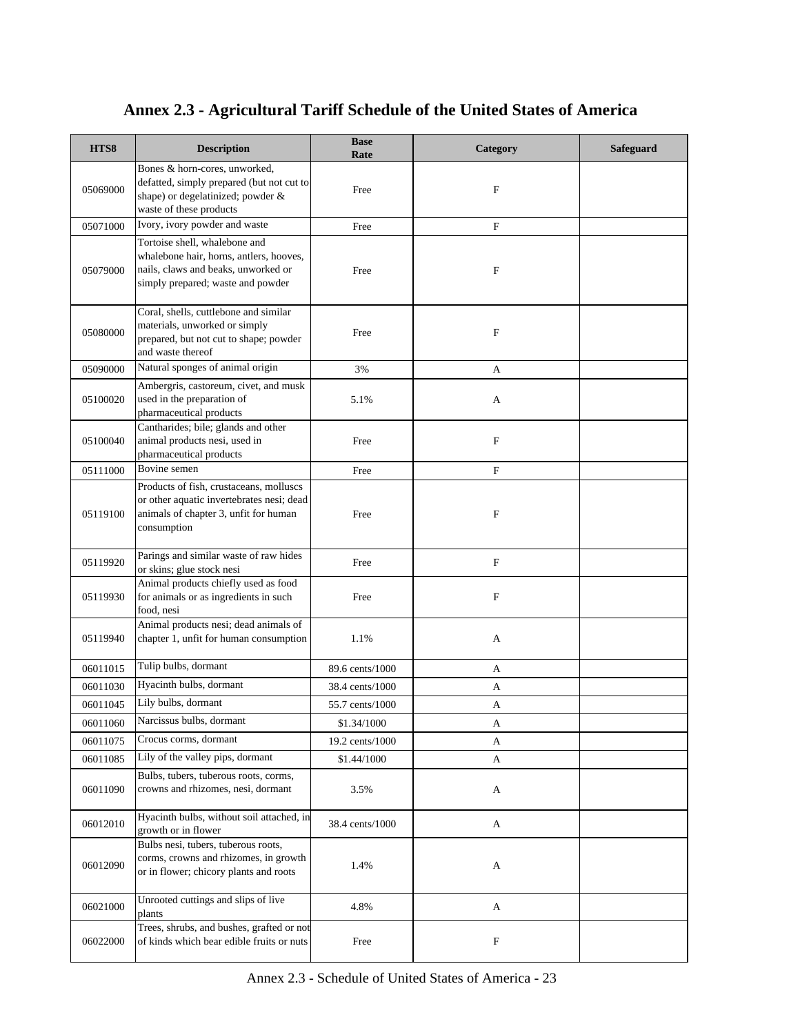# Annex 2.3 - Agricultural Tariff Schedule of the United States of America

| HTS8 | Description | Base Rate | Category | Safeguard |
| --- | --- | --- | --- | --- |
| 05069000 | Bones & horn-cores, unworked, defatted, simply prepared (but not cut to shape) or degelatinized; powder & waste of these products | Free | F | |
| 05071000 | Ivory, ivory powder and waste | Free | F | |
| 05079000 | Tortoise shell, whalebone and whalebone hair, horns, antlers, hooves, nails, claws and beaks, unworked or simply prepared; waste and powder | Free | F | |
| 05080000 | Coral, shells, cuttlebone and similar materials, unworked or simply prepared, but not cut to shape; powder and waste thereof | Free | F | |
| 05090000 | Natural sponges of animal origin | 3% | A | |
| 05100020 | Ambergris, castoreum, civet, and musk used in the preparation of pharmaceutical products | 5.1% | A | |
| 05100040 | Cantharides; bile; glands and other animal products nesi, used in pharmaceutical products | Free | F | |
| 05111000 | Bovine semen | Free | F | |
| 05119100 | Products of fish, crustaceans, molluscs or other aquatic invertebrates nesi; dead animals of chapter 3, unfit for human consumption | Free | F | |
| 05119920 | Parings and similar waste of raw hides or skins; glue stock nesi | Free | F | |
| 05119930 | Animal products chiefly used as food for animals or as ingredients in such food, nesi | Free | F | |
| 05119940 | Animal products nesi; dead animals of chapter 1, unfit for human consumption | 1.1% | A | |
| 06011015 | Tulip bulbs, dormant | 89.6 cents/1000 | A | |
| 06011030 | Hyacinth bulbs, dormant | 38.4 cents/1000 | A | |
| 06011045 | Lily bulbs, dormant | 55.7 cents/1000 | A | |
| 06011060 | Narcissus bulbs, dormant | $1.34/1000 | A | |
| 06011075 | Crocus corms, dormant | 19.2 cents/1000 | A | |
| 06011085 | Lily of the valley pips, dormant | $1.44/1000 | A | |
| 06011090 | Bulbs, tubers, tuberous roots, corms, crowns and rhizomes, nesi, dormant | 3.5% | A | |
| 06012010 | Hyacinth bulbs, without soil attached, in growth or in flower | 38.4 cents/1000 | A | |
| 06012090 | Bulbs nesi, tubers, tuberous roots, corms, crowns and rhizomes, in growth or in flower; chicory plants and roots | 1.4% | A | |
| 06021000 | Unrooted cuttings and slips of live plants | 4.8% | A | |
| 06022000 | Trees, shrubs, and bushes, grafted or not of kinds which bear edible fruits or nuts | Free | F | |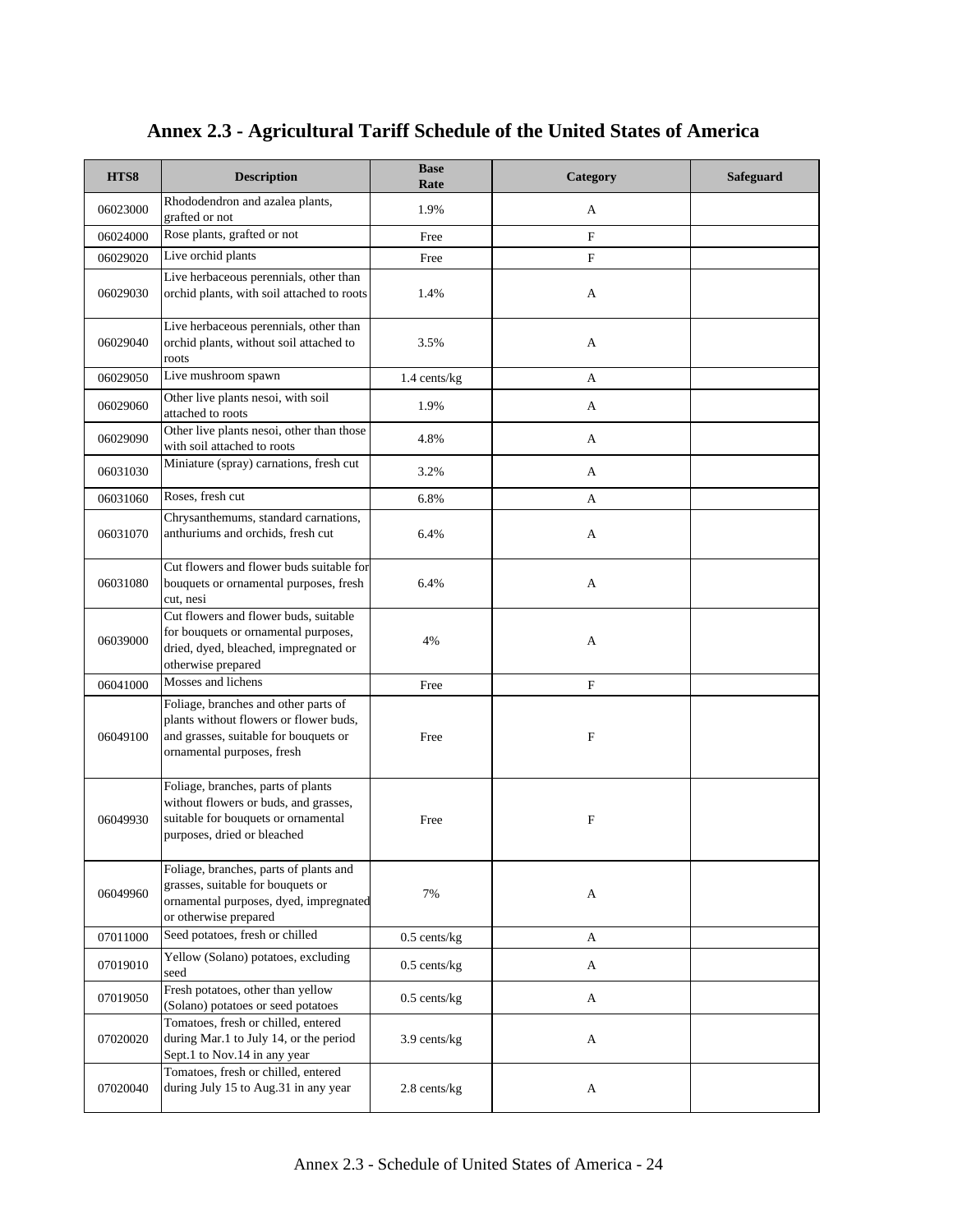# Annex 2.3 - Agricultural Tariff Schedule of the United States of America

| HTS8 | Description | Base Rate | Category | Safeguard |
|---|---|---|---|---|
| 06023000 | Rhododendron and azalea plants, grafted or not | 1.9% | A | |
| 06024000 | Rose plants, grafted or not | Free | F | |
| 06029020 | Live orchid plants | Free | F | |
| 06029030 | Live herbaceous perennials, other than orchid plants, with soil attached to roots | 1.4% | A | |
| 06029040 | Live herbaceous perennials, other than orchid plants, without soil attached to roots | 3.5% | A | |
| 06029050 | Live mushroom spawn | 1.4 cents/kg | A | |
| 06029060 | Other live plants nesoi, with soil attached to roots | 1.9% | A | |
| 06029090 | Other live plants nesoi, other than those with soil attached to roots | 4.8% | A | |
| 06031030 | Miniature (spray) carnations, fresh cut | 3.2% | A | |
| 06031060 | Roses, fresh cut | 6.8% | A | |
| 06031070 | Chrysanthemums, standard carnations, anthuriums and orchids, fresh cut | 6.4% | A | |
| 06031080 | Cut flowers and flower buds suitable for bouquets or ornamental purposes, fresh cut, nesi | 6.4% | A | |
| 06039000 | Cut flowers and flower buds, suitable for bouquets or ornamental purposes, dried, dyed, bleached, impregnated or otherwise prepared | 4% | A | |
| 06041000 | Mosses and lichens | Free | F | |
| 06049100 | Foliage, branches and other parts of plants without flowers or flower buds, and grasses, suitable for bouquets or ornamental purposes, fresh | Free | F | |
| 06049930 | Foliage, branches, parts of plants without flowers or buds, and grasses, suitable for bouquets or ornamental purposes, dried or bleached | Free | F | |
| 06049960 | Foliage, branches, parts of plants and grasses, suitable for bouquets or ornamental purposes, dyed, impregnated or otherwise prepared | 7% | A | |
| 07011000 | Seed potatoes, fresh or chilled | 0.5 cents/kg | A | |
| 07019010 | Yellow (Solano) potatoes, excluding seed | 0.5 cents/kg | A | |
| 07019050 | Fresh potatoes, other than yellow (Solano) potatoes or seed potatoes | 0.5 cents/kg | A | |
| 07020020 | Tomatoes, fresh or chilled, entered during Mar.1 to July 14, or the period Sept.1 to Nov.14 in any year | 3.9 cents/kg | A | |
| 07020040 | Tomatoes, fresh or chilled, entered during July 15 to Aug.31 in any year | 2.8 cents/kg | A | |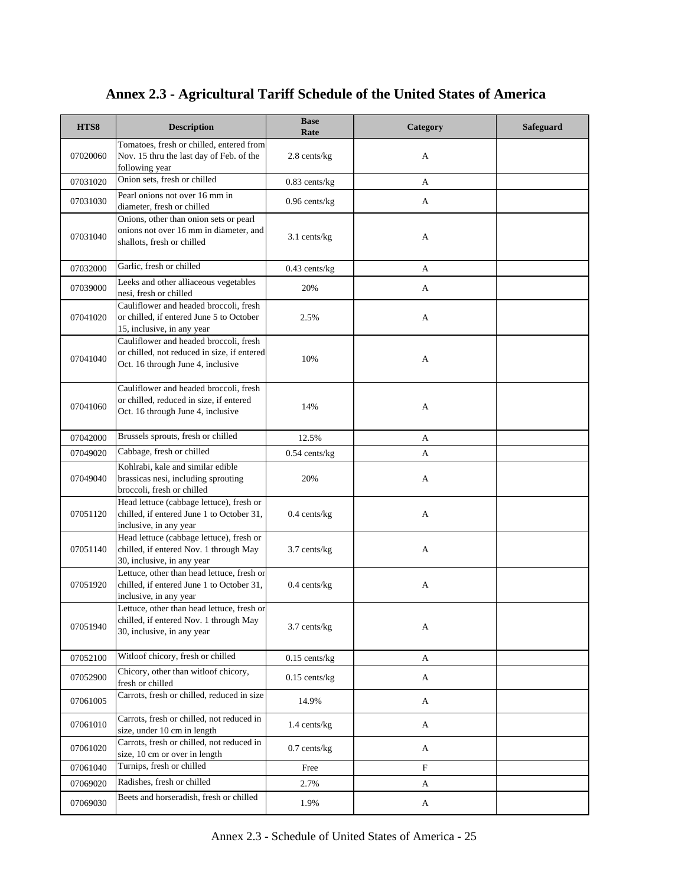# Annex 2.3 - Agricultural Tariff Schedule of the United States of America

| HTS8 | Description | Base Rate | Category | Safeguard |
|---|---|---|---|---|
| 07020060 | Tomatoes, fresh or chilled, entered from Nov. 15 thru the last day of Feb. of the following year | 2.8 cents/kg | A | |
| 07031020 | Onion sets, fresh or chilled | 0.83 cents/kg | A | |
| 07031030 | Pearl onions not over 16 mm in diameter, fresh or chilled | 0.96 cents/kg | A | |
| 07031040 | Onions, other than onion sets or pearl onions not over 16 mm in diameter, and shallots, fresh or chilled | 3.1 cents/kg | A | |
| 07032000 | Garlic, fresh or chilled | 0.43 cents/kg | A | |
| 07039000 | Leeks and other alliaceous vegetables nesi, fresh or chilled | 20% | A | |
| 07041020 | Cauliflower and headed broccoli, fresh or chilled, if entered June 5 to October 15, inclusive, in any year | 2.5% | A | |
| 07041040 | Cauliflower and headed broccoli, fresh or chilled, not reduced in size, if entered Oct. 16 through June 4, inclusive | 10% | A | |
| 07041060 | Cauliflower and headed broccoli, fresh or chilled, reduced in size, if entered Oct. 16 through June 4, inclusive | 14% | A | |
| 07042000 | Brussels sprouts, fresh or chilled | 12.5% | A | |
| 07049020 | Cabbage, fresh or chilled | 0.54 cents/kg | A | |
| 07049040 | Kohlrabi, kale and similar edible brassicas nesi, including sprouting broccoli, fresh or chilled | 20% | A | |
| 07051120 | Head lettuce (cabbage lettuce), fresh or chilled, if entered June 1 to October 31, inclusive, in any year | 0.4 cents/kg | A | |
| 07051140 | Head lettuce (cabbage lettuce), fresh or chilled, if entered Nov. 1 through May 30, inclusive, in any year | 3.7 cents/kg | A | |
| 07051920 | Lettuce, other than head lettuce, fresh or chilled, if entered June 1 to October 31, inclusive, in any year | 0.4 cents/kg | A | |
| 07051940 | Lettuce, other than head lettuce, fresh or chilled, if entered Nov. 1 through May 30, inclusive, in any year | 3.7 cents/kg | A | |
| 07052100 | Witloof chicory, fresh or chilled | 0.15 cents/kg | A | |
| 07052900 | Chicory, other than witloof chicory, fresh or chilled | 0.15 cents/kg | A | |
| 07061005 | Carrots, fresh or chilled, reduced in size | 14.9% | A | |
| 07061010 | Carrots, fresh or chilled, not reduced in size, under 10 cm in length | 1.4 cents/kg | A | |
| 07061020 | Carrots, fresh or chilled, not reduced in size, 10 cm or over in length | 0.7 cents/kg | A | |
| 07061040 | Turnips, fresh or chilled | Free | F | |
| 07069020 | Radishes, fresh or chilled | 2.7% | A | |
| 07069030 | Beets and horseradish, fresh or chilled | 1.9% | A | |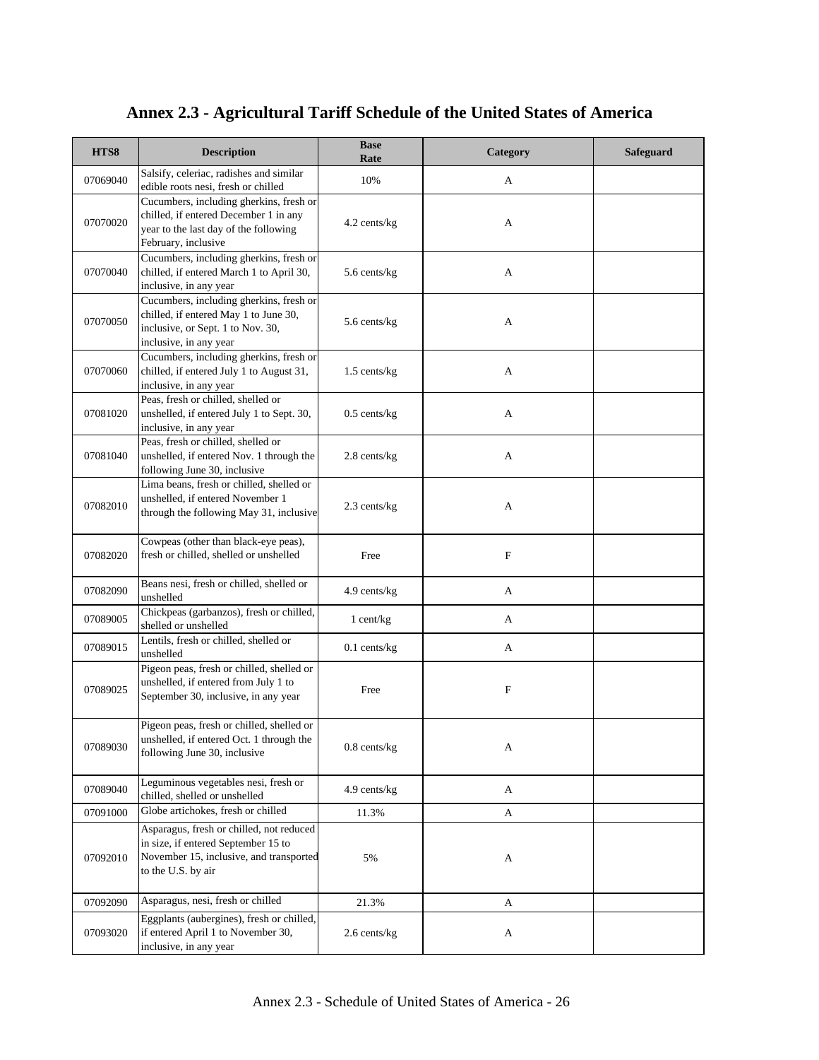# Annex 2.3 - Agricultural Tariff Schedule of the United States of America

| HTS8 | Description | Base Rate | Category | Safeguard |
|---|---|---|---|---|
| 07069040 | Salsify, celeriac, radishes and similar edible roots nesi, fresh or chilled | 10% | A | |
| 07070020 | Cucumbers, including gherkins, fresh or chilled, if entered December 1 in any year to the last day of the following February, inclusive | 4.2 cents/kg | A | |
| 07070040 | Cucumbers, including gherkins, fresh or chilled, if entered March 1 to April 30, inclusive, in any year | 5.6 cents/kg | A | |
| 07070050 | Cucumbers, including gherkins, fresh or chilled, if entered May 1 to June 30, inclusive, or Sept. 1 to Nov. 30, inclusive, in any year | 5.6 cents/kg | A | |
| 07070060 | Cucumbers, including gherkins, fresh or chilled, if entered July 1 to August 31, inclusive, in any year | 1.5 cents/kg | A | |
| 07081020 | Peas, fresh or chilled, shelled or unshelled, if entered July 1 to Sept. 30, inclusive, in any year | 0.5 cents/kg | A | |
| 07081040 | Peas, fresh or chilled, shelled or unshelled, if entered Nov. 1 through the following June 30, inclusive | 2.8 cents/kg | A | |
| 07082010 | Lima beans, fresh or chilled, shelled or unshelled, if entered November 1 through the following May 31, inclusive | 2.3 cents/kg | A | |
| 07082020 | Cowpeas (other than black-eye peas), fresh or chilled, shelled or unshelled | Free | F | |
| 07082090 | Beans nesi, fresh or chilled, shelled or unshelled | 4.9 cents/kg | A | |
| 07089005 | Chickpeas (garbanzos), fresh or chilled, shelled or unshelled | 1 cent/kg | A | |
| 07089015 | Lentils, fresh or chilled, shelled or unshelled | 0.1 cents/kg | A | |
| 07089025 | Pigeon peas, fresh or chilled, shelled or unshelled, if entered from July 1 to September 30, inclusive, in any year | Free | F | |
| 07089030 | Pigeon peas, fresh or chilled, shelled or unshelled, if entered Oct. 1 through the following June 30, inclusive | 0.8 cents/kg | A | |
| 07089040 | Leguminous vegetables nesi, fresh or chilled, shelled or unshelled | 4.9 cents/kg | A | |
| 07091000 | Globe artichokes, fresh or chilled | 11.3% | A | |
| 07092010 | Asparagus, fresh or chilled, not reduced in size, if entered September 15 to November 15, inclusive, and transported to the U.S. by air | 5% | A | |
| 07092090 | Asparagus, nesi, fresh or chilled | 21.3% | A | |
| 07093020 | Eggplants (aubergines), fresh or chilled, if entered April 1 to November 30, inclusive, in any year | 2.6 cents/kg | A | |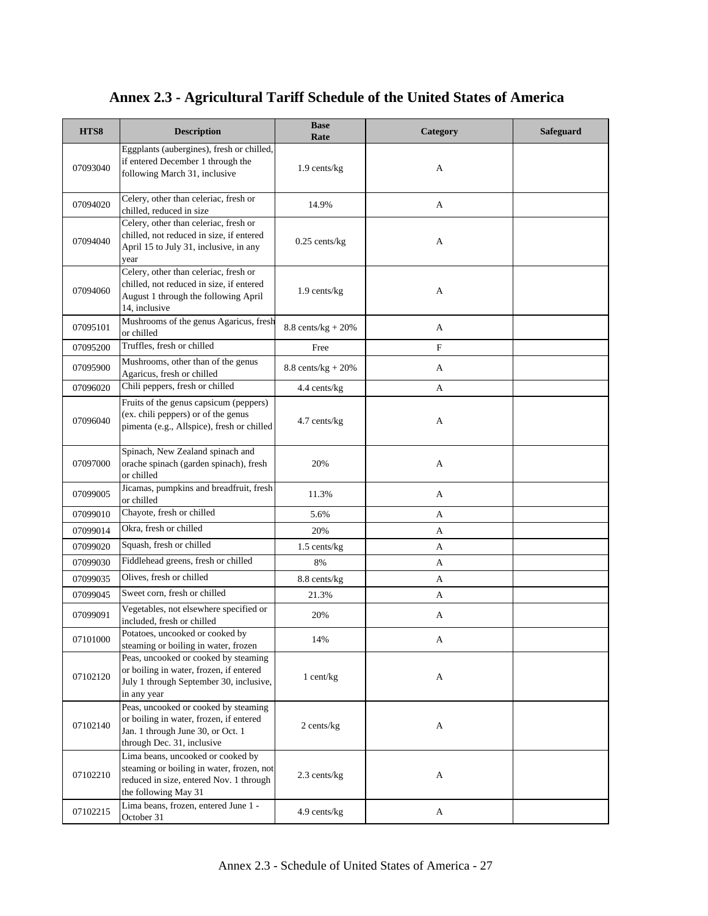# Annex 2.3 - Agricultural Tariff Schedule of the United States of America

| HTS8 | Description | Base Rate | Category | Safeguard |
|---|---|---|---|---|
| 07093040 | Eggplants (aubergines), fresh or chilled, if entered December 1 through the following March 31, inclusive | 1.9 cents/kg | A | |
| 07094020 | Celery, other than celeriac, fresh or chilled, reduced in size | 14.9% | A | |
| 07094040 | Celery, other than celeriac, fresh or chilled, not reduced in size, if entered April 15 to July 31, inclusive, in any year | 0.25 cents/kg | A | |
| 07094060 | Celery, other than celeriac, fresh or chilled, not reduced in size, if entered August 1 through the following April 14, inclusive | 1.9 cents/kg | A | |
| 07095101 | Mushrooms of the genus Agaricus, fresh or chilled | 8.8 cents/kg + 20% | A | |
| 07095200 | Truffles, fresh or chilled | Free | F | |
| 07095900 | Mushrooms, other than of the genus Agaricus, fresh or chilled | 8.8 cents/kg + 20% | A | |
| 07096020 | Chili peppers, fresh or chilled | 4.4 cents/kg | A | |
| 07096040 | Fruits of the genus capsicum (peppers) (ex. chili peppers) or of the genus pimenta (e.g., Allspice), fresh or chilled | 4.7 cents/kg | A | |
| 07097000 | Spinach, New Zealand spinach and orache spinach (garden spinach), fresh or chilled | 20% | A | |
| 07099005 | Jicamas, pumpkins and breadfruit, fresh or chilled | 11.3% | A | |
| 07099010 | Chayote, fresh or chilled | 5.6% | A | |
| 07099014 | Okra, fresh or chilled | 20% | A | |
| 07099020 | Squash, fresh or chilled | 1.5 cents/kg | A | |
| 07099030 | Fiddlehead greens, fresh or chilled | 8% | A | |
| 07099035 | Olives, fresh or chilled | 8.8 cents/kg | A | |
| 07099045 | Sweet corn, fresh or chilled | 21.3% | A | |
| 07099091 | Vegetables, not elsewhere specified or included, fresh or chilled | 20% | A | |
| 07101000 | Potatoes, uncooked or cooked by steaming or boiling in water, frozen | 14% | A | |
| 07102120 | Peas, uncooked or cooked by steaming or boiling in water, frozen, if entered July 1 through September 30, inclusive, in any year | 1 cent/kg | A | |
| 07102140 | Peas, uncooked or cooked by steaming or boiling in water, frozen, if entered Jan. 1 through June 30, or Oct. 1 through Dec. 31, inclusive | 2 cents/kg | A | |
| 07102210 | Lima beans, uncooked or cooked by steaming or boiling in water, frozen, not reduced in size, entered Nov. 1 through the following May 31 | 2.3 cents/kg | A | |
| 07102215 | Lima beans, frozen, entered June 1 - October 31 | 4.9 cents/kg | A | |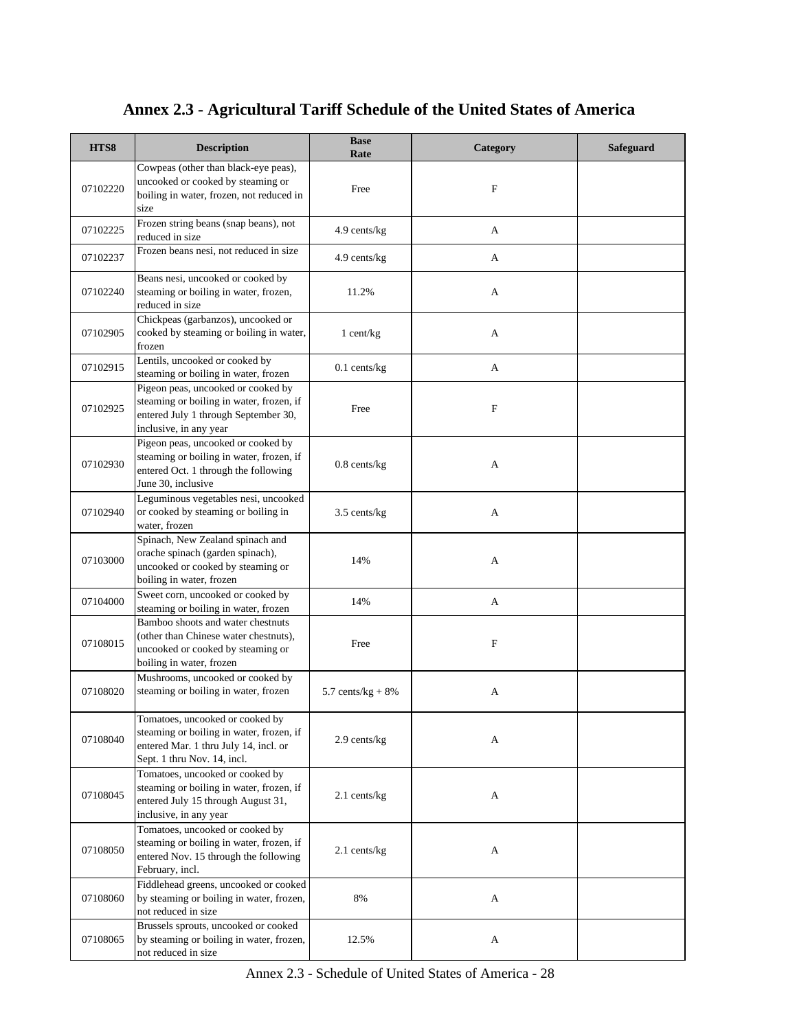# Annex 2.3 - Agricultural Tariff Schedule of the United States of America

| HTS8 | Description | Base Rate | Category | Safeguard |
|---|---|---|---|---|
| 07102220 | Cowpeas (other than black-eye peas), uncooked or cooked by steaming or boiling in water, frozen, not reduced in size | Free | F | |
| 07102225 | Frozen string beans (snap beans), not reduced in size | 4.9 cents/kg | A | |
| 07102237 | Frozen beans nesi, not reduced in size | 4.9 cents/kg | A | |
| 07102240 | Beans nesi, uncooked or cooked by steaming or boiling in water, frozen, reduced in size | 11.2% | A | |
| 07102905 | Chickpeas (garbanzos), uncooked or cooked by steaming or boiling in water, frozen | 1 cent/kg | A | |
| 07102915 | Lentils, uncooked or cooked by steaming or boiling in water, frozen | 0.1 cents/kg | A | |
| 07102925 | Pigeon peas, uncooked or cooked by steaming or boiling in water, frozen, if entered July 1 through September 30, inclusive, in any year | Free | F | |
| 07102930 | Pigeon peas, uncooked or cooked by steaming or boiling in water, frozen, if entered Oct. 1 through the following June 30, inclusive | 0.8 cents/kg | A | |
| 07102940 | Leguminous vegetables nesi, uncooked or cooked by steaming or boiling in water, frozen | 3.5 cents/kg | A | |
| 07103000 | Spinach, New Zealand spinach and orache spinach (garden spinach), uncooked or cooked by steaming or boiling in water, frozen | 14% | A | |
| 07104000 | Sweet corn, uncooked or cooked by steaming or boiling in water, frozen | 14% | A | |
| 07108015 | Bamboo shoots and water chestnuts (other than Chinese water chestnuts), uncooked or cooked by steaming or boiling in water, frozen | Free | F | |
| 07108020 | Mushrooms, uncooked or cooked by steaming or boiling in water, frozen | 5.7 cents/kg + 8% | A | |
| 07108040 | Tomatoes, uncooked or cooked by steaming or boiling in water, frozen, if entered Mar. 1 thru July 14, incl. or Sept. 1 thru Nov. 14, incl. | 2.9 cents/kg | A | |
| 07108045 | Tomatoes, uncooked or cooked by steaming or boiling in water, frozen, if entered July 15 through August 31, inclusive, in any year | 2.1 cents/kg | A | |
| 07108050 | Tomatoes, uncooked or cooked by steaming or boiling in water, frozen, if entered Nov. 15 through the following February, incl. | 2.1 cents/kg | A | |
| 07108060 | Fiddlehead greens, uncooked or cooked by steaming or boiling in water, frozen, not reduced in size | 8% | A | |
| 07108065 | Brussels sprouts, uncooked or cooked by steaming or boiling in water, frozen, not reduced in size | 12.5% | A | |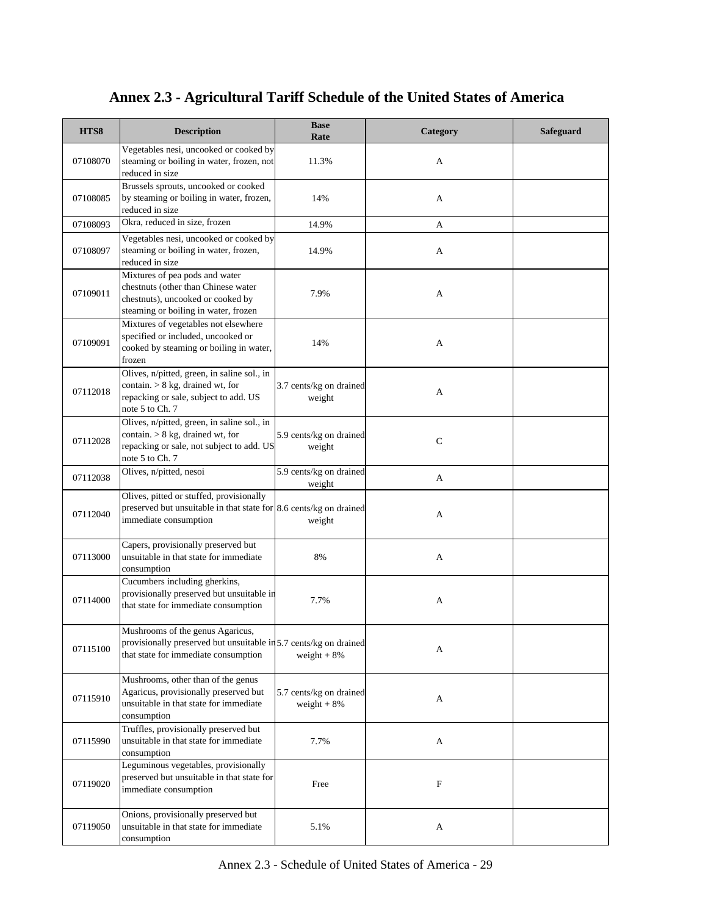# Annex 2.3 - Agricultural Tariff Schedule of the United States of America

| HTS8 | Description | Base Rate | Category | Safeguard |
|---|---|---|---|---|
| 07108070 | Vegetables nesi, uncooked or cooked by steaming or boiling in water, frozen, not reduced in size | 11.3% | A | |
| 07108085 | Brussels sprouts, uncooked or cooked by steaming or boiling in water, frozen, reduced in size | 14% | A | |
| 07108093 | Okra, reduced in size, frozen | 14.9% | A | |
| 07108097 | Vegetables nesi, uncooked or cooked by steaming or boiling in water, frozen, reduced in size | 14.9% | A | |
| 07109011 | Mixtures of pea pods and water chestnuts (other than Chinese water chestnuts), uncooked or cooked by steaming or boiling in water, frozen | 7.9% | A | |
| 07109091 | Mixtures of vegetables not elsewhere specified or included, uncooked or cooked by steaming or boiling in water, frozen | 14% | A | |
| 07112018 | Olives, n/pitted, green, in saline sol., in contain. > 8 kg, drained wt, for repacking or sale, subject to add. US note 5 to Ch. 7 | 3.7 cents/kg on drained weight | A | |
| 07112028 | Olives, n/pitted, green, in saline sol., in contain. > 8 kg, drained wt, for repacking or sale, not subject to add. US note 5 to Ch. 7 | 5.9 cents/kg on drained weight | C | |
| 07112038 | Olives, n/pitted, nesoi | 5.9 cents/kg on drained weight | A | |
| 07112040 | Olives, pitted or stuffed, provisionally preserved but unsuitable in that state for immediate consumption | 8.6 cents/kg on drained weight | A | |
| 07113000 | Capers, provisionally preserved but unsuitable in that state for immediate consumption | 8% | A | |
| 07114000 | Cucumbers including gherkins, provisionally preserved but unsuitable in that state for immediate consumption | 7.7% | A | |
| 07115100 | Mushrooms of the genus Agaricus, provisionally preserved but unsuitable in that state for immediate consumption | 5.7 cents/kg on drained weight + 8% | A | |
| 07115910 | Mushrooms, other than of the genus Agaricus, provisionally preserved but unsuitable in that state for immediate consumption | 5.7 cents/kg on drained weight + 8% | A | |
| 07115990 | Truffles, provisionally preserved but unsuitable in that state for immediate consumption | 7.7% | A | |
| 07119020 | Leguminous vegetables, provisionally preserved but unsuitable in that state for immediate consumption | Free | F | |
| 07119050 | Onions, provisionally preserved but unsuitable in that state for immediate consumption | 5.1% | A | |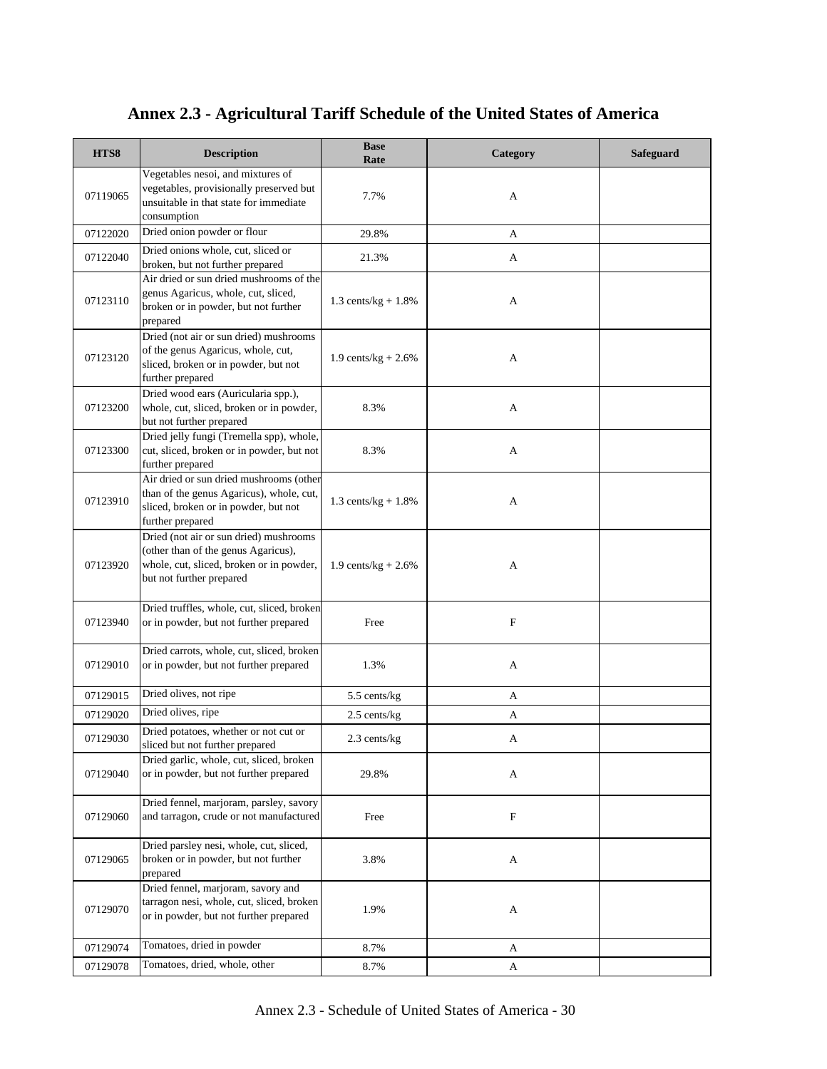# Annex 2.3 - Agricultural Tariff Schedule of the United States of America

| HTS8 | Description | Base Rate | Category | Safeguard |
|---|---|---|---|---|
| 07119065 | Vegetables nesoi, and mixtures of vegetables, provisionally preserved but unsuitable in that state for immediate consumption | 7.7% | A | |
| 07122020 | Dried onion powder or flour | 29.8% | A | |
| 07122040 | Dried onions whole, cut, sliced or broken, but not further prepared | 21.3% | A | |
| 07123110 | Air dried or sun dried mushrooms of the genus Agaricus, whole, cut, sliced, broken or in powder, but not further prepared | 1.3 cents/kg + 1.8% | A | |
| 07123120 | Dried (not air or sun dried) mushrooms of the genus Agaricus, whole, cut, sliced, broken or in powder, but not further prepared | 1.9 cents/kg + 2.6% | A | |
| 07123200 | Dried wood ears (Auricularia spp.), whole, cut, sliced, broken or in powder, but not further prepared | 8.3% | A | |
| 07123300 | Dried jelly fungi (Tremella spp), whole, cut, sliced, broken or in powder, but not further prepared | 8.3% | A | |
| 07123910 | Air dried or sun dried mushrooms (other than of the genus Agaricus), whole, cut, sliced, broken or in powder, but not further prepared | 1.3 cents/kg + 1.8% | A | |
| 07123920 | Dried (not air or sun dried) mushrooms (other than of the genus Agaricus), whole, cut, sliced, broken or in powder, but not further prepared | 1.9 cents/kg + 2.6% | A | |
| 07123940 | Dried truffles, whole, cut, sliced, broken or in powder, but not further prepared | Free | F | |
| 07129010 | Dried carrots, whole, cut, sliced, broken or in powder, but not further prepared | 1.3% | A | |
| 07129015 | Dried olives, not ripe | 5.5 cents/kg | A | |
| 07129020 | Dried olives, ripe | 2.5 cents/kg | A | |
| 07129030 | Dried potatoes, whether or not cut or sliced but not further prepared | 2.3 cents/kg | A | |
| 07129040 | Dried garlic, whole, cut, sliced, broken or in powder, but not further prepared | 29.8% | A | |
| 07129060 | Dried fennel, marjoram, parsley, savory and tarragon, crude or not manufactured | Free | F | |
| 07129065 | Dried parsley nesi, whole, cut, sliced, broken or in powder, but not further prepared | 3.8% | A | |
| 07129070 | Dried fennel, marjoram, savory and tarragon nesi, whole, cut, sliced, broken or in powder, but not further prepared | 1.9% | A | |
| 07129074 | Tomatoes, dried in powder | 8.7% | A | |
| 07129078 | Tomatoes, dried, whole, other | 8.7% | A | |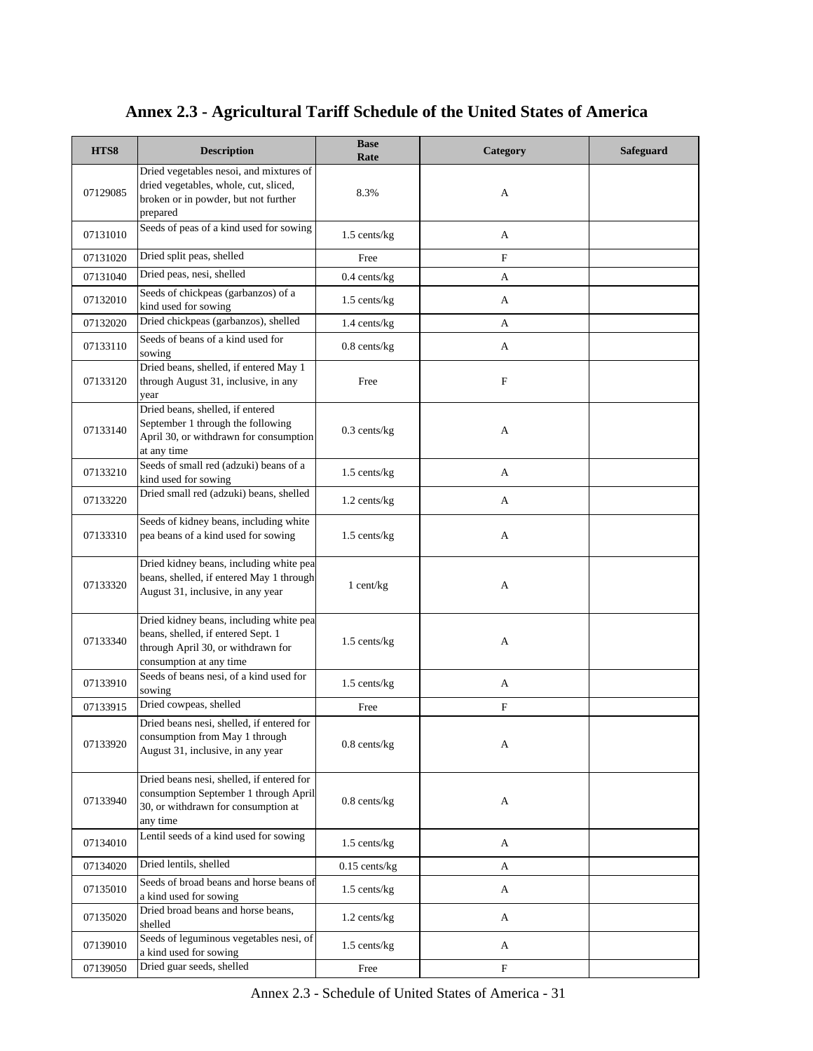# Annex 2.3 - Agricultural Tariff Schedule of the United States of America

| HTS8 | Description | Base Rate | Category | Safeguard |
|---|---|---|---|---|
| 07129085 | Dried vegetables nesoi, and mixtures of dried vegetables, whole, cut, sliced, broken or in powder, but not further prepared | 8.3% | A | |
| 07131010 | Seeds of peas of a kind used for sowing | 1.5 cents/kg | A | |
| 07131020 | Dried split peas, shelled | Free | F | |
| 07131040 | Dried peas, nesi, shelled | 0.4 cents/kg | A | |
| 07132010 | Seeds of chickpeas (garbanzos) of a kind used for sowing | 1.5 cents/kg | A | |
| 07132020 | Dried chickpeas (garbanzos), shelled | 1.4 cents/kg | A | |
| 07133110 | Seeds of beans of a kind used for sowing | 0.8 cents/kg | A | |
| 07133120 | Dried beans, shelled, if entered May 1 through August 31, inclusive, in any year | Free | F | |
| 07133140 | Dried beans, shelled, if entered September 1 through the following April 30, or withdrawn for consumption at any time | 0.3 cents/kg | A | |
| 07133210 | Seeds of small red (adzuki) beans of a kind used for sowing | 1.5 cents/kg | A | |
| 07133220 | Dried small red (adzuki) beans, shelled | 1.2 cents/kg | A | |
| 07133310 | Seeds of kidney beans, including white pea beans of a kind used for sowing | 1.5 cents/kg | A | |
| 07133320 | Dried kidney beans, including white pea beans, shelled, if entered May 1 through August 31, inclusive, in any year | 1 cent/kg | A | |
| 07133340 | Dried kidney beans, including white pea beans, shelled, if entered Sept. 1 through April 30, or withdrawn for consumption at any time | 1.5 cents/kg | A | |
| 07133910 | Seeds of beans nesi, of a kind used for sowing | 1.5 cents/kg | A | |
| 07133915 | Dried cowpeas, shelled | Free | F | |
| 07133920 | Dried beans nesi, shelled, if entered for consumption from May 1 through August 31, inclusive, in any year | 0.8 cents/kg | A | |
| 07133940 | Dried beans nesi, shelled, if entered for consumption September 1 through April 30, or withdrawn for consumption at any time | 0.8 cents/kg | A | |
| 07134010 | Lentil seeds of a kind used for sowing | 1.5 cents/kg | A | |
| 07134020 | Dried lentils, shelled | 0.15 cents/kg | A | |
| 07135010 | Seeds of broad beans and horse beans of a kind used for sowing | 1.5 cents/kg | A | |
| 07135020 | Dried broad beans and horse beans, shelled | 1.2 cents/kg | A | |
| 07139010 | Seeds of leguminous vegetables nesi, of a kind used for sowing | 1.5 cents/kg | A | |
| 07139050 | Dried guar seeds, shelled | Free | F | |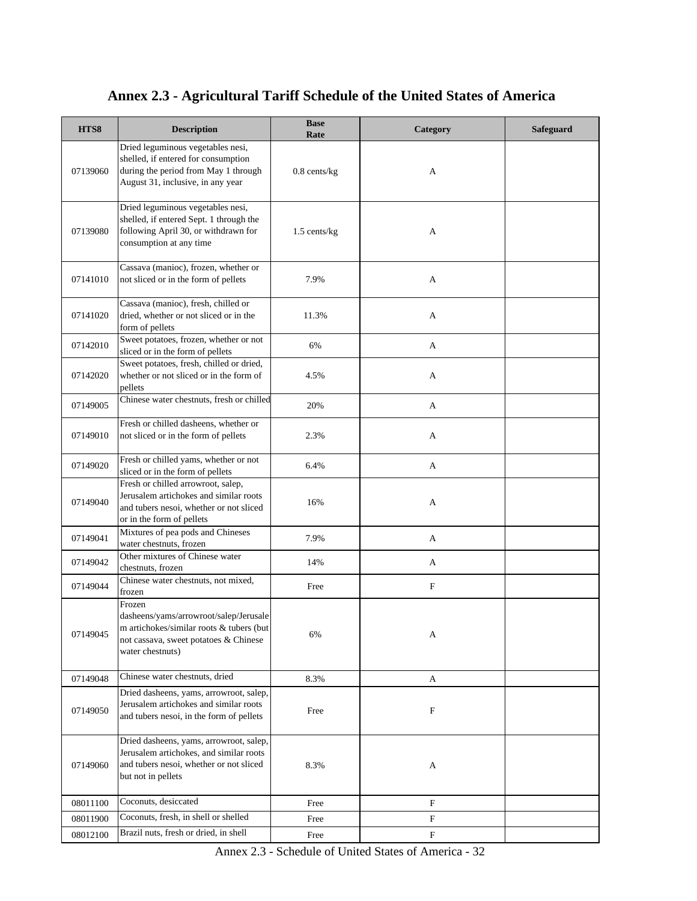# Annex 2.3 - Agricultural Tariff Schedule of the United States of America

| HTS8 | Description | Base Rate | Category | Safeguard |
|---|---|---|---|---|
| 07139060 | Dried leguminous vegetables nesi, shelled, if entered for consumption during the period from May 1 through August 31, inclusive, in any year | 0.8 cents/kg | A | |
| 07139080 | Dried leguminous vegetables nesi, shelled, if entered Sept. 1 through the following April 30, or withdrawn for consumption at any time | 1.5 cents/kg | A | |
| 07141010 | Cassava (manioc), frozen, whether or not sliced or in the form of pellets | 7.9% | A | |
| 07141020 | Cassava (manioc), fresh, chilled or dried, whether or not sliced or in the form of pellets | 11.3% | A | |
| 07142010 | Sweet potatoes, frozen, whether or not sliced or in the form of pellets | 6% | A | |
| 07142020 | Sweet potatoes, fresh, chilled or dried, whether or not sliced or in the form of pellets | 4.5% | A | |
| 07149005 | Chinese water chestnuts, fresh or chilled | 20% | A | |
| 07149010 | Fresh or chilled dasheens, whether or not sliced or in the form of pellets | 2.3% | A | |
| 07149020 | Fresh or chilled yams, whether or not sliced or in the form of pellets | 6.4% | A | |
| 07149040 | Fresh or chilled arrowroot, salep, Jerusalem artichokes and similar roots and tubers nesoi, whether or not sliced or in the form of pellets | 16% | A | |
| 07149041 | Mixtures of pea pods and Chineses water chestnuts, frozen | 7.9% | A | |
| 07149042 | Other mixtures of Chinese water chestnuts, frozen | 14% | A | |
| 07149044 | Chinese water chestnuts, not mixed, frozen | Free | F | |
| 07149045 | Frozen dasheens/yams/arrowroot/salep/Jerusalem artichokes/similar roots & tubers (but not cassava, sweet potatoes & Chinese water chestnuts) | 6% | A | |
| 07149048 | Chinese water chestnuts, dried | 8.3% | A | |
| 07149050 | Dried dasheens, yams, arrowroot, salep, Jerusalem artichokes and similar roots and tubers nesoi, in the form of pellets | Free | F | |
| 07149060 | Dried dasheens, yams, arrowroot, salep, Jerusalem artichokes, and similar roots and tubers nesoi, whether or not sliced but not in pellets | 8.3% | A | |
| 08011100 | Coconuts, desiccated | Free | F | |
| 08011900 | Coconuts, fresh, in shell or shelled | Free | F | |
| 08012100 | Brazil nuts, fresh or dried, in shell | Free | F | |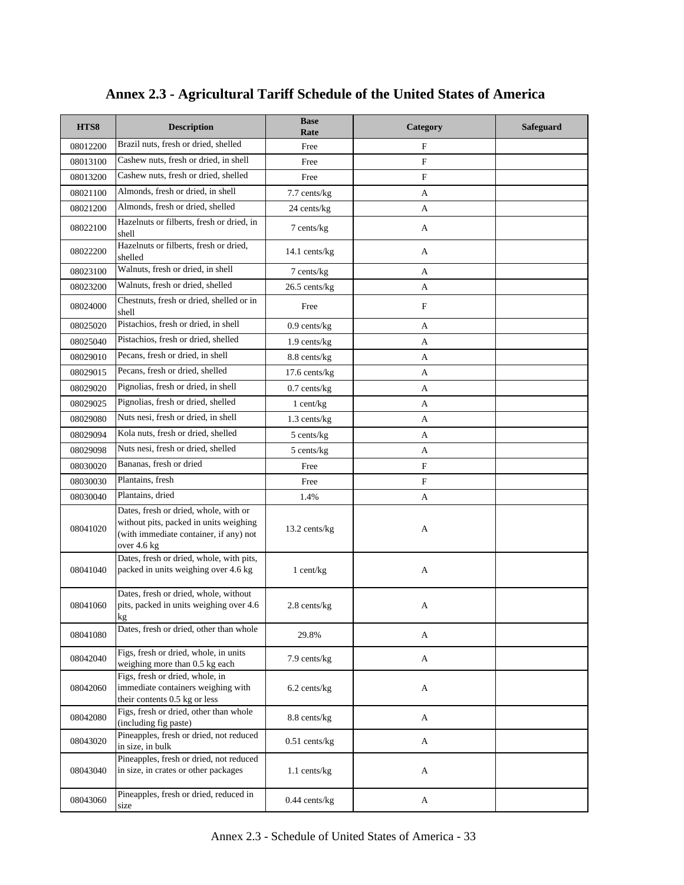# Annex 2.3 - Agricultural Tariff Schedule of the United States of America

| HTS8 | Description | Base Rate | Category | Safeguard |
|---|---|---|---|---|
| 08012200 | Brazil nuts, fresh or dried, shelled | Free | F | |
| 08013100 | Cashew nuts, fresh or dried, in shell | Free | F | |
| 08013200 | Cashew nuts, fresh or dried, shelled | Free | F | |
| 08021100 | Almonds, fresh or dried, in shell | 7.7 cents/kg | A | |
| 08021200 | Almonds, fresh or dried, shelled | 24 cents/kg | A | |
| 08022100 | Hazelnuts or filberts, fresh or dried, in shell | 7 cents/kg | A | |
| 08022200 | Hazelnuts or filberts, fresh or dried, shelled | 14.1 cents/kg | A | |
| 08023100 | Walnuts, fresh or dried, in shell | 7 cents/kg | A | |
| 08023200 | Walnuts, fresh or dried, shelled | 26.5 cents/kg | A | |
| 08024000 | Chestnuts, fresh or dried, shelled or in shell | Free | F | |
| 08025020 | Pistachios, fresh or dried, in shell | 0.9 cents/kg | A | |
| 08025040 | Pistachios, fresh or dried, shelled | 1.9 cents/kg | A | |
| 08029010 | Pecans, fresh or dried, in shell | 8.8 cents/kg | A | |
| 08029015 | Pecans, fresh or dried, shelled | 17.6 cents/kg | A | |
| 08029020 | Pignolias, fresh or dried, in shell | 0.7 cents/kg | A | |
| 08029025 | Pignolias, fresh or dried, shelled | 1 cent/kg | A | |
| 08029080 | Nuts nesi, fresh or dried, in shell | 1.3 cents/kg | A | |
| 08029094 | Kola nuts, fresh or dried, shelled | 5 cents/kg | A | |
| 08029098 | Nuts nesi, fresh or dried, shelled | 5 cents/kg | A | |
| 08030020 | Bananas, fresh or dried | Free | F | |
| 08030030 | Plantains, fresh | Free | F | |
| 08030040 | Plantains, dried | 1.4% | A | |
| 08041020 | Dates, fresh or dried, whole, with or without pits, packed in units weighing (with immediate container, if any) not over 4.6 kg | 13.2 cents/kg | A | |
| 08041040 | Dates, fresh or dried, whole, with pits, packed in units weighing over 4.6 kg | 1 cent/kg | A | |
| 08041060 | Dates, fresh or dried, whole, without pits, packed in units weighing over 4.6 kg | 2.8 cents/kg | A | |
| 08041080 | Dates, fresh or dried, other than whole | 29.8% | A | |
| 08042040 | Figs, fresh or dried, whole, in units weighing more than 0.5 kg each | 7.9 cents/kg | A | |
| 08042060 | Figs, fresh or dried, whole, in immediate containers weighing with their contents 0.5 kg or less | 6.2 cents/kg | A | |
| 08042080 | Figs, fresh or dried, other than whole (including fig paste) | 8.8 cents/kg | A | |
| 08043020 | Pineapples, fresh or dried, not reduced in size, in bulk | 0.51 cents/kg | A | |
| 08043040 | Pineapples, fresh or dried, not reduced in size, in crates or other packages | 1.1 cents/kg | A | |
| 08043060 | Pineapples, fresh or dried, reduced in size | 0.44 cents/kg | A | |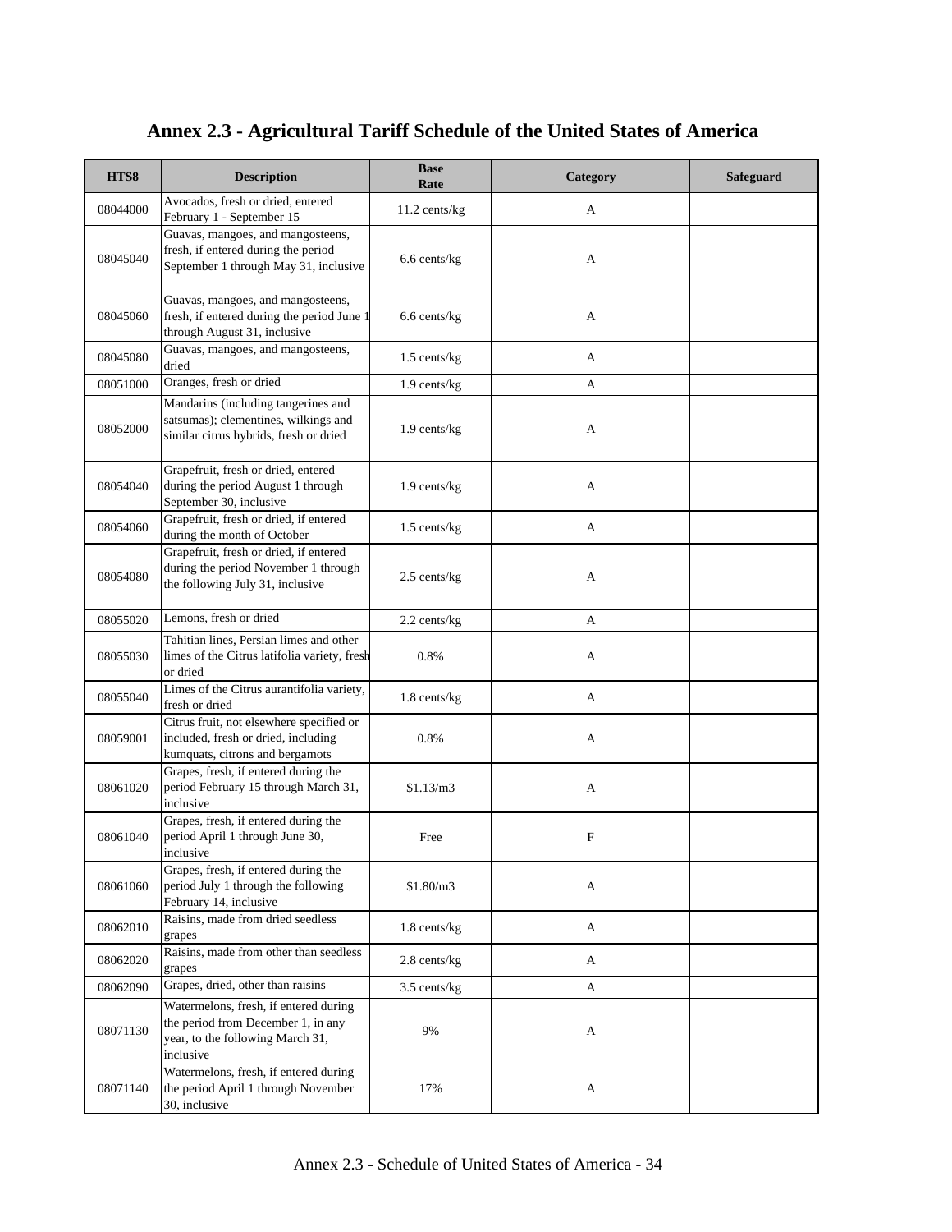# Annex 2.3 - Agricultural Tariff Schedule of the United States of America

| HTS8 | Description | Base Rate | Category | Safeguard |
|---|---|---|---|---|
| 08044000 | Avocados, fresh or dried, entered February 1 - September 15 | 11.2 cents/kg | A | |
| 08045040 | Guavas, mangoes, and mangosteens, fresh, if entered during the period September 1 through May 31, inclusive | 6.6 cents/kg | A | |
| 08045060 | Guavas, mangoes, and mangosteens, fresh, if entered during the period June 1 through August 31, inclusive | 6.6 cents/kg | A | |
| 08045080 | Guavas, mangoes, and mangosteens, dried | 1.5 cents/kg | A | |
| 08051000 | Oranges, fresh or dried | 1.9 cents/kg | A | |
| 08052000 | Mandarins (including tangerines and satsumas); clementines, wilkings and similar citrus hybrids, fresh or dried | 1.9 cents/kg | A | |
| 08054040 | Grapefruit, fresh or dried, entered during the period August 1 through September 30, inclusive | 1.9 cents/kg | A | |
| 08054060 | Grapefruit, fresh or dried, if entered during the month of October | 1.5 cents/kg | A | |
| 08054080 | Grapefruit, fresh or dried, if entered during the period November 1 through the following July 31, inclusive | 2.5 cents/kg | A | |
| 08055020 | Lemons, fresh or dried | 2.2 cents/kg | A | |
| 08055030 | Tahitian lines, Persian limes and other limes of the Citrus latifolia variety, fresh or dried | 0.8% | A | |
| 08055040 | Limes of the Citrus aurantifolia variety, fresh or dried | 1.8 cents/kg | A | |
| 08059001 | Citrus fruit, not elsewhere specified or included, fresh or dried, including kumquats, citrons and bergamots | 0.8% | A | |
| 08061020 | Grapes, fresh, if entered during the period February 15 through March 31, inclusive | $1.13/m3 | A | |
| 08061040 | Grapes, fresh, if entered during the period April 1 through June 30, inclusive | Free | F | |
| 08061060 | Grapes, fresh, if entered during the period July 1 through the following February 14, inclusive | $1.80/m3 | A | |
| 08062010 | Raisins, made from dried seedless grapes | 1.8 cents/kg | A | |
| 08062020 | Raisins, made from other than seedless grapes | 2.8 cents/kg | A | |
| 08062090 | Grapes, dried, other than raisins | 3.5 cents/kg | A | |
| 08071130 | Watermelons, fresh, if entered during the period from December 1, in any year, to the following March 31, inclusive | 9% | A | |
| 08071140 | Watermelons, fresh, if entered during the period April 1 through November 30, inclusive | 17% | A | |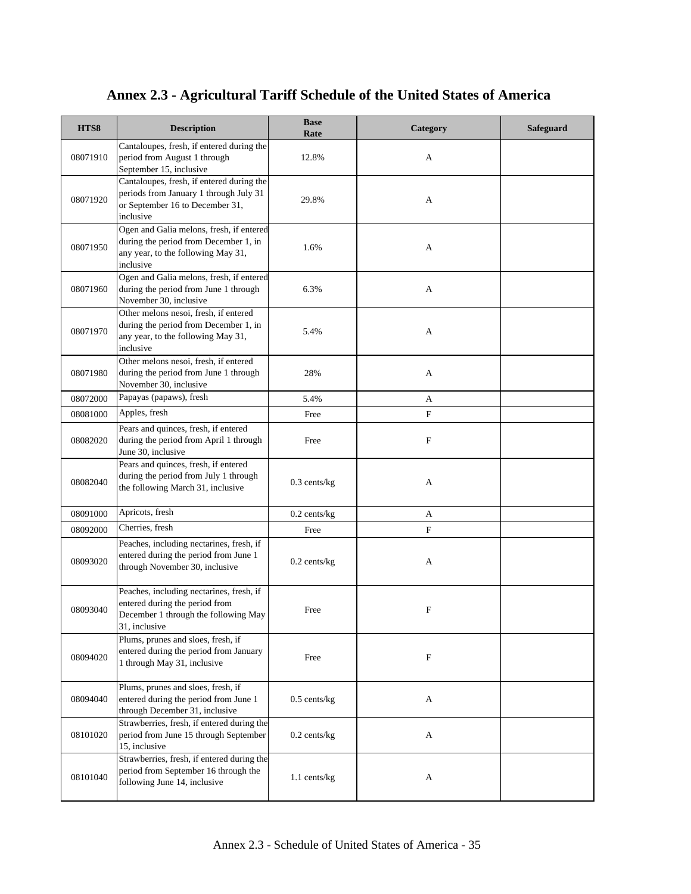# Annex 2.3 - Agricultural Tariff Schedule of the United States of America

| HTS8 | Description | Base Rate | Category | Safeguard |
|---|---|---|---|---|
| 08071910 | Cantaloupes, fresh, if entered during the period from August 1 through September 15, inclusive | 12.8% | A | |
| 08071920 | Cantaloupes, fresh, if entered during the periods from January 1 through July 31 or September 16 to December 31, inclusive | 29.8% | A | |
| 08071950 | Ogen and Galia melons, fresh, if entered during the period from December 1, in any year, to the following May 31, inclusive | 1.6% | A | |
| 08071960 | Ogen and Galia melons, fresh, if entered during the period from June 1 through November 30, inclusive | 6.3% | A | |
| 08071970 | Other melons nesoi, fresh, if entered during the period from December 1, in any year, to the following May 31, inclusive | 5.4% | A | |
| 08071980 | Other melons nesoi, fresh, if entered during the period from June 1 through November 30, inclusive | 28% | A | |
| 08072000 | Papayas (papaws), fresh | 5.4% | A | |
| 08081000 | Apples, fresh | Free | F | |
| 08082020 | Pears and quinces, fresh, if entered during the period from April 1 through June 30, inclusive | Free | F | |
| 08082040 | Pears and quinces, fresh, if entered during the period from July 1 through the following March 31, inclusive | 0.3 cents/kg | A | |
| 08091000 | Apricots, fresh | 0.2 cents/kg | A | |
| 08092000 | Cherries, fresh | Free | F | |
| 08093020 | Peaches, including nectarines, fresh, if entered during the period from June 1 through November 30, inclusive | 0.2 cents/kg | A | |
| 08093040 | Peaches, including nectarines, fresh, if entered during the period from December 1 through the following May 31, inclusive | Free | F | |
| 08094020 | Plums, prunes and sloes, fresh, if entered during the period from January 1 through May 31, inclusive | Free | F | |
| 08094040 | Plums, prunes and sloes, fresh, if entered during the period from June 1 through December 31, inclusive | 0.5 cents/kg | A | |
| 08101020 | Strawberries, fresh, if entered during the period from June 15 through September 15, inclusive | 0.2 cents/kg | A | |
| 08101040 | Strawberries, fresh, if entered during the period from September 16 through the following June 14, inclusive | 1.1 cents/kg | A | |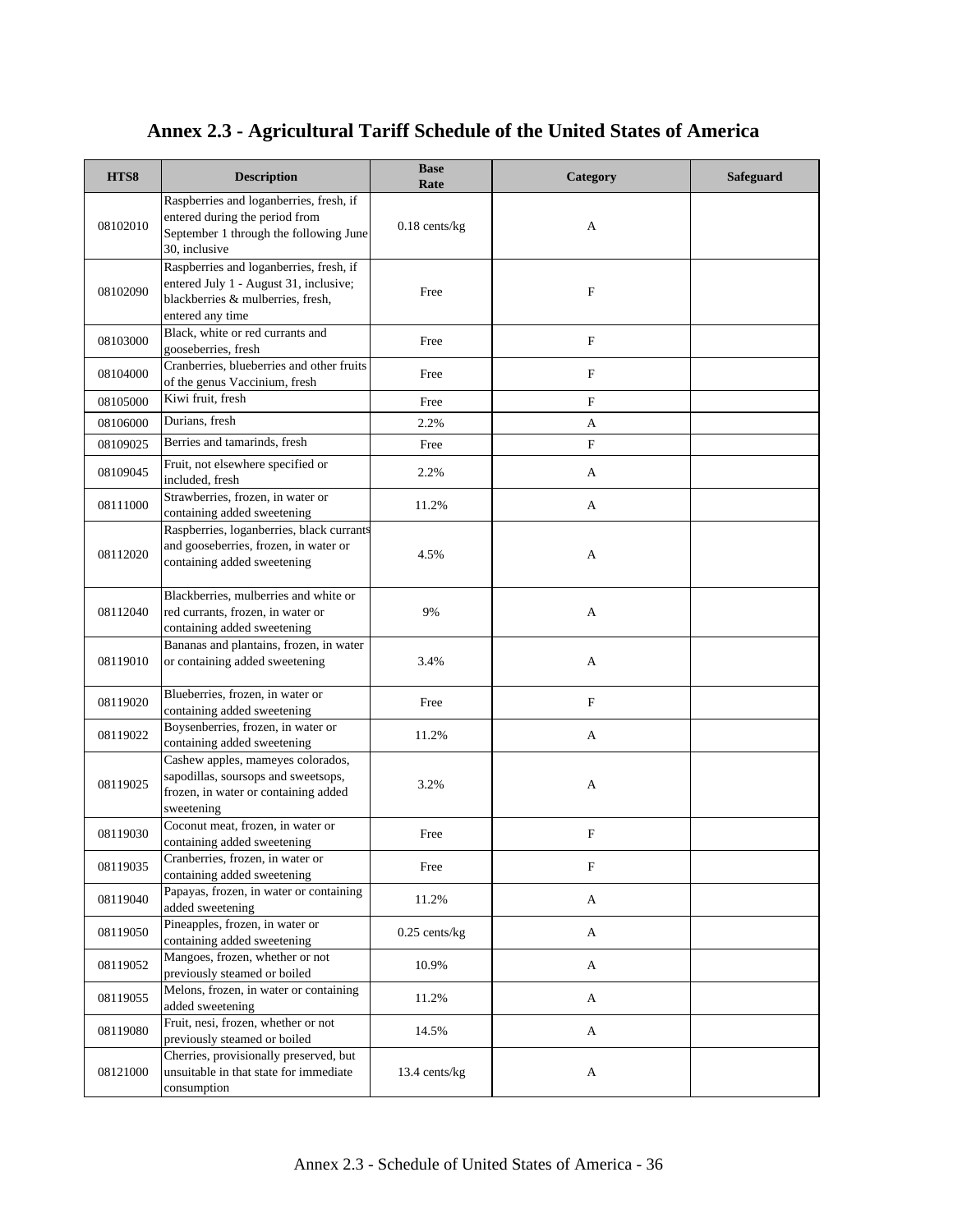# Annex 2.3 - Agricultural Tariff Schedule of the United States of America

| HTS8 | Description | Base Rate | Category | Safeguard |
|---|---|---|---|---|
| 08102010 | Raspberries and loganberries, fresh, if entered during the period from September 1 through the following June 30, inclusive | 0.18 cents/kg | A | |
| 08102090 | Raspberries and loganberries, fresh, if entered July 1 - August 31, inclusive; blackberries & mulberries, fresh, entered any time | Free | F | |
| 08103000 | Black, white or red currants and gooseberries, fresh | Free | F | |
| 08104000 | Cranberries, blueberries and other fruits of the genus Vaccinium, fresh | Free | F | |
| 08105000 | Kiwi fruit, fresh | Free | F | |
| 08106000 | Durians, fresh | 2.2% | A | |
| 08109025 | Berries and tamarinds, fresh | Free | F | |
| 08109045 | Fruit, not elsewhere specified or included, fresh | 2.2% | A | |
| 08111000 | Strawberries, frozen, in water or containing added sweetening | 11.2% | A | |
| 08112020 | Raspberries, loganberries, black currants and gooseberries, frozen, in water or containing added sweetening | 4.5% | A | |
| 08112040 | Blackberries, mulberries and white or red currants, frozen, in water or containing added sweetening | 9% | A | |
| 08119010 | Bananas and plantains, frozen, in water or containing added sweetening | 3.4% | A | |
| 08119020 | Blueberries, frozen, in water or containing added sweetening | Free | F | |
| 08119022 | Boysenberries, frozen, in water or containing added sweetening | 11.2% | A | |
| 08119025 | Cashew apples, mameyes colorados, sapodillas, soursops and sweetsops, frozen, in water or containing added sweetening | 3.2% | A | |
| 08119030 | Coconut meat, frozen, in water or containing added sweetening | Free | F | |
| 08119035 | Cranberries, frozen, in water or containing added sweetening | Free | F | |
| 08119040 | Papayas, frozen, in water or containing added sweetening | 11.2% | A | |
| 08119050 | Pineapples, frozen, in water or containing added sweetening | 0.25 cents/kg | A | |
| 08119052 | Mangoes, frozen, whether or not previously steamed or boiled | 10.9% | A | |
| 08119055 | Melons, frozen, in water or containing added sweetening | 11.2% | A | |
| 08119080 | Fruit, nesi, frozen, whether or not previously steamed or boiled | 14.5% | A | |
| 08121000 | Cherries, provisionally preserved, but unsuitable in that state for immediate consumption | 13.4 cents/kg | A | |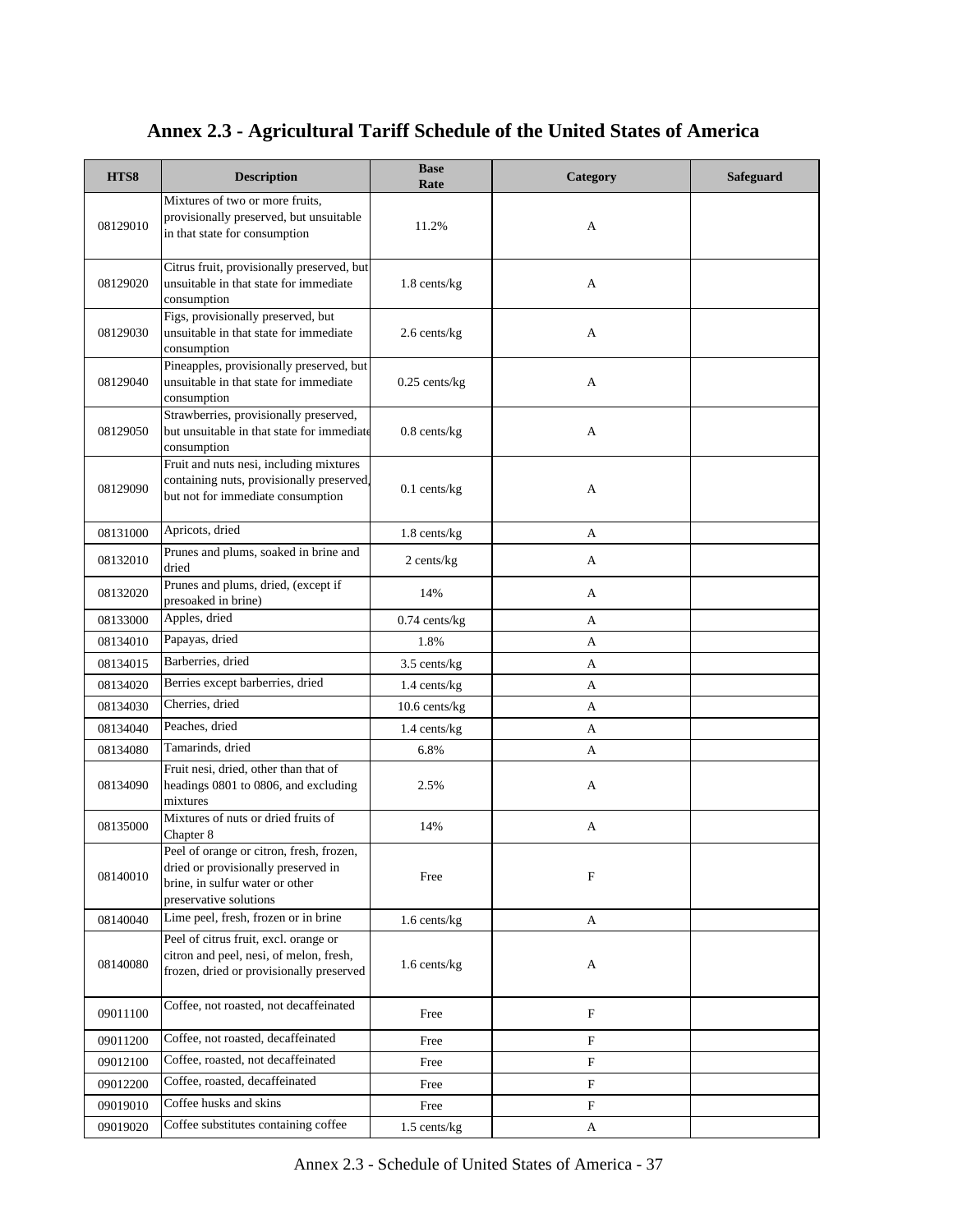# Annex 2.3 - Agricultural Tariff Schedule of the United States of America

| HTS8 | Description | Base Rate | Category | Safeguard |
|---|---|---|---|---|
| 08129010 | Mixtures of two or more fruits, provisionally preserved, but unsuitable in that state for consumption | 11.2% | A | |
| 08129020 | Citrus fruit, provisionally preserved, but unsuitable in that state for immediate consumption | 1.8 cents/kg | A | |
| 08129030 | Figs, provisionally preserved, but unsuitable in that state for immediate consumption | 2.6 cents/kg | A | |
| 08129040 | Pineapples, provisionally preserved, but unsuitable in that state for immediate consumption | 0.25 cents/kg | A | |
| 08129050 | Strawberries, provisionally preserved, but unsuitable in that state for immediate consumption | 0.8 cents/kg | A | |
| 08129090 | Fruit and nuts nesi, including mixtures containing nuts, provisionally preserved, but not for immediate consumption | 0.1 cents/kg | A | |
| 08131000 | Apricots, dried | 1.8 cents/kg | A | |
| 08132010 | Prunes and plums, soaked in brine and dried | 2 cents/kg | A | |
| 08132020 | Prunes and plums, dried, (except if presoaked in brine) | 14% | A | |
| 08133000 | Apples, dried | 0.74 cents/kg | A | |
| 08134010 | Papayas, dried | 1.8% | A | |
| 08134015 | Barberries, dried | 3.5 cents/kg | A | |
| 08134020 | Berries except barberries, dried | 1.4 cents/kg | A | |
| 08134030 | Cherries, dried | 10.6 cents/kg | A | |
| 08134040 | Peaches, dried | 1.4 cents/kg | A | |
| 08134080 | Tamarinds, dried | 6.8% | A | |
| 08134090 | Fruit nesi, dried, other than that of headings 0801 to 0806, and excluding mixtures | 2.5% | A | |
| 08135000 | Mixtures of nuts or dried fruits of Chapter 8 | 14% | A | |
| 08140010 | Peel of orange or citron, fresh, frozen, dried or provisionally preserved in brine, in sulfur water or other preservative solutions | Free | F | |
| 08140040 | Lime peel, fresh, frozen or in brine | 1.6 cents/kg | A | |
| 08140080 | Peel of citrus fruit, excl. orange or citron and peel, nesi, of melon, fresh, frozen, dried or provisionally preserved | 1.6 cents/kg | A | |
| 09011100 | Coffee, not roasted, not decaffeinated | Free | F | |
| 09011200 | Coffee, not roasted, decaffeinated | Free | F | |
| 09012100 | Coffee, roasted, not decaffeinated | Free | F | |
| 09012200 | Coffee, roasted, decaffeinated | Free | F | |
| 09019010 | Coffee husks and skins | Free | F | |
| 09019020 | Coffee substitutes containing coffee | 1.5 cents/kg | A | |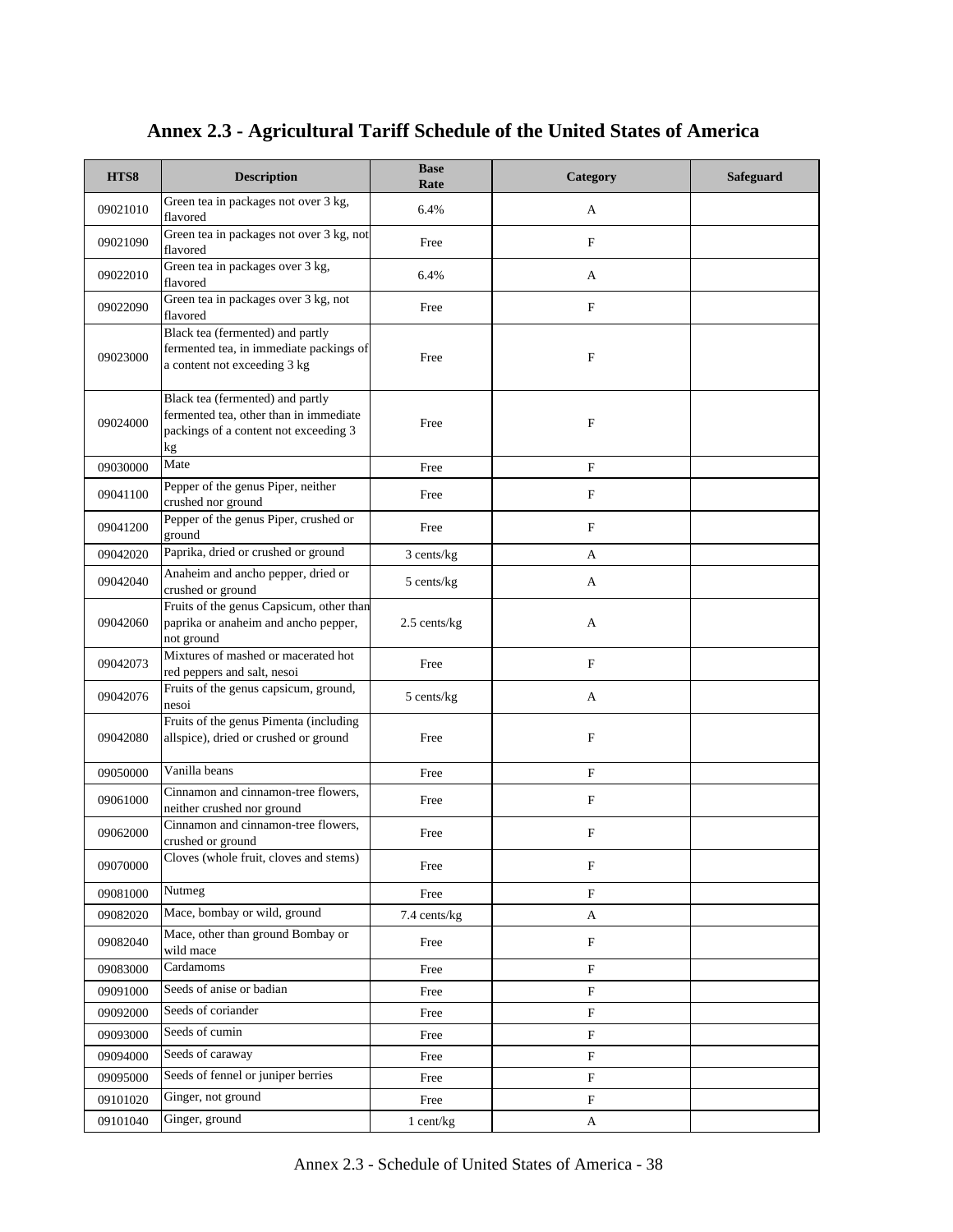# Annex 2.3 - Agricultural Tariff Schedule of the United States of America

| HTS8 | Description | Base Rate | Category | Safeguard |
|---|---|---|---|---|
| 09021010 | Green tea in packages not over 3 kg, flavored | 6.4% | A | |
| 09021090 | Green tea in packages not over 3 kg, not flavored | Free | F | |
| 09022010 | Green tea in packages over 3 kg, flavored | 6.4% | A | |
| 09022090 | Green tea in packages over 3 kg, not flavored | Free | F | |
| 09023000 | Black tea (fermented) and partly fermented tea, in immediate packings of a content not exceeding 3 kg | Free | F | |
| 09024000 | Black tea (fermented) and partly fermented tea, other than in immediate packings of a content not exceeding 3 kg | Free | F | |
| 09030000 | Mate | Free | F | |
| 09041100 | Pepper of the genus Piper, neither crushed nor ground | Free | F | |
| 09041200 | Pepper of the genus Piper, crushed or ground | Free | F | |
| 09042020 | Paprika, dried or crushed or ground | 3 cents/kg | A | |
| 09042040 | Anaheim and ancho pepper, dried or crushed or ground | 5 cents/kg | A | |
| 09042060 | Fruits of the genus Capsicum, other than paprika or anaheim and ancho pepper, not ground | 2.5 cents/kg | A | |
| 09042073 | Mixtures of mashed or macerated hot red peppers and salt, nesoi | Free | F | |
| 09042076 | Fruits of the genus capsicum, ground, nesoi | 5 cents/kg | A | |
| 09042080 | Fruits of the genus Pimenta (including allspice), dried or crushed or ground | Free | F | |
| 09050000 | Vanilla beans | Free | F | |
| 09061000 | Cinnamon and cinnamon-tree flowers, neither crushed nor ground | Free | F | |
| 09062000 | Cinnamon and cinnamon-tree flowers, crushed or ground | Free | F | |
| 09070000 | Cloves (whole fruit, cloves and stems) | Free | F | |
| 09081000 | Nutmeg | Free | F | |
| 09082020 | Mace, bombay or wild, ground | 7.4 cents/kg | A | |
| 09082040 | Mace, other than ground Bombay or wild mace | Free | F | |
| 09083000 | Cardamoms | Free | F | |
| 09091000 | Seeds of anise or badian | Free | F | |
| 09092000 | Seeds of coriander | Free | F | |
| 09093000 | Seeds of cumin | Free | F | |
| 09094000 | Seeds of caraway | Free | F | |
| 09095000 | Seeds of fennel or juniper berries | Free | F | |
| 09101020 | Ginger, not ground | Free | F | |
| 09101040 | Ginger, ground | 1 cent/kg | A | |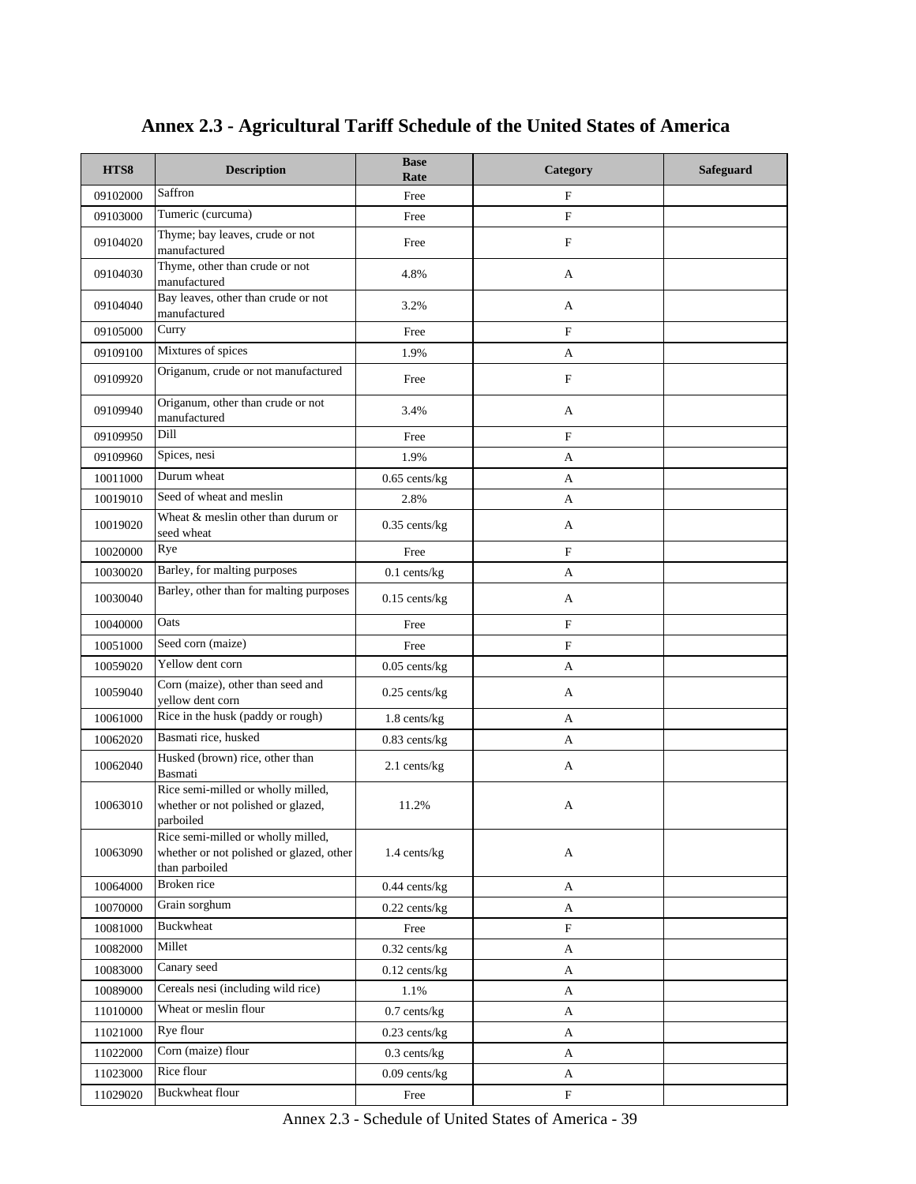# Annex 2.3 - Agricultural Tariff Schedule of the United States of America

| HTS8 | Description | Base Rate | Category | Safeguard |
|---|---|---|---|---|
| 09102000 | Saffron | Free | F | |
| 09103000 | Tumeric (curcuma) | Free | F | |
| 09104020 | Thyme; bay leaves, crude or not manufactured | Free | F | |
| 09104030 | Thyme, other than crude or not manufactured | 4.8% | A | |
| 09104040 | Bay leaves, other than crude or not manufactured | 3.2% | A | |
| 09105000 | Curry | Free | F | |
| 09109100 | Mixtures of spices | 1.9% | A | |
| 09109920 | Origanum, crude or not manufactured | Free | F | |
| 09109940 | Origanum, other than crude or not manufactured | 3.4% | A | |
| 09109950 | Dill | Free | F | |
| 09109960 | Spices, nesi | 1.9% | A | |
| 10011000 | Durum wheat | 0.65 cents/kg | A | |
| 10019010 | Seed of wheat and meslin | 2.8% | A | |
| 10019020 | Wheat & meslin other than durum or seed wheat | 0.35 cents/kg | A | |
| 10020000 | Rye | Free | F | |
| 10030020 | Barley, for malting purposes | 0.1 cents/kg | A | |
| 10030040 | Barley, other than for malting purposes | 0.15 cents/kg | A | |
| 10040000 | Oats | Free | F | |
| 10051000 | Seed corn (maize) | Free | F | |
| 10059020 | Yellow dent corn | 0.05 cents/kg | A | |
| 10059040 | Corn (maize), other than seed and yellow dent corn | 0.25 cents/kg | A | |
| 10061000 | Rice in the husk (paddy or rough) | 1.8 cents/kg | A | |
| 10062020 | Basmati rice, husked | 0.83 cents/kg | A | |
| 10062040 | Husked (brown) rice, other than Basmati | 2.1 cents/kg | A | |
| 10063010 | Rice semi-milled or wholly milled, whether or not polished or glazed, parboiled | 11.2% | A | |
| 10063090 | Rice semi-milled or wholly milled, whether or not polished or glazed, other than parboiled | 1.4 cents/kg | A | |
| 10064000 | Broken rice | 0.44 cents/kg | A | |
| 10070000 | Grain sorghum | 0.22 cents/kg | A | |
| 10081000 | Buckwheat | Free | F | |
| 10082000 | Millet | 0.32 cents/kg | A | |
| 10083000 | Canary seed | 0.12 cents/kg | A | |
| 10089000 | Cereals nesi (including wild rice) | 1.1% | A | |
| 11010000 | Wheat or meslin flour | 0.7 cents/kg | A | |
| 11021000 | Rye flour | 0.23 cents/kg | A | |
| 11022000 | Corn (maize) flour | 0.3 cents/kg | A | |
| 11023000 | Rice flour | 0.09 cents/kg | A | |
| 11029020 | Buckwheat flour | Free | F | |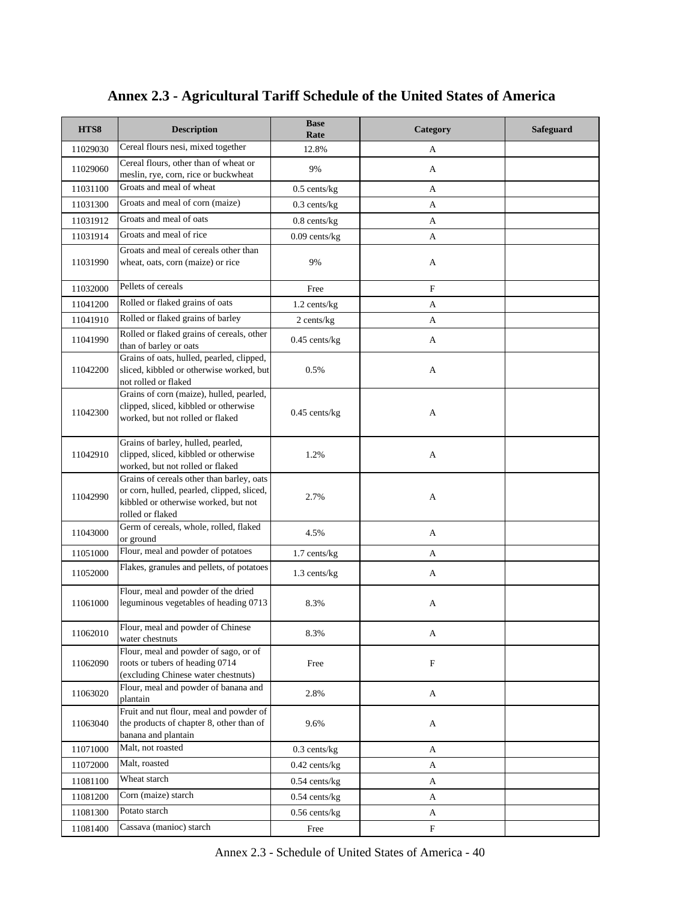# Annex 2.3 - Agricultural Tariff Schedule of the United States of America

| HTS8 | Description | Base Rate | Category | Safeguard |
|---|---|---|---|---|
| 11029030 | Cereal flours nesi, mixed together | 12.8% | A | |
| 11029060 | Cereal flours, other than of wheat or meslin, rye, corn, rice or buckwheat | 9% | A | |
| 11031100 | Groats and meal of wheat | 0.5 cents/kg | A | |
| 11031300 | Groats and meal of corn (maize) | 0.3 cents/kg | A | |
| 11031912 | Groats and meal of oats | 0.8 cents/kg | A | |
| 11031914 | Groats and meal of rice | 0.09 cents/kg | A | |
| 11031990 | Groats and meal of cereals other than wheat, oats, corn (maize) or rice | 9% | A | |
| 11032000 | Pellets of cereals | Free | F | |
| 11041200 | Rolled or flaked grains of oats | 1.2 cents/kg | A | |
| 11041910 | Rolled or flaked grains of barley | 2 cents/kg | A | |
| 11041990 | Rolled or flaked grains of cereals, other than of barley or oats | 0.45 cents/kg | A | |
| 11042200 | Grains of oats, hulled, pearled, clipped, sliced, kibbled or otherwise worked, but not rolled or flaked | 0.5% | A | |
| 11042300 | Grains of corn (maize), hulled, pearled, clipped, sliced, kibbled or otherwise worked, but not rolled or flaked | 0.45 cents/kg | A | |
| 11042910 | Grains of barley, hulled, pearled, clipped, sliced, kibbled or otherwise worked, but not rolled or flaked | 1.2% | A | |
| 11042990 | Grains of cereals other than barley, oats or corn, hulled, pearled, clipped, sliced, kibbled or otherwise worked, but not rolled or flaked | 2.7% | A | |
| 11043000 | Germ of cereals, whole, rolled, flaked or ground | 4.5% | A | |
| 11051000 | Flour, meal and powder of potatoes | 1.7 cents/kg | A | |
| 11052000 | Flakes, granules and pellets, of potatoes | 1.3 cents/kg | A | |
| 11061000 | Flour, meal and powder of the dried leguminous vegetables of heading 0713 | 8.3% | A | |
| 11062010 | Flour, meal and powder of Chinese water chestnuts | 8.3% | A | |
| 11062090 | Flour, meal and powder of sago, or of roots or tubers of heading 0714 (excluding Chinese water chestnuts) | Free | F | |
| 11063020 | Flour, meal and powder of banana and plantain | 2.8% | A | |
| 11063040 | Fruit and nut flour, meal and powder of the products of chapter 8, other than of banana and plantain | 9.6% | A | |
| 11071000 | Malt, not roasted | 0.3 cents/kg | A | |
| 11072000 | Malt, roasted | 0.42 cents/kg | A | |
| 11081100 | Wheat starch | 0.54 cents/kg | A | |
| 11081200 | Corn (maize) starch | 0.54 cents/kg | A | |
| 11081300 | Potato starch | 0.56 cents/kg | A | |
| 11081400 | Cassava (manioc) starch | Free | F | |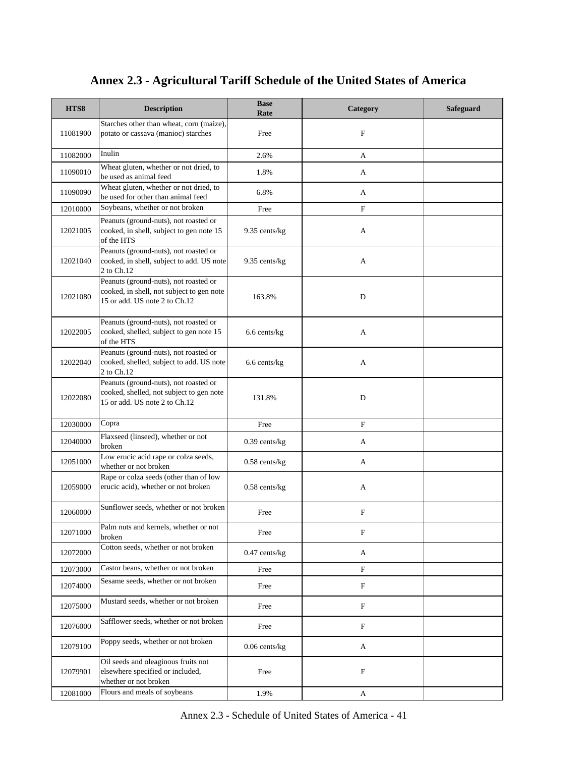# Annex 2.3 - Agricultural Tariff Schedule of the United States of America

| HTS8 | Description | Base Rate | Category | Safeguard |
|---|---|---|---|---|
| 11081900 | Starches other than wheat, corn (maize), potato or cassava (manioc) starches | Free | F | |
| 11082000 | Inulin | 2.6% | A | |
| 11090010 | Wheat gluten, whether or not dried, to be used as animal feed | 1.8% | A | |
| 11090090 | Wheat gluten, whether or not dried, to be used for other than animal feed | 6.8% | A | |
| 12010000 | Soybeans, whether or not broken | Free | F | |
| 12021005 | Peanuts (ground-nuts), not roasted or cooked, in shell, subject to gen note 15 of the HTS | 9.35 cents/kg | A | |
| 12021040 | Peanuts (ground-nuts), not roasted or cooked, in shell, subject to add. US note 2 to Ch.12 | 9.35 cents/kg | A | |
| 12021080 | Peanuts (ground-nuts), not roasted or cooked, in shell, not subject to gen note 15 or add. US note 2 to Ch.12 | 163.8% | D | |
| 12022005 | Peanuts (ground-nuts), not roasted or cooked, shelled, subject to gen note 15 of the HTS | 6.6 cents/kg | A | |
| 12022040 | Peanuts (ground-nuts), not roasted or cooked, shelled, subject to add. US note 2 to Ch.12 | 6.6 cents/kg | A | |
| 12022080 | Peanuts (ground-nuts), not roasted or cooked, shelled, not subject to gen note 15 or add. US note 2 to Ch.12 | 131.8% | D | |
| 12030000 | Copra | Free | F | |
| 12040000 | Flaxseed (linseed), whether or not broken | 0.39 cents/kg | A | |
| 12051000 | Low erucic acid rape or colza seeds, whether or not broken | 0.58 cents/kg | A | |
| 12059000 | Rape or colza seeds (other than of low erucic acid), whether or not broken | 0.58 cents/kg | A | |
| 12060000 | Sunflower seeds, whether or not broken | Free | F | |
| 12071000 | Palm nuts and kernels, whether or not broken | Free | F | |
| 12072000 | Cotton seeds, whether or not broken | 0.47 cents/kg | A | |
| 12073000 | Castor beans, whether or not broken | Free | F | |
| 12074000 | Sesame seeds, whether or not broken | Free | F | |
| 12075000 | Mustard seeds, whether or not broken | Free | F | |
| 12076000 | Safflower seeds, whether or not broken | Free | F | |
| 12079100 | Poppy seeds, whether or not broken | 0.06 cents/kg | A | |
| 12079901 | Oil seeds and oleaginous fruits not elsewhere specified or included, whether or not broken | Free | F | |
| 12081000 | Flours and meals of soybeans | 1.9% | A | |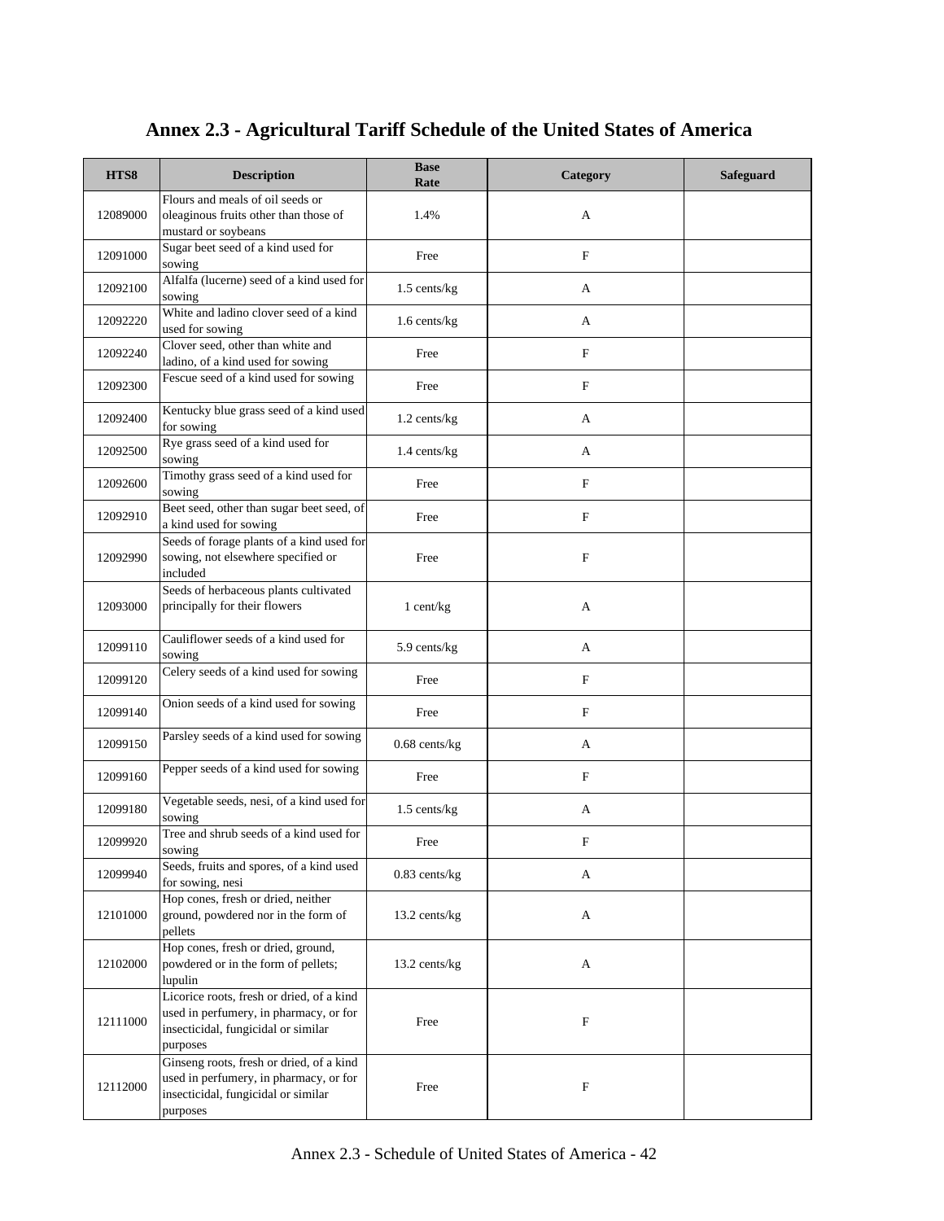# Annex 2.3 - Agricultural Tariff Schedule of the United States of America

| HTS8 | Description | Base Rate | Category | Safeguard |
|---|---|---|---|---|
| 12089000 | Flours and meals of oil seeds or oleaginous fruits other than those of mustard or soybeans | 1.4% | A | |
| 12091000 | Sugar beet seed of a kind used for sowing | Free | F | |
| 12092100 | Alfalfa (lucerne) seed of a kind used for sowing | 1.5 cents/kg | A | |
| 12092220 | White and ladino clover seed of a kind used for sowing | 1.6 cents/kg | A | |
| 12092240 | Clover seed, other than white and ladino, of a kind used for sowing | Free | F | |
| 12092300 | Fescue seed of a kind used for sowing | Free | F | |
| 12092400 | Kentucky blue grass seed of a kind used for sowing | 1.2 cents/kg | A | |
| 12092500 | Rye grass seed of a kind used for sowing | 1.4 cents/kg | A | |
| 12092600 | Timothy grass seed of a kind used for sowing | Free | F | |
| 12092910 | Beet seed, other than sugar beet seed, of a kind used for sowing | Free | F | |
| 12092990 | Seeds of forage plants of a kind used for sowing, not elsewhere specified or included | Free | F | |
| 12093000 | Seeds of herbaceous plants cultivated principally for their flowers | 1 cent/kg | A | |
| 12099110 | Cauliflower seeds of a kind used for sowing | 5.9 cents/kg | A | |
| 12099120 | Celery seeds of a kind used for sowing | Free | F | |
| 12099140 | Onion seeds of a kind used for sowing | Free | F | |
| 12099150 | Parsley seeds of a kind used for sowing | 0.68 cents/kg | A | |
| 12099160 | Pepper seeds of a kind used for sowing | Free | F | |
| 12099180 | Vegetable seeds, nesi, of a kind used for sowing | 1.5 cents/kg | A | |
| 12099920 | Tree and shrub seeds of a kind used for sowing | Free | F | |
| 12099940 | Seeds, fruits and spores, of a kind used for sowing, nesi | 0.83 cents/kg | A | |
| 12101000 | Hop cones, fresh or dried, neither ground, powdered nor in the form of pellets | 13.2 cents/kg | A | |
| 12102000 | Hop cones, fresh or dried, ground, powdered or in the form of pellets; lupulin | 13.2 cents/kg | A | |
| 12111000 | Licorice roots, fresh or dried, of a kind used in perfumery, in pharmacy, or for insecticidal, fungicidal or similar purposes | Free | F | |
| 12112000 | Ginseng roots, fresh or dried, of a kind used in perfumery, in pharmacy, or for insecticidal, fungicidal or similar purposes | Free | F | |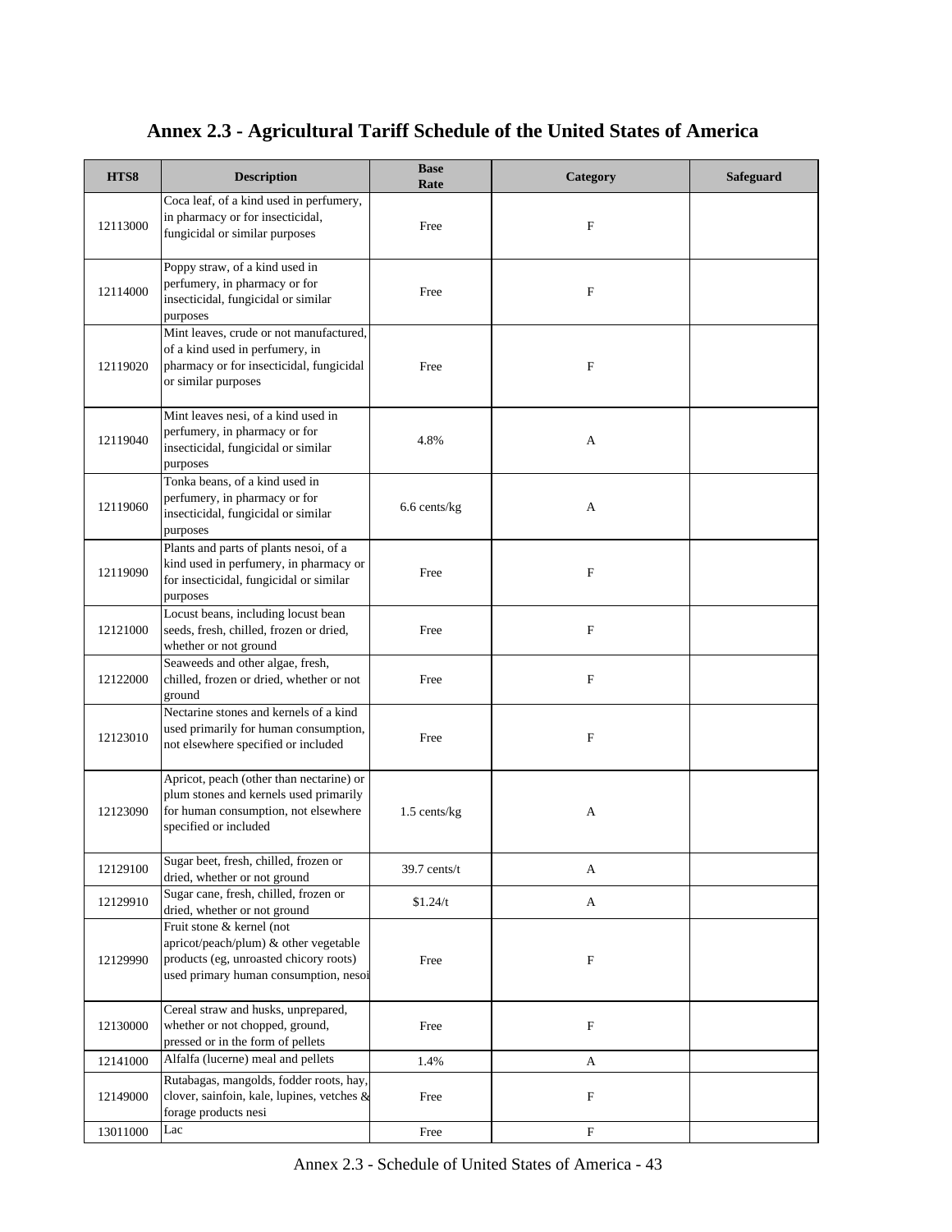# Annex 2.3 - Agricultural Tariff Schedule of the United States of America

| HTS8 | Description | Base Rate | Category | Safeguard |
|---|---|---|---|---|
| 12113000 | Coca leaf, of a kind used in perfumery, in pharmacy or for insecticidal, fungicidal or similar purposes | Free | F | |
| 12114000 | Poppy straw, of a kind used in perfumery, in pharmacy or for insecticidal, fungicidal or similar purposes | Free | F | |
| 12119020 | Mint leaves, crude or not manufactured, of a kind used in perfumery, in pharmacy or for insecticidal, fungicidal or similar purposes | Free | F | |
| 12119040 | Mint leaves nesi, of a kind used in perfumery, in pharmacy or for insecticidal, fungicidal or similar purposes | 4.8% | A | |
| 12119060 | Tonka beans, of a kind used in perfumery, in pharmacy or for insecticidal, fungicidal or similar purposes | 6.6 cents/kg | A | |
| 12119090 | Plants and parts of plants nesoi, of a kind used in perfumery, in pharmacy or for insecticidal, fungicidal or similar purposes | Free | F | |
| 12121000 | Locust beans, including locust bean seeds, fresh, chilled, frozen or dried, whether or not ground | Free | F | |
| 12122000 | Seaweeds and other algae, fresh, chilled, frozen or dried, whether or not ground | Free | F | |
| 12123010 | Nectarine stones and kernels of a kind used primarily for human consumption, not elsewhere specified or included | Free | F | |
| 12123090 | Apricot, peach (other than nectarine) or plum stones and kernels used primarily for human consumption, not elsewhere specified or included | 1.5 cents/kg | A | |
| 12129100 | Sugar beet, fresh, chilled, frozen or dried, whether or not ground | 39.7 cents/t | A | |
| 12129910 | Sugar cane, fresh, chilled, frozen or dried, whether or not ground | $1.24/t | A | |
| 12129990 | Fruit stone & kernel (not apricot/peach/plum) & other vegetable products (eg, unroasted chicory roots) used primary human consumption, nesoi | Free | F | |
| 12130000 | Cereal straw and husks, unprepared, whether or not chopped, ground, pressed or in the form of pellets | Free | F | |
| 12141000 | Alfalfa (lucerne) meal and pellets | 1.4% | A | |
| 12149000 | Rutabagas, mangolds, fodder roots, hay, clover, sainfoin, kale, lupines, vetches & forage products nesi | Free | F | |
| 13011000 | Lac | Free | F | |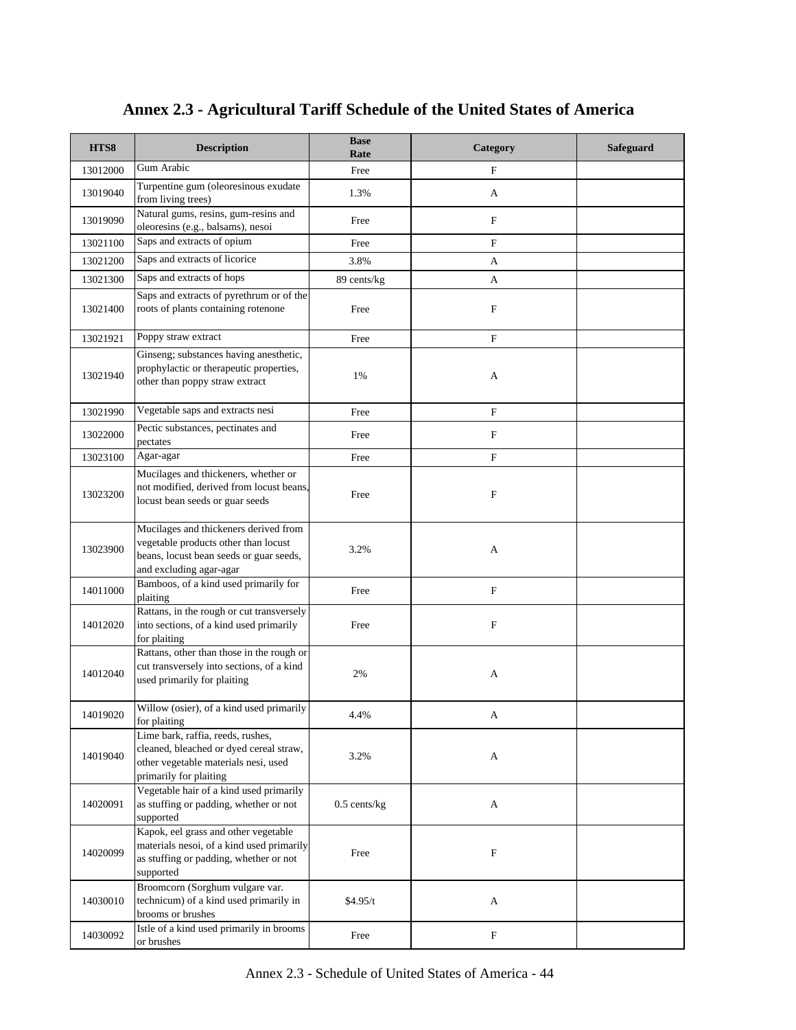# Annex 2.3 - Agricultural Tariff Schedule of the United States of America

| HTS8 | Description | Base Rate | Category | Safeguard |
|---|---|---|---|---|
| 13012000 | Gum Arabic | Free | F | |
| 13019040 | Turpentine gum (oleoresinous exudate from living trees) | 1.3% | A | |
| 13019090 | Natural gums, resins, gum-resins and oleoresins (e.g., balsams), nesoi | Free | F | |
| 13021100 | Saps and extracts of opium | Free | F | |
| 13021200 | Saps and extracts of licorice | 3.8% | A | |
| 13021300 | Saps and extracts of hops | 89 cents/kg | A | |
| 13021400 | Saps and extracts of pyrethrum or of the roots of plants containing rotenone | Free | F | |
| 13021921 | Poppy straw extract | Free | F | |
| 13021940 | Ginseng; substances having anesthetic, prophylactic or therapeutic properties, other than poppy straw extract | 1% | A | |
| 13021990 | Vegetable saps and extracts nesi | Free | F | |
| 13022000 | Pectic substances, pectinates and pectates | Free | F | |
| 13023100 | Agar-agar | Free | F | |
| 13023200 | Mucilages and thickeners, whether or not modified, derived from locust beans, locust bean seeds or guar seeds | Free | F | |
| 13023900 | Mucilages and thickeners derived from vegetable products other than locust beans, locust bean seeds or guar seeds, and excluding agar-agar | 3.2% | A | |
| 14011000 | Bamboos, of a kind used primarily for plaiting | Free | F | |
| 14012020 | Rattans, in the rough or cut transversely into sections, of a kind used primarily for plaiting | Free | F | |
| 14012040 | Rattans, other than those in the rough or cut transversely into sections, of a kind used primarily for plaiting | 2% | A | |
| 14019020 | Willow (osier), of a kind used primarily for plaiting | 4.4% | A | |
| 14019040 | Lime bark, raffia, reeds, rushes, cleaned, bleached or dyed cereal straw, other vegetable materials nesi, used primarily for plaiting | 3.2% | A | |
| 14020091 | Vegetable hair of a kind used primarily as stuffing or padding, whether or not supported | 0.5 cents/kg | A | |
| 14020099 | Kapok, eel grass and other vegetable materials nesoi, of a kind used primarily as stuffing or padding, whether or not supported | Free | F | |
| 14030010 | Broomcorn (Sorghum vulgare var. technicum) of a kind used primarily in brooms or brushes | $4.95/t | A | |
| 14030092 | Istle of a kind used primarily in brooms or brushes | Free | F | |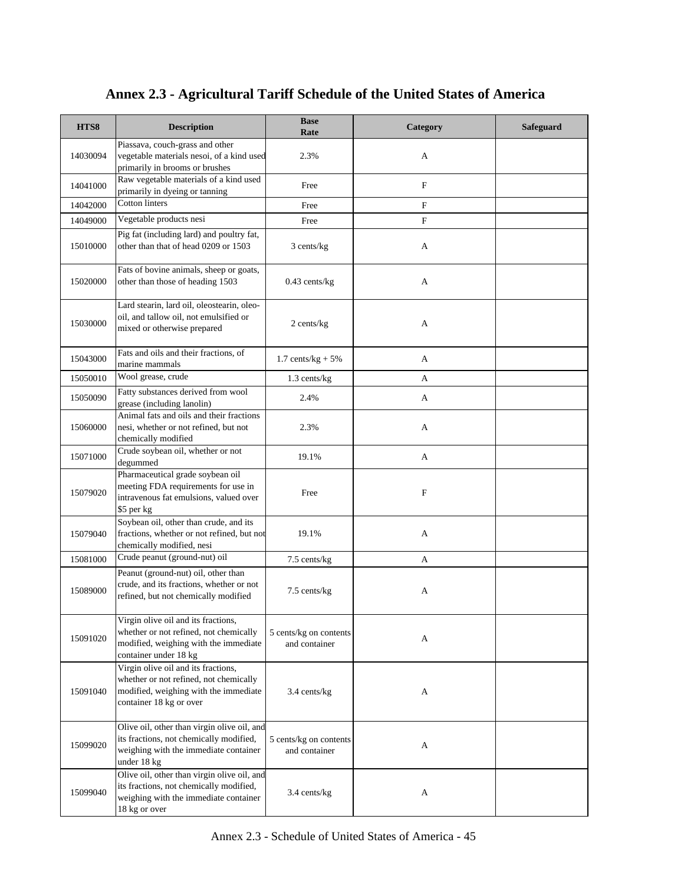# Annex 2.3 - Agricultural Tariff Schedule of the United States of America

| HTS8 | Description | Base Rate | Category | Safeguard |
|---|---|---|---|---|
| 14030094 | Piassava, couch-grass and other vegetable materials nesoi, of a kind used primarily in brooms or brushes | 2.3% | A | |
| 14041000 | Raw vegetable materials of a kind used primarily in dyeing or tanning | Free | F | |
| 14042000 | Cotton linters | Free | F | |
| 14049000 | Vegetable products nesi | Free | F | |
| 15010000 | Pig fat (including lard) and poultry fat, other than that of head 0209 or 1503 | 3 cents/kg | A | |
| 15020000 | Fats of bovine animals, sheep or goats, other than those of heading 1503 | 0.43 cents/kg | A | |
| 15030000 | Lard stearin, lard oil, oleostearin, oleo-oil, and tallow oil, not emulsified or mixed or otherwise prepared | 2 cents/kg | A | |
| 15043000 | Fats and oils and their fractions, of marine mammals | 1.7 cents/kg + 5% | A | |
| 15050010 | Wool grease, crude | 1.3 cents/kg | A | |
| 15050090 | Fatty substances derived from wool grease (including lanolin) | 2.4% | A | |
| 15060000 | Animal fats and oils and their fractions nesi, whether or not refined, but not chemically modified | 2.3% | A | |
| 15071000 | Crude soybean oil, whether or not degummed | 19.1% | A | |
| 15079020 | Pharmaceutical grade soybean oil meeting FDA requirements for use in intravenous fat emulsions, valued over $5 per kg | Free | F | |
| 15079040 | Soybean oil, other than crude, and its fractions, whether or not refined, but not chemically modified, nesi | 19.1% | A | |
| 15081000 | Crude peanut (ground-nut) oil | 7.5 cents/kg | A | |
| 15089000 | Peanut (ground-nut) oil, other than crude, and its fractions, whether or not refined, but not chemically modified | 7.5 cents/kg | A | |
| 15091020 | Virgin olive oil and its fractions, whether or not refined, not chemically modified, weighing with the immediate container under 18 kg | 5 cents/kg on contents and container | A | |
| 15091040 | Virgin olive oil and its fractions, whether or not refined, not chemically modified, weighing with the immediate container 18 kg or over | 3.4 cents/kg | A | |
| 15099020 | Olive oil, other than virgin olive oil, and its fractions, not chemically modified, weighing with the immediate container under 18 kg | 5 cents/kg on contents and container | A | |
| 15099040 | Olive oil, other than virgin olive oil, and its fractions, not chemically modified, weighing with the immediate container 18 kg or over | 3.4 cents/kg | A | |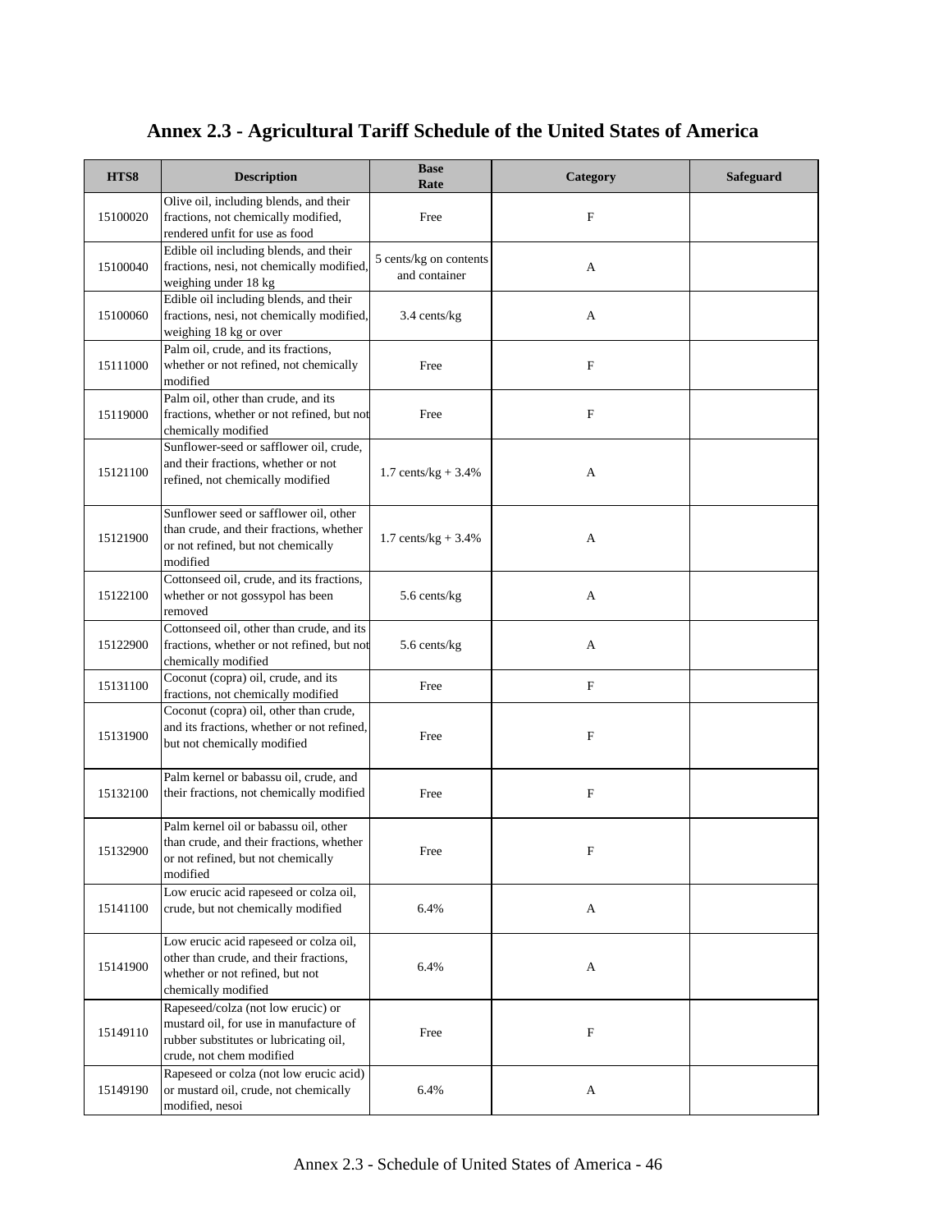# Annex 2.3 - Agricultural Tariff Schedule of the United States of America

| HTS8 | Description | Base Rate | Category | Safeguard |
|---|---|---|---|---|
| 15100020 | Olive oil, including blends, and their fractions, not chemically modified, rendered unfit for use as food | Free | F | |
| 15100040 | Edible oil including blends, and their fractions, nesi, not chemically modified, weighing under 18 kg | 5 cents/kg on contents and container | A | |
| 15100060 | Edible oil including blends, and their fractions, nesi, not chemically modified, weighing 18 kg or over | 3.4 cents/kg | A | |
| 15111000 | Palm oil, crude, and its fractions, whether or not refined, not chemically modified | Free | F | |
| 15119000 | Palm oil, other than crude, and its fractions, whether or not refined, but not chemically modified | Free | F | |
| 15121100 | Sunflower-seed or safflower oil, crude, and their fractions, whether or not refined, not chemically modified | 1.7 cents/kg + 3.4% | A | |
| 15121900 | Sunflower seed or safflower oil, other than crude, and their fractions, whether or not refined, but not chemically modified | 1.7 cents/kg + 3.4% | A | |
| 15122100 | Cottonseed oil, crude, and its fractions, whether or not gossypol has been removed | 5.6 cents/kg | A | |
| 15122900 | Cottonseed oil, other than crude, and its fractions, whether or not refined, but not chemically modified | 5.6 cents/kg | A | |
| 15131100 | Coconut (copra) oil, crude, and its fractions, not chemically modified | Free | F | |
| 15131900 | Coconut (copra) oil, other than crude, and its fractions, whether or not refined, but not chemically modified | Free | F | |
| 15132100 | Palm kernel or babassu oil, crude, and their fractions, not chemically modified | Free | F | |
| 15132900 | Palm kernel oil or babassu oil, other than crude, and their fractions, whether or not refined, but not chemically modified | Free | F | |
| 15141100 | Low erucic acid rapeseed or colza oil, crude, but not chemically modified | 6.4% | A | |
| 15141900 | Low erucic acid rapeseed or colza oil, other than crude, and their fractions, whether or not refined, but not chemically modified | 6.4% | A | |
| 15149110 | Rapeseed/colza (not low erucic) or mustard oil, for use in manufacture of rubber substitutes or lubricating oil, crude, not chem modified | Free | F | |
| 15149190 | Rapeseed or colza (not low erucic acid) or mustard oil, crude, not chemically modified, nesoi | 6.4% | A | |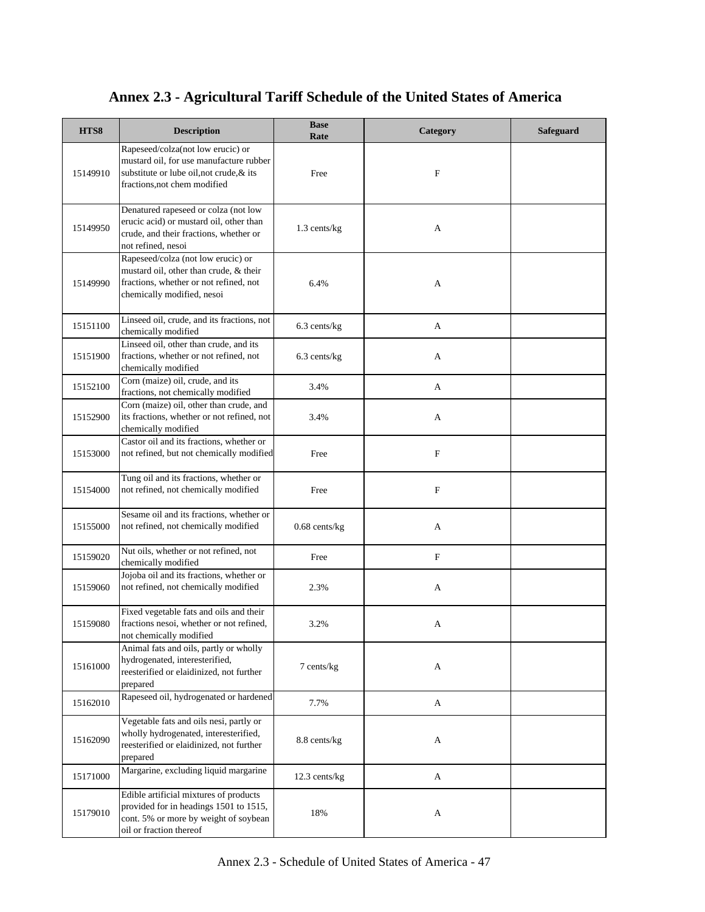# Annex 2.3 - Agricultural Tariff Schedule of the United States of America

| HTS8 | Description | Base Rate | Category | Safeguard |
|---|---|---|---|---|
| 15149910 | Rapeseed/colza(not low erucic) or mustard oil, for use manufacture rubber substitute or lube oil,not crude,& its fractions,not chem modified | Free | F | |
| 15149950 | Denatured rapeseed or colza (not low erucic acid) or mustard oil, other than crude, and their fractions, whether or not refined, nesoi | 1.3 cents/kg | A | |
| 15149990 | Rapeseed/colza (not low erucic) or mustard oil, other than crude, & their fractions, whether or not refined, not chemically modified, nesoi | 6.4% | A | |
| 15151100 | Linseed oil, crude, and its fractions, not chemically modified | 6.3 cents/kg | A | |
| 15151900 | Linseed oil, other than crude, and its fractions, whether or not refined, not chemically modified | 6.3 cents/kg | A | |
| 15152100 | Corn (maize) oil, crude, and its fractions, not chemically modified | 3.4% | A | |
| 15152900 | Corn (maize) oil, other than crude, and its fractions, whether or not refined, not chemically modified | 3.4% | A | |
| 15153000 | Castor oil and its fractions, whether or not refined, but not chemically modified | Free | F | |
| 15154000 | Tung oil and its fractions, whether or not refined, not chemically modified | Free | F | |
| 15155000 | Sesame oil and its fractions, whether or not refined, not chemically modified | 0.68 cents/kg | A | |
| 15159020 | Nut oils, whether or not refined, not chemically modified | Free | F | |
| 15159060 | Jojoba oil and its fractions, whether or not refined, not chemically modified | 2.3% | A | |
| 15159080 | Fixed vegetable fats and oils and their fractions nesoi, whether or not refined, not chemically modified | 3.2% | A | |
| 15161000 | Animal fats and oils, partly or wholly hydrogenated, interesterified, reesterified or elaidinized, not further prepared | 7 cents/kg | A | |
| 15162010 | Rapeseed oil, hydrogenated or hardened | 7.7% | A | |
| 15162090 | Vegetable fats and oils nesi, partly or wholly hydrogenated, interesterified, reesterified or elaidinized, not further prepared | 8.8 cents/kg | A | |
| 15171000 | Margarine, excluding liquid margarine | 12.3 cents/kg | A | |
| 15179010 | Edible artificial mixtures of products provided for in headings 1501 to 1515, cont. 5% or more by weight of soybean oil or fraction thereof | 18% | A | |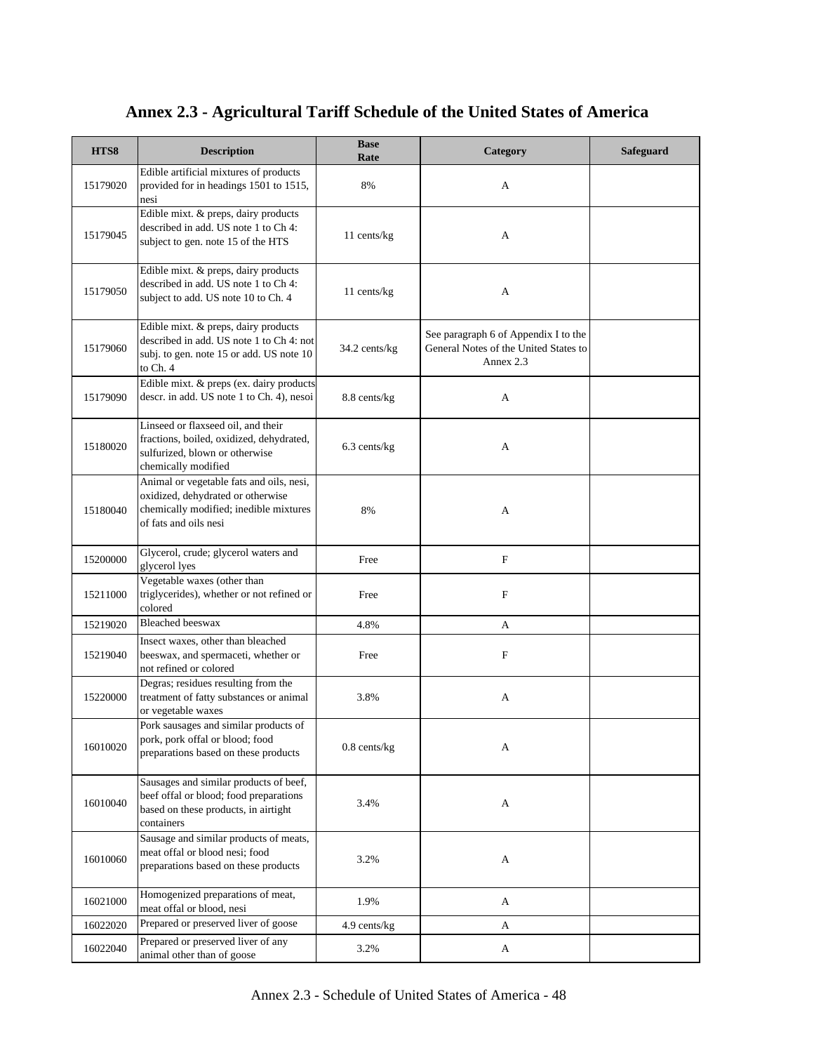# Annex 2.3 - Agricultural Tariff Schedule of the United States of America

| HTS8 | Description | Base Rate | Category | Safeguard |
|---|---|---|---|---|
| 15179020 | Edible artificial mixtures of products provided for in headings 1501 to 1515, nesi | 8% | A | |
| 15179045 | Edible mixt. & preps, dairy products described in add. US note 1 to Ch 4: subject to gen. note 15 of the HTS | 11 cents/kg | A | |
| 15179050 | Edible mixt. & preps, dairy products described in add. US note 1 to Ch 4: subject to add. US note 10 to Ch. 4 | 11 cents/kg | A | |
| 15179060 | Edible mixt. & preps, dairy products described in add. US note 1 to Ch 4: not subj. to gen. note 15 or add. US note 10 to Ch. 4 | 34.2 cents/kg | See paragraph 6 of Appendix I to the General Notes of the United States to Annex 2.3 | |
| 15179090 | Edible mixt. & preps (ex. dairy products descr. in add. US note 1 to Ch. 4), nesoi | 8.8 cents/kg | A | |
| 15180020 | Linseed or flaxseed oil, and their fractions, boiled, oxidized, dehydrated, sulfurized, blown or otherwise chemically modified | 6.3 cents/kg | A | |
| 15180040 | Animal or vegetable fats and oils, nesi, oxidized, dehydrated or otherwise chemically modified; inedible mixtures of fats and oils nesi | 8% | A | |
| 15200000 | Glycerol, crude; glycerol waters and glycerol lyes | Free | F | |
| 15211000 | Vegetable waxes (other than triglycerides), whether or not refined or colored | Free | F | |
| 15219020 | Bleached beeswax | 4.8% | A | |
| 15219040 | Insect waxes, other than bleached beeswax, and spermaceti, whether or not refined or colored | Free | F | |
| 15220000 | Degras; residues resulting from the treatment of fatty substances or animal or vegetable waxes | 3.8% | A | |
| 16010020 | Pork sausages and similar products of pork, pork offal or blood; food preparations based on these products | 0.8 cents/kg | A | |
| 16010040 | Sausages and similar products of beef, beef offal or blood; food preparations based on these products, in airtight containers | 3.4% | A | |
| 16010060 | Sausage and similar products of meats, meat offal or blood nesi; food preparations based on these products | 3.2% | A | |
| 16021000 | Homogenized preparations of meat, meat offal or blood, nesi | 1.9% | A | |
| 16022020 | Prepared or preserved liver of goose | 4.9 cents/kg | A | |
| 16022040 | Prepared or preserved liver of any animal other than of goose | 3.2% | A | |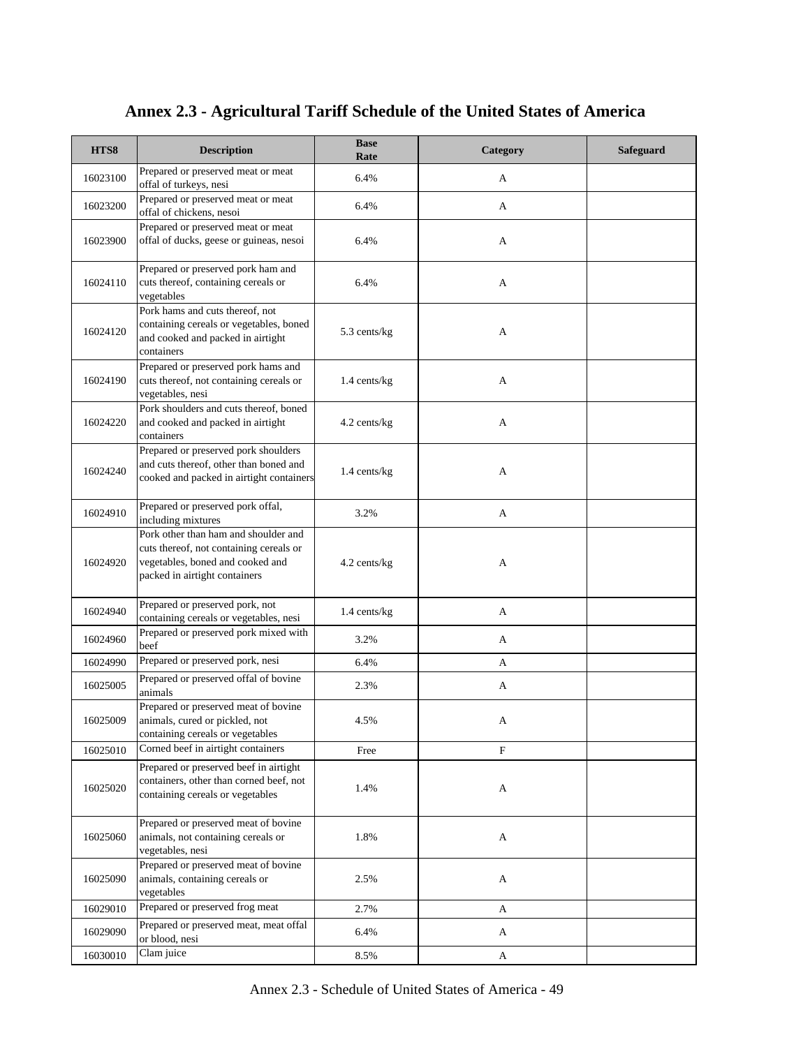# Annex 2.3 - Agricultural Tariff Schedule of the United States of America

| HTS8 | Description | Base Rate | Category | Safeguard |
|---|---|---|---|---|
| 16023100 | Prepared or preserved meat or meat offal of turkeys, nesi | 6.4% | A | |
| 16023200 | Prepared or preserved meat or meat offal of chickens, nesoi | 6.4% | A | |
| 16023900 | Prepared or preserved meat or meat offal of ducks, geese or guineas, nesoi | 6.4% | A | |
| 16024110 | Prepared or preserved pork ham and cuts thereof, containing cereals or vegetables | 6.4% | A | |
| 16024120 | Pork hams and cuts thereof, not containing cereals or vegetables, boned and cooked and packed in airtight containers | 5.3 cents/kg | A | |
| 16024190 | Prepared or preserved pork hams and cuts thereof, not containing cereals or vegetables, nesi | 1.4 cents/kg | A | |
| 16024220 | Pork shoulders and cuts thereof, boned and cooked and packed in airtight containers | 4.2 cents/kg | A | |
| 16024240 | Prepared or preserved pork shoulders and cuts thereof, other than boned and cooked and packed in airtight containers | 1.4 cents/kg | A | |
| 16024910 | Prepared or preserved pork offal, including mixtures | 3.2% | A | |
| 16024920 | Pork other than ham and shoulder and cuts thereof, not containing cereals or vegetables, boned and cooked and packed in airtight containers | 4.2 cents/kg | A | |
| 16024940 | Prepared or preserved pork, not containing cereals or vegetables, nesi | 1.4 cents/kg | A | |
| 16024960 | Prepared or preserved pork mixed with beef | 3.2% | A | |
| 16024990 | Prepared or preserved pork, nesi | 6.4% | A | |
| 16025005 | Prepared or preserved offal of bovine animals | 2.3% | A | |
| 16025009 | Prepared or preserved meat of bovine animals, cured or pickled, not containing cereals or vegetables | 4.5% | A | |
| 16025010 | Corned beef in airtight containers | Free | F | |
| 16025020 | Prepared or preserved beef in airtight containers, other than corned beef, not containing cereals or vegetables | 1.4% | A | |
| 16025060 | Prepared or preserved meat of bovine animals, not containing cereals or vegetables, nesi | 1.8% | A | |
| 16025090 | Prepared or preserved meat of bovine animals, containing cereals or vegetables | 2.5% | A | |
| 16029010 | Prepared or preserved frog meat | 2.7% | A | |
| 16029090 | Prepared or preserved meat, meat offal or blood, nesi | 6.4% | A | |
| 16030010 | Clam juice | 8.5% | A | |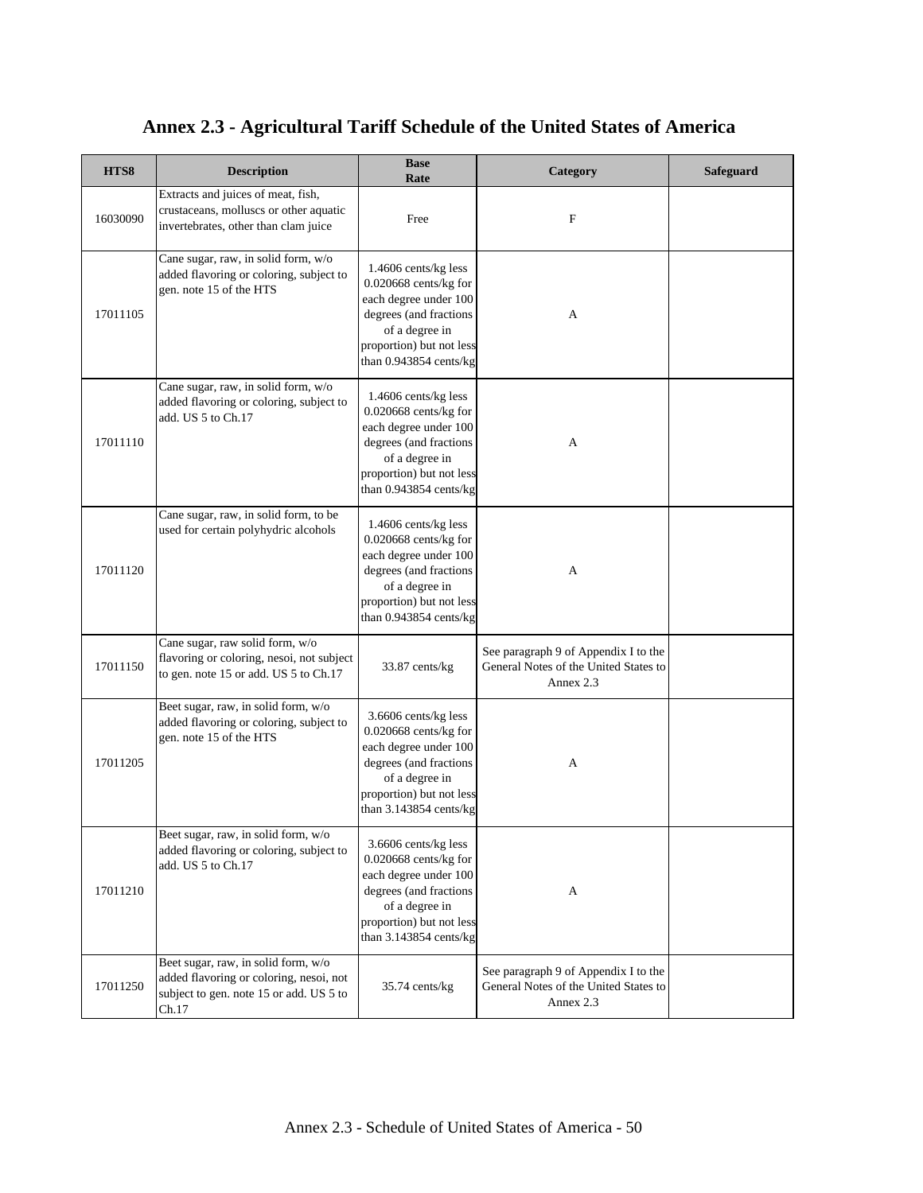# Annex 2.3 - Agricultural Tariff Schedule of the United States of America

| HTS8 | Description | Base Rate | Category | Safeguard |
|---|---|---|---|---|
| 16030090 | Extracts and juices of meat, fish, crustaceans, molluscs or other aquatic invertebrates, other than clam juice | Free | F | |
| 17011105 | Cane sugar, raw, in solid form, w/o added flavoring or coloring, subject to gen. note 15 of the HTS | 1.4606 cents/kg less 0.020668 cents/kg for each degree under 100 degrees (and fractions of a degree in proportion) but not less than 0.943854 cents/kg | A | |
| 17011110 | Cane sugar, raw, in solid form, w/o added flavoring or coloring, subject to add. US 5 to Ch.17 | 1.4606 cents/kg less 0.020668 cents/kg for each degree under 100 degrees (and fractions of a degree in proportion) but not less than 0.943854 cents/kg | A | |
| 17011120 | Cane sugar, raw, in solid form, to be used for certain polyhydric alcohols | 1.4606 cents/kg less 0.020668 cents/kg for each degree under 100 degrees (and fractions of a degree in proportion) but not less than 0.943854 cents/kg | A | |
| 17011150 | Cane sugar, raw solid form, w/o flavoring or coloring, nesoi, not subject to gen. note 15 or add. US 5 to Ch.17 | 33.87 cents/kg | See paragraph 9 of Appendix I to the General Notes of the United States to Annex 2.3 | |
| 17011205 | Beet sugar, raw, in solid form, w/o added flavoring or coloring, subject to gen. note 15 of the HTS | 3.6606 cents/kg less 0.020668 cents/kg for each degree under 100 degrees (and fractions of a degree in proportion) but not less than 3.143854 cents/kg | A | |
| 17011210 | Beet sugar, raw, in solid form, w/o added flavoring or coloring, subject to add. US 5 to Ch.17 | 3.6606 cents/kg less 0.020668 cents/kg for each degree under 100 degrees (and fractions of a degree in proportion) but not less than 3.143854 cents/kg | A | |
| 17011250 | Beet sugar, raw, in solid form, w/o added flavoring or coloring, nesoi, not subject to gen. note 15 or add. US 5 to Ch.17 | 35.74 cents/kg | See paragraph 9 of Appendix I to the General Notes of the United States to Annex 2.3 | |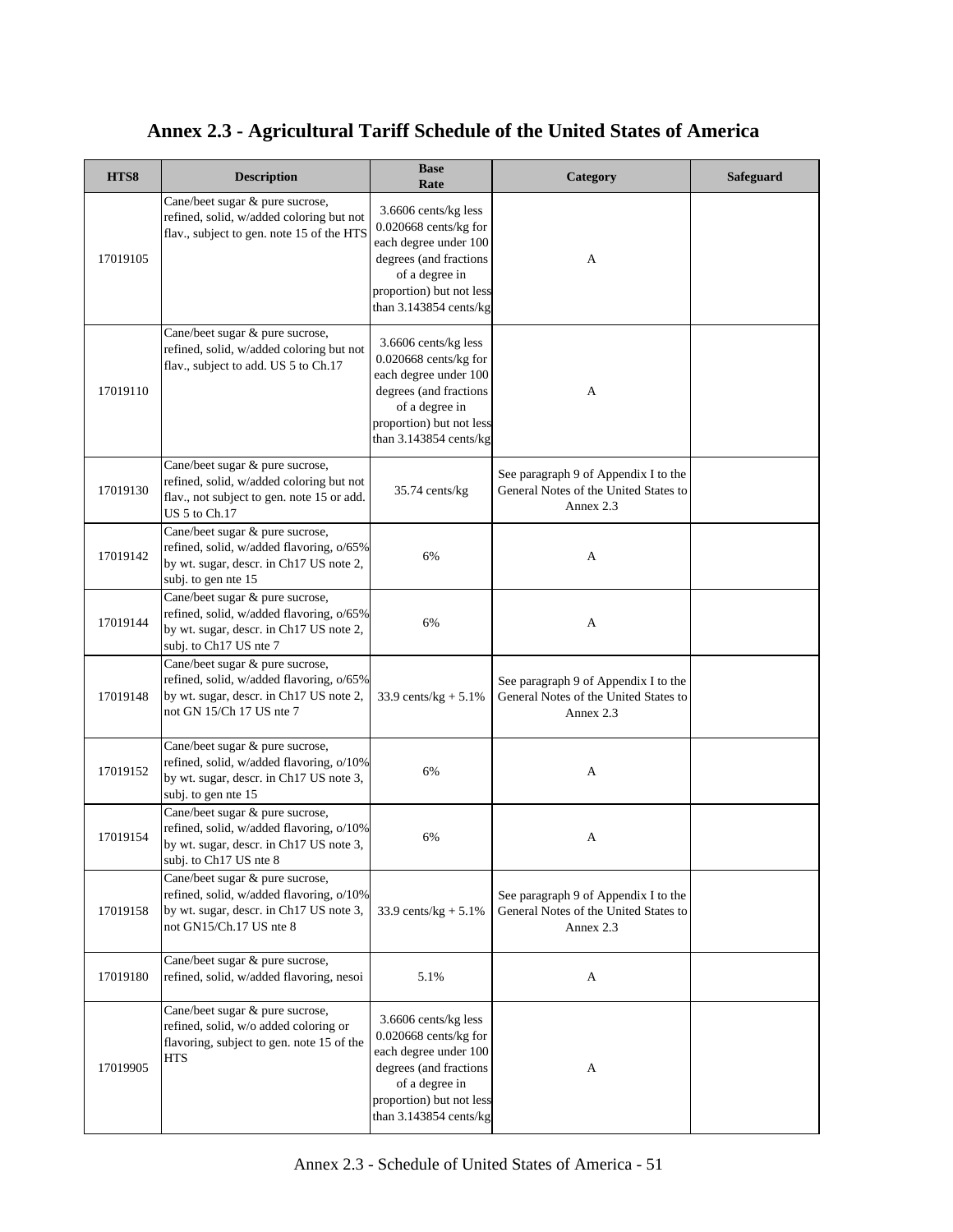# Annex 2.3 - Agricultural Tariff Schedule of the United States of America

| HTS8 | Description | Base Rate | Category | Safeguard |
|---|---|---|---|---|
| 17019105 | Cane/beet sugar & pure sucrose, refined, solid, w/added coloring but not flav., subject to gen. note 15 of the HTS | 3.6606 cents/kg less 0.020668 cents/kg for each degree under 100 degrees (and fractions of a degree in proportion) but not less than 3.143854 cents/kg | A | |
| 17019110 | Cane/beet sugar & pure sucrose, refined, solid, w/added coloring but not flav., subject to add. US 5 to Ch.17 | 3.6606 cents/kg less 0.020668 cents/kg for each degree under 100 degrees (and fractions of a degree in proportion) but not less than 3.143854 cents/kg | A | |
| 17019130 | Cane/beet sugar & pure sucrose, refined, solid, w/added coloring but not flav., not subject to gen. note 15 or add. US 5 to Ch.17 | 35.74 cents/kg | See paragraph 9 of Appendix I to the General Notes of the United States to Annex 2.3 | |
| 17019142 | Cane/beet sugar & pure sucrose, refined, solid, w/added flavoring, o/65% by wt. sugar, descr. in Ch17 US note 2, subj. to gen nte 15 | 6% | A | |
| 17019144 | Cane/beet sugar & pure sucrose, refined, solid, w/added flavoring, o/65% by wt. sugar, descr. in Ch17 US note 2, subj. to Ch17 US nte 7 | 6% | A | |
| 17019148 | Cane/beet sugar & pure sucrose, refined, solid, w/added flavoring, o/65% by wt. sugar, descr. in Ch17 US note 2, not GN 15/Ch 17 US nte 7 | 33.9 cents/kg + 5.1% | See paragraph 9 of Appendix I to the General Notes of the United States to Annex 2.3 | |
| 17019152 | Cane/beet sugar & pure sucrose, refined, solid, w/added flavoring, o/10% by wt. sugar, descr. in Ch17 US note 3, subj. to gen nte 15 | 6% | A | |
| 17019154 | Cane/beet sugar & pure sucrose, refined, solid, w/added flavoring, o/10% by wt. sugar, descr. in Ch17 US note 3, subj. to Ch17 US nte 8 | 6% | A | |
| 17019158 | Cane/beet sugar & pure sucrose, refined, solid, w/added flavoring, o/10% by wt. sugar, descr. in Ch17 US note 3, not GN15/Ch.17 US nte 8 | 33.9 cents/kg + 5.1% | See paragraph 9 of Appendix I to the General Notes of the United States to Annex 2.3 | |
| 17019180 | Cane/beet sugar & pure sucrose, refined, solid, w/added flavoring, nesoi | 5.1% | A | |
| 17019905 | Cane/beet sugar & pure sucrose, refined, solid, w/o added coloring or flavoring, subject to gen. note 15 of the HTS | 3.6606 cents/kg less 0.020668 cents/kg for each degree under 100 degrees (and fractions of a degree in proportion) but not less than 3.143854 cents/kg | A | |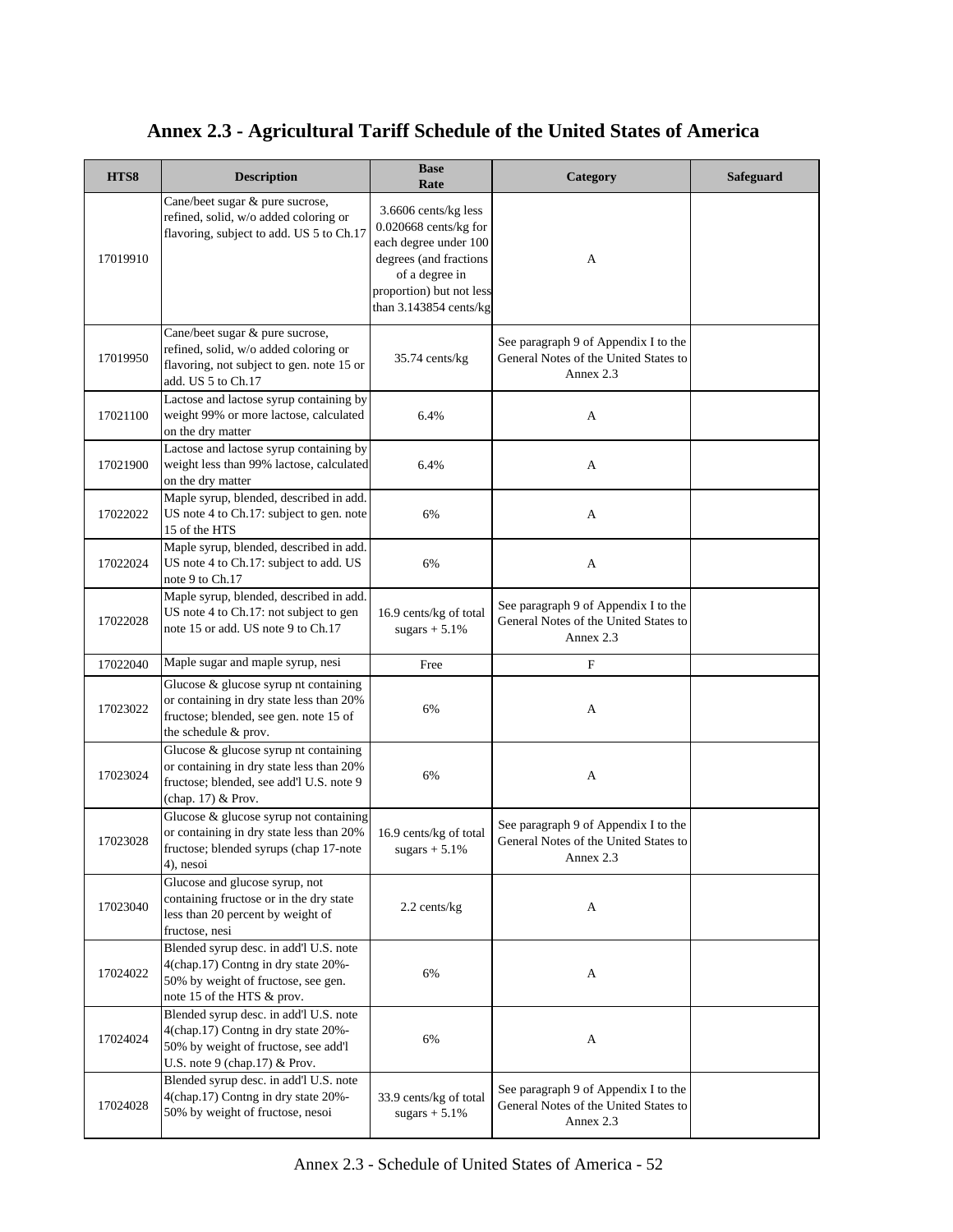# Annex 2.3 - Agricultural Tariff Schedule of the United States of America

| HTS8 | Description | Base Rate | Category | Safeguard |
|---|---|---|---|---|
| 17019910 | Cane/beet sugar & pure sucrose, refined, solid, w/o added coloring or flavoring, subject to add. US 5 to Ch.17 | 3.6606 cents/kg less 0.020668 cents/kg for each degree under 100 degrees (and fractions of a degree in proportion) but not less than 3.143854 cents/kg | A | |
| 17019950 | Cane/beet sugar & pure sucrose, refined, solid, w/o added coloring or flavoring, not subject to gen. note 15 or add. US 5 to Ch.17 | 35.74 cents/kg | See paragraph 9 of Appendix I to the General Notes of the United States to Annex 2.3 | |
| 17021100 | Lactose and lactose syrup containing by weight 99% or more lactose, calculated on the dry matter | 6.4% | A | |
| 17021900 | Lactose and lactose syrup containing by weight less than 99% lactose, calculated on the dry matter | 6.4% | A | |
| 17022022 | Maple syrup, blended, described in add. US note 4 to Ch.17: subject to gen. note 15 of the HTS | 6% | A | |
| 17022024 | Maple syrup, blended, described in add. US note 4 to Ch.17: subject to add. US note 9 to Ch.17 | 6% | A | |
| 17022028 | Maple syrup, blended, described in add. US note 4 to Ch.17: not subject to gen note 15 or add. US note 9 to Ch.17 | 16.9 cents/kg of total sugars + 5.1% | See paragraph 9 of Appendix I to the General Notes of the United States to Annex 2.3 | |
| 17022040 | Maple sugar and maple syrup, nesi | Free | F | |
| 17023022 | Glucose & glucose syrup nt containing or containing in dry state less than 20% fructose; blended, see gen. note 15 of the schedule & prov. | 6% | A | |
| 17023024 | Glucose & glucose syrup nt containing or containing in dry state less than 20% fructose; blended, see add'l U.S. note 9 (chap. 17) & Prov. | 6% | A | |
| 17023028 | Glucose & glucose syrup not containing or containing in dry state less than 20% fructose; blended syrups (chap 17-note 4), nesoi | 16.9 cents/kg of total sugars + 5.1% | See paragraph 9 of Appendix I to the General Notes of the United States to Annex 2.3 | |
| 17023040 | Glucose and glucose syrup, not containing fructose or in the dry state less than 20 percent by weight of fructose, nesi | 2.2 cents/kg | A | |
| 17024022 | Blended syrup desc. in add'l U.S. note 4(chap.17) Contng in dry state 20%-50% by weight of fructose, see gen. note 15 of the HTS & prov. | 6% | A | |
| 17024024 | Blended syrup desc. in add'l U.S. note 4(chap.17) Contng in dry state 20%-50% by weight of fructose, see add'l U.S. note 9 (chap.17) & Prov. | 6% | A | |
| 17024028 | Blended syrup desc. in add'l U.S. note 4(chap.17) Contng in dry state 20%-50% by weight of fructose, nesoi | 33.9 cents/kg of total sugars + 5.1% | See paragraph 9 of Appendix I to the General Notes of the United States to Annex 2.3 | |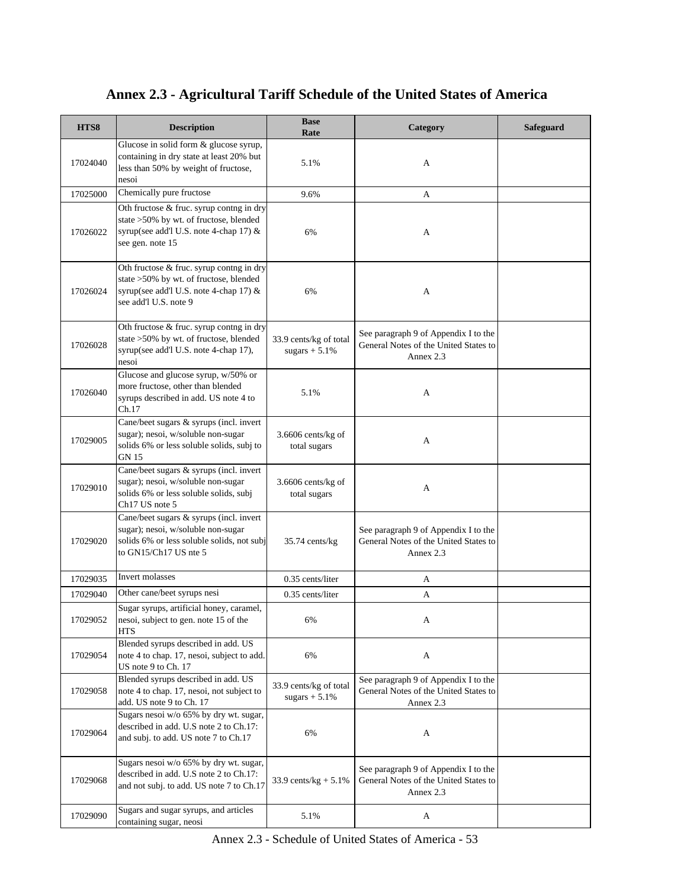# Annex 2.3 - Agricultural Tariff Schedule of the United States of America

| HTS8 | Description | Base Rate | Category | Safeguard |
|---|---|---|---|---|
| 17024040 | Glucose in solid form & glucose syrup, containing in dry state at least 20% but less than 50% by weight of fructose, nesoi | 5.1% | A | |
| 17025000 | Chemically pure fructose | 9.6% | A | |
| 17026022 | Oth fructose & fruc. syrup contng in dry state >50% by wt. of fructose, blended syrup(see add'l U.S. note 4-chap 17) & see gen. note 15 | 6% | A | |
| 17026024 | Oth fructose & fruc. syrup contng in dry state >50% by wt. of fructose, blended syrup(see add'l U.S. note 4-chap 17) & see add'l U.S. note 9 | 6% | A | |
| 17026028 | Oth fructose & fruc. syrup contng in dry state >50% by wt. of fructose, blended syrup(see add'l U.S. note 4-chap 17), nesoi | 33.9 cents/kg of total sugars + 5.1% | See paragraph 9 of Appendix I to the General Notes of the United States to Annex 2.3 | |
| 17026040 | Glucose and glucose syrup, w/50% or more fructose, other than blended syrups described in add. US note 4 to Ch.17 | 5.1% | A | |
| 17029005 | Cane/beet sugars & syrups (incl. invert sugar); nesoi, w/soluble non-sugar solids 6% or less soluble solids, subj to GN 15 | 3.6606 cents/kg of total sugars | A | |
| 17029010 | Cane/beet sugars & syrups (incl. invert sugar); nesoi, w/soluble non-sugar solids 6% or less soluble solids, subj Ch17 US note 5 | 3.6606 cents/kg of total sugars | A | |
| 17029020 | Cane/beet sugars & syrups (incl. invert sugar); nesoi, w/soluble non-sugar solids 6% or less soluble solids, not subj to GN15/Ch17 US nte 5 | 35.74 cents/kg | See paragraph 9 of Appendix I to the General Notes of the United States to Annex 2.3 | |
| 17029035 | Invert molasses | 0.35 cents/liter | A | |
| 17029040 | Other cane/beet syrups nesi | 0.35 cents/liter | A | |
| 17029052 | Sugar syrups, artificial honey, caramel, nesoi, subject to gen. note 15 of the HTS | 6% | A | |
| 17029054 | Blended syrups described in add. US note 4 to chap. 17, nesoi, subject to add. US note 9 to Ch. 17 | 6% | A | |
| 17029058 | Blended syrups described in add. US note 4 to chap. 17, nesoi, not subject to add. US note 9 to Ch. 17 | 33.9 cents/kg of total sugars + 5.1% | See paragraph 9 of Appendix I to the General Notes of the United States to Annex 2.3 | |
| 17029064 | Sugars nesoi w/o 65% by dry wt. sugar, described in add. U.S note 2 to Ch.17: and subj. to add. US note 7 to Ch.17 | 6% | A | |
| 17029068 | Sugars nesoi w/o 65% by dry wt. sugar, described in add. U.S note 2 to Ch.17: and not subj. to add. US note 7 to Ch.17 | 33.9 cents/kg + 5.1% | See paragraph 9 of Appendix I to the General Notes of the United States to Annex 2.3 | |
| 17029090 | Sugars and sugar syrups, and articles containing sugar, neosi | 5.1% | A | |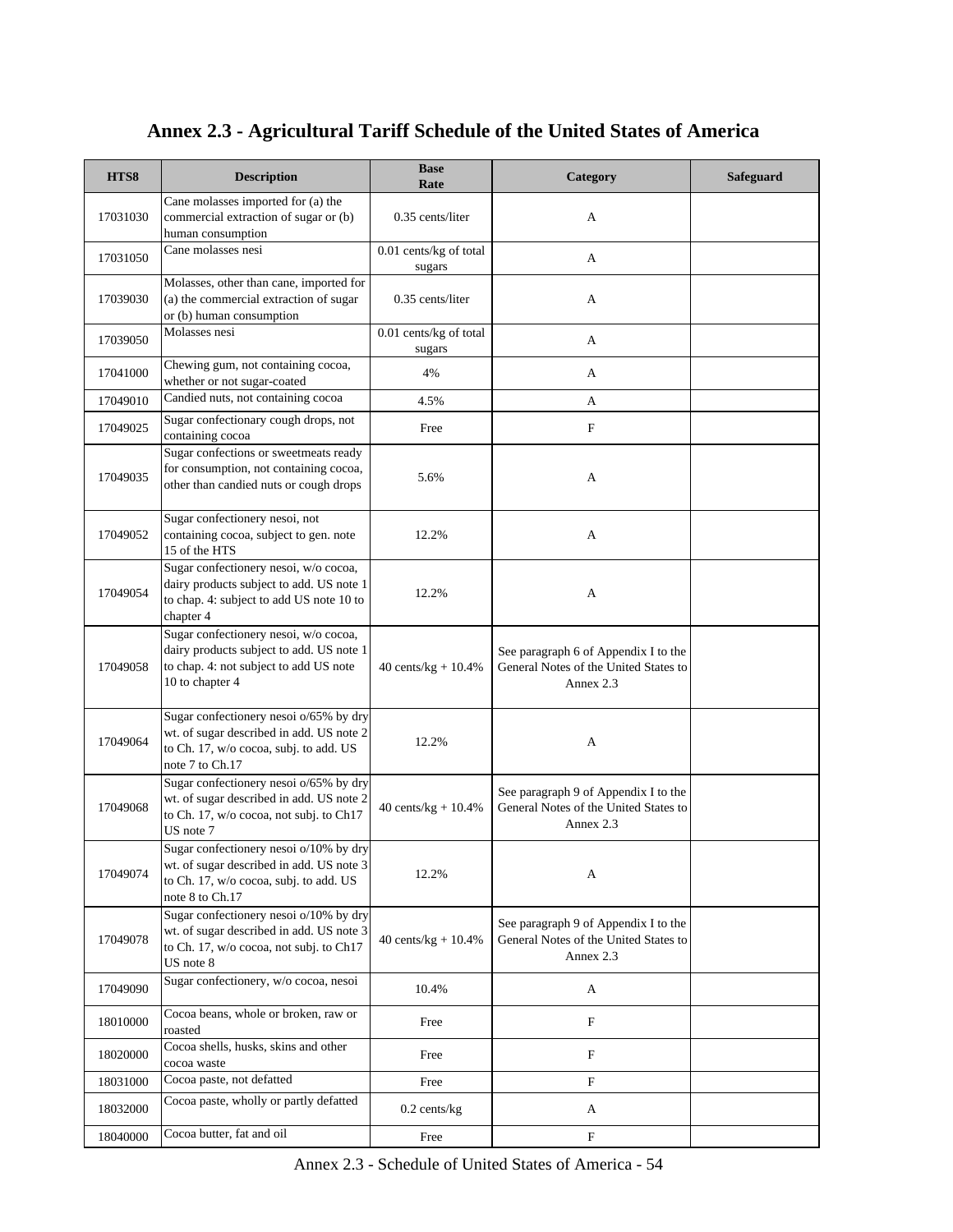# Annex 2.3 - Agricultural Tariff Schedule of the United States of America

| HTS8 | Description | Base Rate | Category | Safeguard |
|---|---|---|---|---|
| 17031030 | Cane molasses imported for (a) the commercial extraction of sugar or (b) human consumption | 0.35 cents/liter | A | |
| 17031050 | Cane molasses nesi | 0.01 cents/kg of total sugars | A | |
| 17039030 | Molasses, other than cane, imported for (a) the commercial extraction of sugar or (b) human consumption | 0.35 cents/liter | A | |
| 17039050 | Molasses nesi | 0.01 cents/kg of total sugars | A | |
| 17041000 | Chewing gum, not containing cocoa, whether or not sugar-coated | 4% | A | |
| 17049010 | Candied nuts, not containing cocoa | 4.5% | A | |
| 17049025 | Sugar confectionary cough drops, not containing cocoa | Free | F | |
| 17049035 | Sugar confections or sweetmeats ready for consumption, not containing cocoa, other than candied nuts or cough drops | 5.6% | A | |
| 17049052 | Sugar confectionery nesoi, not containing cocoa, subject to gen. note 15 of the HTS | 12.2% | A | |
| 17049054 | Sugar confectionery nesoi, w/o cocoa, dairy products subject to add. US note 1 to chap. 4: subject to add US note 10 to chapter 4 | 12.2% | A | |
| 17049058 | Sugar confectionery nesoi, w/o cocoa, dairy products subject to add. US note 1 to chap. 4: not subject to add US note 10 to chapter 4 | 40 cents/kg + 10.4% | See paragraph 6 of Appendix I to the General Notes of the United States to Annex 2.3 | |
| 17049064 | Sugar confectionery nesoi o/65% by dry wt. of sugar described in add. US note 2 to Ch. 17, w/o cocoa, subj. to add. US note 7 to Ch.17 | 12.2% | A | |
| 17049068 | Sugar confectionery nesoi o/65% by dry wt. of sugar described in add. US note 2 to Ch. 17, w/o cocoa, not subj. to Ch17 US note 7 | 40 cents/kg + 10.4% | See paragraph 9 of Appendix I to the General Notes of the United States to Annex 2.3 | |
| 17049074 | Sugar confectionery nesoi o/10% by dry wt. of sugar described in add. US note 3 to Ch. 17, w/o cocoa, subj. to add. US note 8 to Ch.17 | 12.2% | A | |
| 17049078 | Sugar confectionery nesoi o/10% by dry wt. of sugar described in add. US note 3 to Ch. 17, w/o cocoa, not subj. to Ch17 US note 8 | 40 cents/kg + 10.4% | See paragraph 9 of Appendix I to the General Notes of the United States to Annex 2.3 | |
| 17049090 | Sugar confectionery, w/o cocoa, nesoi | 10.4% | A | |
| 18010000 | Cocoa beans, whole or broken, raw or roasted | Free | F | |
| 18020000 | Cocoa shells, husks, skins and other cocoa waste | Free | F | |
| 18031000 | Cocoa paste, not defatted | Free | F | |
| 18032000 | Cocoa paste, wholly or partly defatted | 0.2 cents/kg | A | |
| 18040000 | Cocoa butter, fat and oil | Free | F | |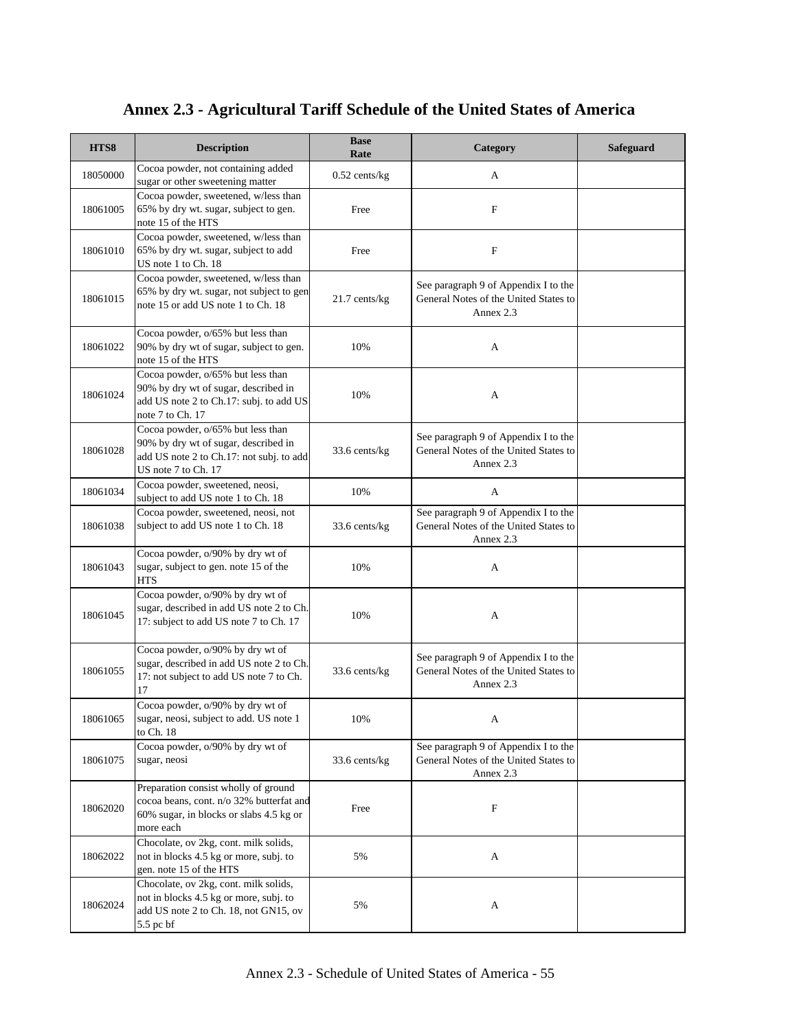# Annex 2.3 - Agricultural Tariff Schedule of the United States of America

| HTS8 | Description | Base Rate | Category | Safeguard |
|---|---|---|---|---|
| 18050000 | Cocoa powder, not containing added sugar or other sweetening matter | 0.52 cents/kg | A | |
| 18061005 | Cocoa powder, sweetened, w/less than 65% by dry wt. sugar, subject to gen. note 15 of the HTS | Free | F | |
| 18061010 | Cocoa powder, sweetened, w/less than 65% by dry wt. sugar, subject to add US note 1 to Ch. 18 | Free | F | |
| 18061015 | Cocoa powder, sweetened, w/less than 65% by dry wt. sugar, not subject to gen note 15 or add US note 1 to Ch. 18 | 21.7 cents/kg | See paragraph 9 of Appendix I to the General Notes of the United States to Annex 2.3 | |
| 18061022 | Cocoa powder, o/65% but less than 90% by dry wt of sugar, subject to gen. note 15 of the HTS | 10% | A | |
| 18061024 | Cocoa powder, o/65% but less than 90% by dry wt of sugar, described in add US note 2 to Ch.17: subj. to add US note 7 to Ch. 17 | 10% | A | |
| 18061028 | Cocoa powder, o/65% but less than 90% by dry wt of sugar, described in add US note 2 to Ch.17: not subj. to add US note 7 to Ch. 17 | 33.6 cents/kg | See paragraph 9 of Appendix I to the General Notes of the United States to Annex 2.3 | |
| 18061034 | Cocoa powder, sweetened, neosi, subject to add US note 1 to Ch. 18 | 10% | A | |
| 18061038 | Cocoa powder, sweetened, neosi, not subject to add US note 1 to Ch. 18 | 33.6 cents/kg | See paragraph 9 of Appendix I to the General Notes of the United States to Annex 2.3 | |
| 18061043 | Cocoa powder, o/90% by dry wt of sugar, subject to gen. note 15 of the HTS | 10% | A | |
| 18061045 | Cocoa powder, o/90% by dry wt of sugar, described in add US note 2 to Ch. 17: subject to add US note 7 to Ch. 17 | 10% | A | |
| 18061055 | Cocoa powder, o/90% by dry wt of sugar, described in add US note 2 to Ch. 17: not subject to add US note 7 to Ch. 17 | 33.6 cents/kg | See paragraph 9 of Appendix I to the General Notes of the United States to Annex 2.3 | |
| 18061065 | Cocoa powder, o/90% by dry wt of sugar, neosi, subject to add. US note 1 to Ch. 18 | 10% | A | |
| 18061075 | Cocoa powder, o/90% by dry wt of sugar, neosi | 33.6 cents/kg | See paragraph 9 of Appendix I to the General Notes of the United States to Annex 2.3 | |
| 18062020 | Preparation consist wholly of ground cocoa beans, cont. n/o 32% butterfat and 60% sugar, in blocks or slabs 4.5 kg or more each | Free | F | |
| 18062022 | Chocolate, ov 2kg, cont. milk solids, not in blocks 4.5 kg or more, subj. to gen. note 15 of the HTS | 5% | A | |
| 18062024 | Chocolate, ov 2kg, cont. milk solids, not in blocks 4.5 kg or more, subj. to add US note 2 to Ch. 18, not GN15, ov 5.5 pc bf | 5% | A | |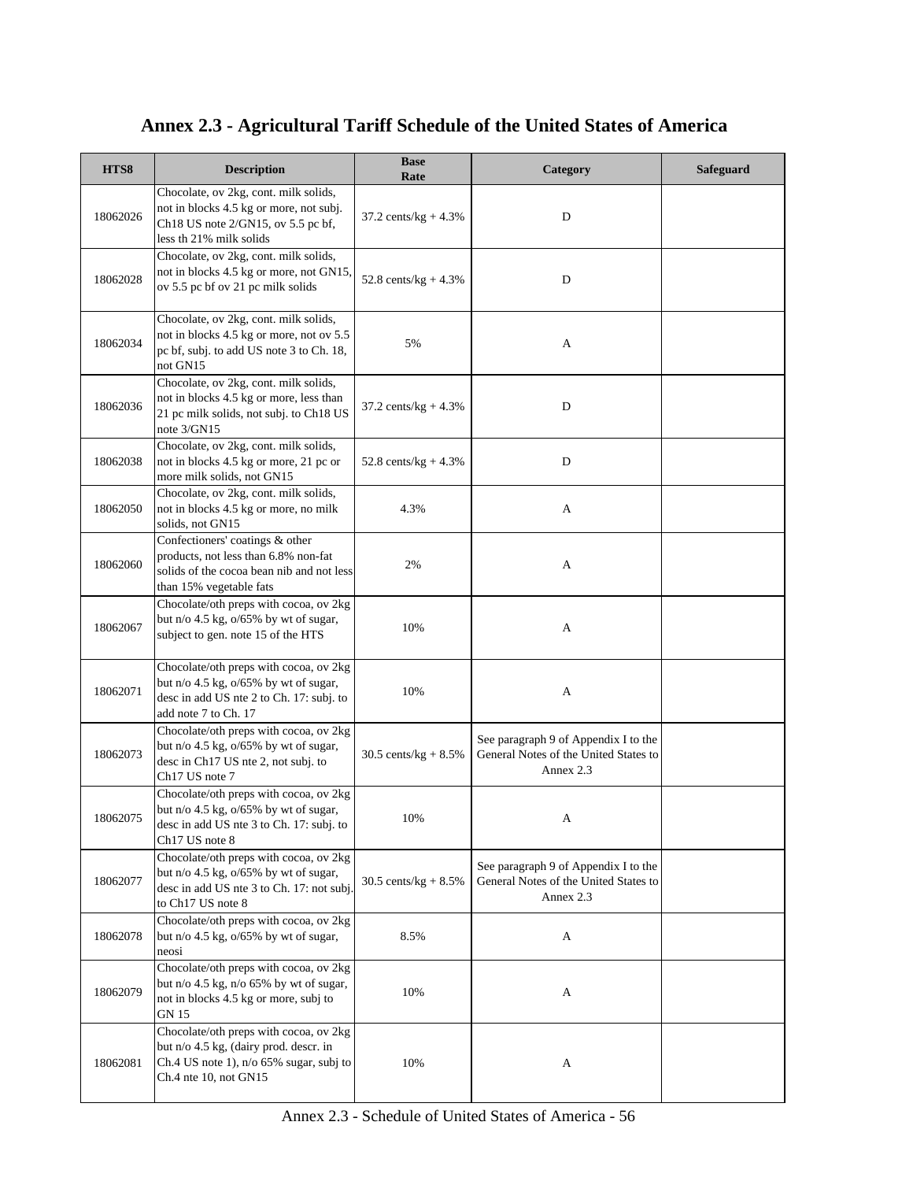# Annex 2.3 - Agricultural Tariff Schedule of the United States of America

| HTS8 | Description | Base Rate | Category | Safeguard |
|---|---|---|---|---|
| 18062026 | Chocolate, ov 2kg, cont. milk solids, not in blocks 4.5 kg or more, not subj. Ch18 US note 2/GN15, ov 5.5 pc bf, less th 21% milk solids | 37.2 cents/kg + 4.3% | D | |
| 18062028 | Chocolate, ov 2kg, cont. milk solids, not in blocks 4.5 kg or more, not GN15, ov 5.5 pc bf ov 21 pc milk solids | 52.8 cents/kg + 4.3% | D | |
| 18062034 | Chocolate, ov 2kg, cont. milk solids, not in blocks 4.5 kg or more, not ov 5.5 pc bf, subj. to add US note 3 to Ch. 18, not GN15 | 5% | A | |
| 18062036 | Chocolate, ov 2kg, cont. milk solids, not in blocks 4.5 kg or more, less than 21 pc milk solids, not subj. to Ch18 US note 3/GN15 | 37.2 cents/kg + 4.3% | D | |
| 18062038 | Chocolate, ov 2kg, cont. milk solids, not in blocks 4.5 kg or more, 21 pc or more milk solids, not GN15 | 52.8 cents/kg + 4.3% | D | |
| 18062050 | Chocolate, ov 2kg, cont. milk solids, not in blocks 4.5 kg or more, no milk solids, not GN15 | 4.3% | A | |
| 18062060 | Confectioners' coatings & other products, not less than 6.8% non-fat solids of the cocoa bean nib and not less than 15% vegetable fats | 2% | A | |
| 18062067 | Chocolate/oth preps with cocoa, ov 2kg but n/o 4.5 kg, o/65% by wt of sugar, subject to gen. note 15 of the HTS | 10% | A | |
| 18062071 | Chocolate/oth preps with cocoa, ov 2kg but n/o 4.5 kg, o/65% by wt of sugar, desc in add US nte 2 to Ch. 17: subj. to add note 7 to Ch. 17 | 10% | A | |
| 18062073 | Chocolate/oth preps with cocoa, ov 2kg but n/o 4.5 kg, o/65% by wt of sugar, desc in Ch17 US nte 2, not subj. to Ch17 US note 7 | 30.5 cents/kg + 8.5% | See paragraph 9 of Appendix I to the General Notes of the United States to Annex 2.3 | |
| 18062075 | Chocolate/oth preps with cocoa, ov 2kg but n/o 4.5 kg, o/65% by wt of sugar, desc in add US nte 3 to Ch. 17: subj. to Ch17 US note 8 | 10% | A | |
| 18062077 | Chocolate/oth preps with cocoa, ov 2kg but n/o 4.5 kg, o/65% by wt of sugar, desc in add US nte 3 to Ch. 17: not subj. to Ch17 US note 8 | 30.5 cents/kg + 8.5% | See paragraph 9 of Appendix I to the General Notes of the United States to Annex 2.3 | |
| 18062078 | Chocolate/oth preps with cocoa, ov 2kg but n/o 4.5 kg, o/65% by wt of sugar, neosi | 8.5% | A | |
| 18062079 | Chocolate/oth preps with cocoa, ov 2kg but n/o 4.5 kg, n/o 65% by wt of sugar, not in blocks 4.5 kg or more, subj to GN 15 | 10% | A | |
| 18062081 | Chocolate/oth preps with cocoa, ov 2kg but n/o 4.5 kg, (dairy prod. descr. in Ch.4 US note 1), n/o 65% sugar, subj to Ch.4 nte 10, not GN15 | 10% | A | |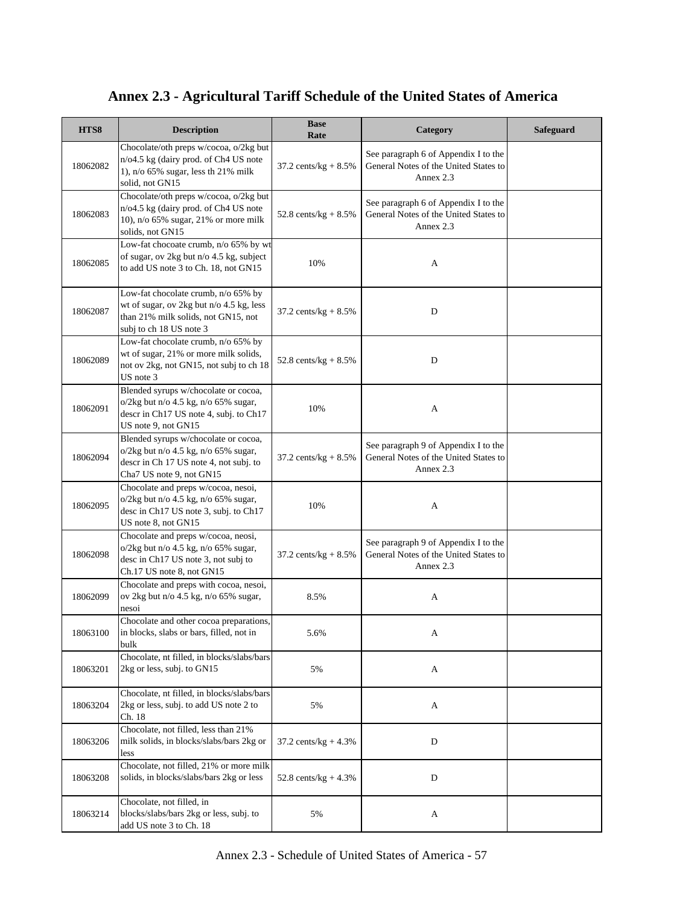# Annex 2.3 - Agricultural Tariff Schedule of the United States of America

| HTS8 | Description | Base Rate | Category | Safeguard |
|---|---|---|---|---|
| 18062082 | Chocolate/oth preps w/cocoa, o/2kg but n/o4.5 kg (dairy prod. of Ch4 US note 1), n/o 65% sugar, less th 21% milk solid, not GN15 | 37.2 cents/kg + 8.5% | See paragraph 6 of Appendix I to the General Notes of the United States to Annex 2.3 | |
| 18062083 | Chocolate/oth preps w/cocoa, o/2kg but n/o4.5 kg (dairy prod. of Ch4 US note 10), n/o 65% sugar, 21% or more milk solids, not GN15 | 52.8 cents/kg + 8.5% | See paragraph 6 of Appendix I to the General Notes of the United States to Annex 2.3 | |
| 18062085 | Low-fat chocoate crumb, n/o 65% by wt of sugar, ov 2kg but n/o 4.5 kg, subject to add US note 3 to Ch. 18, not GN15 | 10% | A | |
| 18062087 | Low-fat chocolate crumb, n/o 65% by wt of sugar, ov 2kg but n/o 4.5 kg, less than 21% milk solids, not GN15, not subj to ch 18 US note 3 | 37.2 cents/kg + 8.5% | D | |
| 18062089 | Low-fat chocolate crumb, n/o 65% by wt of sugar, 21% or more milk solids, not ov 2kg, not GN15, not subj to ch 18 US note 3 | 52.8 cents/kg + 8.5% | D | |
| 18062091 | Blended syrups w/chocolate or cocoa, o/2kg but n/o 4.5 kg, n/o 65% sugar, descr in Ch17 US note 4, subj. to Ch17 US note 9, not GN15 | 10% | A | |
| 18062094 | Blended syrups w/chocolate or cocoa, o/2kg but n/o 4.5 kg, n/o 65% sugar, descr in Ch 17 US note 4, not subj. to Cha7 US note 9, not GN15 | 37.2 cents/kg + 8.5% | See paragraph 9 of Appendix I to the General Notes of the United States to Annex 2.3 | |
| 18062095 | Chocolate and preps w/cocoa, nesoi, o/2kg but n/o 4.5 kg, n/o 65% sugar, desc in Ch17 US note 3, subj. to Ch17 US note 8, not GN15 | 10% | A | |
| 18062098 | Chocolate and preps w/cocoa, neosi, o/2kg but n/o 4.5 kg, n/o 65% sugar, desc in Ch17 US note 3, not subj to Ch.17 US note 8, not GN15 | 37.2 cents/kg + 8.5% | See paragraph 9 of Appendix I to the General Notes of the United States to Annex 2.3 | |
| 18062099 | Chocolate and preps with cocoa, nesoi, ov 2kg but n/o 4.5 kg, n/o 65% sugar, nesoi | 8.5% | A | |
| 18063100 | Chocolate and other cocoa preparations, in blocks, slabs or bars, filled, not in bulk | 5.6% | A | |
| 18063201 | Chocolate, nt filled, in blocks/slabs/bars 2kg or less, subj. to GN15 | 5% | A | |
| 18063204 | Chocolate, nt filled, in blocks/slabs/bars 2kg or less, subj. to add US note 2 to Ch. 18 | 5% | A | |
| 18063206 | Chocolate, not filled, less than 21% milk solids, in blocks/slabs/bars 2kg or less | 37.2 cents/kg + 4.3% | D | |
| 18063208 | Chocolate, not filled, 21% or more milk solids, in blocks/slabs/bars 2kg or less | 52.8 cents/kg + 4.3% | D | |
| 18063214 | Chocolate, not filled, in blocks/slabs/bars 2kg or less, subj. to add US note 3 to Ch. 18 | 5% | A | |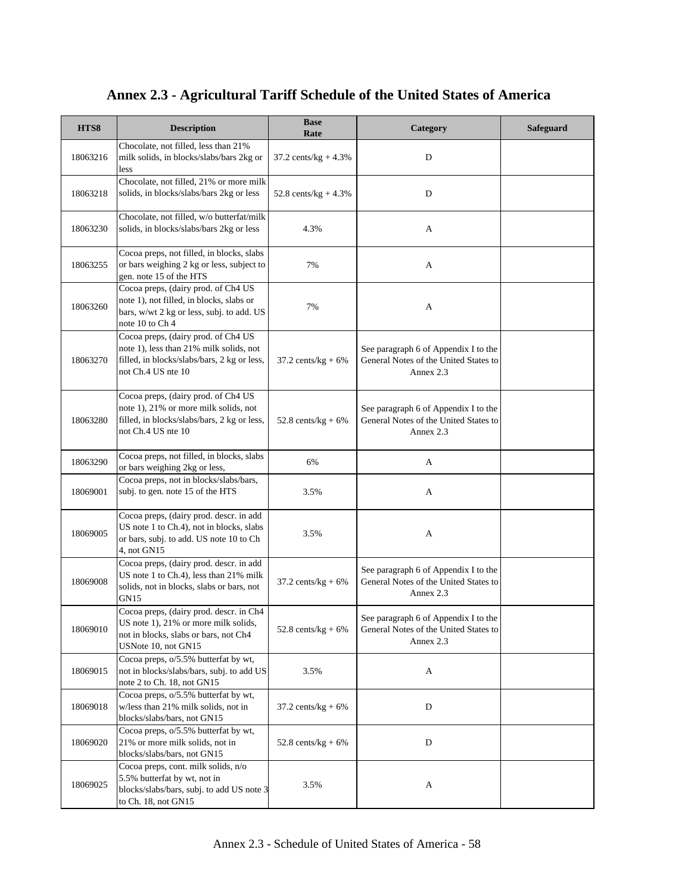# Annex 2.3 - Agricultural Tariff Schedule of the United States of America

| HTS8 | Description | Base Rate | Category | Safeguard |
|---|---|---|---|---|
| 18063216 | Chocolate, not filled, less than 21% milk solids, in blocks/slabs/bars 2kg or less | 37.2 cents/kg + 4.3% | D | |
| 18063218 | Chocolate, not filled, 21% or more milk solids, in blocks/slabs/bars 2kg or less | 52.8 cents/kg + 4.3% | D | |
| 18063230 | Chocolate, not filled, w/o butterfat/milk solids, in blocks/slabs/bars 2kg or less | 4.3% | A | |
| 18063255 | Cocoa preps, not filled, in blocks, slabs or bars weighing 2 kg or less, subject to gen. note 15 of the HTS | 7% | A | |
| 18063260 | Cocoa preps, (dairy prod. of Ch4 US note 1), not filled, in blocks, slabs or bars, w/wt 2 kg or less, subj. to add. US note 10 to Ch 4 | 7% | A | |
| 18063270 | Cocoa preps, (dairy prod. of Ch4 US note 1), less than 21% milk solids, not filled, in blocks/slabs/bars, 2 kg or less, not Ch.4 US nte 10 | 37.2 cents/kg + 6% | See paragraph 6 of Appendix I to the General Notes of the United States to Annex 2.3 | |
| 18063280 | Cocoa preps, (dairy prod. of Ch4 US note 1), 21% or more milk solids, not filled, in blocks/slabs/bars, 2 kg or less, not Ch.4 US nte 10 | 52.8 cents/kg + 6% | See paragraph 6 of Appendix I to the General Notes of the United States to Annex 2.3 | |
| 18063290 | Cocoa preps, not filled, in blocks, slabs or bars weighing 2kg or less, | 6% | A | |
| 18069001 | Cocoa preps, not in blocks/slabs/bars, subj. to gen. note 15 of the HTS | 3.5% | A | |
| 18069005 | Cocoa preps, (dairy prod. descr. in add US note 1 to Ch.4), not in blocks, slabs or bars, subj. to add. US note 10 to Ch 4, not GN15 | 3.5% | A | |
| 18069008 | Cocoa preps, (dairy prod. descr. in add US note 1 to Ch.4), less than 21% milk solids, not in blocks, slabs or bars, not GN15 | 37.2 cents/kg + 6% | See paragraph 6 of Appendix I to the General Notes of the United States to Annex 2.3 | |
| 18069010 | Cocoa preps, (dairy prod. descr. in Ch4 US note 1), 21% or more milk solids, not in blocks, slabs or bars, not Ch4 USNote 10, not GN15 | 52.8 cents/kg + 6% | See paragraph 6 of Appendix I to the General Notes of the United States to Annex 2.3 | |
| 18069015 | Cocoa preps, o/5.5% butterfat by wt, not in blocks/slabs/bars, subj. to add US note 2 to Ch. 18, not GN15 | 3.5% | A | |
| 18069018 | Cocoa preps, o/5.5% butterfat by wt, w/less than 21% milk solids, not in blocks/slabs/bars, not GN15 | 37.2 cents/kg + 6% | D | |
| 18069020 | Cocoa preps, o/5.5% butterfat by wt, 21% or more milk solids, not in blocks/slabs/bars, not GN15 | 52.8 cents/kg + 6% | D | |
| 18069025 | Cocoa preps, cont. milk solids, n/o 5.5% butterfat by wt, not in blocks/slabs/bars, subj. to add US note 3 to Ch. 18, not GN15 | 3.5% | A | |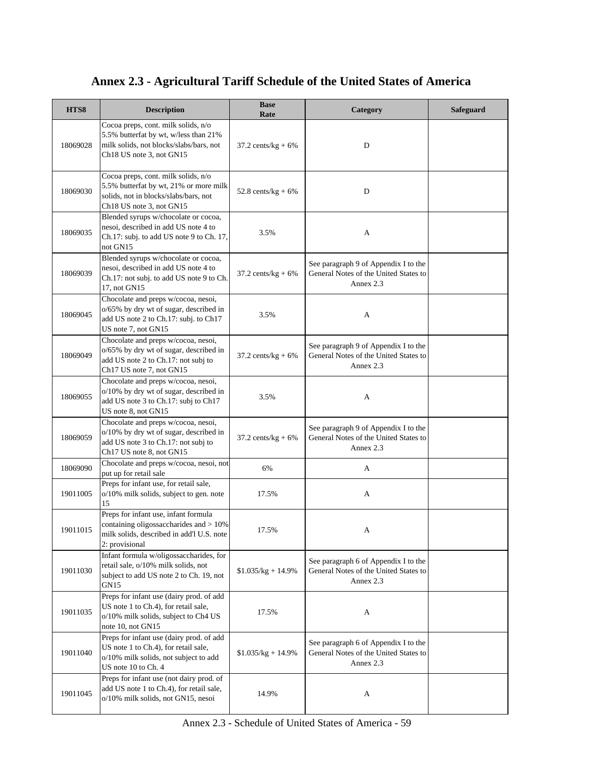# Annex 2.3 - Agricultural Tariff Schedule of the United States of America

| HTS8 | Description | Base Rate | Category | Safeguard |
|---|---|---|---|---|
| 18069028 | Cocoa preps, cont. milk solids, n/o 5.5% butterfat by wt, w/less than 21% milk solids, not blocks/slabs/bars, not Ch18 US note 3, not GN15 | 37.2 cents/kg + 6% | D | |
| 18069030 | Cocoa preps, cont. milk solids, n/o 5.5% butterfat by wt, 21% or more milk solids, not in blocks/slabs/bars, not Ch18 US note 3, not GN15 | 52.8 cents/kg + 6% | D | |
| 18069035 | Blended syrups w/chocolate or cocoa, nesoi, described in add US note 4 to Ch.17: subj. to add US note 9 to Ch. 17, not GN15 | 3.5% | A | |
| 18069039 | Blended syrups w/chocolate or cocoa, nesoi, described in add US note 4 to Ch.17: not subj. to add US note 9 to Ch. 17, not GN15 | 37.2 cents/kg + 6% | See paragraph 9 of Appendix I to the General Notes of the United States to Annex 2.3 | |
| 18069045 | Chocolate and preps w/cocoa, nesoi, o/65% by dry wt of sugar, described in add US note 2 to Ch.17: subj. to Ch17 US note 7, not GN15 | 3.5% | A | |
| 18069049 | Chocolate and preps w/cocoa, nesoi, o/65% by dry wt of sugar, described in add US note 2 to Ch.17: not subj to Ch17 US note 7, not GN15 | 37.2 cents/kg + 6% | See paragraph 9 of Appendix I to the General Notes of the United States to Annex 2.3 | |
| 18069055 | Chocolate and preps w/cocoa, nesoi, o/10% by dry wt of sugar, described in add US note 3 to Ch.17: subj to Ch17 US note 8, not GN15 | 3.5% | A | |
| 18069059 | Chocolate and preps w/cocoa, nesoi, o/10% by dry wt of sugar, described in add US note 3 to Ch.17: not subj to Ch17 US note 8, not GN15 | 37.2 cents/kg + 6% | See paragraph 9 of Appendix I to the General Notes of the United States to Annex 2.3 | |
| 18069090 | Chocolate and preps w/cocoa, nesoi, not put up for retail sale | 6% | A | |
| 19011005 | Preps for infant use, for retail sale, o/10% milk solids, subject to gen. note 15 | 17.5% | A | |
| 19011015 | Preps for infant use, infant formula containing oligossaccharides and > 10% milk solids, described in add'l U.S. note 2: provisional | 17.5% | A | |
| 19011030 | Infant formula w/oligossaccharides, for retail sale, o/10% milk solids, not subject to add US note 2 to Ch. 19, not GN15 | $1.035/kg + 14.9% | See paragraph 6 of Appendix I to the General Notes of the United States to Annex 2.3 | |
| 19011035 | Preps for infant use (dairy prod. of add US note 1 to Ch.4), for retail sale, o/10% milk solids, subject to Ch4 US note 10, not GN15 | 17.5% | A | |
| 19011040 | Preps for infant use (dairy prod. of add US note 1 to Ch.4), for retail sale, o/10% milk solids, not subject to add US note 10 to Ch. 4 | $1.035/kg + 14.9% | See paragraph 6 of Appendix I to the General Notes of the United States to Annex 2.3 | |
| 19011045 | Preps for infant use (not dairy prod. of add US note 1 to Ch.4), for retail sale, o/10% milk solids, not GN15, nesoi | 14.9% | A | |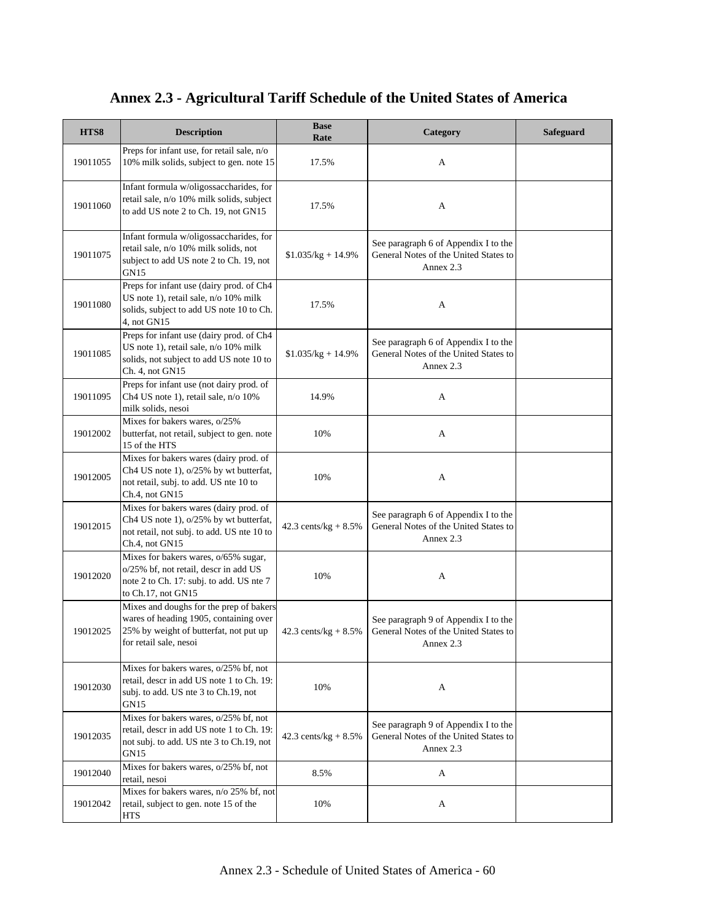# Annex 2.3 - Agricultural Tariff Schedule of the United States of America

| HTS8 | Description | Base Rate | Category | Safeguard |
|---|---|---|---|---|
| 19011055 | Preps for infant use, for retail sale, n/o 10% milk solids, subject to gen. note 15 | 17.5% | A | |
| 19011060 | Infant formula w/oligossaccharides, for retail sale, n/o 10% milk solids, subject to add US note 2 to Ch. 19, not GN15 | 17.5% | A | |
| 19011075 | Infant formula w/oligossaccharides, for retail sale, n/o 10% milk solids, not subject to add US note 2 to Ch. 19, not GN15 | $1.035/kg + 14.9% | See paragraph 6 of Appendix I to the General Notes of the United States to Annex 2.3 | |
| 19011080 | Preps for infant use (dairy prod. of Ch4 US note 1), retail sale, n/o 10% milk solids, subject to add US note 10 to Ch. 4, not GN15 | 17.5% | A | |
| 19011085 | Preps for infant use (dairy prod. of Ch4 US note 1), retail sale, n/o 10% milk solids, not subject to add US note 10 to Ch. 4, not GN15 | $1.035/kg + 14.9% | See paragraph 6 of Appendix I to the General Notes of the United States to Annex 2.3 | |
| 19011095 | Preps for infant use (not dairy prod. of Ch4 US note 1), retail sale, n/o 10% milk solids, nesoi | 14.9% | A | |
| 19012002 | Mixes for bakers wares, o/25% butterfat, not retail, subject to gen. note 15 of the HTS | 10% | A | |
| 19012005 | Mixes for bakers wares (dairy prod. of Ch4 US note 1), o/25% by wt butterfat, not retail, subj. to add. US nte 10 to Ch.4, not GN15 | 10% | A | |
| 19012015 | Mixes for bakers wares (dairy prod. of Ch4 US note 1), o/25% by wt butterfat, not retail, not subj. to add. US nte 10 to Ch.4, not GN15 | 42.3 cents/kg + 8.5% | See paragraph 6 of Appendix I to the General Notes of the United States to Annex 2.3 | |
| 19012020 | Mixes for bakers wares, o/65% sugar, o/25% bf, not retail, descr in add US note 2 to Ch. 17: subj. to add. US nte 7 to Ch.17, not GN15 | 10% | A | |
| 19012025 | Mixes and doughs for the prep of bakers wares of heading 1905, containing over 25% by weight of butterfat, not put up for retail sale, nesoi | 42.3 cents/kg + 8.5% | See paragraph 9 of Appendix I to the General Notes of the United States to Annex 2.3 | |
| 19012030 | Mixes for bakers wares, o/25% bf, not retail, descr in add US note 1 to Ch. 19: subj. to add. US nte 3 to Ch.19, not GN15 | 10% | A | |
| 19012035 | Mixes for bakers wares, o/25% bf, not retail, descr in add US note 1 to Ch. 19: not subj. to add. US nte 3 to Ch.19, not GN15 | 42.3 cents/kg + 8.5% | See paragraph 9 of Appendix I to the General Notes of the United States to Annex 2.3 | |
| 19012040 | Mixes for bakers wares, o/25% bf, not retail, nesoi | 8.5% | A | |
| 19012042 | Mixes for bakers wares, n/o 25% bf, not retail, subject to gen. note 15 of the HTS | 10% | A | |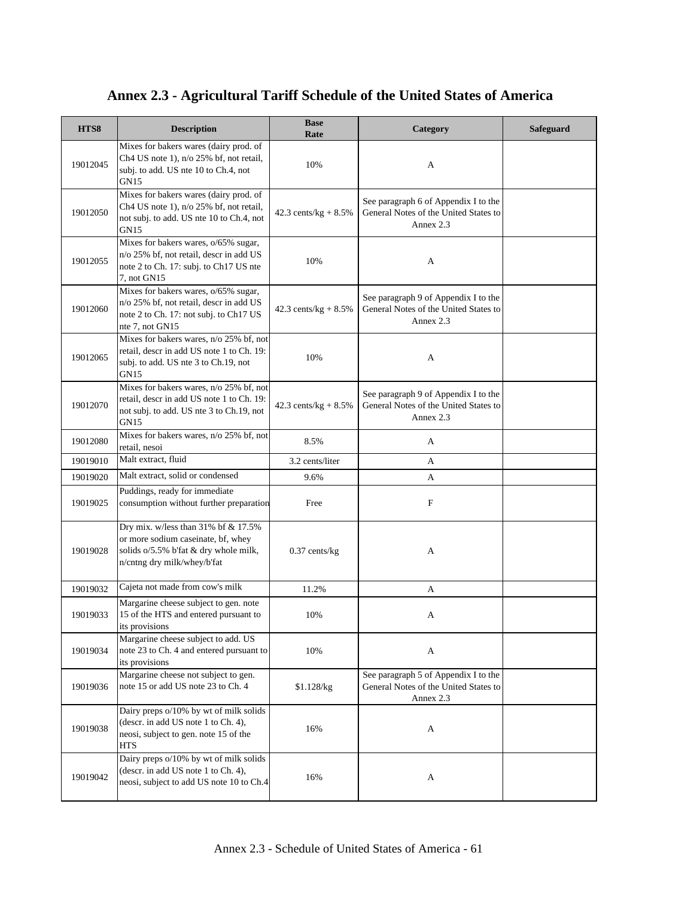# Annex 2.3 - Agricultural Tariff Schedule of the United States of America

| HTS8 | Description | Base Rate | Category | Safeguard |
|---|---|---|---|---|
| 19012045 | Mixes for bakers wares (dairy prod. of Ch4 US note 1), n/o 25% bf, not retail, subj. to add. US nte 10 to Ch.4, not GN15 | 10% | A | |
| 19012050 | Mixes for bakers wares (dairy prod. of Ch4 US note 1), n/o 25% bf, not retail, not subj. to add. US nte 10 to Ch.4, not GN15 | 42.3 cents/kg + 8.5% | See paragraph 6 of Appendix I to the General Notes of the United States to Annex 2.3 | |
| 19012055 | Mixes for bakers wares, o/65% sugar, n/o 25% bf, not retail, descr in add US note 2 to Ch. 17: subj. to Ch17 US nte 7, not GN15 | 10% | A | |
| 19012060 | Mixes for bakers wares, o/65% sugar, n/o 25% bf, not retail, descr in add US note 2 to Ch. 17: not subj. to Ch17 US nte 7, not GN15 | 42.3 cents/kg + 8.5% | See paragraph 9 of Appendix I to the General Notes of the United States to Annex 2.3 | |
| 19012065 | Mixes for bakers wares, n/o 25% bf, not retail, descr in add US note 1 to Ch. 19: subj. to add. US nte 3 to Ch.19, not GN15 | 10% | A | |
| 19012070 | Mixes for bakers wares, n/o 25% bf, not retail, descr in add US note 1 to Ch. 19: not subj. to add. US nte 3 to Ch.19, not GN15 | 42.3 cents/kg + 8.5% | See paragraph 9 of Appendix I to the General Notes of the United States to Annex 2.3 | |
| 19012080 | Mixes for bakers wares, n/o 25% bf, not retail, nesoi | 8.5% | A | |
| 19019010 | Malt extract, fluid | 3.2 cents/liter | A | |
| 19019020 | Malt extract, solid or condensed | 9.6% | A | |
| 19019025 | Puddings, ready for immediate consumption without further preparation | Free | F | |
| 19019028 | Dry mix. w/less than 31% bf & 17.5% or more sodium caseinate, bf, whey solids o/5.5% b'fat & dry whole milk, n/cntng dry milk/whey/b'fat | 0.37 cents/kg | A | |
| 19019032 | Cajeta not made from cow's milk | 11.2% | A | |
| 19019033 | Margarine cheese subject to gen. note 15 of the HTS and entered pursuant to its provisions | 10% | A | |
| 19019034 | Margarine cheese subject to add. US note 23 to Ch. 4 and entered pursuant to its provisions | 10% | A | |
| 19019036 | Margarine cheese not subject to gen. note 15 or add US note 23 to Ch. 4 | $1.128/kg | See paragraph 5 of Appendix I to the General Notes of the United States to Annex 2.3 | |
| 19019038 | Dairy preps o/10% by wt of milk solids (descr. in add US note 1 to Ch. 4), neosi, subject to gen. note 15 of the HTS | 16% | A | |
| 19019042 | Dairy preps o/10% by wt of milk solids (descr. in add US note 1 to Ch. 4), neosi, subject to add US note 10 to Ch.4 | 16% | A | |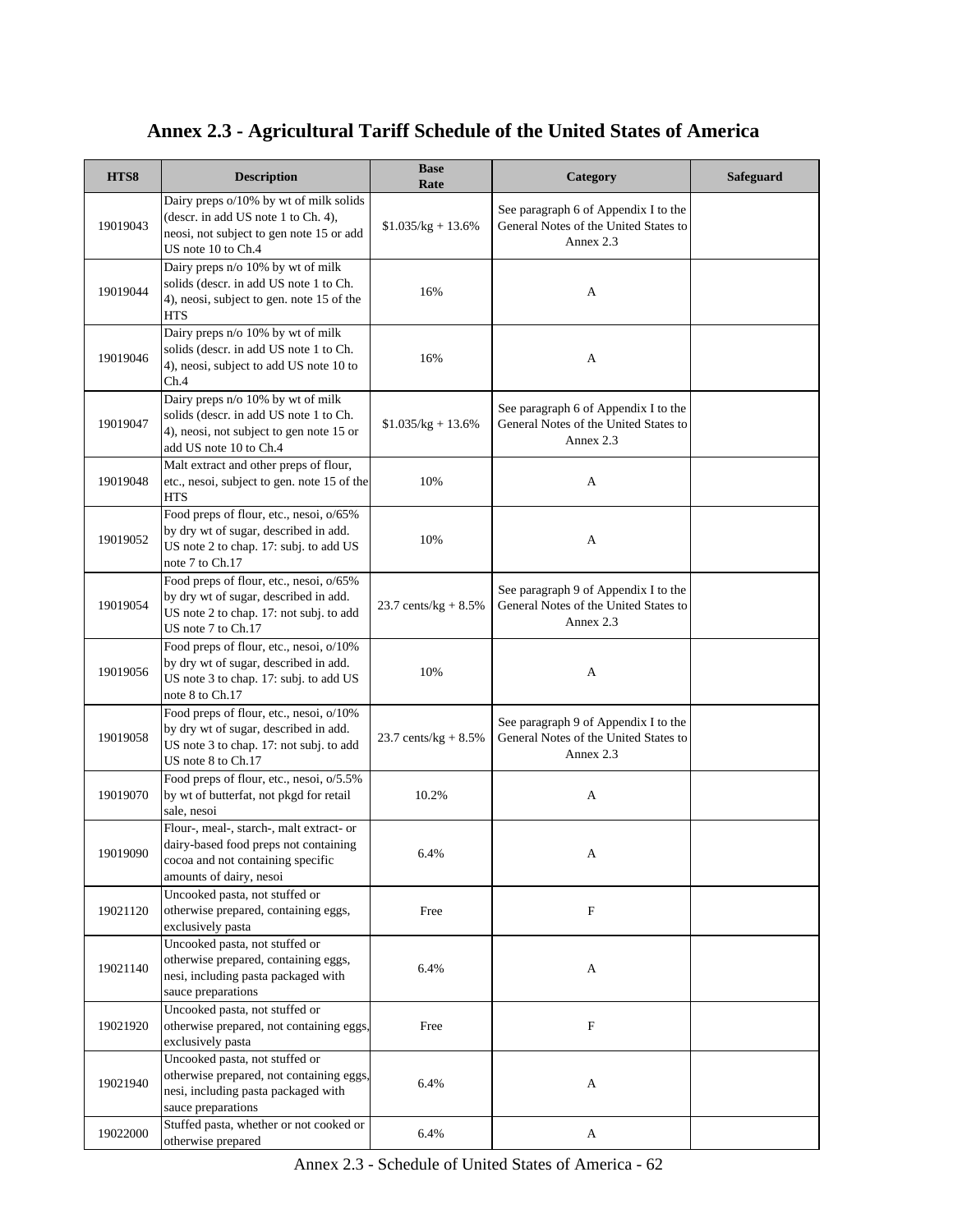# Annex 2.3 - Agricultural Tariff Schedule of the United States of America

| HTS8 | Description | Base Rate | Category | Safeguard |
|---|---|---|---|---|
| 19019043 | Dairy preps o/10% by wt of milk solids (descr. in add US note 1 to Ch. 4), neosi, not subject to gen note 15 or add US note 10 to Ch.4 | $1.035/kg + 13.6% | See paragraph 6 of Appendix I to the General Notes of the United States to Annex 2.3 | |
| 19019044 | Dairy preps n/o 10% by wt of milk solids (descr. in add US note 1 to Ch. 4), neosi, subject to gen. note 15 of the HTS | 16% | A | |
| 19019046 | Dairy preps n/o 10% by wt of milk solids (descr. in add US note 1 to Ch. 4), neosi, subject to add US note 10 to Ch.4 | 16% | A | |
| 19019047 | Dairy preps n/o 10% by wt of milk solids (descr. in add US note 1 to Ch. 4), neosi, not subject to gen note 15 or add US note 10 to Ch.4 | $1.035/kg + 13.6% | See paragraph 6 of Appendix I to the General Notes of the United States to Annex 2.3 | |
| 19019048 | Malt extract and other preps of flour, etc., nesoi, subject to gen. note 15 of the HTS | 10% | A | |
| 19019052 | Food preps of flour, etc., nesoi, o/65% by dry wt of sugar, described in add. US note 2 to chap. 17: subj. to add US note 7 to Ch.17 | 10% | A | |
| 19019054 | Food preps of flour, etc., nesoi, o/65% by dry wt of sugar, described in add. US note 2 to chap. 17: not subj. to add US note 7 to Ch.17 | 23.7 cents/kg + 8.5% | See paragraph 9 of Appendix I to the General Notes of the United States to Annex 2.3 | |
| 19019056 | Food preps of flour, etc., nesoi, o/10% by dry wt of sugar, described in add. US note 3 to chap. 17: subj. to add US note 8 to Ch.17 | 10% | A | |
| 19019058 | Food preps of flour, etc., nesoi, o/10% by dry wt of sugar, described in add. US note 3 to chap. 17: not subj. to add US note 8 to Ch.17 | 23.7 cents/kg + 8.5% | See paragraph 9 of Appendix I to the General Notes of the United States to Annex 2.3 | |
| 19019070 | Food preps of flour, etc., nesoi, o/5.5% by wt of butterfat, not pkgd for retail sale, nesoi | 10.2% | A | |
| 19019090 | Flour-, meal-, starch-, malt extract- or dairy-based food preps not containing cocoa and not containing specific amounts of dairy, nesoi | 6.4% | A | |
| 19021120 | Uncooked pasta, not stuffed or otherwise prepared, containing eggs, exclusively pasta | Free | F | |
| 19021140 | Uncooked pasta, not stuffed or otherwise prepared, containing eggs, nesi, including pasta packaged with sauce preparations | 6.4% | A | |
| 19021920 | Uncooked pasta, not stuffed or otherwise prepared, not containing eggs, exclusively pasta | Free | F | |
| 19021940 | Uncooked pasta, not stuffed or otherwise prepared, not containing eggs, nesi, including pasta packaged with sauce preparations | 6.4% | A | |
| 19022000 | Stuffed pasta, whether or not cooked or otherwise prepared | 6.4% | A | |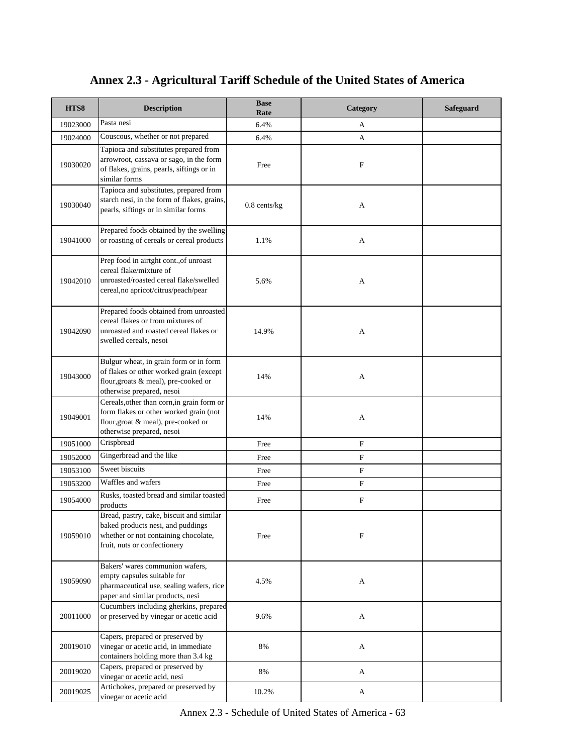# Annex 2.3 - Agricultural Tariff Schedule of the United States of America

| HTS8 | Description | Base Rate | Category | Safeguard |
|---|---|---|---|---|
| 19023000 | Pasta nesi | 6.4% | A | |
| 19024000 | Couscous, whether or not prepared | 6.4% | A | |
| 19030020 | Tapioca and substitutes prepared from arrowroot, cassava or sago, in the form of flakes, grains, pearls, siftings or in similar forms | Free | F | |
| 19030040 | Tapioca and substitutes, prepared from starch nesi, in the form of flakes, grains, pearls, siftings or in similar forms | 0.8 cents/kg | A | |
| 19041000 | Prepared foods obtained by the swelling or roasting of cereals or cereal products | 1.1% | A | |
| 19042010 | Prep food in airtght cont.,of unroast cereal flake/mixture of unroasted/roasted cereal flake/swelled cereal,no apricot/citrus/peach/pear | 5.6% | A | |
| 19042090 | Prepared foods obtained from unroasted cereal flakes or from mixtures of unroasted and roasted cereal flakes or swelled cereals, nesoi | 14.9% | A | |
| 19043000 | Bulgur wheat, in grain form or in form of flakes or other worked grain (except flour,groats & meal), pre-cooked or otherwise prepared, nesoi | 14% | A | |
| 19049001 | Cereals,other than corn,in grain form or form flakes or other worked grain (not flour,groat & meal), pre-cooked or otherwise prepared, nesoi | 14% | A | |
| 19051000 | Crispbread | Free | F | |
| 19052000 | Gingerbread and the like | Free | F | |
| 19053100 | Sweet biscuits | Free | F | |
| 19053200 | Waffles and wafers | Free | F | |
| 19054000 | Rusks, toasted bread and similar toasted products | Free | F | |
| 19059010 | Bread, pastry, cake, biscuit and similar baked products nesi, and puddings whether or not containing chocolate, fruit, nuts or confectionery | Free | F | |
| 19059090 | Bakers' wares communion wafers, empty capsules suitable for pharmaceutical use, sealing wafers, rice paper and similar products, nesi | 4.5% | A | |
| 20011000 | Cucumbers including gherkins, prepared or preserved by vinegar or acetic acid | 9.6% | A | |
| 20019010 | Capers, prepared or preserved by vinegar or acetic acid, in immediate containers holding more than 3.4 kg | 8% | A | |
| 20019020 | Capers, prepared or preserved by vinegar or acetic acid, nesi | 8% | A | |
| 20019025 | Artichokes, prepared or preserved by vinegar or acetic acid | 10.2% | A | |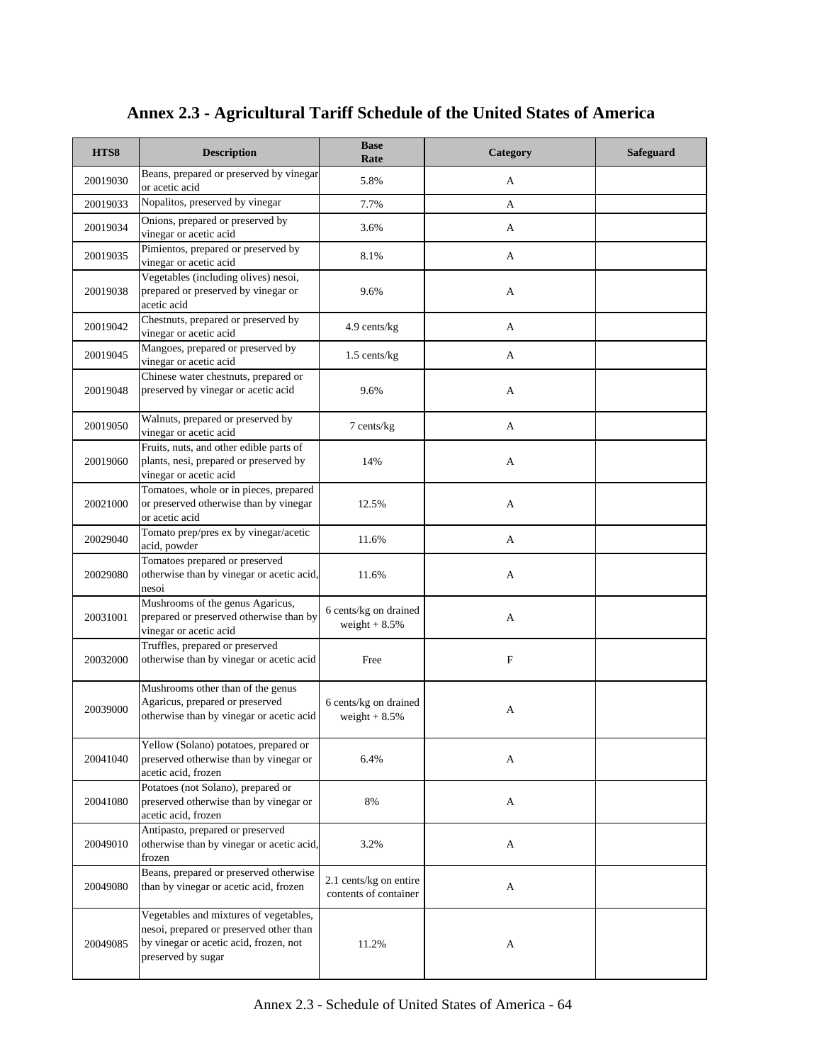# Annex 2.3 - Agricultural Tariff Schedule of the United States of America

| HTS8 | Description | Base Rate | Category | Safeguard |
|---|---|---|---|---|
| 20019030 | Beans, prepared or preserved by vinegar or acetic acid | 5.8% | A | |
| 20019033 | Nopalitos, preserved by vinegar | 7.7% | A | |
| 20019034 | Onions, prepared or preserved by vinegar or acetic acid | 3.6% | A | |
| 20019035 | Pimientos, prepared or preserved by vinegar or acetic acid | 8.1% | A | |
| 20019038 | Vegetables (including olives) nesoi, prepared or preserved by vinegar or acetic acid | 9.6% | A | |
| 20019042 | Chestnuts, prepared or preserved by vinegar or acetic acid | 4.9 cents/kg | A | |
| 20019045 | Mangoes, prepared or preserved by vinegar or acetic acid | 1.5 cents/kg | A | |
| 20019048 | Chinese water chestnuts, prepared or preserved by vinegar or acetic acid | 9.6% | A | |
| 20019050 | Walnuts, prepared or preserved by vinegar or acetic acid | 7 cents/kg | A | |
| 20019060 | Fruits, nuts, and other edible parts of plants, nesi, prepared or preserved by vinegar or acetic acid | 14% | A | |
| 20021000 | Tomatoes, whole or in pieces, prepared or preserved otherwise than by vinegar or acetic acid | 12.5% | A | |
| 20029040 | Tomato prep/pres ex by vinegar/acetic acid, powder | 11.6% | A | |
| 20029080 | Tomatoes prepared or preserved otherwise than by vinegar or acetic acid, nesoi | 11.6% | A | |
| 20031001 | Mushrooms of the genus Agaricus, prepared or preserved otherwise than by vinegar or acetic acid | 6 cents/kg on drained weight + 8.5% | A | |
| 20032000 | Truffles, prepared or preserved otherwise than by vinegar or acetic acid | Free | F | |
| 20039000 | Mushrooms other than of the genus Agaricus, prepared or preserved otherwise than by vinegar or acetic acid | 6 cents/kg on drained weight + 8.5% | A | |
| 20041040 | Yellow (Solano) potatoes, prepared or preserved otherwise than by vinegar or acetic acid, frozen | 6.4% | A | |
| 20041080 | Potatoes (not Solano), prepared or preserved otherwise than by vinegar or acetic acid, frozen | 8% | A | |
| 20049010 | Antipasto, prepared or preserved otherwise than by vinegar or acetic acid, frozen | 3.2% | A | |
| 20049080 | Beans, prepared or preserved otherwise than by vinegar or acetic acid, frozen | 2.1 cents/kg on entire contents of container | A | |
| 20049085 | Vegetables and mixtures of vegetables, nesoi, prepared or preserved other than by vinegar or acetic acid, frozen, not preserved by sugar | 11.2% | A | |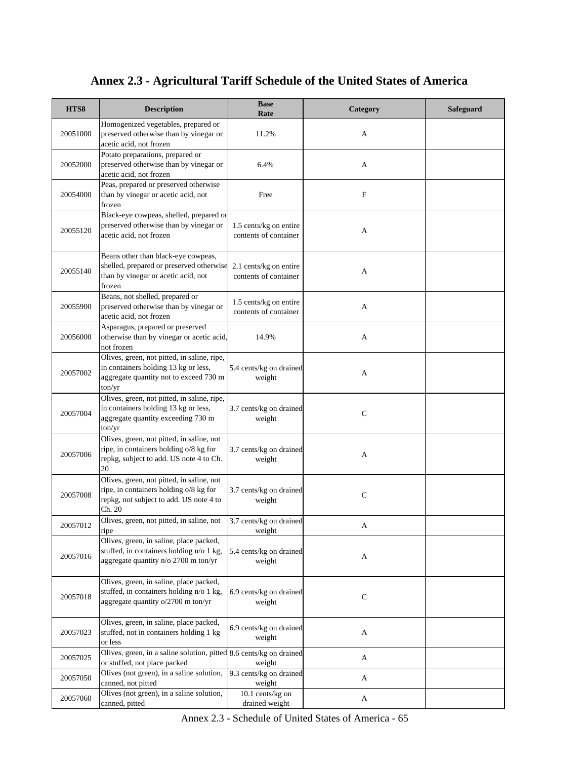# Annex 2.3 - Agricultural Tariff Schedule of the United States of America

| HTS8 | Description | Base Rate | Category | Safeguard |
|---|---|---|---|---|
| 20051000 | Homogenized vegetables, prepared or preserved otherwise than by vinegar or acetic acid, not frozen | 11.2% | A | |
| 20052000 | Potato preparations, prepared or preserved otherwise than by vinegar or acetic acid, not frozen | 6.4% | A | |
| 20054000 | Peas, prepared or preserved otherwise than by vinegar or acetic acid, not frozen | Free | F | |
| 20055120 | Black-eye cowpeas, shelled, prepared or preserved otherwise than by vinegar or acetic acid, not frozen | 1.5 cents/kg on entire contents of container | A | |
| 20055140 | Beans other than black-eye cowpeas, shelled, prepared or preserved otherwise than by vinegar or acetic acid, not frozen | 2.1 cents/kg on entire contents of container | A | |
| 20055900 | Beans, not shelled, prepared or preserved otherwise than by vinegar or acetic acid, not frozen | 1.5 cents/kg on entire contents of container | A | |
| 20056000 | Asparagus, prepared or preserved otherwise than by vinegar or acetic acid, not frozen | 14.9% | A | |
| 20057002 | Olives, green, not pitted, in saline, ripe, in containers holding 13 kg or less, aggregate quantity not to exceed 730 m ton/yr | 5.4 cents/kg on drained weight | A | |
| 20057004 | Olives, green, not pitted, in saline, ripe, in containers holding 13 kg or less, aggregate quantity exceeding 730 m ton/yr | 3.7 cents/kg on drained weight | C | |
| 20057006 | Olives, green, not pitted, in saline, not ripe, in containers holding o/8 kg for repkg, subject to add. US note 4 to Ch. 20 | 3.7 cents/kg on drained weight | A | |
| 20057008 | Olives, green, not pitted, in saline, not ripe, in containers holding o/8 kg for repkg, not subject to add. US note 4 to Ch. 20 | 3.7 cents/kg on drained weight | C | |
| 20057012 | Olives, green, not pitted, in saline, not ripe | 3.7 cents/kg on drained weight | A | |
| 20057016 | Olives, green, in saline, place packed, stuffed, in containers holding n/o 1 kg, aggregate quantity n/o 2700 m ton/yr | 5.4 cents/kg on drained weight | A | |
| 20057018 | Olives, green, in saline, place packed, stuffed, in containers holding n/o 1 kg, aggregate quantity o/2700 m ton/yr | 6.9 cents/kg on drained weight | C | |
| 20057023 | Olives, green, in saline, place packed, stuffed, not in containers holding 1 kg or less | 6.9 cents/kg on drained weight | A | |
| 20057025 | Olives, green, in a saline solution, pitted or stuffed, not place packed | 8.6 cents/kg on drained weight | A | |
| 20057050 | Olives (not green), in a saline solution, canned, not pitted | 9.3 cents/kg on drained weight | A | |
| 20057060 | Olives (not green), in a saline solution, canned, pitted | 10.1 cents/kg on drained weight | A | |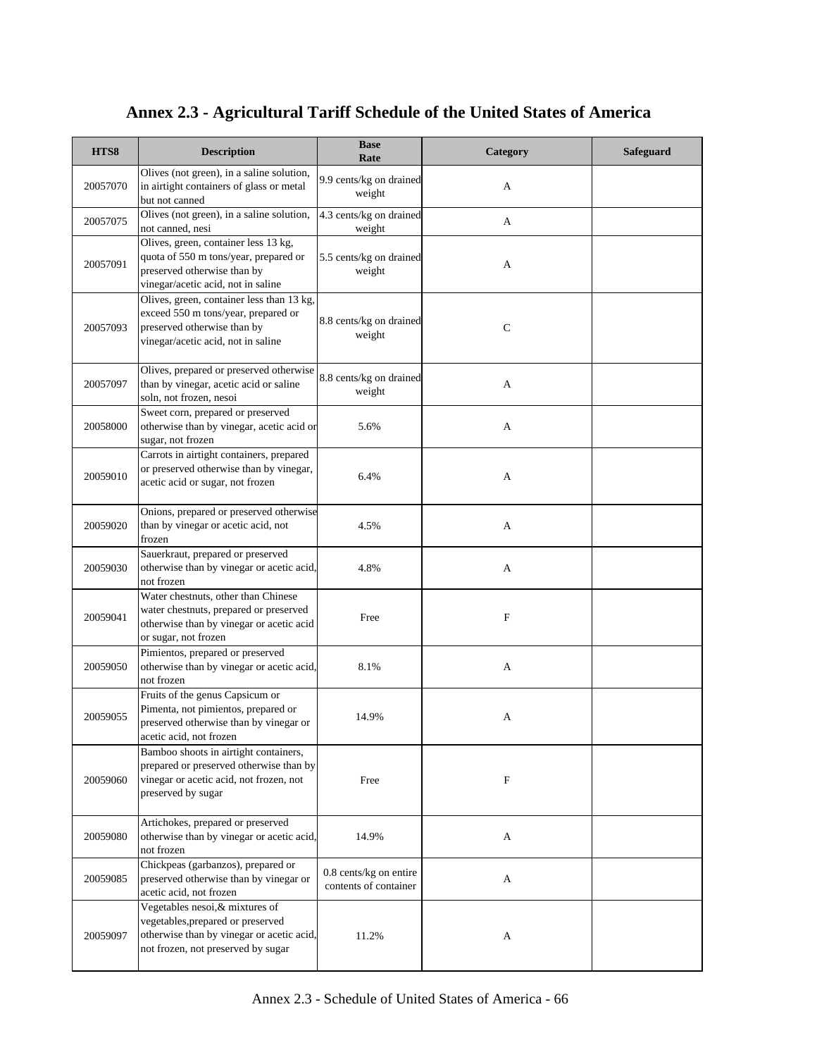# Annex 2.3 - Agricultural Tariff Schedule of the United States of America

| HTS8 | Description | Base Rate | Category | Safeguard |
|---|---|---|---|---|
| 20057070 | Olives (not green), in a saline solution, in airtight containers of glass or metal but not canned | 9.9 cents/kg on drained weight | A | |
| 20057075 | Olives (not green), in a saline solution, not canned, nesi | 4.3 cents/kg on drained weight | A | |
| 20057091 | Olives, green, container less 13 kg, quota of 550 m tons/year, prepared or preserved otherwise than by vinegar/acetic acid, not in saline | 5.5 cents/kg on drained weight | A | |
| 20057093 | Olives, green, container less than 13 kg, exceed 550 m tons/year, prepared or preserved otherwise than by vinegar/acetic acid, not in saline | 8.8 cents/kg on drained weight | C | |
| 20057097 | Olives, prepared or preserved otherwise than by vinegar, acetic acid or saline soln, not frozen, nesoi | 8.8 cents/kg on drained weight | A | |
| 20058000 | Sweet corn, prepared or preserved otherwise than by vinegar, acetic acid or sugar, not frozen | 5.6% | A | |
| 20059010 | Carrots in airtight containers, prepared or preserved otherwise than by vinegar, acetic acid or sugar, not frozen | 6.4% | A | |
| 20059020 | Onions, prepared or preserved otherwise than by vinegar or acetic acid, not frozen | 4.5% | A | |
| 20059030 | Sauerkraut, prepared or preserved otherwise than by vinegar or acetic acid, not frozen | 4.8% | A | |
| 20059041 | Water chestnuts, other than Chinese water chestnuts, prepared or preserved otherwise than by vinegar or acetic acid or sugar, not frozen | Free | F | |
| 20059050 | Pimientos, prepared or preserved otherwise than by vinegar or acetic acid, not frozen | 8.1% | A | |
| 20059055 | Fruits of the genus Capsicum or Pimenta, not pimientos, prepared or preserved otherwise than by vinegar or acetic acid, not frozen | 14.9% | A | |
| 20059060 | Bamboo shoots in airtight containers, prepared or preserved otherwise than by vinegar or acetic acid, not frozen, not preserved by sugar | Free | F | |
| 20059080 | Artichokes, prepared or preserved otherwise than by vinegar or acetic acid, not frozen | 14.9% | A | |
| 20059085 | Chickpeas (garbanzos), prepared or preserved otherwise than by vinegar or acetic acid, not frozen | 0.8 cents/kg on entire contents of container | A | |
| 20059097 | Vegetables nesoi,& mixtures of vegetables,prepared or preserved otherwise than by vinegar or acetic acid, not frozen, not preserved by sugar | 11.2% | A | |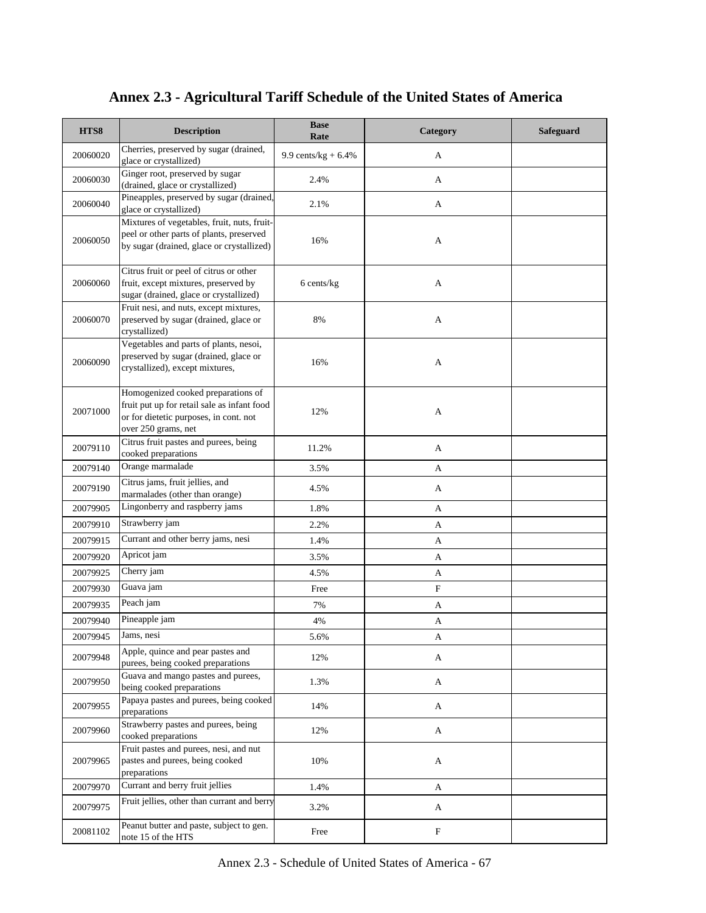# Annex 2.3 - Agricultural Tariff Schedule of the United States of America

| HTS8 | Description | Base Rate | Category | Safeguard |
|---|---|---|---|---|
| 20060020 | Cherries, preserved by sugar (drained, glace or crystallized) | 9.9 cents/kg + 6.4% | A | |
| 20060030 | Ginger root, preserved by sugar (drained, glace or crystallized) | 2.4% | A | |
| 20060040 | Pineapples, preserved by sugar (drained, glace or crystallized) | 2.1% | A | |
| 20060050 | Mixtures of vegetables, fruit, nuts, fruit-peel or other parts of plants, preserved by sugar (drained, glace or crystallized) | 16% | A | |
| 20060060 | Citrus fruit or peel of citrus or other fruit, except mixtures, preserved by sugar (drained, glace or crystallized) | 6 cents/kg | A | |
| 20060070 | Fruit nesi, and nuts, except mixtures, preserved by sugar (drained, glace or crystallized) | 8% | A | |
| 20060090 | Vegetables and parts of plants, nesoi, preserved by sugar (drained, glace or crystallized), except mixtures, | 16% | A | |
| 20071000 | Homogenized cooked preparations of fruit put up for retail sale as infant food or for dietetic purposes, in cont. not over 250 grams, net | 12% | A | |
| 20079110 | Citrus fruit pastes and purees, being cooked preparations | 11.2% | A | |
| 20079140 | Orange marmalade | 3.5% | A | |
| 20079190 | Citrus jams, fruit jellies, and marmalades (other than orange) | 4.5% | A | |
| 20079905 | Lingonberry and raspberry jams | 1.8% | A | |
| 20079910 | Strawberry jam | 2.2% | A | |
| 20079915 | Currant and other berry jams, nesi | 1.4% | A | |
| 20079920 | Apricot jam | 3.5% | A | |
| 20079925 | Cherry jam | 4.5% | A | |
| 20079930 | Guava jam | Free | F | |
| 20079935 | Peach jam | 7% | A | |
| 20079940 | Pineapple jam | 4% | A | |
| 20079945 | Jams, nesi | 5.6% | A | |
| 20079948 | Apple, quince and pear pastes and purees, being cooked preparations | 12% | A | |
| 20079950 | Guava and mango pastes and purees, being cooked preparations | 1.3% | A | |
| 20079955 | Papaya pastes and purees, being cooked preparations | 14% | A | |
| 20079960 | Strawberry pastes and purees, being cooked preparations | 12% | A | |
| 20079965 | Fruit pastes and purees, nesi, and nut pastes and purees, being cooked preparations | 10% | A | |
| 20079970 | Currant and berry fruit jellies | 1.4% | A | |
| 20079975 | Fruit jellies, other than currant and berry | 3.2% | A | |
| 20081102 | Peanut butter and paste, subject to gen. note 15 of the HTS | Free | F | |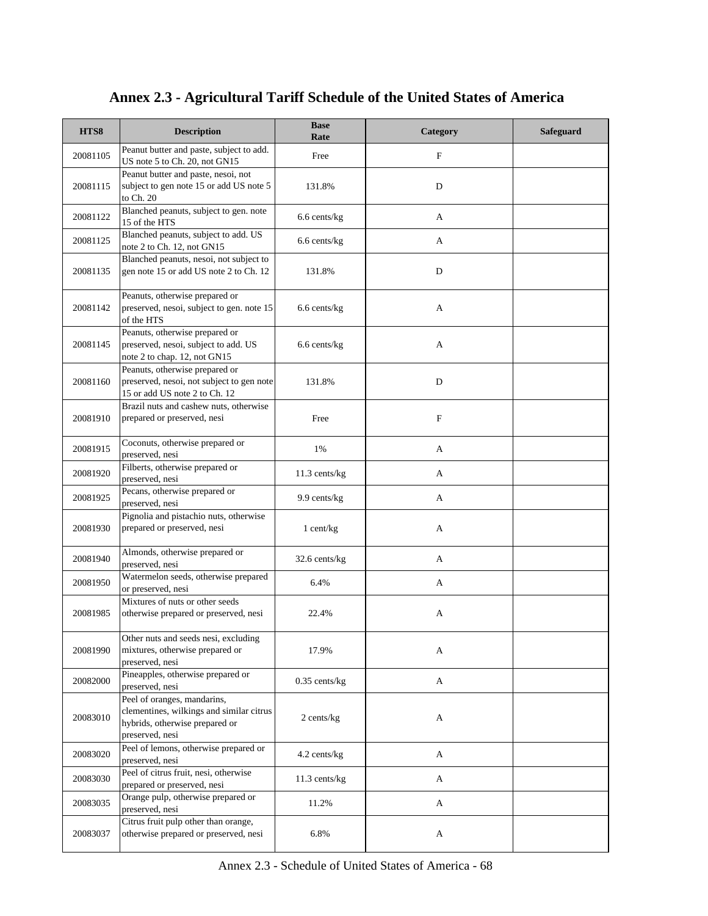# Annex 2.3 - Agricultural Tariff Schedule of the United States of America

| HTS8 | Description | Base Rate | Category | Safeguard |
|---|---|---|---|---|
| 20081105 | Peanut butter and paste, subject to add. US note 5 to Ch. 20, not GN15 | Free | F | |
| 20081115 | Peanut butter and paste, nesoi, not subject to gen note 15 or add US note 5 to Ch. 20 | 131.8% | D | |
| 20081122 | Blanched peanuts, subject to gen. note 15 of the HTS | 6.6 cents/kg | A | |
| 20081125 | Blanched peanuts, subject to add. US note 2 to Ch. 12, not GN15 | 6.6 cents/kg | A | |
| 20081135 | Blanched peanuts, nesoi, not subject to gen note 15 or add US note 2 to Ch. 12 | 131.8% | D | |
| 20081142 | Peanuts, otherwise prepared or preserved, nesoi, subject to gen. note 15 of the HTS | 6.6 cents/kg | A | |
| 20081145 | Peanuts, otherwise prepared or preserved, nesoi, subject to add. US note 2 to chap. 12, not GN15 | 6.6 cents/kg | A | |
| 20081160 | Peanuts, otherwise prepared or preserved, nesoi, not subject to gen note 15 or add US note 2 to Ch. 12 | 131.8% | D | |
| 20081910 | Brazil nuts and cashew nuts, otherwise prepared or preserved, nesi | Free | F | |
| 20081915 | Coconuts, otherwise prepared or preserved, nesi | 1% | A | |
| 20081920 | Filberts, otherwise prepared or preserved, nesi | 11.3 cents/kg | A | |
| 20081925 | Pecans, otherwise prepared or preserved, nesi | 9.9 cents/kg | A | |
| 20081930 | Pignolia and pistachio nuts, otherwise prepared or preserved, nesi | 1 cent/kg | A | |
| 20081940 | Almonds, otherwise prepared or preserved, nesi | 32.6 cents/kg | A | |
| 20081950 | Watermelon seeds, otherwise prepared or preserved, nesi | 6.4% | A | |
| 20081985 | Mixtures of nuts or other seeds otherwise prepared or preserved, nesi | 22.4% | A | |
| 20081990 | Other nuts and seeds nesi, excluding mixtures, otherwise prepared or preserved, nesi | 17.9% | A | |
| 20082000 | Pineapples, otherwise prepared or preserved, nesi | 0.35 cents/kg | A | |
| 20083010 | Peel of oranges, mandarins, clementines, wilkings and similar citrus hybrids, otherwise prepared or preserved, nesi | 2 cents/kg | A | |
| 20083020 | Peel of lemons, otherwise prepared or preserved, nesi | 4.2 cents/kg | A | |
| 20083030 | Peel of citrus fruit, nesi, otherwise prepared or preserved, nesi | 11.3 cents/kg | A | |
| 20083035 | Orange pulp, otherwise prepared or preserved, nesi | 11.2% | A | |
| 20083037 | Citrus fruit pulp other than orange, otherwise prepared or preserved, nesi | 6.8% | A | |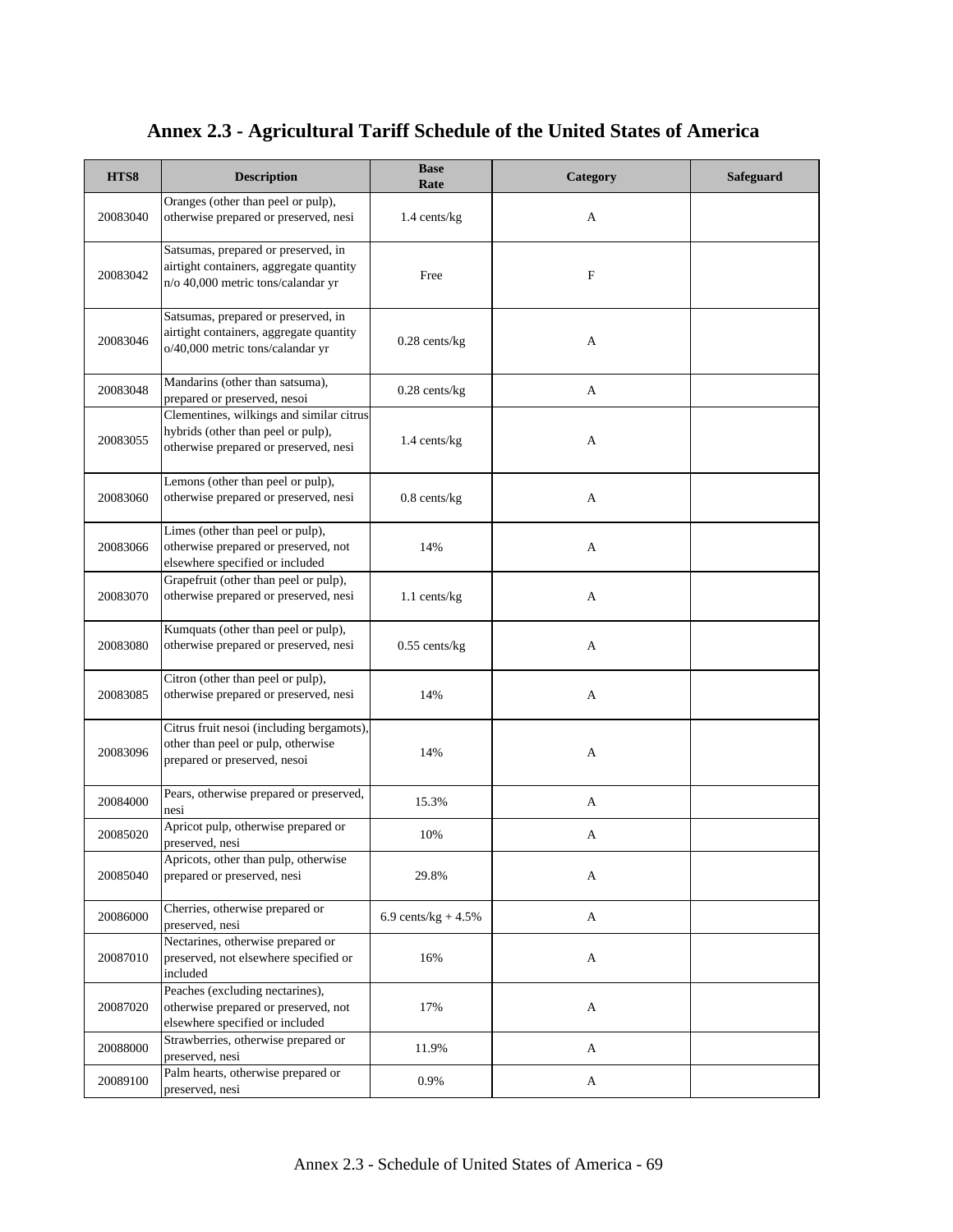# Annex 2.3 - Agricultural Tariff Schedule of the United States of America

| HTS8 | Description | Base Rate | Category | Safeguard |
|---|---|---|---|---|
| 20083040 | Oranges (other than peel or pulp), otherwise prepared or preserved, nesi | 1.4 cents/kg | A | |
| 20083042 | Satsumas, prepared or preserved, in airtight containers, aggregate quantity n/o 40,000 metric tons/calandar yr | Free | F | |
| 20083046 | Satsumas, prepared or preserved, in airtight containers, aggregate quantity o/40,000 metric tons/calandar yr | 0.28 cents/kg | A | |
| 20083048 | Mandarins (other than satsuma), prepared or preserved, nesoi | 0.28 cents/kg | A | |
| 20083055 | Clementines, wilkings and similar citrus hybrids (other than peel or pulp), otherwise prepared or preserved, nesi | 1.4 cents/kg | A | |
| 20083060 | Lemons (other than peel or pulp), otherwise prepared or preserved, nesi | 0.8 cents/kg | A | |
| 20083066 | Limes (other than peel or pulp), otherwise prepared or preserved, not elsewhere specified or included | 14% | A | |
| 20083070 | Grapefruit (other than peel or pulp), otherwise prepared or preserved, nesi | 1.1 cents/kg | A | |
| 20083080 | Kumquats (other than peel or pulp), otherwise prepared or preserved, nesi | 0.55 cents/kg | A | |
| 20083085 | Citron (other than peel or pulp), otherwise prepared or preserved, nesi | 14% | A | |
| 20083096 | Citrus fruit nesoi (including bergamots), other than peel or pulp, otherwise prepared or preserved, nesoi | 14% | A | |
| 20084000 | Pears, otherwise prepared or preserved, nesi | 15.3% | A | |
| 20085020 | Apricot pulp, otherwise prepared or preserved, nesi | 10% | A | |
| 20085040 | Apricots, other than pulp, otherwise prepared or preserved, nesi | 29.8% | A | |
| 20086000 | Cherries, otherwise prepared or preserved, nesi | 6.9 cents/kg + 4.5% | A | |
| 20087010 | Nectarines, otherwise prepared or preserved, not elsewhere specified or included | 16% | A | |
| 20087020 | Peaches (excluding nectarines), otherwise prepared or preserved, not elsewhere specified or included | 17% | A | |
| 20088000 | Strawberries, otherwise prepared or preserved, nesi | 11.9% | A | |
| 20089100 | Palm hearts, otherwise prepared or preserved, nesi | 0.9% | A | |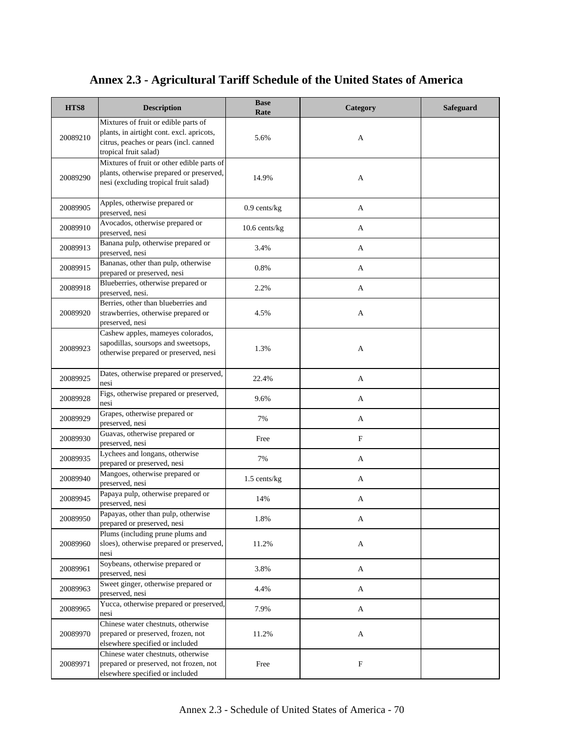# Annex 2.3 - Agricultural Tariff Schedule of the United States of America

| HTS8 | Description | Base Rate | Category | Safeguard |
|---|---|---|---|---|
| 20089210 | Mixtures of fruit or edible parts of plants, in airtight cont. excl. apricots, citrus, peaches or pears (incl. canned tropical fruit salad) | 5.6% | A | |
| 20089290 | Mixtures of fruit or other edible parts of plants, otherwise prepared or preserved, nesi (excluding tropical fruit salad) | 14.9% | A | |
| 20089905 | Apples, otherwise prepared or preserved, nesi | 0.9 cents/kg | A | |
| 20089910 | Avocados, otherwise prepared or preserved, nesi | 10.6 cents/kg | A | |
| 20089913 | Banana pulp, otherwise prepared or preserved, nesi | 3.4% | A | |
| 20089915 | Bananas, other than pulp, otherwise prepared or preserved, nesi | 0.8% | A | |
| 20089918 | Blueberries, otherwise prepared or preserved, nesi. | 2.2% | A | |
| 20089920 | Berries, other than blueberries and strawberries, otherwise prepared or preserved, nesi | 4.5% | A | |
| 20089923 | Cashew apples, mameyes colorados, sapodillas, soursops and sweetsops, otherwise prepared or preserved, nesi | 1.3% | A | |
| 20089925 | Dates, otherwise prepared or preserved, nesi | 22.4% | A | |
| 20089928 | Figs, otherwise prepared or preserved, nesi | 9.6% | A | |
| 20089929 | Grapes, otherwise prepared or preserved, nesi | 7% | A | |
| 20089930 | Guavas, otherwise prepared or preserved, nesi | Free | F | |
| 20089935 | Lychees and longans, otherwise prepared or preserved, nesi | 7% | A | |
| 20089940 | Mangoes, otherwise prepared or preserved, nesi | 1.5 cents/kg | A | |
| 20089945 | Papaya pulp, otherwise prepared or preserved, nesi | 14% | A | |
| 20089950 | Papayas, other than pulp, otherwise prepared or preserved, nesi | 1.8% | A | |
| 20089960 | Plums (including prune plums and sloes), otherwise prepared or preserved, nesi | 11.2% | A | |
| 20089961 | Soybeans, otherwise prepared or preserved, nesi | 3.8% | A | |
| 20089963 | Sweet ginger, otherwise prepared or preserved, nesi | 4.4% | A | |
| 20089965 | Yucca, otherwise prepared or preserved, nesi | 7.9% | A | |
| 20089970 | Chinese water chestnuts, otherwise prepared or preserved, frozen, not elsewhere specified or included | 11.2% | A | |
| 20089971 | Chinese water chestnuts, otherwise prepared or preserved, not frozen, not elsewhere specified or included | Free | F | |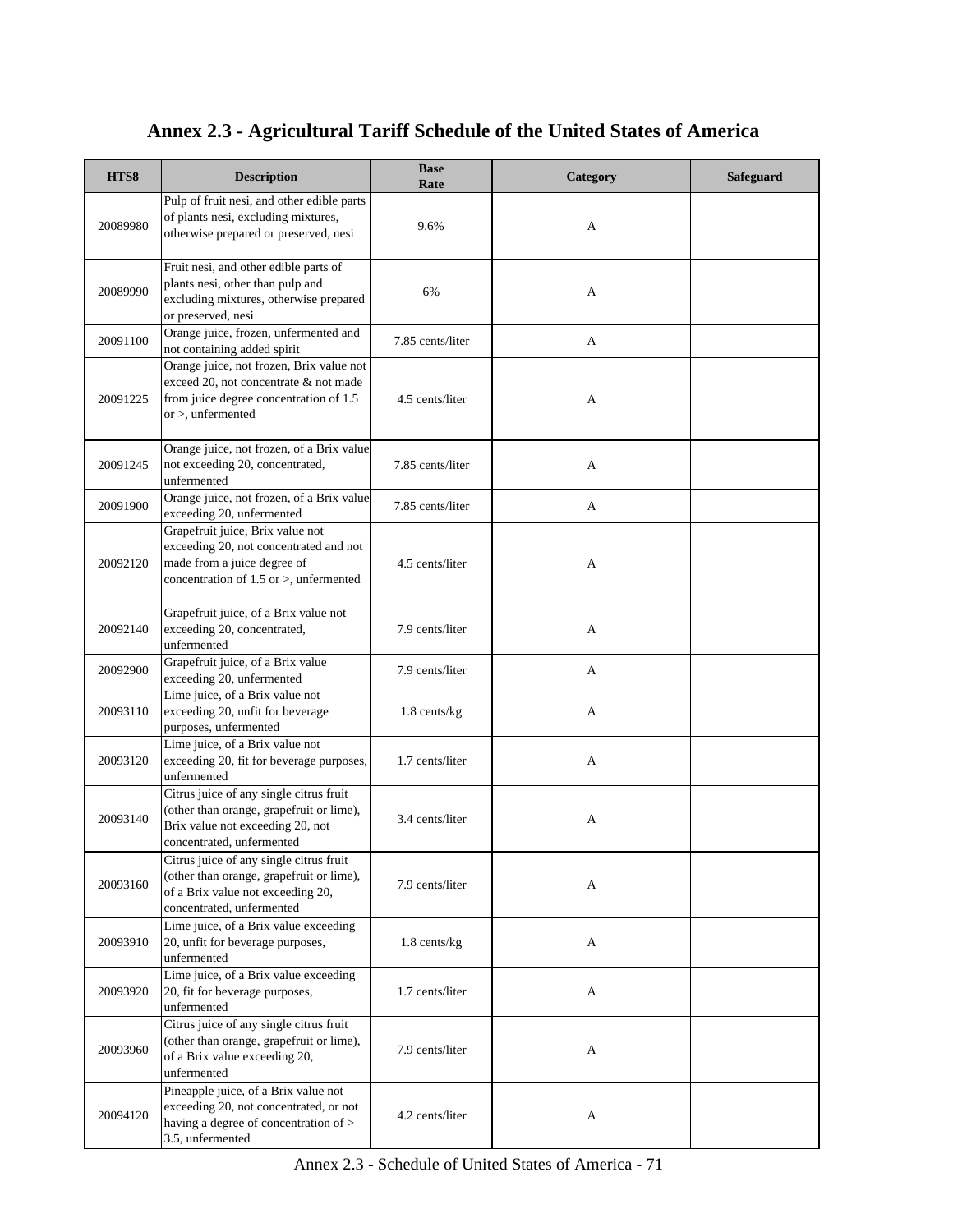# Annex 2.3 - Agricultural Tariff Schedule of the United States of America

| HTS8 | Description | Base Rate | Category | Safeguard |
|---|---|---|---|---|
| 20089980 | Pulp of fruit nesi, and other edible parts of plants nesi, excluding mixtures, otherwise prepared or preserved, nesi | 9.6% | A | |
| 20089990 | Fruit nesi, and other edible parts of plants nesi, other than pulp and excluding mixtures, otherwise prepared or preserved, nesi | 6% | A | |
| 20091100 | Orange juice, frozen, unfermented and not containing added spirit | 7.85 cents/liter | A | |
| 20091225 | Orange juice, not frozen, Brix value not exceed 20, not concentrate & not made from juice degree concentration of 1.5 or >, unfermented | 4.5 cents/liter | A | |
| 20091245 | Orange juice, not frozen, of a Brix value not exceeding 20, concentrated, unfermented | 7.85 cents/liter | A | |
| 20091900 | Orange juice, not frozen, of a Brix value exceeding 20, unfermented | 7.85 cents/liter | A | |
| 20092120 | Grapefruit juice, Brix value not exceeding 20, not concentrated and not made from a juice degree of concentration of 1.5 or >, unfermented | 4.5 cents/liter | A | |
| 20092140 | Grapefruit juice, of a Brix value not exceeding 20, concentrated, unfermented | 7.9 cents/liter | A | |
| 20092900 | Grapefruit juice, of a Brix value exceeding 20, unfermented | 7.9 cents/liter | A | |
| 20093110 | Lime juice, of a Brix value not exceeding 20, unfit for beverage purposes, unfermented | 1.8 cents/kg | A | |
| 20093120 | Lime juice, of a Brix value not exceeding 20, fit for beverage purposes, unfermented | 1.7 cents/liter | A | |
| 20093140 | Citrus juice of any single citrus fruit (other than orange, grapefruit or lime), Brix value not exceeding 20, not concentrated, unfermented | 3.4 cents/liter | A | |
| 20093160 | Citrus juice of any single citrus fruit (other than orange, grapefruit or lime), of a Brix value not exceeding 20, concentrated, unfermented | 7.9 cents/liter | A | |
| 20093910 | Lime juice, of a Brix value exceeding 20, unfit for beverage purposes, unfermented | 1.8 cents/kg | A | |
| 20093920 | Lime juice, of a Brix value exceeding 20, fit for beverage purposes, unfermented | 1.7 cents/liter | A | |
| 20093960 | Citrus juice of any single citrus fruit (other than orange, grapefruit or lime), of a Brix value exceeding 20, unfermented | 7.9 cents/liter | A | |
| 20094120 | Pineapple juice, of a Brix value not exceeding 20, not concentrated, or not having a degree of concentration of > 3.5, unfermented | 4.2 cents/liter | A | |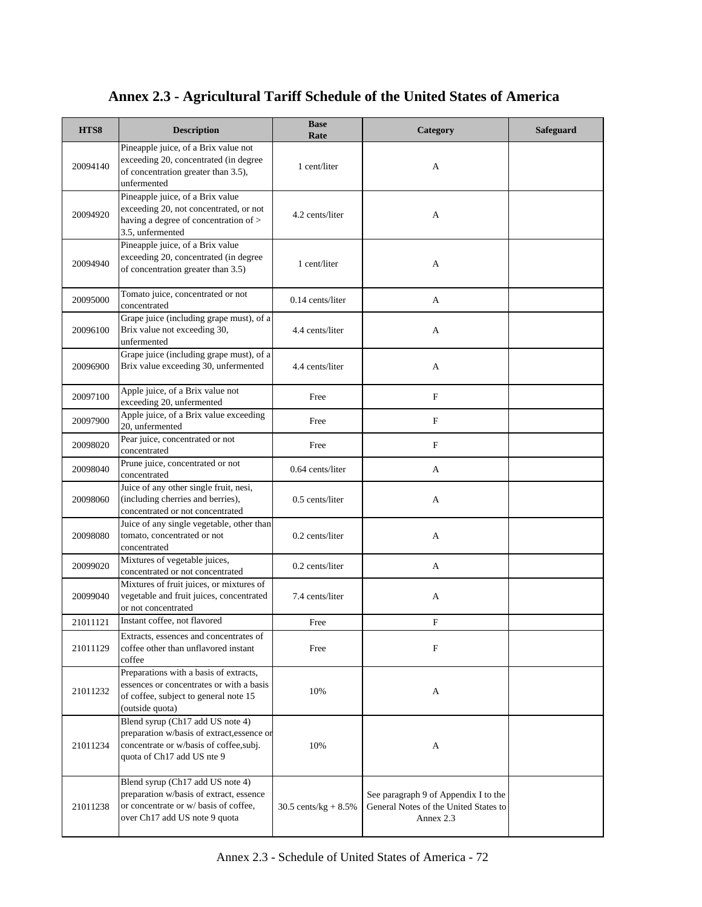# Annex 2.3 - Agricultural Tariff Schedule of the United States of America

| HTS8 | Description | Base Rate | Category | Safeguard |
|---|---|---|---|---|
| 20094140 | Pineapple juice, of a Brix value not exceeding 20, concentrated (in degree of concentration greater than 3.5), unfermented | 1 cent/liter | A | |
| 20094920 | Pineapple juice, of a Brix value exceeding 20, not concentrated, or not having a degree of concentration of > 3.5, unfermented | 4.2 cents/liter | A | |
| 20094940 | Pineapple juice, of a Brix value exceeding 20, concentrated (in degree of concentration greater than 3.5) | 1 cent/liter | A | |
| 20095000 | Tomato juice, concentrated or not concentrated | 0.14 cents/liter | A | |
| 20096100 | Grape juice (including grape must), of a Brix value not exceeding 30, unfermented | 4.4 cents/liter | A | |
| 20096900 | Grape juice (including grape must), of a Brix value exceeding 30, unfermented | 4.4 cents/liter | A | |
| 20097100 | Apple juice, of a Brix value not exceeding 20, unfermented | Free | F | |
| 20097900 | Apple juice, of a Brix value exceeding 20, unfermented | Free | F | |
| 20098020 | Pear juice, concentrated or not concentrated | Free | F | |
| 20098040 | Prune juice, concentrated or not concentrated | 0.64 cents/liter | A | |
| 20098060 | Juice of any other single fruit, nesi, (including cherries and berries), concentrated or not concentrated | 0.5 cents/liter | A | |
| 20098080 | Juice of any single vegetable, other than tomato, concentrated or not concentrated | 0.2 cents/liter | A | |
| 20099020 | Mixtures of vegetable juices, concentrated or not concentrated | 0.2 cents/liter | A | |
| 20099040 | Mixtures of fruit juices, or mixtures of vegetable and fruit juices, concentrated or not concentrated | 7.4 cents/liter | A | |
| 21011121 | Instant coffee, not flavored | Free | F | |
| 21011129 | Extracts, essences and concentrates of coffee other than unflavored instant coffee | Free | F | |
| 21011232 | Preparations with a basis of extracts, essences or concentrates or with a basis of coffee, subject to general note 15 (outside quota) | 10% | A | |
| 21011234 | Blend syrup (Ch17 add US note 4) preparation w/basis of extract,essence or concentrate or w/basis of coffee,subj. quota of Ch17 add US nte 9 | 10% | A | |
| 21011238 | Blend syrup (Ch17 add US note 4) preparation w/basis of extract, essence or concentrate or w/ basis of coffee, over Ch17 add US note 9 quota | 30.5 cents/kg + 8.5% | See paragraph 9 of Appendix I to the General Notes of the United States to Annex 2.3 | |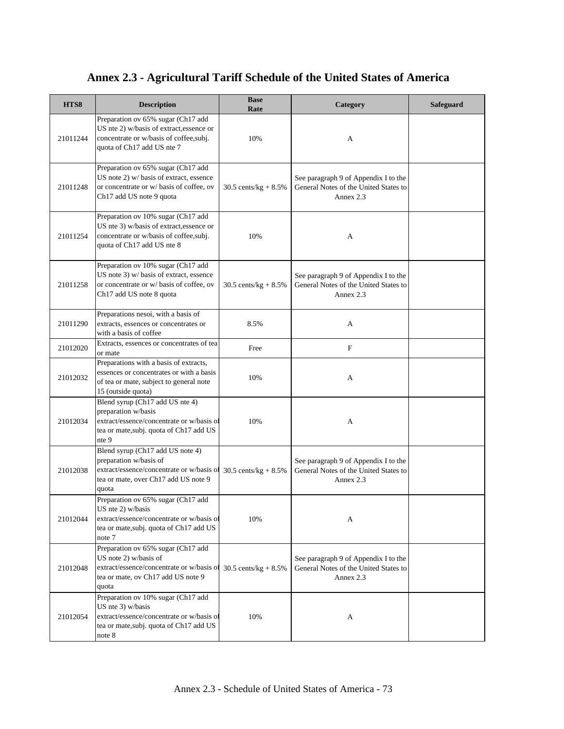# Annex 2.3 - Agricultural Tariff Schedule of the United States of America

| HTS8 | Description | Base Rate | Category | Safeguard |
| --- | --- | --- | --- | --- |
| 21011244 | Preparation ov 65% sugar (Ch17 add US nte 2) w/basis of extract,essence or concentrate or w/basis of coffee,subj. quota of Ch17 add US nte 7 | 10% | A | |
| 21011248 | Preparation ov 65% sugar (Ch17 add US note 2) w/ basis of extract, essence or concentrate or w/ basis of coffee, ov Ch17 add US note 9 quota | 30.5 cents/kg + 8.5% | See paragraph 9 of Appendix I to the General Notes of the United States to Annex 2.3 | |
| 21011254 | Preparation ov 10% sugar (Ch17 add US nte 3) w/basis of extract,essence or concentrate or w/basis of coffee,subj. quota of Ch17 add US nte 8 | 10% | A | |
| 21011258 | Preparation ov 10% sugar (Ch17 add US note 3) w/ basis of extract, essence or concentrate or w/ basis of coffee, ov Ch17 add US note 8 quota | 30.5 cents/kg + 8.5% | See paragraph 9 of Appendix I to the General Notes of the United States to Annex 2.3 | |
| 21011290 | Preparations nesoi, with a basis of extracts, essences or concentrates or with a basis of coffee | 8.5% | A | |
| 21012020 | Extracts, essences or concentrates of tea or mate | Free | F | |
| 21012032 | Preparations with a basis of extracts, essences or concentrates or with a basis of tea or mate, subject to general note 15 (outside quota) | 10% | A | |
| 21012034 | Blend syrup (Ch17 add US nte 4) preparation w/basis extract/essence/concentrate or w/basis of tea or mate,subj. quota of Ch17 add US nte 9 | 10% | A | |
| 21012038 | Blend syrup (Ch17 add US note 4) preparation w/basis of extract/essence/concentrate or w/basis of tea or mate, over Ch17 add US note 9 quota | 30.5 cents/kg + 8.5% | See paragraph 9 of Appendix I to the General Notes of the United States to Annex 2.3 | |
| 21012044 | Preparation ov 65% sugar (Ch17 add US nte 2) w/basis extract/essence/concentrate or w/basis of tea or mate,subj. quota of Ch17 add US note 7 | 10% | A | |
| 21012048 | Preparation ov 65% sugar (Ch17 add US note 2) w/basis of extract/essence/concentrate or w/basis of tea or mate, ov Ch17 add US note 9 quota | 30.5 cents/kg + 8.5% | See paragraph 9 of Appendix I to the General Notes of the United States to Annex 2.3 | |
| 21012054 | Preparation ov 10% sugar (Ch17 add US nte 3) w/basis extract/essence/concentrate or w/basis of tea or mate,subj. quota of Ch17 add US note 8 | 10% | A | |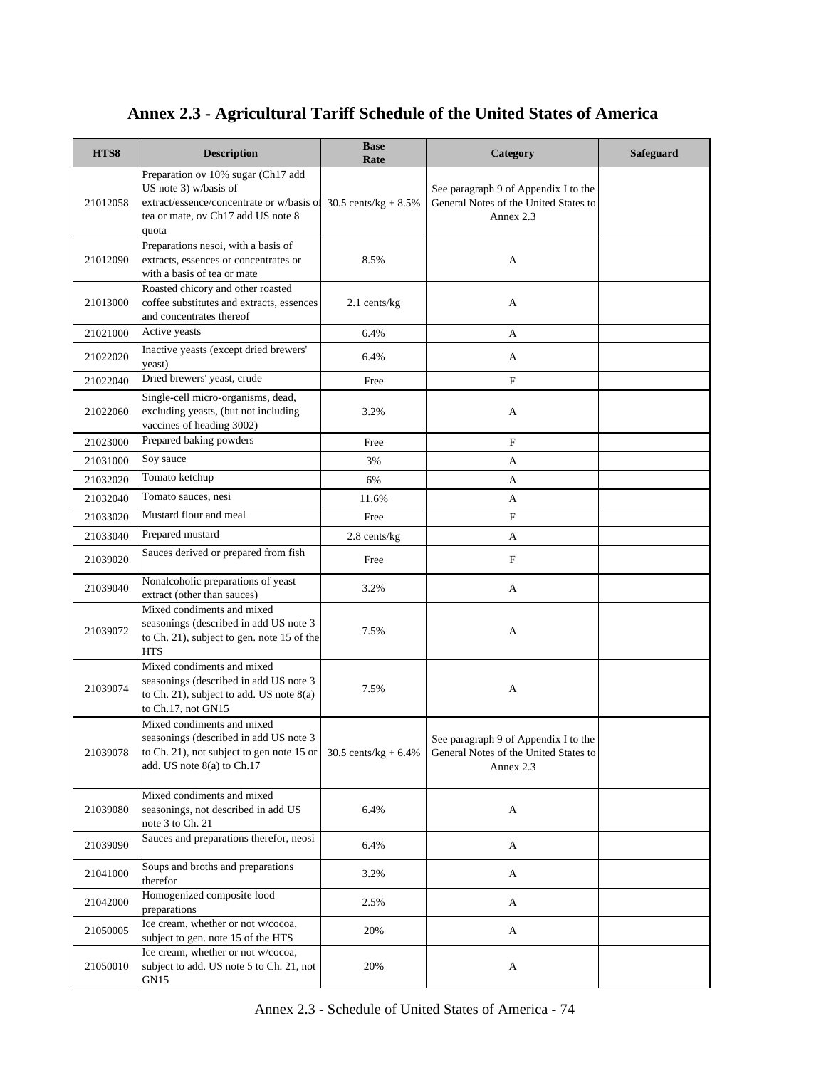# Annex 2.3 - Agricultural Tariff Schedule of the United States of America

| HTS8 | Description | Base Rate | Category | Safeguard |
|---|---|---|---|---|
| 21012058 | Preparation ov 10% sugar (Ch17 add US note 3) w/basis of extract/essence/concentrate or w/basis of tea or mate, ov Ch17 add US note 8 quota | 30.5 cents/kg + 8.5% | See paragraph 9 of Appendix I to the General Notes of the United States to Annex 2.3 | |
| 21012090 | Preparations nesoi, with a basis of extracts, essences or concentrates or with a basis of tea or mate | 8.5% | A | |
| 21013000 | Roasted chicory and other roasted coffee substitutes and extracts, essences and concentrates thereof | 2.1 cents/kg | A | |
| 21021000 | Active yeasts | 6.4% | A | |
| 21022020 | Inactive yeasts (except dried brewers' yeast) | 6.4% | A | |
| 21022040 | Dried brewers' yeast, crude | Free | F | |
| 21022060 | Single-cell micro-organisms, dead, excluding yeasts, (but not including vaccines of heading 3002) | 3.2% | A | |
| 21023000 | Prepared baking powders | Free | F | |
| 21031000 | Soy sauce | 3% | A | |
| 21032020 | Tomato ketchup | 6% | A | |
| 21032040 | Tomato sauces, nesi | 11.6% | A | |
| 21033020 | Mustard flour and meal | Free | F | |
| 21033040 | Prepared mustard | 2.8 cents/kg | A | |
| 21039020 | Sauces derived or prepared from fish | Free | F | |
| 21039040 | Nonalcoholic preparations of yeast extract (other than sauces) | 3.2% | A | |
| 21039072 | Mixed condiments and mixed seasonings (described in add US note 3 to Ch. 21), subject to gen. note 15 of the HTS | 7.5% | A | |
| 21039074 | Mixed condiments and mixed seasonings (described in add US note 3 to Ch. 21), subject to add. US note 8(a) to Ch.17, not GN15 | 7.5% | A | |
| 21039078 | Mixed condiments and mixed seasonings (described in add US note 3 to Ch. 21), not subject to gen note 15 or add. US note 8(a) to Ch.17 | 30.5 cents/kg + 6.4% | See paragraph 9 of Appendix I to the General Notes of the United States to Annex 2.3 | |
| 21039080 | Mixed condiments and mixed seasonings, not described in add US note 3 to Ch. 21 | 6.4% | A | |
| 21039090 | Sauces and preparations therefor, neosi | 6.4% | A | |
| 21041000 | Soups and broths and preparations therefor | 3.2% | A | |
| 21042000 | Homogenized composite food preparations | 2.5% | A | |
| 21050005 | Ice cream, whether or not w/cocoa, subject to gen. note 15 of the HTS | 20% | A | |
| 21050010 | Ice cream, whether or not w/cocoa, subject to add. US note 5 to Ch. 21, not GN15 | 20% | A | |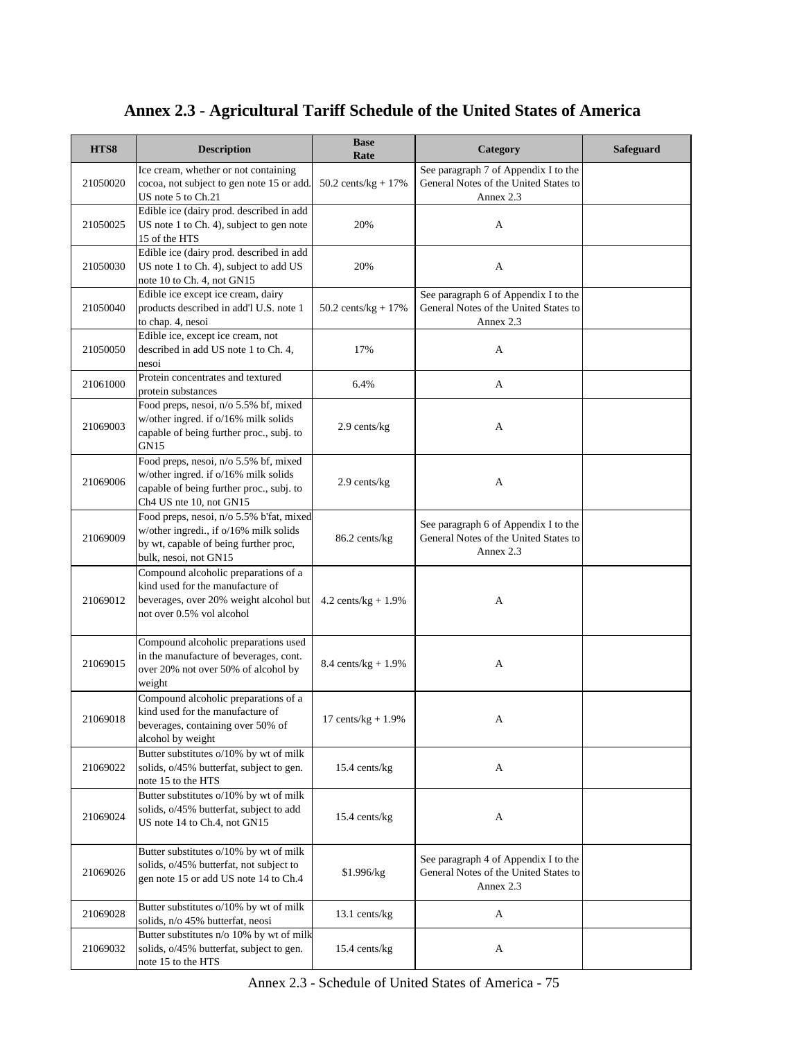# Annex 2.3 - Agricultural Tariff Schedule of the United States of America

| HTS8 | Description | Base Rate | Category | Safeguard |
|---|---|---|---|---|
| 21050020 | Ice cream, whether or not containing cocoa, not subject to gen note 15 or add. US note 5 to Ch.21 | 50.2 cents/kg + 17% | See paragraph 7 of Appendix I to the General Notes of the United States to Annex 2.3 | |
| 21050025 | Edible ice (dairy prod. described in add US note 1 to Ch. 4), subject to gen note 15 of the HTS | 20% | A | |
| 21050030 | Edible ice (dairy prod. described in add US note 1 to Ch. 4), subject to add US note 10 to Ch. 4, not GN15 | 20% | A | |
| 21050040 | Edible ice except ice cream, dairy products described in add'l U.S. note 1 to chap. 4, nesoi | 50.2 cents/kg + 17% | See paragraph 6 of Appendix I to the General Notes of the United States to Annex 2.3 | |
| 21050050 | Edible ice, except ice cream, not described in add US note 1 to Ch. 4, nesoi | 17% | A | |
| 21061000 | Protein concentrates and textured protein substances | 6.4% | A | |
| 21069003 | Food preps, nesoi, n/o 5.5% bf, mixed w/other ingred. if o/16% milk solids capable of being further proc., subj. to GN15 | 2.9 cents/kg | A | |
| 21069006 | Food preps, nesoi, n/o 5.5% bf, mixed w/other ingred. if o/16% milk solids capable of being further proc., subj. to Ch4 US nte 10, not GN15 | 2.9 cents/kg | A | |
| 21069009 | Food preps, nesoi, n/o 5.5% b'fat, mixed w/other ingredi., if o/16% milk solids by wt, capable of being further proc, bulk, nesoi, not GN15 | 86.2 cents/kg | See paragraph 6 of Appendix I to the General Notes of the United States to Annex 2.3 | |
| 21069012 | Compound alcoholic preparations of a kind used for the manufacture of beverages, over 20% weight alcohol but not over 0.5% vol alcohol | 4.2 cents/kg + 1.9% | A | |
| 21069015 | Compound alcoholic preparations used in the manufacture of beverages, cont. over 20% not over 50% of alcohol by weight | 8.4 cents/kg + 1.9% | A | |
| 21069018 | Compound alcoholic preparations of a kind used for the manufacture of beverages, containing over 50% of alcohol by weight | 17 cents/kg + 1.9% | A | |
| 21069022 | Butter substitutes o/10% by wt of milk solids, o/45% butterfat, subject to gen. note 15 to the HTS | 15.4 cents/kg | A | |
| 21069024 | Butter substitutes o/10% by wt of milk solids, o/45% butterfat, subject to add US note 14 to Ch.4, not GN15 | 15.4 cents/kg | A | |
| 21069026 | Butter substitutes o/10% by wt of milk solids, o/45% butterfat, not subject to gen note 15 or add US note 14 to Ch.4 | $1.996/kg | See paragraph 4 of Appendix I to the General Notes of the United States to Annex 2.3 | |
| 21069028 | Butter substitutes o/10% by wt of milk solids, n/o 45% butterfat, neosi | 13.1 cents/kg | A | |
| 21069032 | Butter substitutes n/o 10% by wt of milk solids, o/45% butterfat, subject to gen. note 15 to the HTS | 15.4 cents/kg | A | |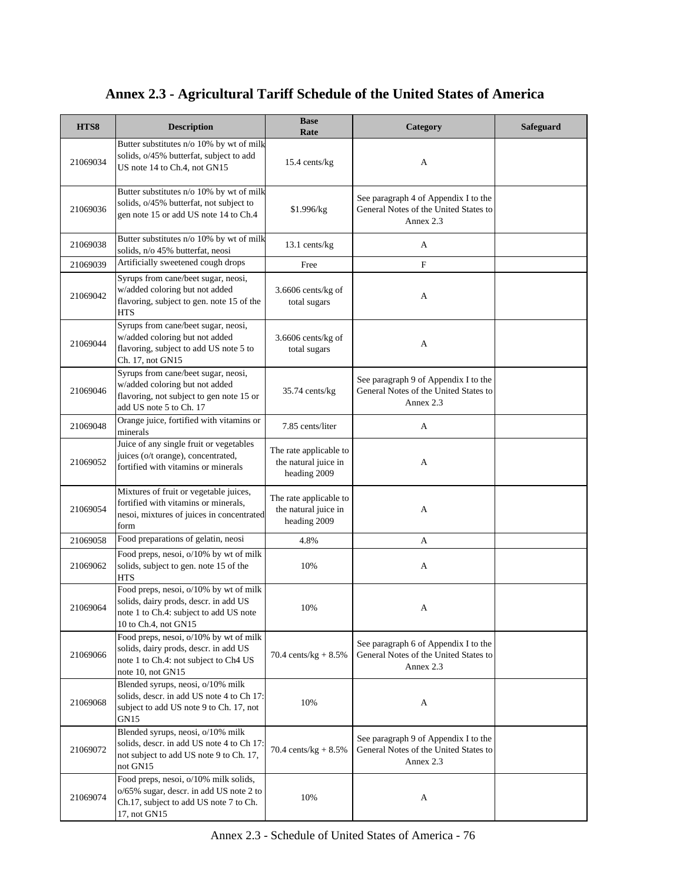# Annex 2.3 - Agricultural Tariff Schedule of the United States of America

| HTS8 | Description | Base Rate | Category | Safeguard |
|---|---|---|---|---|
| 21069034 | Butter substitutes n/o 10% by wt of milk solids, o/45% butterfat, subject to add US note 14 to Ch.4, not GN15 | 15.4 cents/kg | A | |
| 21069036 | Butter substitutes n/o 10% by wt of milk solids, o/45% butterfat, not subject to gen note 15 or add US note 14 to Ch.4 | $1.996/kg | See paragraph 4 of Appendix I to the General Notes of the United States to Annex 2.3 | |
| 21069038 | Butter substitutes n/o 10% by wt of milk solids, n/o 45% butterfat, neosi | 13.1 cents/kg | A | |
| 21069039 | Artificially sweetened cough drops | Free | F | |
| 21069042 | Syrups from cane/beet sugar, neosi, w/added coloring but not added flavoring, subject to gen. note 15 of the HTS | 3.6606 cents/kg of total sugars | A | |
| 21069044 | Syrups from cane/beet sugar, neosi, w/added coloring but not added flavoring, subject to add US note 5 to Ch. 17, not GN15 | 3.6606 cents/kg of total sugars | A | |
| 21069046 | Syrups from cane/beet sugar, neosi, w/added coloring but not added flavoring, not subject to gen note 15 or add US note 5 to Ch. 17 | 35.74 cents/kg | See paragraph 9 of Appendix I to the General Notes of the United States to Annex 2.3 | |
| 21069048 | Orange juice, fortified with vitamins or minerals | 7.85 cents/liter | A | |
| 21069052 | Juice of any single fruit or vegetables juices (o/t orange), concentrated, fortified with vitamins or minerals | The rate applicable to the natural juice in heading 2009 | A | |
| 21069054 | Mixtures of fruit or vegetable juices, fortified with vitamins or minerals, nesoi, mixtures of juices in concentrated form | The rate applicable to the natural juice in heading 2009 | A | |
| 21069058 | Food preparations of gelatin, neosi | 4.8% | A | |
| 21069062 | Food preps, nesoi, o/10% by wt of milk solids, subject to gen. note 15 of the HTS | 10% | A | |
| 21069064 | Food preps, nesoi, o/10% by wt of milk solids, dairy prods, descr. in add US note 1 to Ch.4: subject to add US note 10 to Ch.4, not GN15 | 10% | A | |
| 21069066 | Food preps, nesoi, o/10% by wt of milk solids, dairy prods, descr. in add US note 1 to Ch.4: not subject to Ch4 US note 10, not GN15 | 70.4 cents/kg + 8.5% | See paragraph 6 of Appendix I to the General Notes of the United States to Annex 2.3 | |
| 21069068 | Blended syrups, neosi, o/10% milk solids, descr. in add US note 4 to Ch 17: subject to add US note 9 to Ch. 17, not GN15 | 10% | A | |
| 21069072 | Blended syrups, neosi, o/10% milk solids, descr. in add US note 4 to Ch 17: not subject to add US note 9 to Ch. 17, not GN15 | 70.4 cents/kg + 8.5% | See paragraph 9 of Appendix I to the General Notes of the United States to Annex 2.3 | |
| 21069074 | Food preps, nesoi, o/10% milk solids, o/65% sugar, descr. in add US note 2 to Ch.17, subject to add US note 7 to Ch. 17, not GN15 | 10% | A | |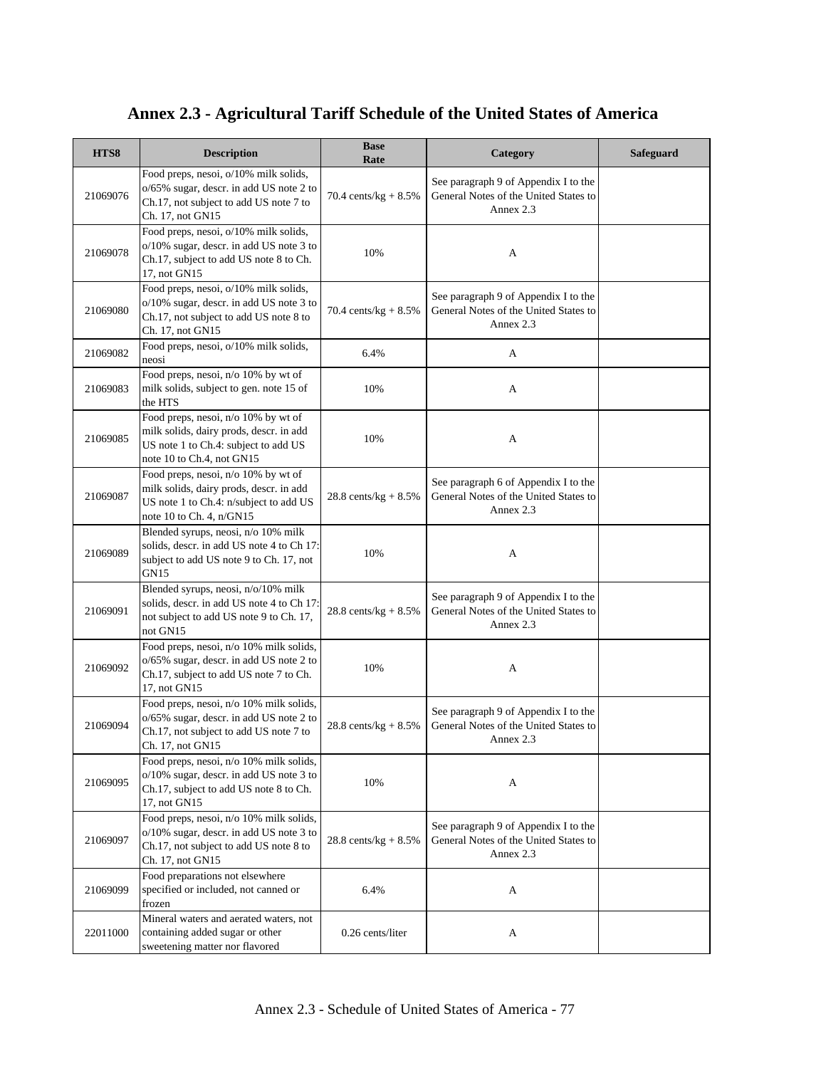# Annex 2.3 - Agricultural Tariff Schedule of the United States of America

| HTS8 | Description | Base Rate | Category | Safeguard |
|---|---|---|---|---|
| 21069076 | Food preps, nesoi, o/10% milk solids, o/65% sugar, descr. in add US note 2 to Ch.17, not subject to add US note 7 to Ch. 17, not GN15 | 70.4 cents/kg + 8.5% | See paragraph 9 of Appendix I to the General Notes of the United States to Annex 2.3 | |
| 21069078 | Food preps, nesoi, o/10% milk solids, o/10% sugar, descr. in add US note 3 to Ch.17, subject to add US note 8 to Ch. 17, not GN15 | 10% | A | |
| 21069080 | Food preps, nesoi, o/10% milk solids, o/10% sugar, descr. in add US note 3 to Ch.17, not subject to add US note 8 to Ch. 17, not GN15 | 70.4 cents/kg + 8.5% | See paragraph 9 of Appendix I to the General Notes of the United States to Annex 2.3 | |
| 21069082 | Food preps, nesoi, o/10% milk solids, neosi | 6.4% | A | |
| 21069083 | Food preps, nesoi, n/o 10% by wt of milk solids, subject to gen. note 15 of the HTS | 10% | A | |
| 21069085 | Food preps, nesoi, n/o 10% by wt of milk solids, dairy prods, descr. in add US note 1 to Ch.4: subject to add US note 10 to Ch.4, not GN15 | 10% | A | |
| 21069087 | Food preps, nesoi, n/o 10% by wt of milk solids, dairy prods, descr. in add US note 1 to Ch.4: n/subject to add US note 10 to Ch. 4, n/GN15 | 28.8 cents/kg + 8.5% | See paragraph 6 of Appendix I to the General Notes of the United States to Annex 2.3 | |
| 21069089 | Blended syrups, neosi, n/o 10% milk solids, descr. in add US note 4 to Ch 17: subject to add US note 9 to Ch. 17, not GN15 | 10% | A | |
| 21069091 | Blended syrups, neosi, n/o/10% milk solids, descr. in add US note 4 to Ch 17: not subject to add US note 9 to Ch. 17, not GN15 | 28.8 cents/kg + 8.5% | See paragraph 9 of Appendix I to the General Notes of the United States to Annex 2.3 | |
| 21069092 | Food preps, nesoi, n/o 10% milk solids, o/65% sugar, descr. in add US note 2 to Ch.17, subject to add US note 7 to Ch. 17, not GN15 | 10% | A | |
| 21069094 | Food preps, nesoi, n/o 10% milk solids, o/65% sugar, descr. in add US note 2 to Ch.17, not subject to add US note 7 to Ch. 17, not GN15 | 28.8 cents/kg + 8.5% | See paragraph 9 of Appendix I to the General Notes of the United States to Annex 2.3 | |
| 21069095 | Food preps, nesoi, n/o 10% milk solids, o/10% sugar, descr. in add US note 3 to Ch.17, subject to add US note 8 to Ch. 17, not GN15 | 10% | A | |
| 21069097 | Food preps, nesoi, n/o 10% milk solids, o/10% sugar, descr. in add US note 3 to Ch.17, not subject to add US note 8 to Ch. 17, not GN15 | 28.8 cents/kg + 8.5% | See paragraph 9 of Appendix I to the General Notes of the United States to Annex 2.3 | |
| 21069099 | Food preparations not elsewhere specified or included, not canned or frozen | 6.4% | A | |
| 22011000 | Mineral waters and aerated waters, not containing added sugar or other sweetening matter nor flavored | 0.26 cents/liter | A | |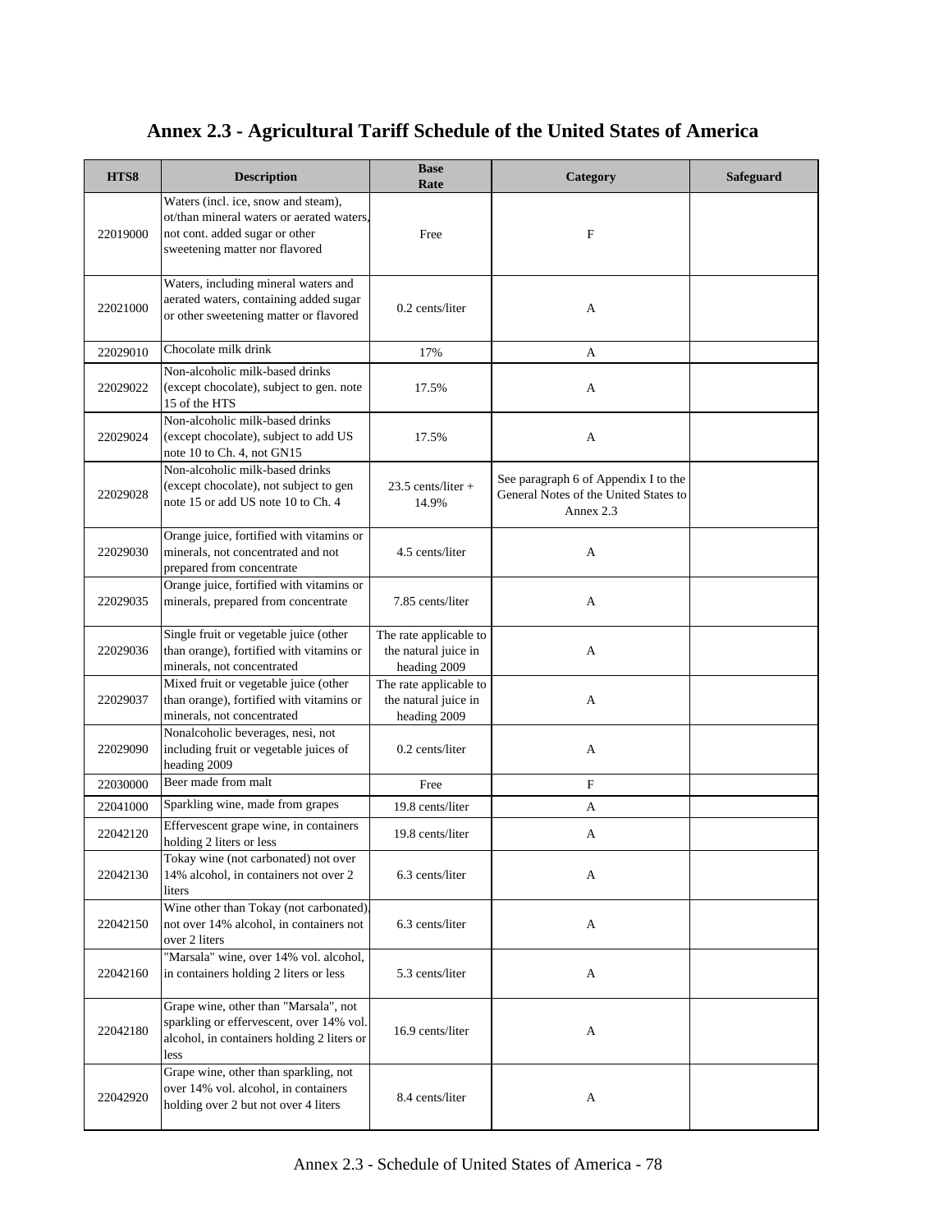# Annex 2.3 - Agricultural Tariff Schedule of the United States of America

| HTS8 | Description | Base Rate | Category | Safeguard |
|---|---|---|---|---|
| 22019000 | Waters (incl. ice, snow and steam), ot/than mineral waters or aerated waters, not cont. added sugar or other sweetening matter nor flavored | Free | F | |
| 22021000 | Waters, including mineral waters and aerated waters, containing added sugar or other sweetening matter or flavored | 0.2 cents/liter | A | |
| 22029010 | Chocolate milk drink | 17% | A | |
| 22029022 | Non-alcoholic milk-based drinks (except chocolate), subject to gen. note 15 of the HTS | 17.5% | A | |
| 22029024 | Non-alcoholic milk-based drinks (except chocolate), subject to add US note 10 to Ch. 4, not GN15 | 17.5% | A | |
| 22029028 | Non-alcoholic milk-based drinks (except chocolate), not subject to gen note 15 or add US note 10 to Ch. 4 | 23.5 cents/liter + 14.9% | See paragraph 6 of Appendix I to the General Notes of the United States to Annex 2.3 | |
| 22029030 | Orange juice, fortified with vitamins or minerals, not concentrated and not prepared from concentrate | 4.5 cents/liter | A | |
| 22029035 | Orange juice, fortified with vitamins or minerals, prepared from concentrate | 7.85 cents/liter | A | |
| 22029036 | Single fruit or vegetable juice (other than orange), fortified with vitamins or minerals, not concentrated | The rate applicable to the natural juice in heading 2009 | A | |
| 22029037 | Mixed fruit or vegetable juice (other than orange), fortified with vitamins or minerals, not concentrated | The rate applicable to the natural juice in heading 2009 | A | |
| 22029090 | Nonalcoholic beverages, nesi, not including fruit or vegetable juices of heading 2009 | 0.2 cents/liter | A | |
| 22030000 | Beer made from malt | Free | F | |
| 22041000 | Sparkling wine, made from grapes | 19.8 cents/liter | A | |
| 22042120 | Effervescent grape wine, in containers holding 2 liters or less | 19.8 cents/liter | A | |
| 22042130 | Tokay wine (not carbonated) not over 14% alcohol, in containers not over 2 liters | 6.3 cents/liter | A | |
| 22042150 | Wine other than Tokay (not carbonated), not over 14% alcohol, in containers not over 2 liters | 6.3 cents/liter | A | |
| 22042160 | "Marsala" wine, over 14% vol. alcohol, in containers holding 2 liters or less | 5.3 cents/liter | A | |
| 22042180 | Grape wine, other than "Marsala", not sparkling or effervescent, over 14% vol. alcohol, in containers holding 2 liters or less | 16.9 cents/liter | A | |
| 22042920 | Grape wine, other than sparkling, not over 14% vol. alcohol, in containers holding over 2 but not over 4 liters | 8.4 cents/liter | A | |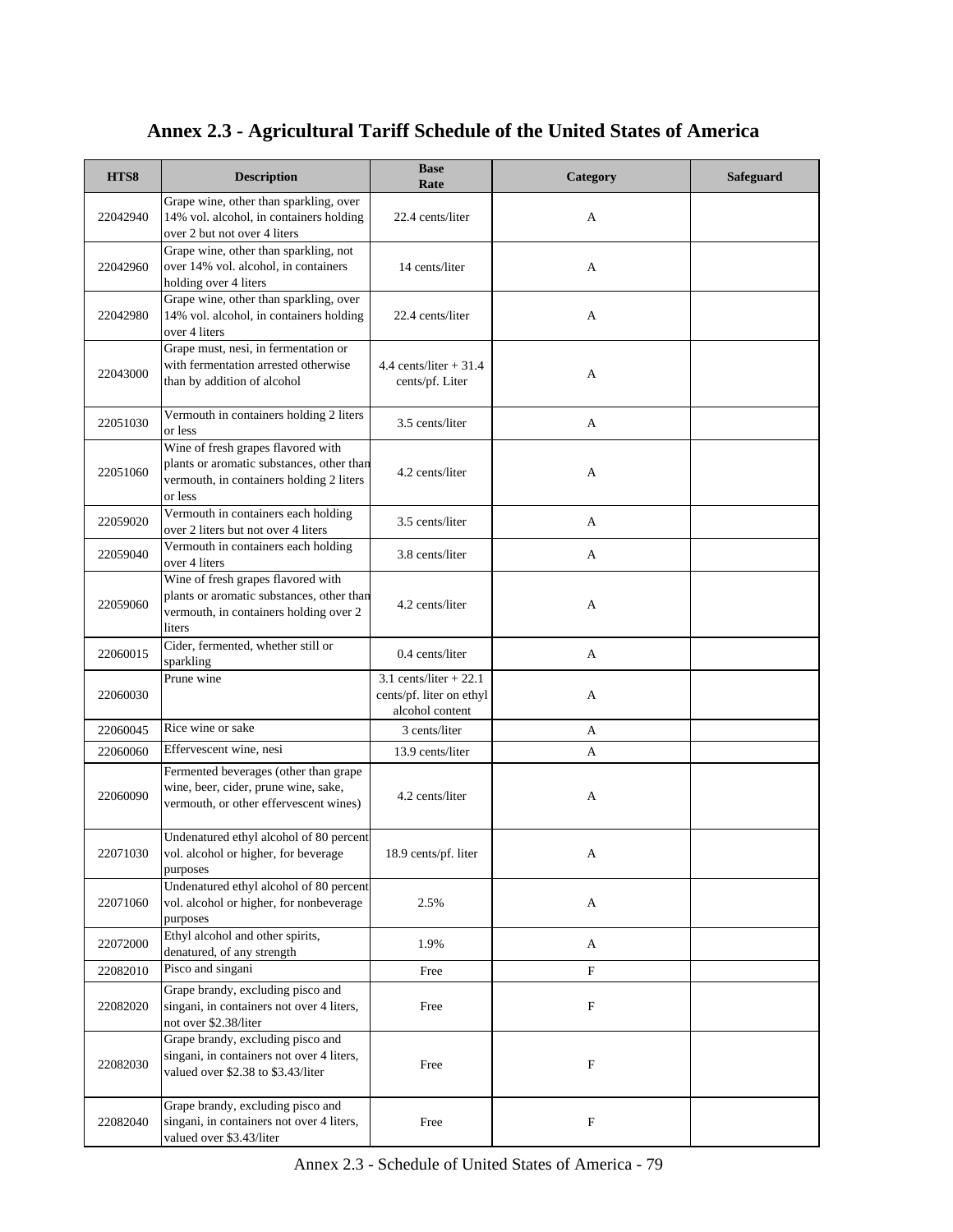# Annex 2.3 - Agricultural Tariff Schedule of the United States of America

| HTS8 | Description | Base Rate | Category | Safeguard |
|---|---|---|---|---|
| 22042940 | Grape wine, other than sparkling, over 14% vol. alcohol, in containers holding over 2 but not over 4 liters | 22.4 cents/liter | A | |
| 22042960 | Grape wine, other than sparkling, not over 14% vol. alcohol, in containers holding over 4 liters | 14 cents/liter | A | |
| 22042980 | Grape wine, other than sparkling, over 14% vol. alcohol, in containers holding over 4 liters | 22.4 cents/liter | A | |
| 22043000 | Grape must, nesi, in fermentation or with fermentation arrested otherwise than by addition of alcohol | 4.4 cents/liter + 31.4 cents/pf. Liter | A | |
| 22051030 | Vermouth in containers holding 2 liters or less | 3.5 cents/liter | A | |
| 22051060 | Wine of fresh grapes flavored with plants or aromatic substances, other than vermouth, in containers holding 2 liters or less | 4.2 cents/liter | A | |
| 22059020 | Vermouth in containers each holding over 2 liters but not over 4 liters | 3.5 cents/liter | A | |
| 22059040 | Vermouth in containers each holding over 4 liters | 3.8 cents/liter | A | |
| 22059060 | Wine of fresh grapes flavored with plants or aromatic substances, other than vermouth, in containers holding over 2 liters | 4.2 cents/liter | A | |
| 22060015 | Cider, fermented, whether still or sparkling | 0.4 cents/liter | A | |
| 22060030 | Prune wine | 3.1 cents/liter + 22.1 cents/pf. liter on ethyl alcohol content | A | |
| 22060045 | Rice wine or sake | 3 cents/liter | A | |
| 22060060 | Effervescent wine, nesi | 13.9 cents/liter | A | |
| 22060090 | Fermented beverages (other than grape wine, beer, cider, prune wine, sake, vermouth, or other effervescent wines) | 4.2 cents/liter | A | |
| 22071030 | Undenatured ethyl alcohol of 80 percent vol. alcohol or higher, for beverage purposes | 18.9 cents/pf. liter | A | |
| 22071060 | Undenatured ethyl alcohol of 80 percent vol. alcohol or higher, for nonbeverage purposes | 2.5% | A | |
| 22072000 | Ethyl alcohol and other spirits, denatured, of any strength | 1.9% | A | |
| 22082010 | Pisco and singani | Free | F | |
| 22082020 | Grape brandy, excluding pisco and singani, in containers not over 4 liters, not over $2.38/liter | Free | F | |
| 22082030 | Grape brandy, excluding pisco and singani, in containers not over 4 liters, valued over $2.38 to $3.43/liter | Free | F | |
| 22082040 | Grape brandy, excluding pisco and singani, in containers not over 4 liters, valued over $3.43/liter | Free | F | |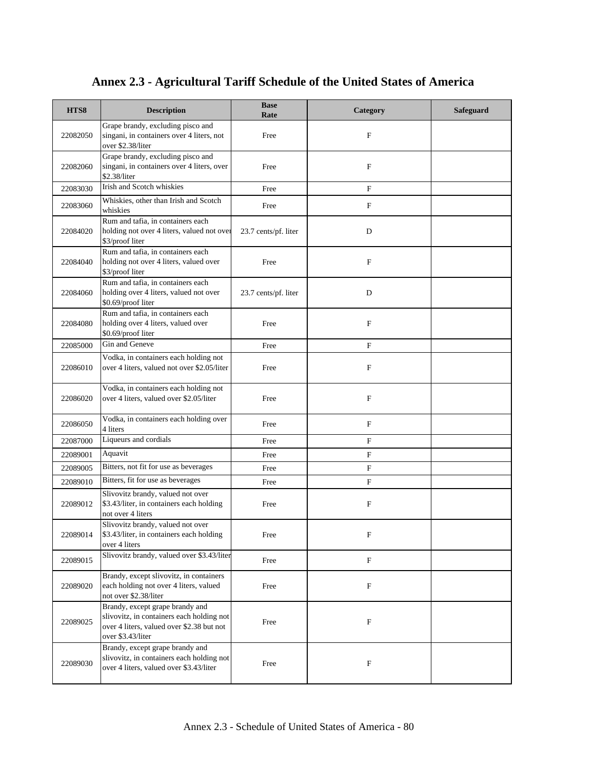# Annex 2.3 - Agricultural Tariff Schedule of the United States of America

| HTS8 | Description | Base Rate | Category | Safeguard |
|---|---|---|---|---|
| 22082050 | Grape brandy, excluding pisco and singani, in containers over 4 liters, not over $2.38/liter | Free | F | |
| 22082060 | Grape brandy, excluding pisco and singani, in containers over 4 liters, over $2.38/liter | Free | F | |
| 22083030 | Irish and Scotch whiskies | Free | F | |
| 22083060 | Whiskies, other than Irish and Scotch whiskies | Free | F | |
| 22084020 | Rum and tafia, in containers each holding not over 4 liters, valued not over $3/proof liter | 23.7 cents/pf. liter | D | |
| 22084040 | Rum and tafia, in containers each holding not over 4 liters, valued over $3/proof liter | Free | F | |
| 22084060 | Rum and tafia, in containers each holding over 4 liters, valued not over $0.69/proof liter | 23.7 cents/pf. liter | D | |
| 22084080 | Rum and tafia, in containers each holding over 4 liters, valued over $0.69/proof liter | Free | F | |
| 22085000 | Gin and Geneve | Free | F | |
| 22086010 | Vodka, in containers each holding not over 4 liters, valued not over $2.05/liter | Free | F | |
| 22086020 | Vodka, in containers each holding not over 4 liters, valued over $2.05/liter | Free | F | |
| 22086050 | Vodka, in containers each holding over 4 liters | Free | F | |
| 22087000 | Liqueurs and cordials | Free | F | |
| 22089001 | Aquavit | Free | F | |
| 22089005 | Bitters, not fit for use as beverages | Free | F | |
| 22089010 | Bitters, fit for use as beverages | Free | F | |
| 22089012 | Slivovitz brandy, valued not over $3.43/liter, in containers each holding not over 4 liters | Free | F | |
| 22089014 | Slivovitz brandy, valued not over $3.43/liter, in containers each holding over 4 liters | Free | F | |
| 22089015 | Slivovitz brandy, valued over $3.43/liter | Free | F | |
| 22089020 | Brandy, except slivovitz, in containers each holding not over 4 liters, valued not over $2.38/liter | Free | F | |
| 22089025 | Brandy, except grape brandy and slivovitz, in containers each holding not over 4 liters, valued over $2.38 but not over $3.43/liter | Free | F | |
| 22089030 | Brandy, except grape brandy and slivovitz, in containers each holding not over 4 liters, valued over $3.43/liter | Free | F | |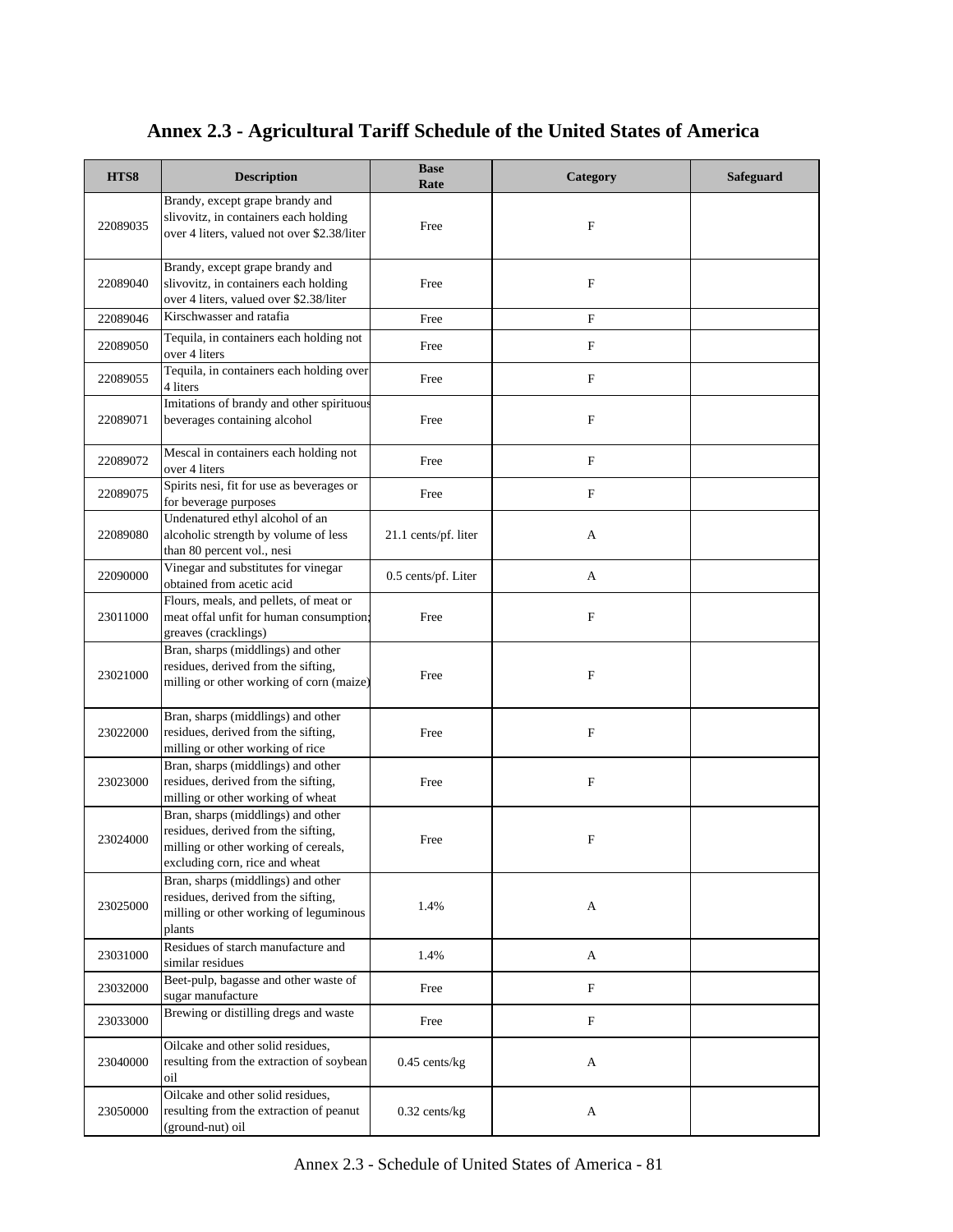# Annex 2.3 - Agricultural Tariff Schedule of the United States of America

| HTS8 | Description | Base Rate | Category | Safeguard |
|---|---|---|---|---|
| 22089035 | Brandy, except grape brandy and slivovitz, in containers each holding over 4 liters, valued not over $2.38/liter | Free | F | |
| 22089040 | Brandy, except grape brandy and slivovitz, in containers each holding over 4 liters, valued over $2.38/liter | Free | F | |
| 22089046 | Kirschwasser and ratafia | Free | F | |
| 22089050 | Tequila, in containers each holding not over 4 liters | Free | F | |
| 22089055 | Tequila, in containers each holding over 4 liters | Free | F | |
| 22089071 | Imitations of brandy and other spirituous beverages containing alcohol | Free | F | |
| 22089072 | Mescal in containers each holding not over 4 liters | Free | F | |
| 22089075 | Spirits nesi, fit for use as beverages or for beverage purposes | Free | F | |
| 22089080 | Undenatured ethyl alcohol of an alcoholic strength by volume of less than 80 percent vol., nesi | 21.1 cents/pf. liter | A | |
| 22090000 | Vinegar and substitutes for vinegar obtained from acetic acid | 0.5 cents/pf. Liter | A | |
| 23011000 | Flours, meals, and pellets, of meat or meat offal unfit for human consumption; greaves (cracklings) | Free | F | |
| 23021000 | Bran, sharps (middlings) and other residues, derived from the sifting, milling or other working of corn (maize) | Free | F | |
| 23022000 | Bran, sharps (middlings) and other residues, derived from the sifting, milling or other working of rice | Free | F | |
| 23023000 | Bran, sharps (middlings) and other residues, derived from the sifting, milling or other working of wheat | Free | F | |
| 23024000 | Bran, sharps (middlings) and other residues, derived from the sifting, milling or other working of cereals, excluding corn, rice and wheat | Free | F | |
| 23025000 | Bran, sharps (middlings) and other residues, derived from the sifting, milling or other working of leguminous plants | 1.4% | A | |
| 23031000 | Residues of starch manufacture and similar residues | 1.4% | A | |
| 23032000 | Beet-pulp, bagasse and other waste of sugar manufacture | Free | F | |
| 23033000 | Brewing or distilling dregs and waste | Free | F | |
| 23040000 | Oilcake and other solid residues, resulting from the extraction of soybean oil | 0.45 cents/kg | A | |
| 23050000 | Oilcake and other solid residues, resulting from the extraction of peanut (ground-nut) oil | 0.32 cents/kg | A | |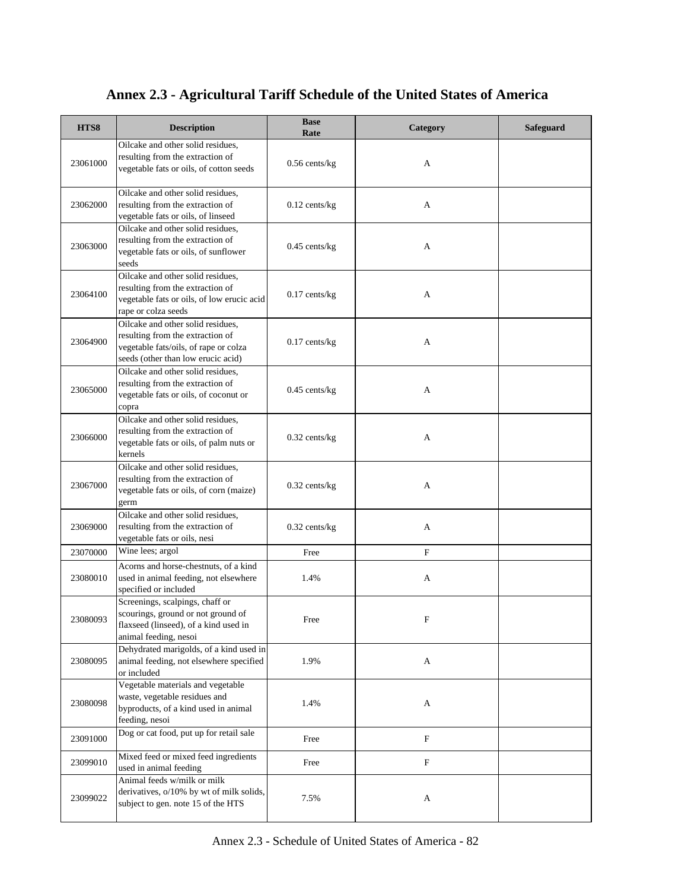# Annex 2.3 - Agricultural Tariff Schedule of the United States of America

| HTS8 | Description | Base Rate | Category | Safeguard |
|---|---|---|---|---|
| 23061000 | Oilcake and other solid residues, resulting from the extraction of vegetable fats or oils, of cotton seeds | 0.56 cents/kg | A | |
| 23062000 | Oilcake and other solid residues, resulting from the extraction of vegetable fats or oils, of linseed | 0.12 cents/kg | A | |
| 23063000 | Oilcake and other solid residues, resulting from the extraction of vegetable fats or oils, of sunflower seeds | 0.45 cents/kg | A | |
| 23064100 | Oilcake and other solid residues, resulting from the extraction of vegetable fats or oils, of low erucic acid rape or colza seeds | 0.17 cents/kg | A | |
| 23064900 | Oilcake and other solid residues, resulting from the extraction of vegetable fats/oils, of rape or colza seeds (other than low erucic acid) | 0.17 cents/kg | A | |
| 23065000 | Oilcake and other solid residues, resulting from the extraction of vegetable fats or oils, of coconut or copra | 0.45 cents/kg | A | |
| 23066000 | Oilcake and other solid residues, resulting from the extraction of vegetable fats or oils, of palm nuts or kernels | 0.32 cents/kg | A | |
| 23067000 | Oilcake and other solid residues, resulting from the extraction of vegetable fats or oils, of corn (maize) germ | 0.32 cents/kg | A | |
| 23069000 | Oilcake and other solid residues, resulting from the extraction of vegetable fats or oils, nesi | 0.32 cents/kg | A | |
| 23070000 | Wine lees; argol | Free | F | |
| 23080010 | Acorns and horse-chestnuts, of a kind used in animal feeding, not elsewhere specified or included | 1.4% | A | |
| 23080093 | Screenings, scalpings, chaff or scourings, ground or not ground of flaxseed (linseed), of a kind used in animal feeding, nesoi | Free | F | |
| 23080095 | Dehydrated marigolds, of a kind used in animal feeding, not elsewhere specified or included | 1.9% | A | |
| 23080098 | Vegetable materials and vegetable waste, vegetable residues and byproducts, of a kind used in animal feeding, nesoi | 1.4% | A | |
| 23091000 | Dog or cat food, put up for retail sale | Free | F | |
| 23099010 | Mixed feed or mixed feed ingredients used in animal feeding | Free | F | |
| 23099022 | Animal feeds w/milk or milk derivatives, o/10% by wt of milk solids, subject to gen. note 15 of the HTS | 7.5% | A | |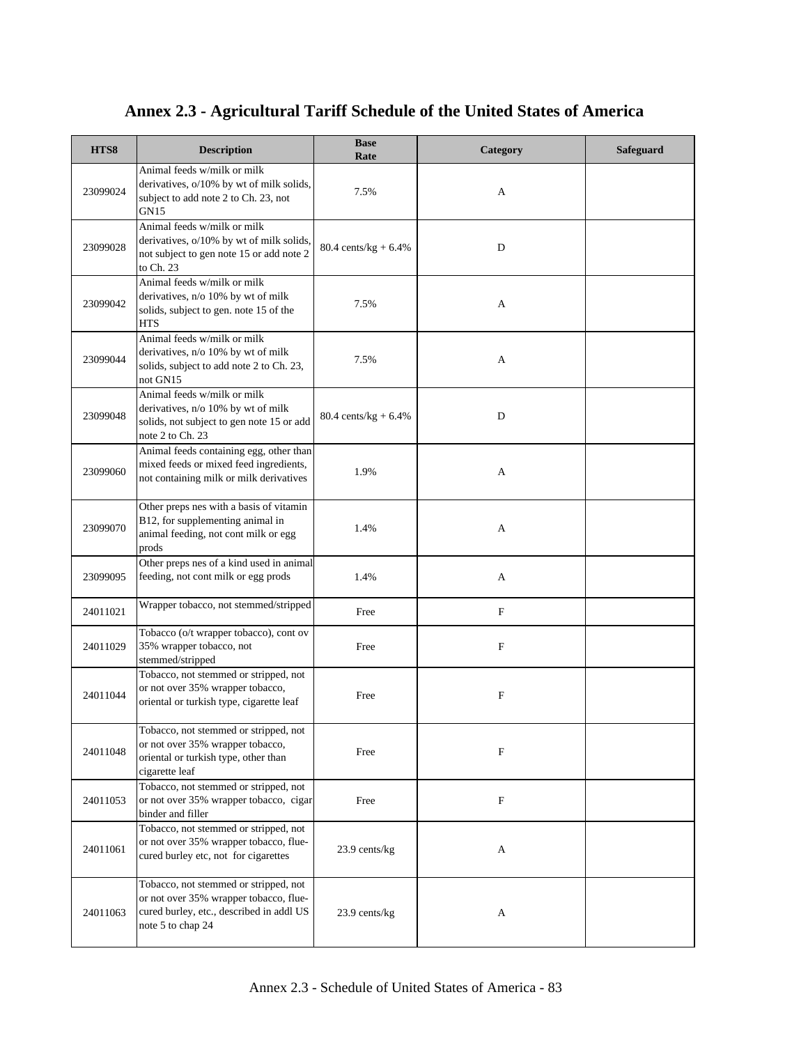# Annex 2.3 - Agricultural Tariff Schedule of the United States of America

| HTS8 | Description | Base Rate | Category | Safeguard |
|---|---|---|---|---|
| 23099024 | Animal feeds w/milk or milk derivatives, o/10% by wt of milk solids, subject to add note 2 to Ch. 23, not GN15 | 7.5% | A | |
| 23099028 | Animal feeds w/milk or milk derivatives, o/10% by wt of milk solids, not subject to gen note 15 or add note 2 to Ch. 23 | 80.4 cents/kg + 6.4% | D | |
| 23099042 | Animal feeds w/milk or milk derivatives, n/o 10% by wt of milk solids, subject to gen. note 15 of the HTS | 7.5% | A | |
| 23099044 | Animal feeds w/milk or milk derivatives, n/o 10% by wt of milk solids, subject to add note 2 to Ch. 23, not GN15 | 7.5% | A | |
| 23099048 | Animal feeds w/milk or milk derivatives, n/o 10% by wt of milk solids, not subject to gen note 15 or add note 2 to Ch. 23 | 80.4 cents/kg + 6.4% | D | |
| 23099060 | Animal feeds containing egg, other than mixed feeds or mixed feed ingredients, not containing milk or milk derivatives | 1.9% | A | |
| 23099070 | Other preps nes with a basis of vitamin B12, for supplementing animal in animal feeding, not cont milk or egg prods | 1.4% | A | |
| 23099095 | Other preps nes of a kind used in animal feeding, not cont milk or egg prods | 1.4% | A | |
| 24011021 | Wrapper tobacco, not stemmed/stripped | Free | F | |
| 24011029 | Tobacco (o/t wrapper tobacco), cont ov 35% wrapper tobacco, not stemmed/stripped | Free | F | |
| 24011044 | Tobacco, not stemmed or stripped, not or not over 35% wrapper tobacco, oriental or turkish type, cigarette leaf | Free | F | |
| 24011048 | Tobacco, not stemmed or stripped, not or not over 35% wrapper tobacco, oriental or turkish type, other than cigarette leaf | Free | F | |
| 24011053 | Tobacco, not stemmed or stripped, not or not over 35% wrapper tobacco, cigar binder and filler | Free | F | |
| 24011061 | Tobacco, not stemmed or stripped, not or not over 35% wrapper tobacco, flue-cured burley etc, not for cigarettes | 23.9 cents/kg | A | |
| 24011063 | Tobacco, not stemmed or stripped, not or not over 35% wrapper tobacco, flue-cured burley, etc., described in addl US note 5 to chap 24 | 23.9 cents/kg | A | |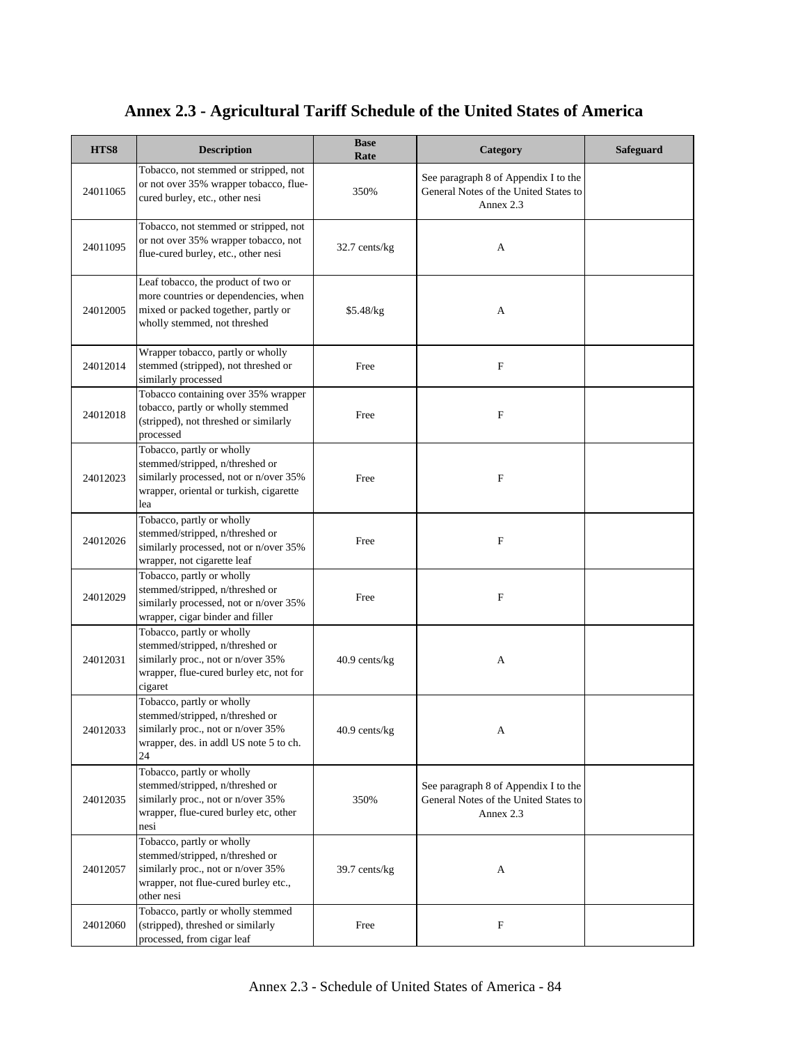# Annex 2.3 - Agricultural Tariff Schedule of the United States of America

| HTS8 | Description | Base Rate | Category | Safeguard |
|---|---|---|---|---|
| 24011065 | Tobacco, not stemmed or stripped, not or not over 35% wrapper tobacco, flue-cured burley, etc., other nesi | 350% | See paragraph 8 of Appendix I to the General Notes of the United States to Annex 2.3 | |
| 24011095 | Tobacco, not stemmed or stripped, not or not over 35% wrapper tobacco, not flue-cured burley, etc., other nesi | 32.7 cents/kg | A | |
| 24012005 | Leaf tobacco, the product of two or more countries or dependencies, when mixed or packed together, partly or wholly stemmed, not threshed | $5.48/kg | A | |
| 24012014 | Wrapper tobacco, partly or wholly stemmed (stripped), not threshed or similarly processed | Free | F | |
| 24012018 | Tobacco containing over 35% wrapper tobacco, partly or wholly stemmed (stripped), not threshed or similarly processed | Free | F | |
| 24012023 | Tobacco, partly or wholly stemmed/stripped, n/threshed or similarly processed, not or n/over 35% wrapper, oriental or turkish, cigarette lea | Free | F | |
| 24012026 | Tobacco, partly or wholly stemmed/stripped, n/threshed or similarly processed, not or n/over 35% wrapper, not cigarette leaf | Free | F | |
| 24012029 | Tobacco, partly or wholly stemmed/stripped, n/threshed or similarly processed, not or n/over 35% wrapper, cigar binder and filler | Free | F | |
| 24012031 | Tobacco, partly or wholly stemmed/stripped, n/threshed or similarly proc., not or n/over 35% wrapper, flue-cured burley etc, not for cigaret | 40.9 cents/kg | A | |
| 24012033 | Tobacco, partly or wholly stemmed/stripped, n/threshed or similarly proc., not or n/over 35% wrapper, des. in addl US note 5 to ch. 24 | 40.9 cents/kg | A | |
| 24012035 | Tobacco, partly or wholly stemmed/stripped, n/threshed or similarly proc., not or n/over 35% wrapper, flue-cured burley etc, other nesi | 350% | See paragraph 8 of Appendix I to the General Notes of the United States to Annex 2.3 | |
| 24012057 | Tobacco, partly or wholly stemmed/stripped, n/threshed or similarly proc., not or n/over 35% wrapper, not flue-cured burley etc., other nesi | 39.7 cents/kg | A | |
| 24012060 | Tobacco, partly or wholly stemmed (stripped), threshed or similarly processed, from cigar leaf | Free | F | |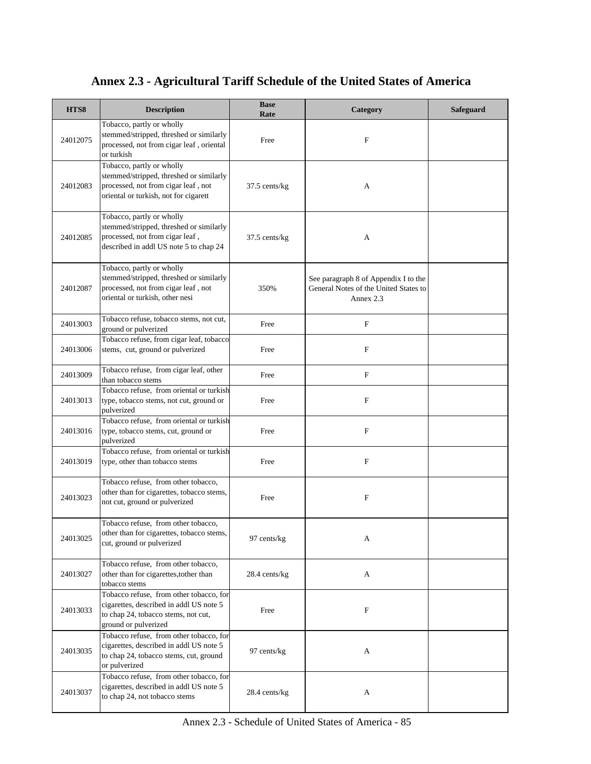# Annex 2.3 - Agricultural Tariff Schedule of the United States of America

| HTS8 | Description | Base Rate | Category | Safeguard |
|---|---|---|---|---|
| 24012075 | Tobacco, partly or wholly stemmed/stripped, threshed or similarly processed, not from cigar leaf , oriental or turkish | Free | F | |
| 24012083 | Tobacco, partly or wholly stemmed/stripped, threshed or similarly processed, not from cigar leaf , not oriental or turkish, not for cigarett | 37.5 cents/kg | A | |
| 24012085 | Tobacco, partly or wholly stemmed/stripped, threshed or similarly processed, not from cigar leaf , described in addl US note 5 to chap 24 | 37.5 cents/kg | A | |
| 24012087 | Tobacco, partly or wholly stemmed/stripped, threshed or similarly processed, not from cigar leaf , not oriental or turkish, other nesi | 350% | See paragraph 8 of Appendix I to the General Notes of the United States to Annex 2.3 | |
| 24013003 | Tobacco refuse, tobacco stems, not cut, ground or pulverized | Free | F | |
| 24013006 | Tobacco refuse, from cigar leaf, tobacco stems, cut, ground or pulverized | Free | F | |
| 24013009 | Tobacco refuse, from cigar leaf, other than tobacco stems | Free | F | |
| 24013013 | Tobacco refuse, from oriental or turkish type, tobacco stems, not cut, ground or pulverized | Free | F | |
| 24013016 | Tobacco refuse, from oriental or turkish type, tobacco stems, cut, ground or pulverized | Free | F | |
| 24013019 | Tobacco refuse, from oriental or turkish type, other than tobacco stems | Free | F | |
| 24013023 | Tobacco refuse, from other tobacco, other than for cigarettes, tobacco stems, not cut, ground or pulverized | Free | F | |
| 24013025 | Tobacco refuse, from other tobacco, other than for cigarettes, tobacco stems, cut, ground or pulverized | 97 cents/kg | A | |
| 24013027 | Tobacco refuse, from other tobacco, other than for cigarettes,tother than tobacco stems | 28.4 cents/kg | A | |
| 24013033 | Tobacco refuse, from other tobacco, for cigarettes, described in addl US note 5 to chap 24, tobacco stems, not cut, ground or pulverized | Free | F | |
| 24013035 | Tobacco refuse, from other tobacco, for cigarettes, described in addl US note 5 to chap 24, tobacco stems, cut, ground or pulverized | 97 cents/kg | A | |
| 24013037 | Tobacco refuse, from other tobacco, for cigarettes, described in addl US note 5 to chap 24, not tobacco stems | 28.4 cents/kg | A | |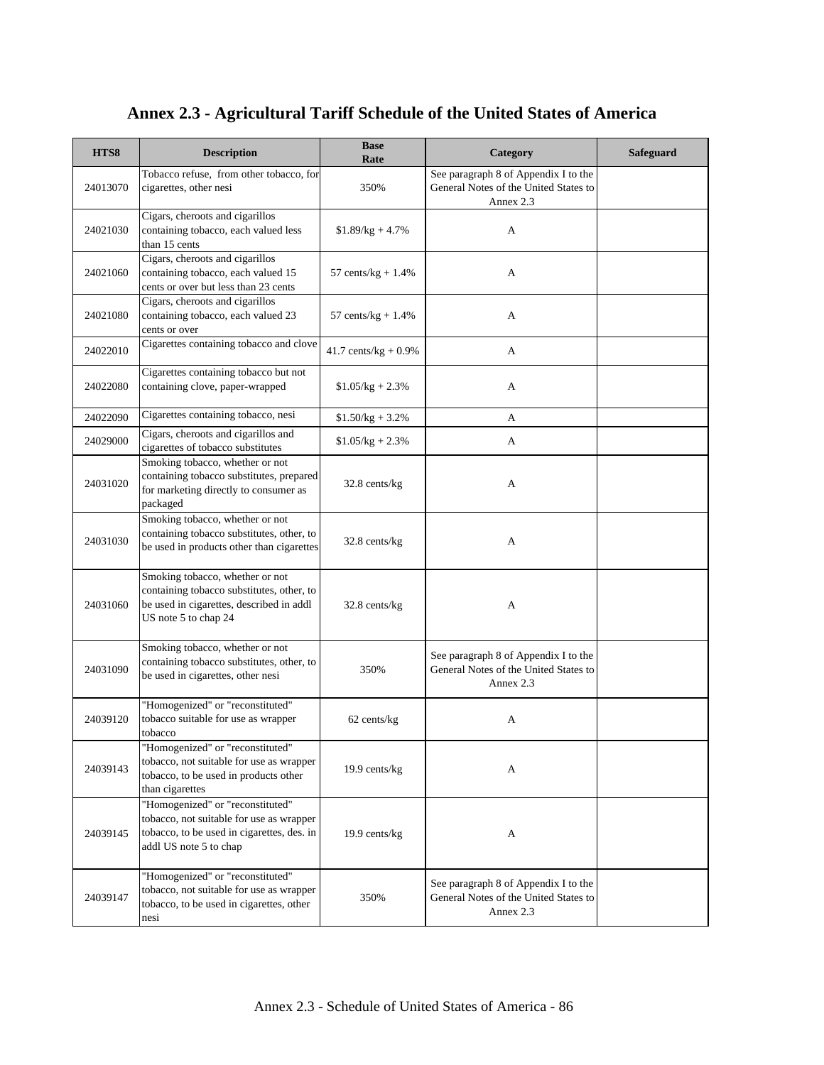# Annex 2.3 - Agricultural Tariff Schedule of the United States of America

| HTS8 | Description | Base Rate | Category | Safeguard |
|---|---|---|---|---|
| 24013070 | Tobacco refuse, from other tobacco, for cigarettes, other nesi | 350% | See paragraph 8 of Appendix I to the General Notes of the United States to Annex 2.3 | |
| 24021030 | Cigars, cheroots and cigarillos containing tobacco, each valued less than 15 cents | $1.89/kg + 4.7% | A | |
| 24021060 | Cigars, cheroots and cigarillos containing tobacco, each valued 15 cents or over but less than 23 cents | 57 cents/kg + 1.4% | A | |
| 24021080 | Cigars, cheroots and cigarillos containing tobacco, each valued 23 cents or over | 57 cents/kg + 1.4% | A | |
| 24022010 | Cigarettes containing tobacco and clove | 41.7 cents/kg + 0.9% | A | |
| 24022080 | Cigarettes containing tobacco but not containing clove, paper-wrapped | $1.05/kg + 2.3% | A | |
| 24022090 | Cigarettes containing tobacco, nesi | $1.50/kg + 3.2% | A | |
| 24029000 | Cigars, cheroots and cigarillos and cigarettes of tobacco substitutes | $1.05/kg + 2.3% | A | |
| 24031020 | Smoking tobacco, whether or not containing tobacco substitutes, prepared for marketing directly to consumer as packaged | 32.8 cents/kg | A | |
| 24031030 | Smoking tobacco, whether or not containing tobacco substitutes, other, to be used in products other than cigarettes | 32.8 cents/kg | A | |
| 24031060 | Smoking tobacco, whether or not containing tobacco substitutes, other, to be used in cigarettes, described in addl US note 5 to chap 24 | 32.8 cents/kg | A | |
| 24031090 | Smoking tobacco, whether or not containing tobacco substitutes, other, to be used in cigarettes, other nesi | 350% | See paragraph 8 of Appendix I to the General Notes of the United States to Annex 2.3 | |
| 24039120 | "Homogenized" or "reconstituted" tobacco suitable for use as wrapper tobacco | 62 cents/kg | A | |
| 24039143 | "Homogenized" or "reconstituted" tobacco, not suitable for use as wrapper tobacco, to be used in products other than cigarettes | 19.9 cents/kg | A | |
| 24039145 | "Homogenized" or "reconstituted" tobacco, not suitable for use as wrapper tobacco, to be used in cigarettes, des. in addl US note 5 to chap | 19.9 cents/kg | A | |
| 24039147 | "Homogenized" or "reconstituted" tobacco, not suitable for use as wrapper tobacco, to be used in cigarettes, other nesi | 350% | See paragraph 8 of Appendix I to the General Notes of the United States to Annex 2.3 | |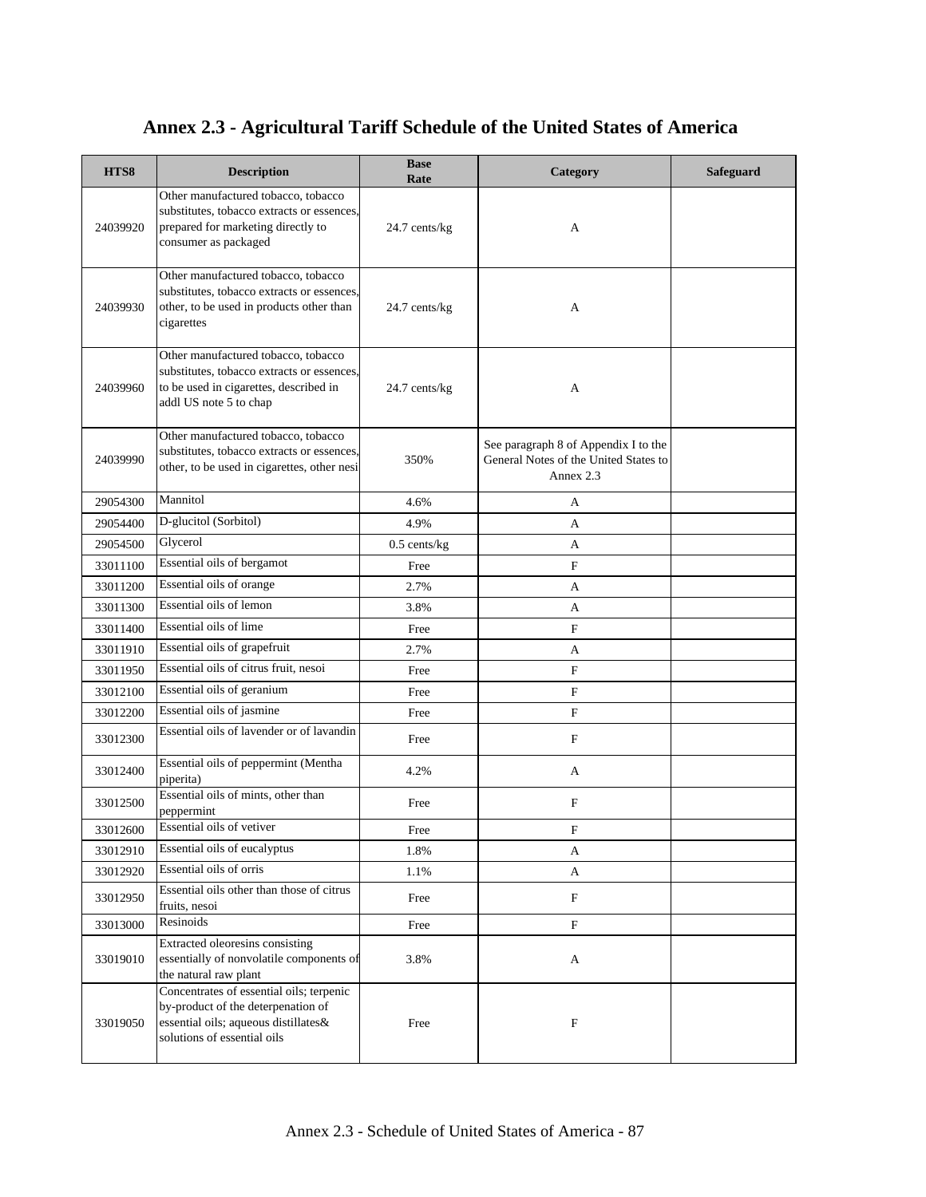# Annex 2.3 - Agricultural Tariff Schedule of the United States of America

| HTS8 | Description | Base Rate | Category | Safeguard |
|---|---|---|---|---|
| 24039920 | Other manufactured tobacco, tobacco substitutes, tobacco extracts or essences, prepared for marketing directly to consumer as packaged | 24.7 cents/kg | A | |
| 24039930 | Other manufactured tobacco, tobacco substitutes, tobacco extracts or essences, other, to be used in products other than cigarettes | 24.7 cents/kg | A | |
| 24039960 | Other manufactured tobacco, tobacco substitutes, tobacco extracts or essences, to be used in cigarettes, described in addl US note 5 to chap | 24.7 cents/kg | A | |
| 24039990 | Other manufactured tobacco, tobacco substitutes, tobacco extracts or essences, other, to be used in cigarettes, other nesi | 350% | See paragraph 8 of Appendix I to the General Notes of the United States to Annex 2.3 | |
| 29054300 | Mannitol | 4.6% | A | |
| 29054400 | D-glucitol (Sorbitol) | 4.9% | A | |
| 29054500 | Glycerol | 0.5 cents/kg | A | |
| 33011100 | Essential oils of bergamot | Free | F | |
| 33011200 | Essential oils of orange | 2.7% | A | |
| 33011300 | Essential oils of lemon | 3.8% | A | |
| 33011400 | Essential oils of lime | Free | F | |
| 33011910 | Essential oils of grapefruit | 2.7% | A | |
| 33011950 | Essential oils of citrus fruit, nesoi | Free | F | |
| 33012100 | Essential oils of geranium | Free | F | |
| 33012200 | Essential oils of jasmine | Free | F | |
| 33012300 | Essential oils of lavender or of lavandin | Free | F | |
| 33012400 | Essential oils of peppermint (Mentha piperita) | 4.2% | A | |
| 33012500 | Essential oils of mints, other than peppermint | Free | F | |
| 33012600 | Essential oils of vetiver | Free | F | |
| 33012910 | Essential oils of eucalyptus | 1.8% | A | |
| 33012920 | Essential oils of orris | 1.1% | A | |
| 33012950 | Essential oils other than those of citrus fruits, nesoi | Free | F | |
| 33013000 | Resinoids | Free | F | |
| 33019010 | Extracted oleoresins consisting essentially of nonvolatile components of the natural raw plant | 3.8% | A | |
| 33019050 | Concentrates of essential oils; terpenic by-product of the deterpenation of essential oils; aqueous distillates& solutions of essential oils | Free | F | |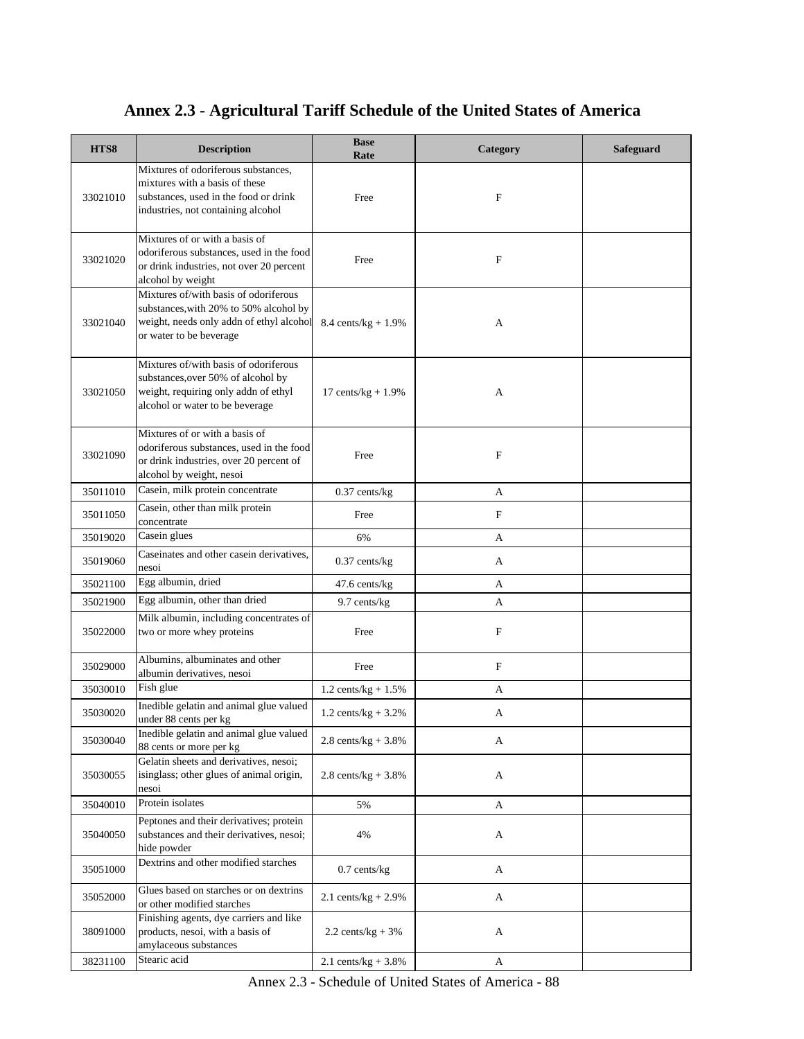# Annex 2.3 - Agricultural Tariff Schedule of the United States of America

| HTS8 | Description | Base Rate | Category | Safeguard |
|---|---|---|---|---|
| 33021010 | Mixtures of odoriferous substances, mixtures with a basis of these substances, used in the food or drink industries, not containing alcohol | Free | F | |
| 33021020 | Mixtures of or with a basis of odoriferous substances, used in the food or drink industries, not over 20 percent alcohol by weight | Free | F | |
| 33021040 | Mixtures of/with basis of odoriferous substances,with 20% to 50% alcohol by weight, needs only addn of ethyl alcohol or water to be beverage | 8.4 cents/kg + 1.9% | A | |
| 33021050 | Mixtures of/with basis of odoriferous substances,over 50% of alcohol by weight, requiring only addn of ethyl alcohol or water to be beverage | 17 cents/kg + 1.9% | A | |
| 33021090 | Mixtures of or with a basis of odoriferous substances, used in the food or drink industries, over 20 percent of alcohol by weight, nesoi | Free | F | |
| 35011010 | Casein, milk protein concentrate | 0.37 cents/kg | A | |
| 35011050 | Casein, other than milk protein concentrate | Free | F | |
| 35019020 | Casein glues | 6% | A | |
| 35019060 | Caseinates and other casein derivatives, nesoi | 0.37 cents/kg | A | |
| 35021100 | Egg albumin, dried | 47.6 cents/kg | A | |
| 35021900 | Egg albumin, other than dried | 9.7 cents/kg | A | |
| 35022000 | Milk albumin, including concentrates of two or more whey proteins | Free | F | |
| 35029000 | Albumins, albuminates and other albumin derivatives, nesoi | Free | F | |
| 35030010 | Fish glue | 1.2 cents/kg + 1.5% | A | |
| 35030020 | Inedible gelatin and animal glue valued under 88 cents per kg | 1.2 cents/kg + 3.2% | A | |
| 35030040 | Inedible gelatin and animal glue valued 88 cents or more per kg | 2.8 cents/kg + 3.8% | A | |
| 35030055 | Gelatin sheets and derivatives, nesoi; isinglass; other glues of animal origin, nesoi | 2.8 cents/kg + 3.8% | A | |
| 35040010 | Protein isolates | 5% | A | |
| 35040050 | Peptones and their derivatives; protein substances and their derivatives, nesoi; hide powder | 4% | A | |
| 35051000 | Dextrins and other modified starches | 0.7 cents/kg | A | |
| 35052000 | Glues based on starches or on dextrins or other modified starches | 2.1 cents/kg + 2.9% | A | |
| 38091000 | Finishing agents, dye carriers and like products, nesoi, with a basis of amylaceous substances | 2.2 cents/kg + 3% | A | |
| 38231100 | Stearic acid | 2.1 cents/kg + 3.8% | A | |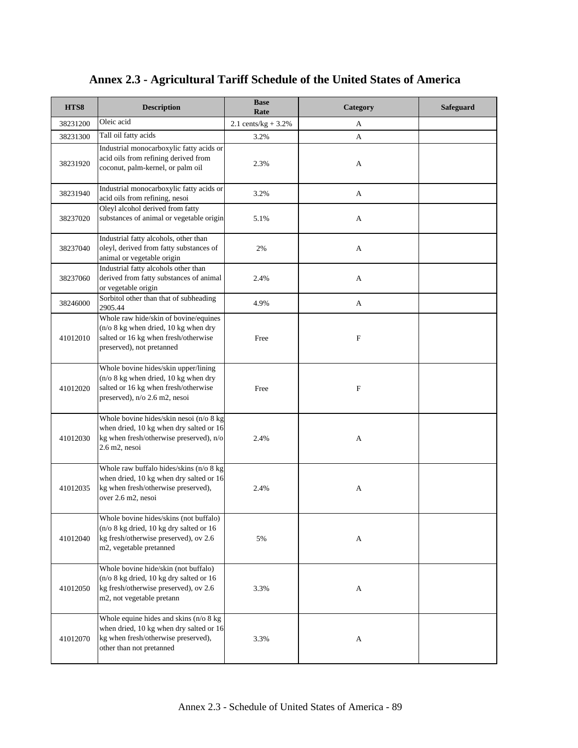# Annex 2.3 - Agricultural Tariff Schedule of the United States of America

| HTS8 | Description | Base Rate | Category | Safeguard |
|---|---|---|---|---|
| 38231200 | Oleic acid | 2.1 cents/kg + 3.2% | A | |
| 38231300 | Tall oil fatty acids | 3.2% | A | |
| 38231920 | Industrial monocarboxylic fatty acids or acid oils from refining derived from coconut, palm-kernel, or palm oil | 2.3% | A | |
| 38231940 | Industrial monocarboxylic fatty acids or acid oils from refining, nesoi | 3.2% | A | |
| 38237020 | Oleyl alcohol derived from fatty substances of animal or vegetable origin | 5.1% | A | |
| 38237040 | Industrial fatty alcohols, other than oleyl, derived from fatty substances of animal or vegetable origin | 2% | A | |
| 38237060 | Industrial fatty alcohols other than derived from fatty substances of animal or vegetable origin | 2.4% | A | |
| 38246000 | Sorbitol other than that of subheading 2905.44 | 4.9% | A | |
| 41012010 | Whole raw hide/skin of bovine/equines (n/o 8 kg when dried, 10 kg when dry salted or 16 kg when fresh/otherwise preserved), not pretanned | Free | F | |
| 41012020 | Whole bovine hides/skin upper/lining (n/o 8 kg when dried, 10 kg when dry salted or 16 kg when fresh/otherwise preserved), n/o 2.6 m2, nesoi | Free | F | |
| 41012030 | Whole bovine hides/skin nesoi (n/o 8 kg when dried, 10 kg when dry salted or 16 kg when fresh/otherwise preserved), n/o 2.6 m2, nesoi | 2.4% | A | |
| 41012035 | Whole raw buffalo hides/skins (n/o 8 kg when dried, 10 kg when dry salted or 16 kg when fresh/otherwise preserved), over 2.6 m2, nesoi | 2.4% | A | |
| 41012040 | Whole bovine hides/skins (not buffalo) (n/o 8 kg dried, 10 kg dry salted or 16 kg fresh/otherwise preserved), ov 2.6 m2, vegetable pretanned | 5% | A | |
| 41012050 | Whole bovine hide/skin (not buffalo) (n/o 8 kg dried, 10 kg dry salted or 16 kg fresh/otherwise preserved), ov 2.6 m2, not vegetable pretann | 3.3% | A | |
| 41012070 | Whole equine hides and skins (n/o 8 kg when dried, 10 kg when dry salted or 16 kg when fresh/otherwise preserved), other than not pretanned | 3.3% | A | |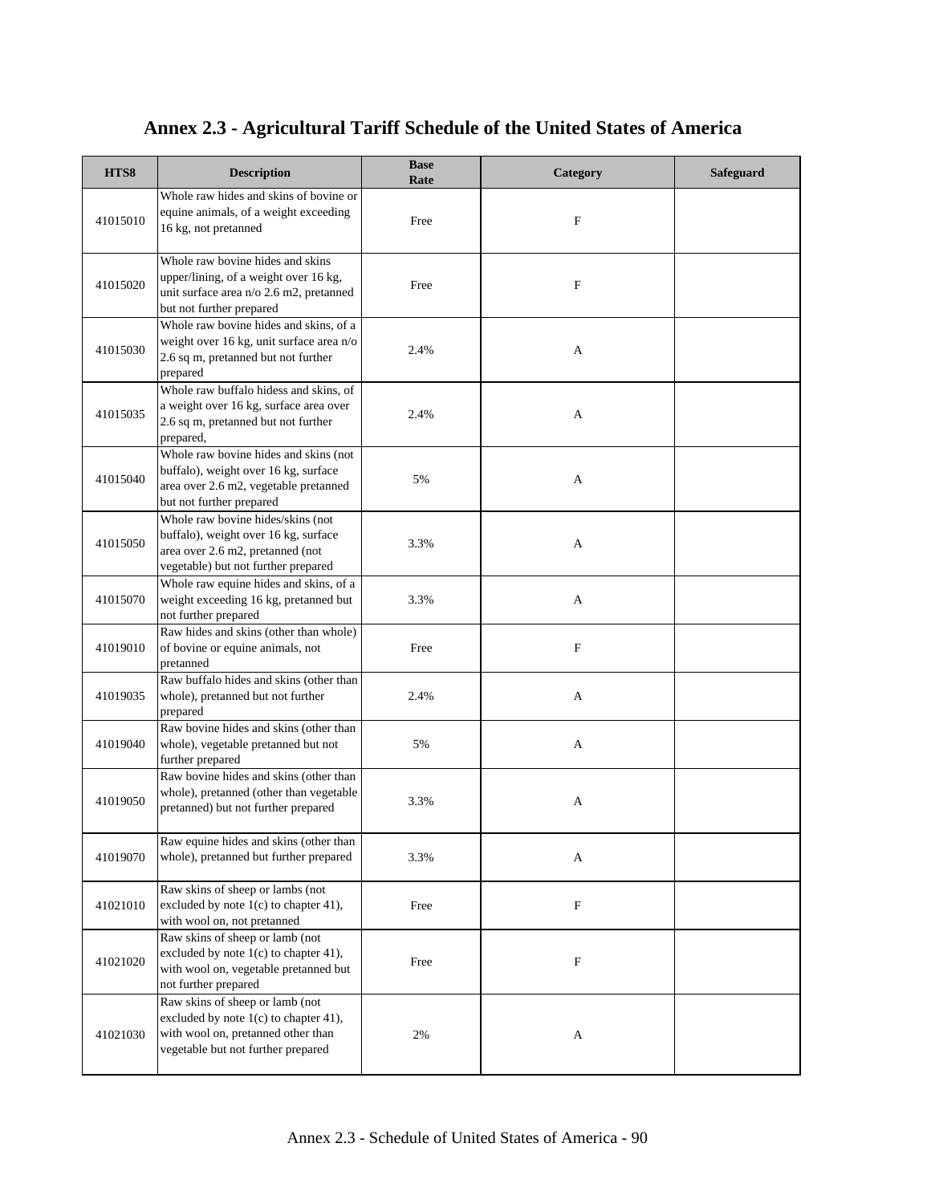# Annex 2.3 - Agricultural Tariff Schedule of the United States of America

| HTS8 | Description | Base Rate | Category | Safeguard |
|---|---|---|---|---|
| 41015010 | Whole raw hides and skins of bovine or equine animals, of a weight exceeding 16 kg, not pretanned | Free | F | |
| 41015020 | Whole raw bovine hides and skins upper/lining, of a weight over 16 kg, unit surface area n/o 2.6 m2, pretanned but not further prepared | Free | F | |
| 41015030 | Whole raw bovine hides and skins, of a weight over 16 kg, unit surface area n/o 2.6 sq m, pretanned but not further prepared | 2.4% | A | |
| 41015035 | Whole raw buffalo hidess and skins, of a weight over 16 kg, surface area over 2.6 sq m, pretanned but not further prepared, | 2.4% | A | |
| 41015040 | Whole raw bovine hides and skins (not buffalo), weight over 16 kg, surface area over 2.6 m2, vegetable pretanned but not further prepared | 5% | A | |
| 41015050 | Whole raw bovine hides/skins (not buffalo), weight over 16 kg, surface area over 2.6 m2, pretanned (not vegetable) but not further prepared | 3.3% | A | |
| 41015070 | Whole raw equine hides and skins, of a weight exceeding 16 kg, pretanned but not further prepared | 3.3% | A | |
| 41019010 | Raw hides and skins (other than whole) of bovine or equine animals, not pretanned | Free | F | |
| 41019035 | Raw buffalo hides and skins (other than whole), pretanned but not further prepared | 2.4% | A | |
| 41019040 | Raw bovine hides and skins (other than whole), vegetable pretanned but not further prepared | 5% | A | |
| 41019050 | Raw bovine hides and skins (other than whole), pretanned (other than vegetable pretanned) but not further prepared | 3.3% | A | |
| 41019070 | Raw equine hides and skins (other than whole), pretanned but further prepared | 3.3% | A | |
| 41021010 | Raw skins of sheep or lambs (not excluded by note 1(c) to chapter 41), with wool on, not pretanned | Free | F | |
| 41021020 | Raw skins of sheep or lamb (not excluded by note 1(c) to chapter 41), with wool on, vegetable pretanned but not further prepared | Free | F | |
| 41021030 | Raw skins of sheep or lamb (not excluded by note 1(c) to chapter 41), with wool on, pretanned other than vegetable but not further prepared | 2% | A | |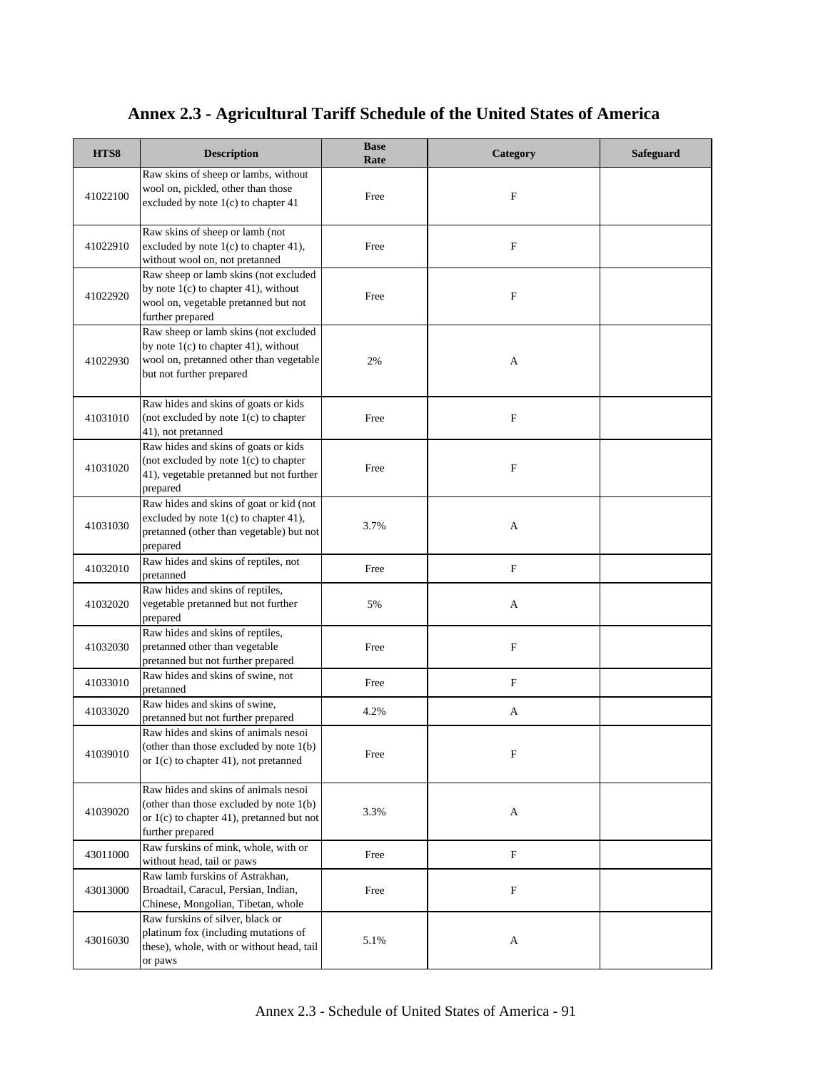# Annex 2.3 - Agricultural Tariff Schedule of the United States of America

| HTS8 | Description | Base Rate | Category | Safeguard |
|---|---|---|---|---|
| 41022100 | Raw skins of sheep or lambs, without wool on, pickled, other than those excluded by note 1(c) to chapter 41 | Free | F | |
| 41022910 | Raw skins of sheep or lamb (not excluded by note 1(c) to chapter 41), without wool on, not pretanned | Free | F | |
| 41022920 | Raw sheep or lamb skins (not excluded by note 1(c) to chapter 41), without wool on, vegetable pretanned but not further prepared | Free | F | |
| 41022930 | Raw sheep or lamb skins (not excluded by note 1(c) to chapter 41), without wool on, pretanned other than vegetable but not further prepared | 2% | A | |
| 41031010 | Raw hides and skins of goats or kids (not excluded by note 1(c) to chapter 41), not pretanned | Free | F | |
| 41031020 | Raw hides and skins of goats or kids (not excluded by note 1(c) to chapter 41), vegetable pretanned but not further prepared | Free | F | |
| 41031030 | Raw hides and skins of goat or kid (not excluded by note 1(c) to chapter 41), pretanned (other than vegetable) but not prepared | 3.7% | A | |
| 41032010 | Raw hides and skins of reptiles, not pretanned | Free | F | |
| 41032020 | Raw hides and skins of reptiles, vegetable pretanned but not further prepared | 5% | A | |
| 41032030 | Raw hides and skins of reptiles, pretanned other than vegetable pretanned but not further prepared | Free | F | |
| 41033010 | Raw hides and skins of swine, not pretanned | Free | F | |
| 41033020 | Raw hides and skins of swine, pretanned but not further prepared | 4.2% | A | |
| 41039010 | Raw hides and skins of animals nesoi (other than those excluded by note 1(b) or 1(c) to chapter 41), not pretanned | Free | F | |
| 41039020 | Raw hides and skins of animals nesoi (other than those excluded by note 1(b) or 1(c) to chapter 41), pretanned but not further prepared | 3.3% | A | |
| 43011000 | Raw furskins of mink, whole, with or without head, tail or paws | Free | F | |
| 43013000 | Raw lamb furskins of Astrakhan, Broadtail, Caracul, Persian, Indian, Chinese, Mongolian, Tibetan, whole | Free | F | |
| 43016030 | Raw furskins of silver, black or platinum fox (including mutations of these), whole, with or without head, tail or paws | 5.1% | A | |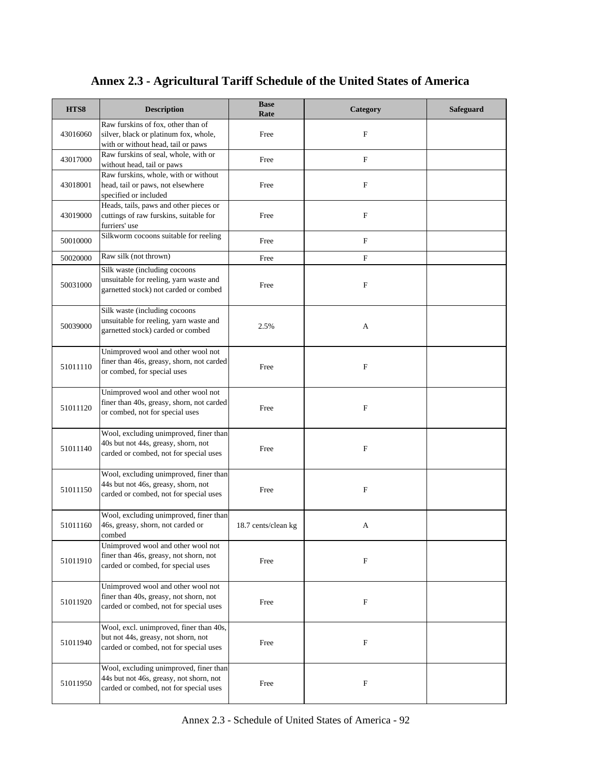# Annex 2.3 - Agricultural Tariff Schedule of the United States of America

| HTS8 | Description | Base Rate | Category | Safeguard |
|---|---|---|---|---|
| 43016060 | Raw furskins of fox, other than of silver, black or platinum fox, whole, with or without head, tail or paws | Free | F | |
| 43017000 | Raw furskins of seal, whole, with or without head, tail or paws | Free | F | |
| 43018001 | Raw furskins, whole, with or without head, tail or paws, not elsewhere specified or included | Free | F | |
| 43019000 | Heads, tails, paws and other pieces or cuttings of raw furskins, suitable for furriers' use | Free | F | |
| 50010000 | Silkworm cocoons suitable for reeling | Free | F | |
| 50020000 | Raw silk (not thrown) | Free | F | |
| 50031000 | Silk waste (including cocoons unsuitable for reeling, yarn waste and garnetted stock) not carded or combed | Free | F | |
| 50039000 | Silk waste (including cocoons unsuitable for reeling, yarn waste and garnetted stock) carded or combed | 2.5% | A | |
| 51011110 | Unimproved wool and other wool not finer than 46s, greasy, shorn, not carded or combed, for special uses | Free | F | |
| 51011120 | Unimproved wool and other wool not finer than 40s, greasy, shorn, not carded or combed, not for special uses | Free | F | |
| 51011140 | Wool, excluding unimproved, finer than 40s but not 44s, greasy, shorn, not carded or combed, not for special uses | Free | F | |
| 51011150 | Wool, excluding unimproved, finer than 44s but not 46s, greasy, shorn, not carded or combed, not for special uses | Free | F | |
| 51011160 | Wool, excluding unimproved, finer than 46s, greasy, shorn, not carded or combed | 18.7 cents/clean kg | A | |
| 51011910 | Unimproved wool and other wool not finer than 46s, greasy, not shorn, not carded or combed, for special uses | Free | F | |
| 51011920 | Unimproved wool and other wool not finer than 40s, greasy, not shorn, not carded or combed, not for special uses | Free | F | |
| 51011940 | Wool, excl. unimproved, finer than 40s, but not 44s, greasy, not shorn, not carded or combed, not for special uses | Free | F | |
| 51011950 | Wool, excluding unimproved, finer than 44s but not 46s, greasy, not shorn, not carded or combed, not for special uses | Free | F | |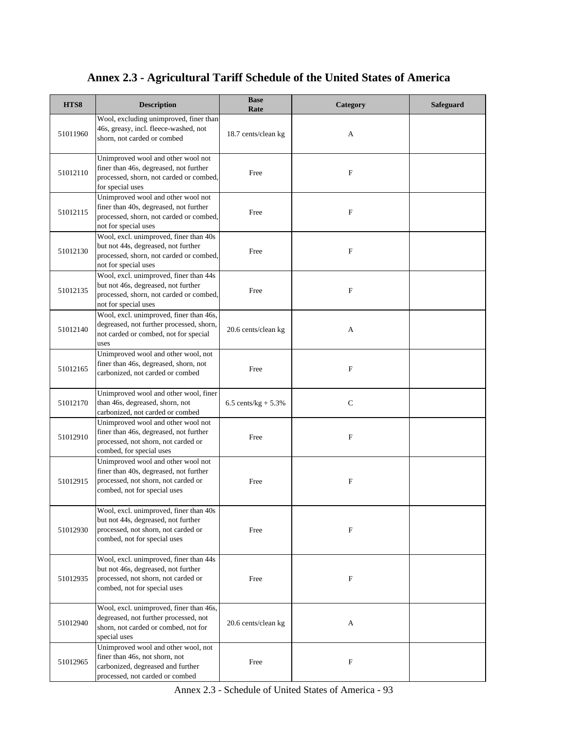# Annex 2.3 - Agricultural Tariff Schedule of the United States of America

| HTS8 | Description | Base Rate | Category | Safeguard |
|---|---|---|---|---|
| 51011960 | Wool, excluding unimproved, finer than 46s, greasy, incl. fleece-washed, not shorn, not carded or combed | 18.7 cents/clean kg | A | |
| 51012110 | Unimproved wool and other wool not finer than 46s, degreased, not further processed, shorn, not carded or combed, for special uses | Free | F | |
| 51012115 | Unimproved wool and other wool not finer than 40s, degreased, not further processed, shorn, not carded or combed, not for special uses | Free | F | |
| 51012130 | Wool, excl. unimproved, finer than 40s but not 44s, degreased, not further processed, shorn, not carded or combed, not for special uses | Free | F | |
| 51012135 | Wool, excl. unimproved, finer than 44s but not 46s, degreased, not further processed, shorn, not carded or combed, not for special uses | Free | F | |
| 51012140 | Wool, excl. unimproved, finer than 46s, degreased, not further processed, shorn, not carded or combed, not for special uses | 20.6 cents/clean kg | A | |
| 51012165 | Unimproved wool and other wool, not finer than 46s, degreased, shorn, not carbonized, not carded or combed | Free | F | |
| 51012170 | Unimproved wool and other wool, finer than 46s, degreased, shorn, not carbonized, not carded or combed | 6.5 cents/kg + 5.3% | C | |
| 51012910 | Unimproved wool and other wool not finer than 46s, degreased, not further processed, not shorn, not carded or combed, for special uses | Free | F | |
| 51012915 | Unimproved wool and other wool not finer than 40s, degreased, not further processed, not shorn, not carded or combed, not for special uses | Free | F | |
| 51012930 | Wool, excl. unimproved, finer than 40s but not 44s, degreased, not further processed, not shorn, not carded or combed, not for special uses | Free | F | |
| 51012935 | Wool, excl. unimproved, finer than 44s but not 46s, degreased, not further processed, not shorn, not carded or combed, not for special uses | Free | F | |
| 51012940 | Wool, excl. unimproved, finer than 46s, degreased, not further processed, not shorn, not carded or combed, not for special uses | 20.6 cents/clean kg | A | |
| 51012965 | Unimproved wool and other wool, not finer than 46s, not shorn, not carbonized, degreased and further processed, not carded or combed | Free | F | |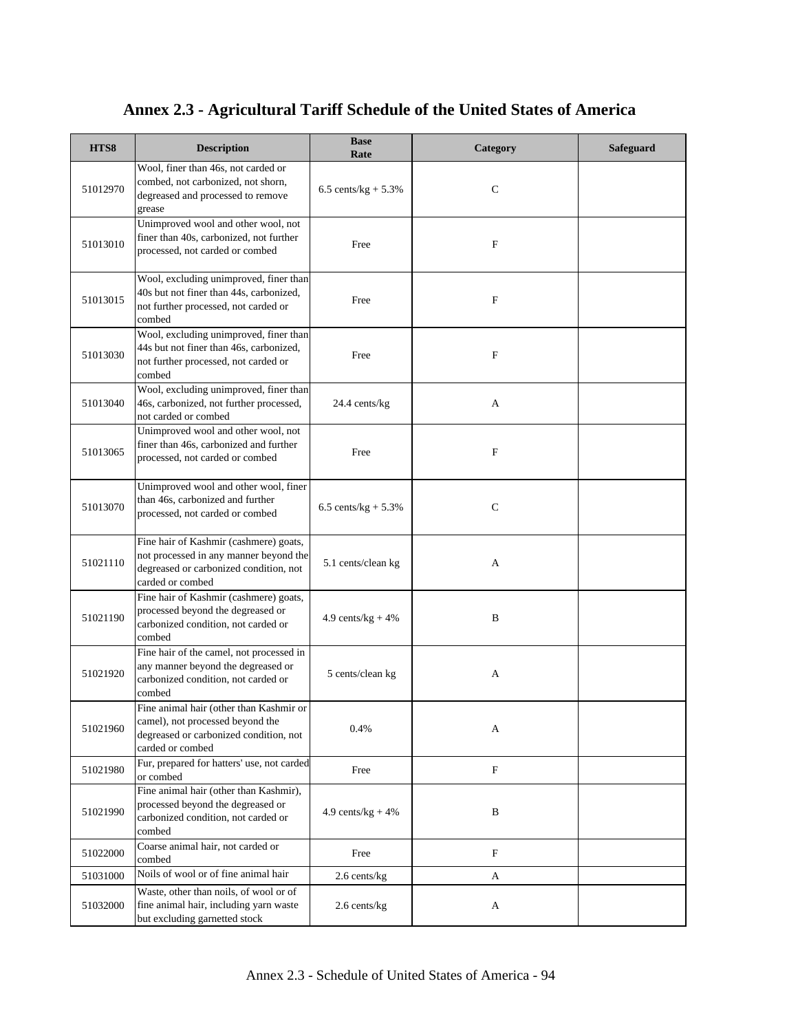# Annex 2.3 - Agricultural Tariff Schedule of the United States of America

| HTS8 | Description | Base Rate | Category | Safeguard |
|---|---|---|---|---|
| 51012970 | Wool, finer than 46s, not carded or combed, not carbonized, not shorn, degreased and processed to remove grease | 6.5 cents/kg + 5.3% | C | |
| 51013010 | Unimproved wool and other wool, not finer than 40s, carbonized, not further processed, not carded or combed | Free | F | |
| 51013015 | Wool, excluding unimproved, finer than 40s but not finer than 44s, carbonized, not further processed, not carded or combed | Free | F | |
| 51013030 | Wool, excluding unimproved, finer than 44s but not finer than 46s, carbonized, not further processed, not carded or combed | Free | F | |
| 51013040 | Wool, excluding unimproved, finer than 46s, carbonized, not further processed, not carded or combed | 24.4 cents/kg | A | |
| 51013065 | Unimproved wool and other wool, not finer than 46s, carbonized and further processed, not carded or combed | Free | F | |
| 51013070 | Unimproved wool and other wool, finer than 46s, carbonized and further processed, not carded or combed | 6.5 cents/kg + 5.3% | C | |
| 51021110 | Fine hair of Kashmir (cashmere) goats, not processed in any manner beyond the degreased or carbonized condition, not carded or combed | 5.1 cents/clean kg | A | |
| 51021190 | Fine hair of Kashmir (cashmere) goats, processed beyond the degreased or carbonized condition, not carded or combed | 4.9 cents/kg + 4% | B | |
| 51021920 | Fine hair of the camel, not processed in any manner beyond the degreased or carbonized condition, not carded or combed | 5 cents/clean kg | A | |
| 51021960 | Fine animal hair (other than Kashmir or camel), not processed beyond the degreased or carbonized condition, not carded or combed | 0.4% | A | |
| 51021980 | Fur, prepared for hatters' use, not carded or combed | Free | F | |
| 51021990 | Fine animal hair (other than Kashmir), processed beyond the degreased or carbonized condition, not carded or combed | 4.9 cents/kg + 4% | B | |
| 51022000 | Coarse animal hair, not carded or combed | Free | F | |
| 51031000 | Noils of wool or of fine animal hair | 2.6 cents/kg | A | |
| 51032000 | Waste, other than noils, of wool or of fine animal hair, including yarn waste but excluding garnetted stock | 2.6 cents/kg | A | |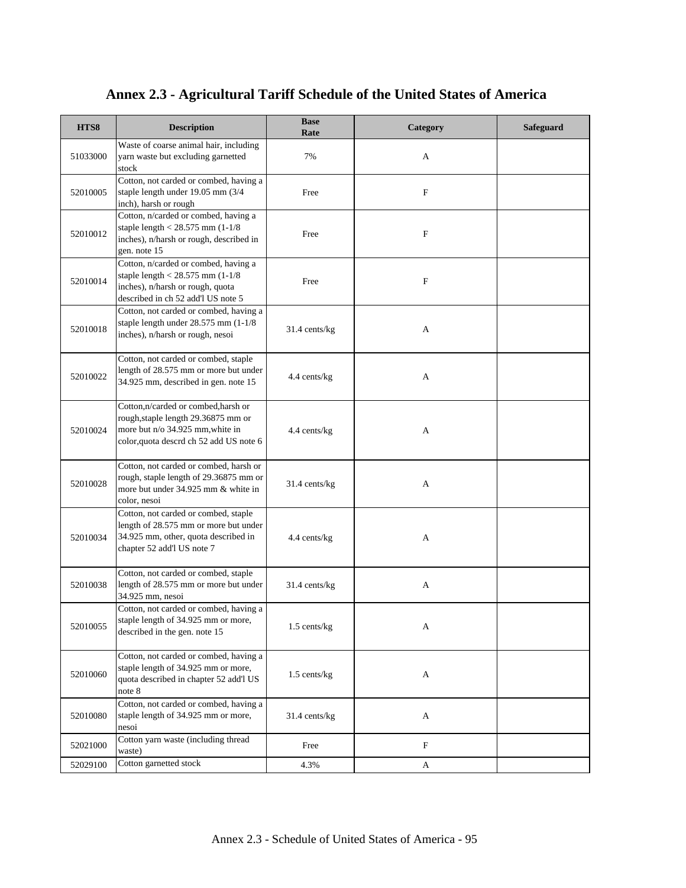# Annex 2.3 - Agricultural Tariff Schedule of the United States of America

| HTS8 | Description | Base Rate | Category | Safeguard |
|---|---|---|---|---|
| 51033000 | Waste of coarse animal hair, including yarn waste but excluding garnetted stock | 7% | A | |
| 52010005 | Cotton, not carded or combed, having a staple length under 19.05 mm (3/4 inch), harsh or rough | Free | F | |
| 52010012 | Cotton, n/carded or combed, having a staple length < 28.575 mm (1-1/8 inches), n/harsh or rough, described in gen. note 15 | Free | F | |
| 52010014 | Cotton, n/carded or combed, having a staple length < 28.575 mm (1-1/8 inches), n/harsh or rough, quota described in ch 52 add'l US note 5 | Free | F | |
| 52010018 | Cotton, not carded or combed, having a staple length under 28.575 mm (1-1/8 inches), n/harsh or rough, nesoi | 31.4 cents/kg | A | |
| 52010022 | Cotton, not carded or combed, staple length of 28.575 mm or more but under 34.925 mm, described in gen. note 15 | 4.4 cents/kg | A | |
| 52010024 | Cotton,n/carded or combed,harsh or rough,staple length 29.36875 mm or more but n/o 34.925 mm,white in color,quota descrd ch 52 add US note 6 | 4.4 cents/kg | A | |
| 52010028 | Cotton, not carded or combed, harsh or rough, staple length of 29.36875 mm or more but under 34.925 mm & white in color, nesoi | 31.4 cents/kg | A | |
| 52010034 | Cotton, not carded or combed, staple length of 28.575 mm or more but under 34.925 mm, other, quota described in chapter 52 add'l US note 7 | 4.4 cents/kg | A | |
| 52010038 | Cotton, not carded or combed, staple length of 28.575 mm or more but under 34.925 mm, nesoi | 31.4 cents/kg | A | |
| 52010055 | Cotton, not carded or combed, having a staple length of 34.925 mm or more, described in the gen. note 15 | 1.5 cents/kg | A | |
| 52010060 | Cotton, not carded or combed, having a staple length of 34.925 mm or more, quota described in chapter 52 add'l US note 8 | 1.5 cents/kg | A | |
| 52010080 | Cotton, not carded or combed, having a staple length of 34.925 mm or more, nesoi | 31.4 cents/kg | A | |
| 52021000 | Cotton yarn waste (including thread waste) | Free | F | |
| 52029100 | Cotton garnetted stock | 4.3% | A | |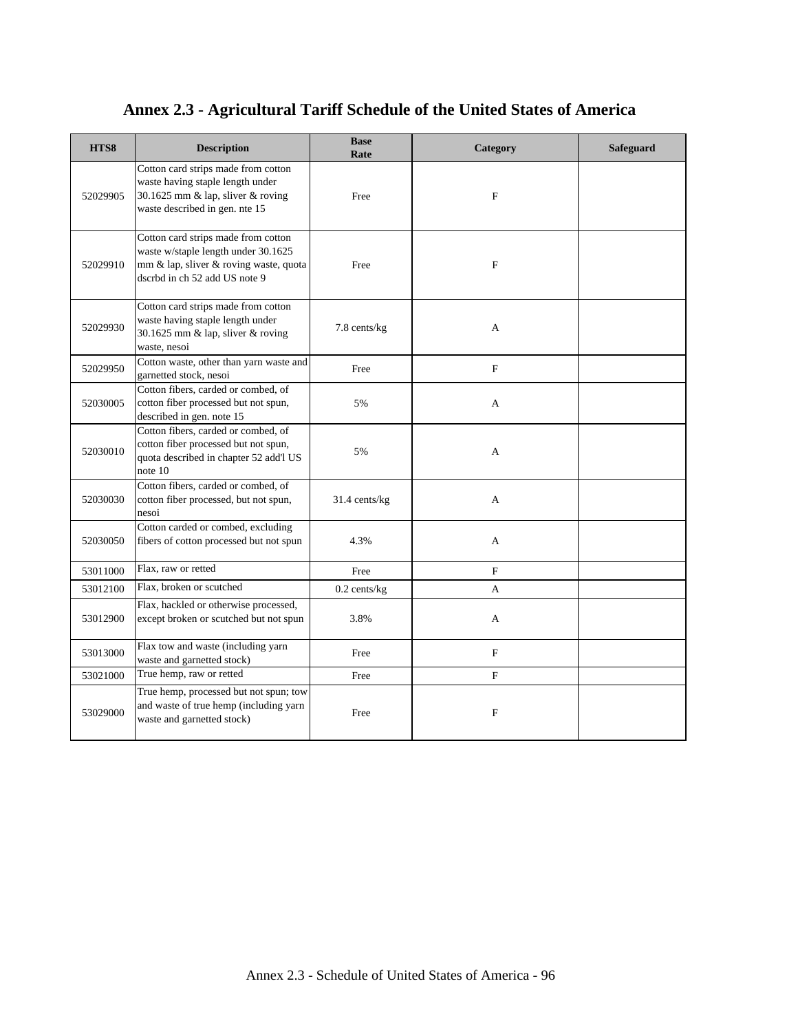# Annex 2.3 - Agricultural Tariff Schedule of the United States of America

| HTS8 | Description | Base Rate | Category | Safeguard |
|---|---|---|---|---|
| 52029905 | Cotton card strips made from cotton waste having staple length under 30.1625 mm & lap, sliver & roving waste described in gen. nte 15 | Free | F | |
| 52029910 | Cotton card strips made from cotton waste w/staple length under 30.1625 mm & lap, sliver & roving waste, quota dscrbd in ch 52 add US note 9 | Free | F | |
| 52029930 | Cotton card strips made from cotton waste having staple length under 30.1625 mm & lap, sliver & roving waste, nesoi | 7.8 cents/kg | A | |
| 52029950 | Cotton waste, other than yarn waste and garnetted stock, nesoi | Free | F | |
| 52030005 | Cotton fibers, carded or combed, of cotton fiber processed but not spun, described in gen. note 15 | 5% | A | |
| 52030010 | Cotton fibers, carded or combed, of cotton fiber processed but not spun, quota described in chapter 52 add'l US note 10 | 5% | A | |
| 52030030 | Cotton fibers, carded or combed, of cotton fiber processed, but not spun, nesoi | 31.4 cents/kg | A | |
| 52030050 | Cotton carded or combed, excluding fibers of cotton processed but not spun | 4.3% | A | |
| 53011000 | Flax, raw or retted | Free | F | |
| 53012100 | Flax, broken or scutched | 0.2 cents/kg | A | |
| 53012900 | Flax, hackled or otherwise processed, except broken or scutched but not spun | 3.8% | A | |
| 53013000 | Flax tow and waste (including yarn waste and garnetted stock) | Free | F | |
| 53021000 | True hemp, raw or retted | Free | F | |
| 53029000 | True hemp, processed but not spun; tow and waste of true hemp (including yarn waste and garnetted stock) | Free | F | |